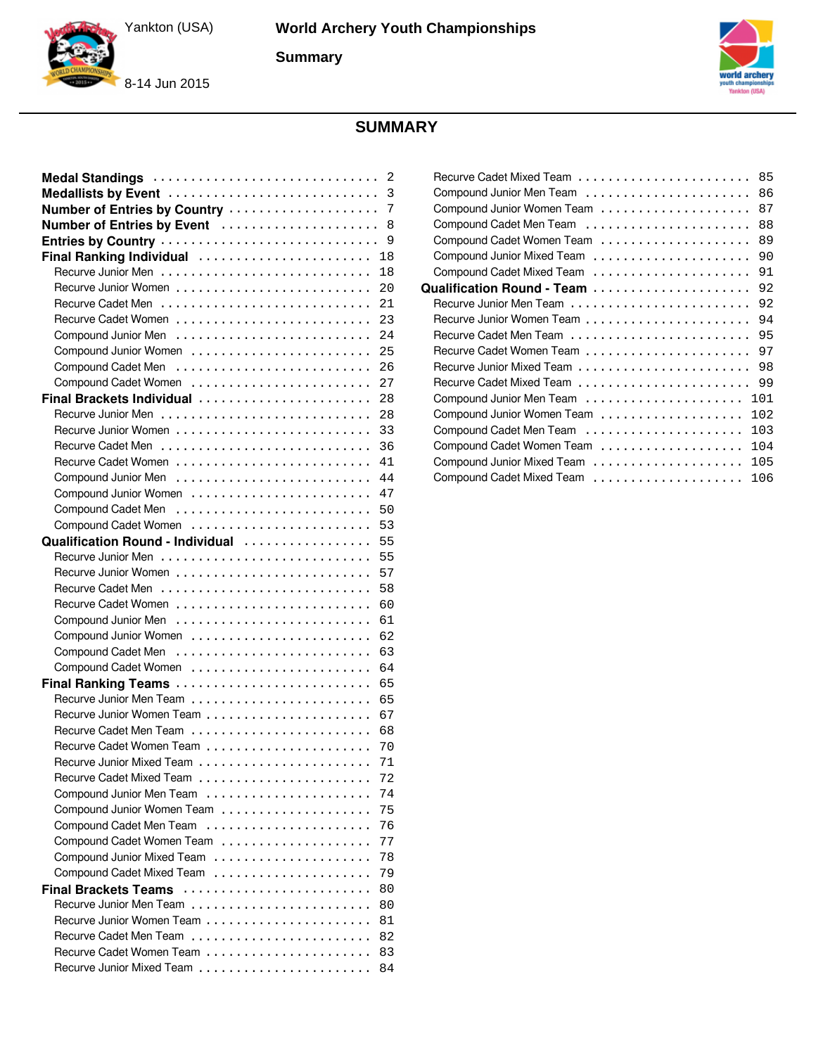# SUMMARY

- **Medal Standings** .... 2
- **Medallists by Event** .... 3
- **Number of Entries by Country** .... 7
- **Number of Entries by Event** .... 8
- **Entries by Country** .... 9
- **Final Ranking Individual** .... 18
  - Recurve Junior Men .... 18
  - Recurve Junior Women .... 20
  - Recurve Cadet Men .... 21
  - Recurve Cadet Women .... 23
  - Compound Junior Men .... 24
  - Compound Junior Women .... 25
  - Compound Cadet Men .... 26
  - Compound Cadet Women .... 27
- **Final Brackets Individual** .... 28
  - Recurve Junior Men .... 28
  - Recurve Junior Women .... 33
  - Recurve Cadet Men .... 36
  - Recurve Cadet Women .... 41
  - Compound Junior Men .... 44
  - Compound Junior Women .... 47
  - Compound Cadet Men .... 50
  - Compound Cadet Women .... 53
- **Qualification Round - Individual** .... 55
  - Recurve Junior Men .... 55
  - Recurve Junior Women .... 57
  - Recurve Cadet Men .... 58
  - Recurve Cadet Women .... 60
  - Compound Junior Men .... 61
  - Compound Junior Women .... 62
  - Compound Cadet Men .... 63
  - Compound Cadet Women .... 64
- **Final Ranking Teams** .... 65
  - Recurve Junior Men Team .... 65
  - Recurve Junior Women Team .... 67
  - Recurve Cadet Men Team .... 68
  - Recurve Cadet Women Team .... 70
  - Recurve Junior Mixed Team .... 71
  - Recurve Cadet Mixed Team .... 72
  - Compound Junior Men Team .... 74
  - Compound Junior Women Team .... 75
  - Compound Cadet Men Team .... 76
  - Compound Cadet Women Team .... 77
  - Compound Junior Mixed Team .... 78
  - Compound Cadet Mixed Team .... 79
- **Final Brackets Teams** .... 80
  - Recurve Junior Men Team .... 80
  - Recurve Junior Women Team .... 81
  - Recurve Cadet Men Team .... 82
  - Recurve Cadet Women Team .... 83
  - Recurve Junior Mixed Team .... 84
  - Recurve Cadet Mixed Team .... 85
  - Compound Junior Men Team .... 86
  - Compound Junior Women Team .... 87
  - Compound Cadet Men Team .... 88
  - Compound Cadet Women Team .... 89
  - Compound Junior Mixed Team .... 90
  - Compound Cadet Mixed Team .... 91
- **Qualification Round - Team** .... 92
  - Recurve Junior Men Team .... 92
  - Recurve Junior Women Team .... 94
  - Recurve Cadet Men Team .... 95
  - Recurve Cadet Women Team .... 97
  - Recurve Junior Mixed Team .... 98
  - Recurve Cadet Mixed Team .... 99
  - Compound Junior Men Team .... 101
  - Compound Junior Women Team .... 102
  - Compound Cadet Men Team .... 103
  - Compound Cadet Women Team .... 104
  - Compound Junior Mixed Team .... 105
  - Compound Cadet Mixed Team .... 106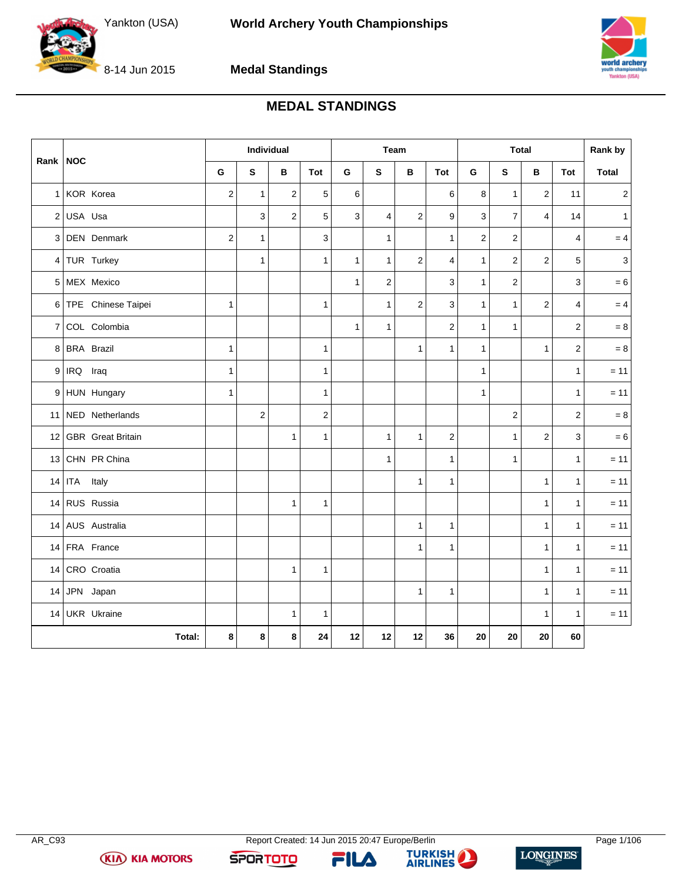# MEDAL STANDINGS

| Rank | NOC | Individual | | | | Team | | | | Total | | | | Rank by |
|---|---|---|---|---|---|---|---|---|---|---|---|---|---|---|
| | | G | S | B | Tot | G | S | B | Tot | G | S | B | Tot | Total |
| 1 | KOR Korea | 2 | 1 | 2 | 5 | 6 | | | 6 | 8 | 1 | 2 | 11 | 2 |
| 2 | USA Usa | | 3 | 2 | 5 | 3 | 4 | 2 | 9 | 3 | 7 | 4 | 14 | 1 |
| 3 | DEN Denmark | 2 | 1 | | 3 | | 1 | | 1 | 2 | 2 | | 4 | = 4 |
| 4 | TUR Turkey | | 1 | | 1 | 1 | 1 | 2 | 4 | 1 | 2 | 2 | 5 | 3 |
| 5 | MEX Mexico | | | | | 1 | 2 | | 3 | 1 | 2 | | 3 | = 6 |
| 6 | TPE Chinese Taipei | 1 | | | 1 | | 1 | 2 | 3 | 1 | 1 | 2 | 4 | = 4 |
| 7 | COL Colombia | | | | | 1 | 1 | | 2 | 1 | 1 | | 2 | = 8 |
| 8 | BRA Brazil | 1 | | | 1 | | | 1 | 1 | 1 | | 1 | 2 | = 8 |
| 9 | IRQ Iraq | 1 | | | 1 | | | | | 1 | | | 1 | = 11 |
| 9 | HUN Hungary | 1 | | | 1 | | | | | 1 | | | 1 | = 11 |
| 11 | NED Netherlands | | 2 | | 2 | | | | | | 2 | | 2 | = 8 |
| 12 | GBR Great Britain | | | 1 | 1 | | 1 | 1 | 2 | | 1 | 2 | 3 | = 6 |
| 13 | CHN PR China | | | | | | 1 | | 1 | | 1 | | 1 | = 11 |
| 14 | ITA Italy | | | | | | | 1 | 1 | | | 1 | 1 | = 11 |
| 14 | RUS Russia | | | 1 | 1 | | | | | | | 1 | 1 | = 11 |
| 14 | AUS Australia | | | | | | | 1 | 1 | | | 1 | 1 | = 11 |
| 14 | FRA France | | | | | | | 1 | 1 | | | 1 | 1 | = 11 |
| 14 | CRO Croatia | | | 1 | 1 | | | | | | | 1 | 1 | = 11 |
| 14 | JPN Japan | | | | | | | 1 | 1 | | | 1 | 1 | = 11 |
| 14 | UKR Ukraine | | | 1 | 1 | | | | | | | 1 | 1 | = 11 |
| | **Total:** | **8** | **8** | **8** | **24** | **12** | **12** | **12** | **36** | **20** | **20** | **20** | **60** | |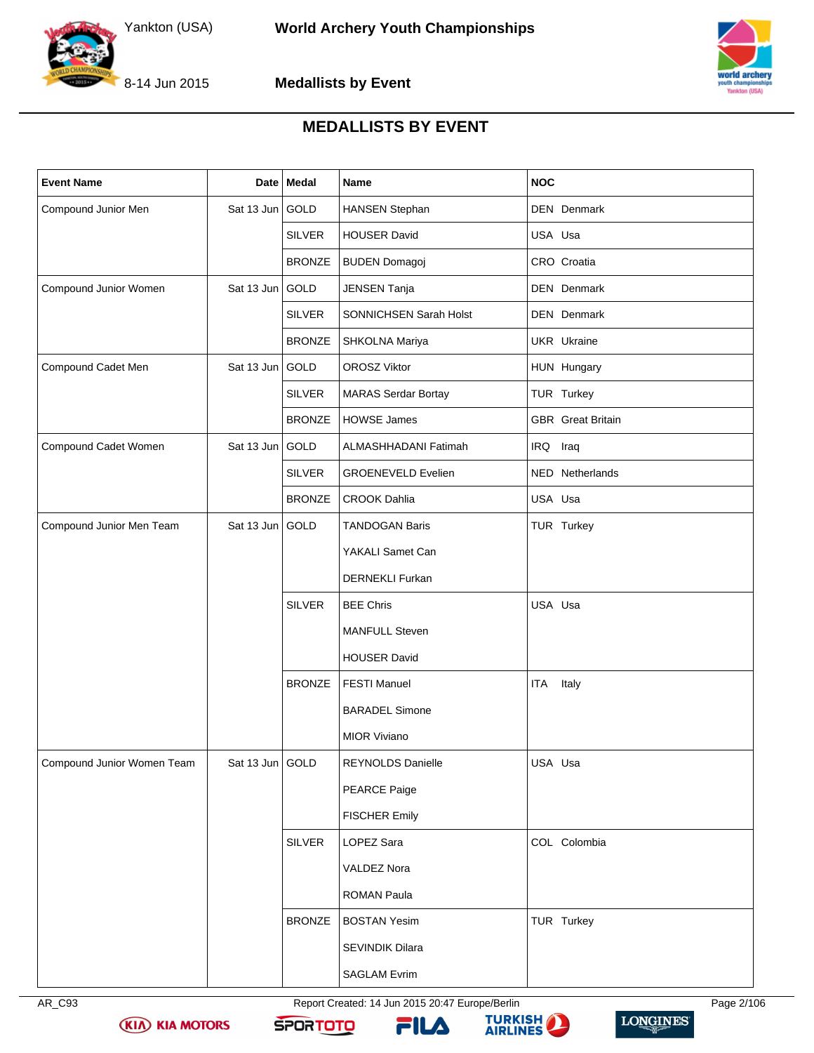# MEDALLISTS BY EVENT

| Event Name | Date | Medal | Name | NOC |
|---|---|---|---|---|
| Compound Junior Men | Sat 13 Jun | GOLD | HANSEN Stephan | DEN Denmark |
| | | SILVER | HOUSER David | USA Usa |
| | | BRONZE | BUDEN Domagoj | CRO Croatia |
| Compound Junior Women | Sat 13 Jun | GOLD | JENSEN Tanja | DEN Denmark |
| | | SILVER | SONNICHSEN Sarah Holst | DEN Denmark |
| | | BRONZE | SHKOLNA Mariya | UKR Ukraine |
| Compound Cadet Men | Sat 13 Jun | GOLD | OROSZ Viktor | HUN Hungary |
| | | SILVER | MARAS Serdar Bortay | TUR Turkey |
| | | BRONZE | HOWSE James | GBR Great Britain |
| Compound Cadet Women | Sat 13 Jun | GOLD | ALMASHHADANI Fatimah | IRQ Iraq |
| | | SILVER | GROENEVELD Evelien | NED Netherlands |
| | | BRONZE | CROOK Dahlia | USA Usa |
| Compound Junior Men Team | Sat 13 Jun | GOLD | TANDOGAN Baris | TUR Turkey |
| | | | YAKALI Samet Can | |
| | | | DERNEKLI Furkan | |
| | | SILVER | BEE Chris | USA Usa |
| | | | MANFULL Steven | |
| | | | HOUSER David | |
| | | BRONZE | FESTI Manuel | ITA Italy |
| | | | BARADEL Simone | |
| | | | MIOR Viviano | |
| Compound Junior Women Team | Sat 13 Jun | GOLD | REYNOLDS Danielle | USA Usa |
| | | | PEARCE Paige | |
| | | | FISCHER Emily | |
| | | SILVER | LOPEZ Sara | COL Colombia |
| | | | VALDEZ Nora | |
| | | | ROMAN Paula | |
| | | BRONZE | BOSTAN Yesim | TUR Turkey |
| | | | SEVINDIK Dilara | |
| | | | SAGLAM Evrim | |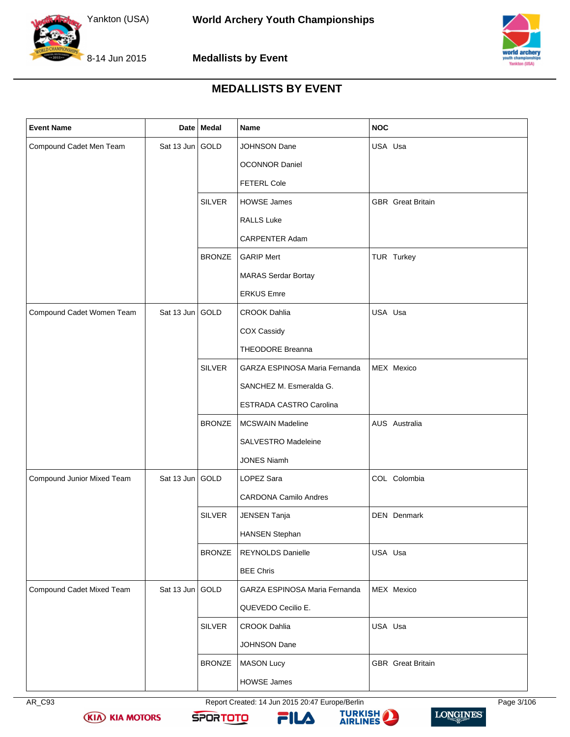# MEDALLISTS BY EVENT

| Event Name | Date | Medal | Name | NOC |
|---|---|---|---|---|
| Compound Cadet Men Team | Sat 13 Jun | GOLD | JOHNSON Dane | USA Usa |
| | | | OCONNOR Daniel | |
| | | | FETERL Cole | |
| | | SILVER | HOWSE James | GBR Great Britain |
| | | | RALLS Luke | |
| | | | CARPENTER Adam | |
| | | BRONZE | GARIP Mert | TUR Turkey |
| | | | MARAS Serdar Bortay | |
| | | | ERKUS Emre | |
| Compound Cadet Women Team | Sat 13 Jun | GOLD | CROOK Dahlia | USA Usa |
| | | | COX Cassidy | |
| | | | THEODORE Breanna | |
| | | SILVER | GARZA ESPINOSA Maria Fernanda | MEX Mexico |
| | | | SANCHEZ M. Esmeralda G. | |
| | | | ESTRADA CASTRO Carolina | |
| | | BRONZE | MCSWAIN Madeline | AUS Australia |
| | | | SALVESTRO Madeleine | |
| | | | JONES Niamh | |
| Compound Junior Mixed Team | Sat 13 Jun | GOLD | LOPEZ Sara | COL Colombia |
| | | | CARDONA Camilo Andres | |
| | | SILVER | JENSEN Tanja | DEN Denmark |
| | | | HANSEN Stephan | |
| | | BRONZE | REYNOLDS Danielle | USA Usa |
| | | | BEE Chris | |
| Compound Cadet Mixed Team | Sat 13 Jun | GOLD | GARZA ESPINOSA Maria Fernanda | MEX Mexico |
| | | | QUEVEDO Cecilio E. | |
| | | SILVER | CROOK Dahlia | USA Usa |
| | | | JOHNSON Dane | |
| | | BRONZE | MASON Lucy | GBR Great Britain |
| | | | HOWSE James | |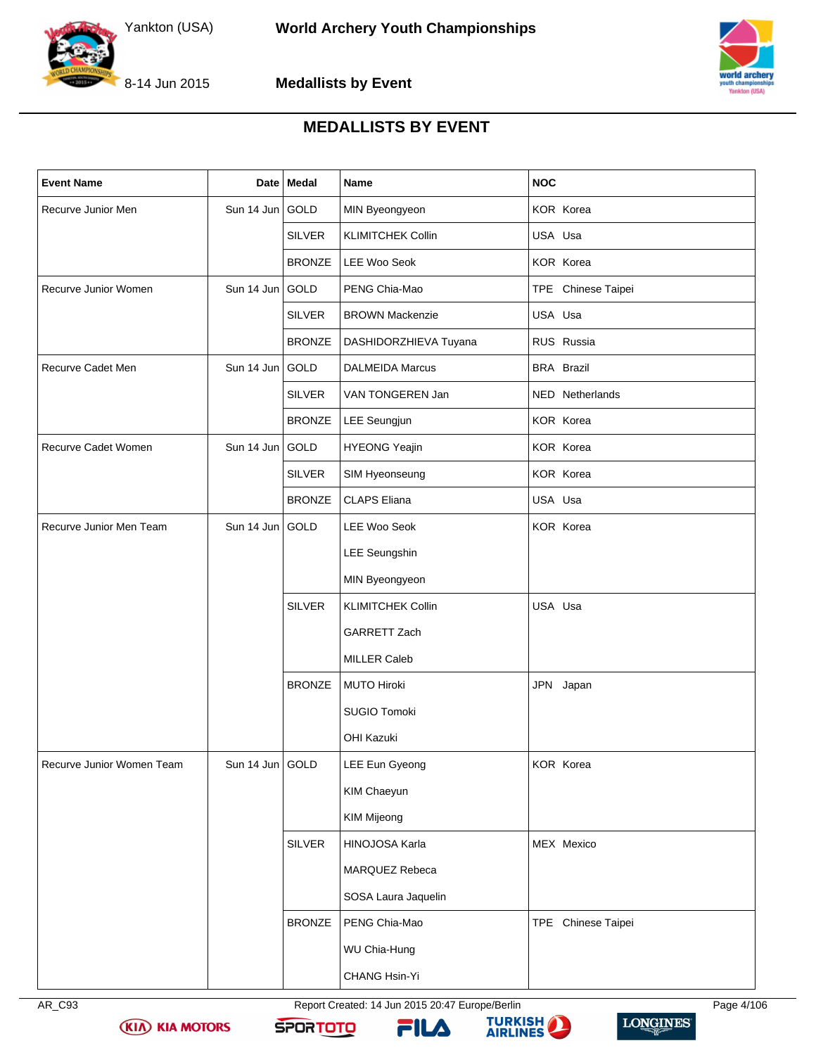# MEDALLISTS BY EVENT

| Event Name | Date | Medal | Name | NOC |
|---|---|---|---|---|
| Recurve Junior Men | Sun 14 Jun | GOLD | MIN Byeongyeon | KOR Korea |
| | | SILVER | KLIMITCHEK Collin | USA Usa |
| | | BRONZE | LEE Woo Seok | KOR Korea |
| Recurve Junior Women | Sun 14 Jun | GOLD | PENG Chia-Mao | TPE Chinese Taipei |
| | | SILVER | BROWN Mackenzie | USA Usa |
| | | BRONZE | DASHIDORZHIEVA Tuyana | RUS Russia |
| Recurve Cadet Men | Sun 14 Jun | GOLD | DALMEIDA Marcus | BRA Brazil |
| | | SILVER | VAN TONGEREN Jan | NED Netherlands |
| | | BRONZE | LEE Seungjun | KOR Korea |
| Recurve Cadet Women | Sun 14 Jun | GOLD | HYEONG Yeajin | KOR Korea |
| | | SILVER | SIM Hyeonseung | KOR Korea |
| | | BRONZE | CLAPS Eliana | USA Usa |
| Recurve Junior Men Team | Sun 14 Jun | GOLD | LEE Woo Seok | KOR Korea |
| | | | LEE Seungshin | |
| | | | MIN Byeongyeon | |
| | | SILVER | KLIMITCHEK Collin | USA Usa |
| | | | GARRETT Zach | |
| | | | MILLER Caleb | |
| | | BRONZE | MUTO Hiroki | JPN Japan |
| | | | SUGIO Tomoki | |
| | | | OHI Kazuki | |
| Recurve Junior Women Team | Sun 14 Jun | GOLD | LEE Eun Gyeong | KOR Korea |
| | | | KIM Chaeyun | |
| | | | KIM Mijeong | |
| | | SILVER | HINOJOSA Karla | MEX Mexico |
| | | | MARQUEZ Rebeca | |
| | | | SOSA Laura Jaquelin | |
| | | BRONZE | PENG Chia-Mao | TPE Chinese Taipei |
| | | | WU Chia-Hung | |
| | | | CHANG Hsin-Yi | |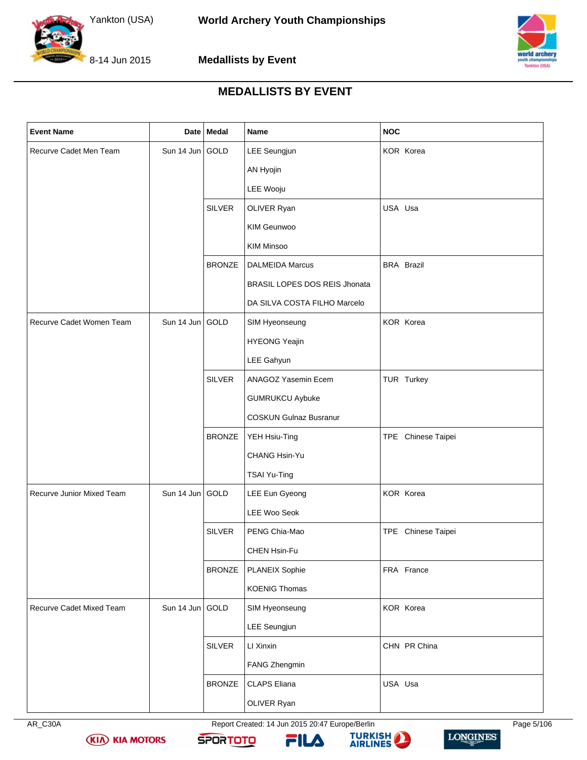# MEDALLISTS BY EVENT

| Event Name | Date | Medal | Name | NOC |
|---|---|---|---|---|
| Recurve Cadet Men Team | Sun 14 Jun | GOLD | LEE Seungjun | KOR Korea |
| | | | AN Hyojin | |
| | | | LEE Wooju | |
| | | SILVER | OLIVER Ryan | USA Usa |
| | | | KIM Geunwoo | |
| | | | KIM Minsoo | |
| | | BRONZE | DALMEIDA Marcus | BRA Brazil |
| | | | BRASIL LOPES DOS REIS Jhonata | |
| | | | DA SILVA COSTA FILHO Marcelo | |
| Recurve Cadet Women Team | Sun 14 Jun | GOLD | SIM Hyeonseung | KOR Korea |
| | | | HYEONG Yeajin | |
| | | | LEE Gahyun | |
| | | SILVER | ANAGOZ Yasemin Ecem | TUR Turkey |
| | | | GUMRUKCU Aybuke | |
| | | | COSKUN Gulnaz Busranur | |
| | | BRONZE | YEH Hsiu-Ting | TPE Chinese Taipei |
| | | | CHANG Hsin-Yu | |
| | | | TSAI Yu-Ting | |
| Recurve Junior Mixed Team | Sun 14 Jun | GOLD | LEE Eun Gyeong | KOR Korea |
| | | | LEE Woo Seok | |
| | | SILVER | PENG Chia-Mao | TPE Chinese Taipei |
| | | | CHEN Hsin-Fu | |
| | | BRONZE | PLANEIX Sophie | FRA France |
| | | | KOENIG Thomas | |
| Recurve Cadet Mixed Team | Sun 14 Jun | GOLD | SIM Hyeonseung | KOR Korea |
| | | | LEE Seungjun | |
| | | SILVER | LI Xinxin | CHN PR China |
| | | | FANG Zhengmin | |
| | | BRONZE | CLAPS Eliana | USA Usa |
| | | | OLIVER Ryan | |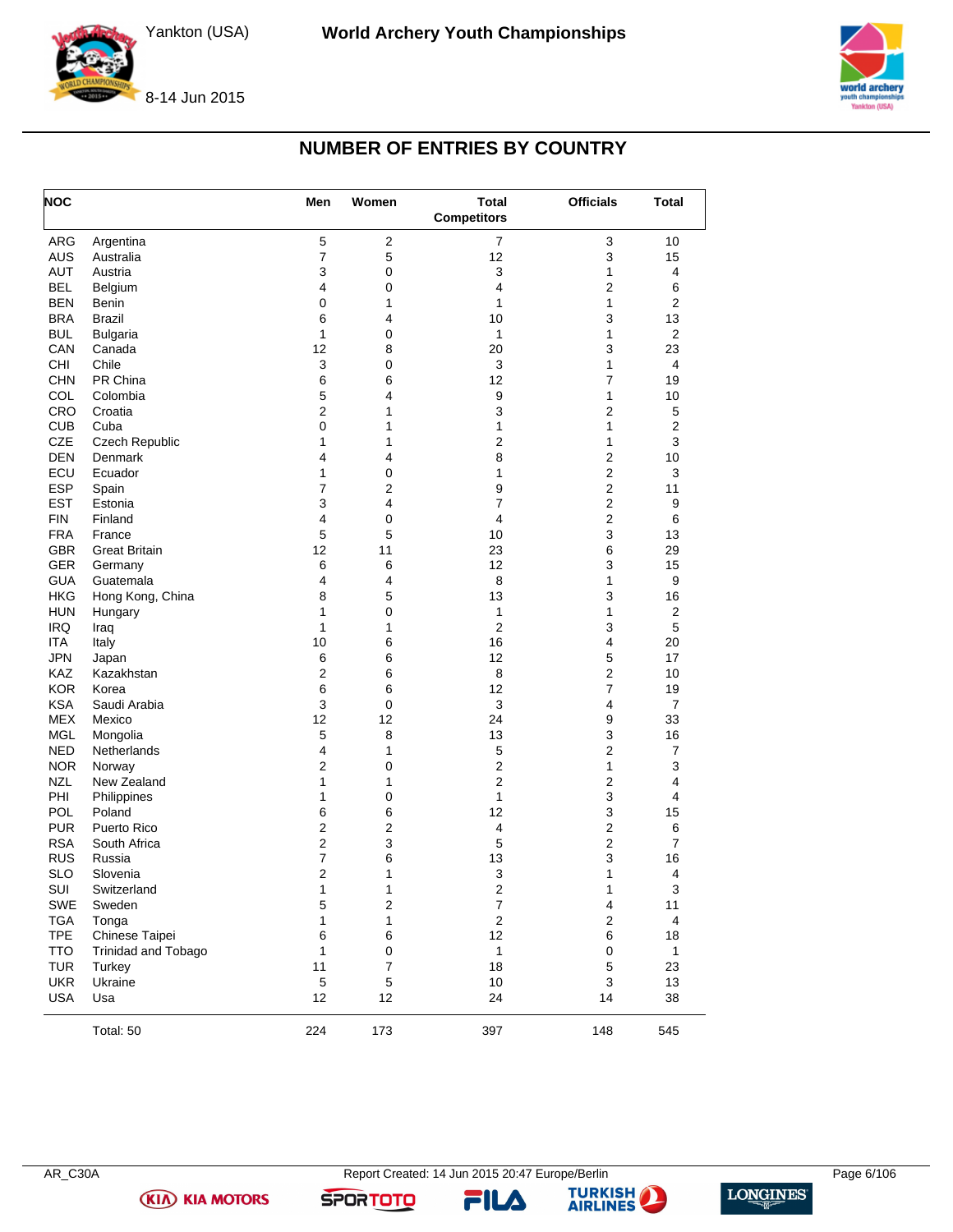## NUMBER OF ENTRIES BY COUNTRY

| NOC | | Men | Women | Total Competitors | Officials | Total |
|---|---|---|---|---|---|---|
| ARG | Argentina | 5 | 2 | 7 | 3 | 10 |
| AUS | Australia | 7 | 5 | 12 | 3 | 15 |
| AUT | Austria | 3 | 0 | 3 | 1 | 4 |
| BEL | Belgium | 4 | 0 | 4 | 2 | 6 |
| BEN | Benin | 0 | 1 | 1 | 1 | 2 |
| BRA | Brazil | 6 | 4 | 10 | 3 | 13 |
| BUL | Bulgaria | 1 | 0 | 1 | 1 | 2 |
| CAN | Canada | 12 | 8 | 20 | 3 | 23 |
| CHI | Chile | 3 | 0 | 3 | 1 | 4 |
| CHN | PR China | 6 | 6 | 12 | 7 | 19 |
| COL | Colombia | 5 | 4 | 9 | 1 | 10 |
| CRO | Croatia | 2 | 1 | 3 | 2 | 5 |
| CUB | Cuba | 0 | 1 | 1 | 1 | 2 |
| CZE | Czech Republic | 1 | 1 | 2 | 1 | 3 |
| DEN | Denmark | 4 | 4 | 8 | 2 | 10 |
| ECU | Ecuador | 1 | 0 | 1 | 2 | 3 |
| ESP | Spain | 7 | 2 | 9 | 2 | 11 |
| EST | Estonia | 3 | 4 | 7 | 2 | 9 |
| FIN | Finland | 4 | 0 | 4 | 2 | 6 |
| FRA | France | 5 | 5 | 10 | 3 | 13 |
| GBR | Great Britain | 12 | 11 | 23 | 6 | 29 |
| GER | Germany | 6 | 6 | 12 | 3 | 15 |
| GUA | Guatemala | 4 | 4 | 8 | 1 | 9 |
| HKG | Hong Kong, China | 8 | 5 | 13 | 3 | 16 |
| HUN | Hungary | 1 | 0 | 1 | 1 | 2 |
| IRQ | Iraq | 1 | 1 | 2 | 3 | 5 |
| ITA | Italy | 10 | 6 | 16 | 4 | 20 |
| JPN | Japan | 6 | 6 | 12 | 5 | 17 |
| KAZ | Kazakhstan | 2 | 6 | 8 | 2 | 10 |
| KOR | Korea | 6 | 6 | 12 | 7 | 19 |
| KSA | Saudi Arabia | 3 | 0 | 3 | 4 | 7 |
| MEX | Mexico | 12 | 12 | 24 | 9 | 33 |
| MGL | Mongolia | 5 | 8 | 13 | 3 | 16 |
| NED | Netherlands | 4 | 1 | 5 | 2 | 7 |
| NOR | Norway | 2 | 0 | 2 | 1 | 3 |
| NZL | New Zealand | 1 | 1 | 2 | 2 | 4 |
| PHI | Philippines | 1 | 0 | 1 | 3 | 4 |
| POL | Poland | 6 | 6 | 12 | 3 | 15 |
| PUR | Puerto Rico | 2 | 2 | 4 | 2 | 6 |
| RSA | South Africa | 2 | 3 | 5 | 2 | 7 |
| RUS | Russia | 7 | 6 | 13 | 3 | 16 |
| SLO | Slovenia | 2 | 1 | 3 | 1 | 4 |
| SUI | Switzerland | 1 | 1 | 2 | 1 | 3 |
| SWE | Sweden | 5 | 2 | 7 | 4 | 11 |
| TGA | Tonga | 1 | 1 | 2 | 2 | 4 |
| TPE | Chinese Taipei | 6 | 6 | 12 | 6 | 18 |
| TTO | Trinidad and Tobago | 1 | 0 | 1 | 0 | 1 |
| TUR | Turkey | 11 | 7 | 18 | 5 | 23 |
| UKR | Ukraine | 5 | 5 | 10 | 3 | 13 |
| USA | Usa | 12 | 12 | 24 | 14 | 38 |
| | Total: 50 | 224 | 173 | 397 | 148 | 545 |

AR_C30A Report Created: 14 Jun 2015 20:47 Europe/Berlin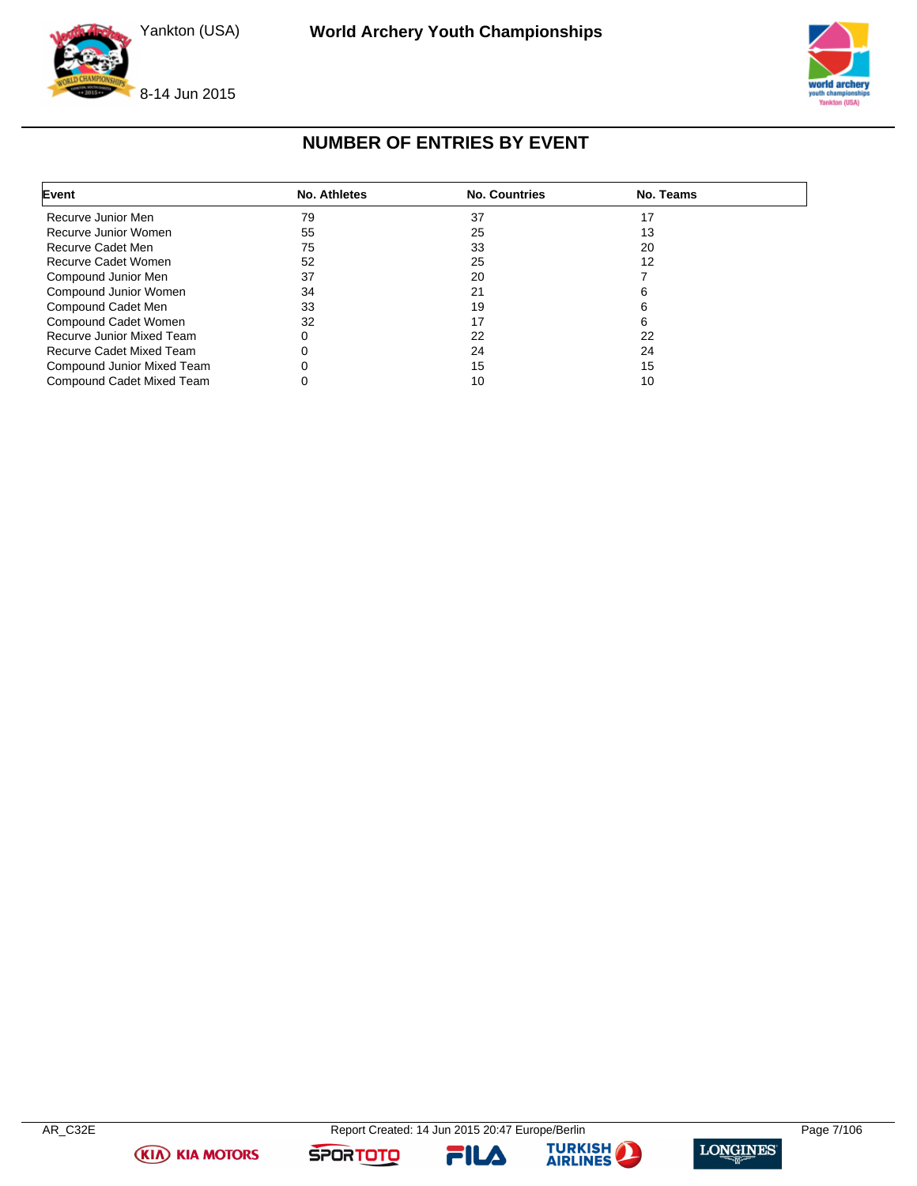# NUMBER OF ENTRIES BY EVENT

| Event | No. Athletes | No. Countries | No. Teams |
|---|---|---|---|
| Recurve Junior Men | 79 | 37 | 17 |
| Recurve Junior Women | 55 | 25 | 13 |
| Recurve Cadet Men | 75 | 33 | 20 |
| Recurve Cadet Women | 52 | 25 | 12 |
| Compound Junior Men | 37 | 20 | 7 |
| Compound Junior Women | 34 | 21 | 6 |
| Compound Cadet Men | 33 | 19 | 6 |
| Compound Cadet Women | 32 | 17 | 6 |
| Recurve Junior Mixed Team | 0 | 22 | 22 |
| Recurve Cadet Mixed Team | 0 | 24 | 24 |
| Compound Junior Mixed Team | 0 | 15 | 15 |
| Compound Cadet Mixed Team | 0 | 10 | 10 |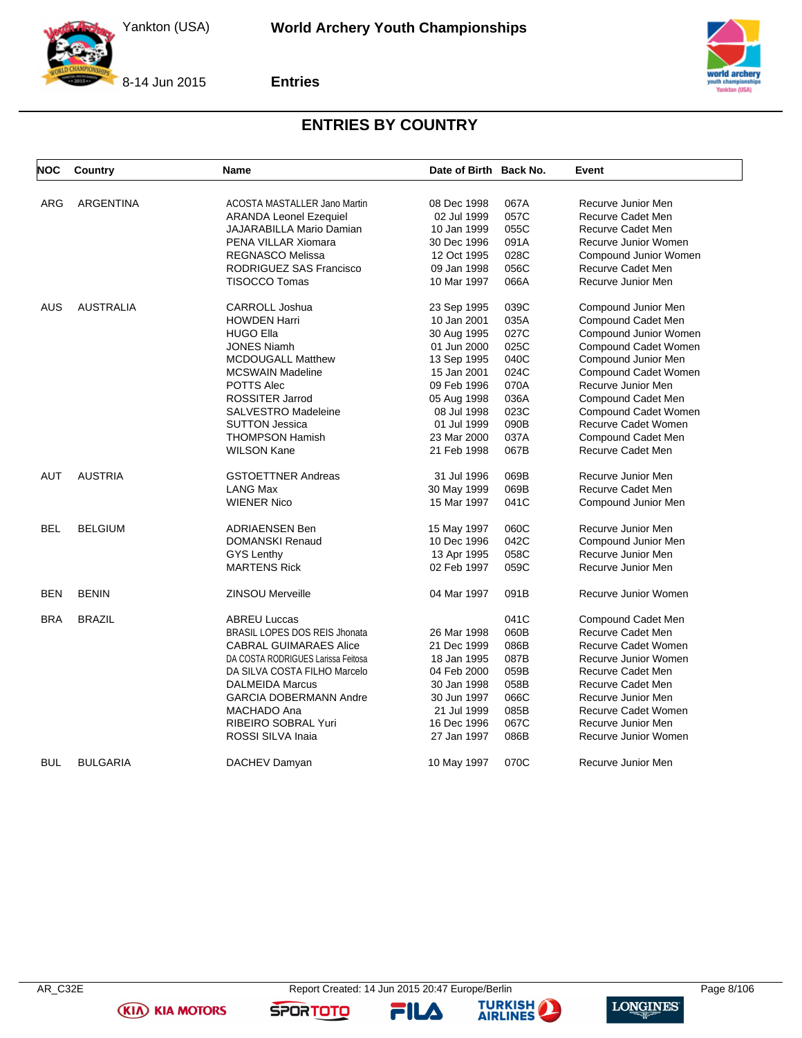## ENTRIES BY COUNTRY

| NOC | Country | Name | Date of Birth | Back No. | Event |
|---|---|---|---|---|---|
| ARG | ARGENTINA | ACOSTA MASTALLER Jano Martin | 08 Dec 1998 | 067A | Recurve Junior Men |
| | | ARANDA Leonel Ezequiel | 02 Jul 1999 | 057C | Recurve Cadet Men |
| | | JAJARABILLA Mario Damian | 10 Jan 1999 | 055C | Recurve Cadet Men |
| | | PENA VILLAR Xiomara | 30 Dec 1996 | 091A | Recurve Junior Women |
| | | REGNASCO Melissa | 12 Oct 1995 | 028C | Compound Junior Women |
| | | RODRIGUEZ SAS Francisco | 09 Jan 1998 | 056C | Recurve Cadet Men |
| | | TISOCCO Tomas | 10 Mar 1997 | 066A | Recurve Junior Men |
| AUS | AUSTRALIA | CARROLL Joshua | 23 Sep 1995 | 039C | Compound Junior Men |
| | | HOWDEN Harri | 10 Jan 2001 | 035A | Compound Cadet Men |
| | | HUGO Ella | 30 Aug 1995 | 027C | Compound Junior Women |
| | | JONES Niamh | 01 Jun 2000 | 025C | Compound Cadet Women |
| | | MCDOUGALL Matthew | 13 Sep 1995 | 040C | Compound Junior Men |
| | | MCSWAIN Madeline | 15 Jan 2001 | 024C | Compound Cadet Women |
| | | POTTS Alec | 09 Feb 1996 | 070A | Recurve Junior Men |
| | | ROSSITER Jarrod | 05 Aug 1998 | 036A | Compound Cadet Men |
| | | SALVESTRO Madeleine | 08 Jul 1998 | 023C | Compound Cadet Women |
| | | SUTTON Jessica | 01 Jul 1999 | 090B | Recurve Cadet Women |
| | | THOMPSON Hamish | 23 Mar 2000 | 037A | Compound Cadet Men |
| | | WILSON Kane | 21 Feb 1998 | 067B | Recurve Cadet Men |
| AUT | AUSTRIA | GSTOETTNER Andreas | 31 Jul 1996 | 069B | Recurve Junior Men |
| | | LANG Max | 30 May 1999 | 069B | Recurve Cadet Men |
| | | WIENER Nico | 15 Mar 1997 | 041C | Compound Junior Men |
| BEL | BELGIUM | ADRIAENSEN Ben | 15 May 1997 | 060C | Recurve Junior Men |
| | | DOMANSKI Renaud | 10 Dec 1996 | 042C | Compound Junior Men |
| | | GYS Lenthy | 13 Apr 1995 | 058C | Recurve Junior Men |
| | | MARTENS Rick | 02 Feb 1997 | 059C | Recurve Junior Men |
| BEN | BENIN | ZINSOU Merveille | 04 Mar 1997 | 091B | Recurve Junior Women |
| BRA | BRAZIL | ABREU Luccas | | 041C | Compound Cadet Men |
| | | BRASIL LOPES DOS REIS Jhonata | 26 Mar 1998 | 060B | Recurve Cadet Men |
| | | CABRAL GUIMARAES Alice | 21 Dec 1999 | 086B | Recurve Cadet Women |
| | | DA COSTA RODRIGUES Larissa Feitosa | 18 Jan 1995 | 087B | Recurve Junior Women |
| | | DA SILVA COSTA FILHO Marcelo | 04 Feb 2000 | 059B | Recurve Cadet Men |
| | | DALMEIDA Marcus | 30 Jan 1998 | 058B | Recurve Cadet Men |
| | | GARCIA DOBERMANN Andre | 30 Jun 1997 | 066C | Recurve Junior Men |
| | | MACHADO Ana | 21 Jul 1999 | 085B | Recurve Cadet Women |
| | | RIBEIRO SOBRAL Yuri | 16 Dec 1996 | 067C | Recurve Junior Men |
| | | ROSSI SILVA Inaia | 27 Jan 1997 | 086B | Recurve Junior Women |
| BUL | BULGARIA | DACHEV Damyan | 10 May 1997 | 070C | Recurve Junior Men |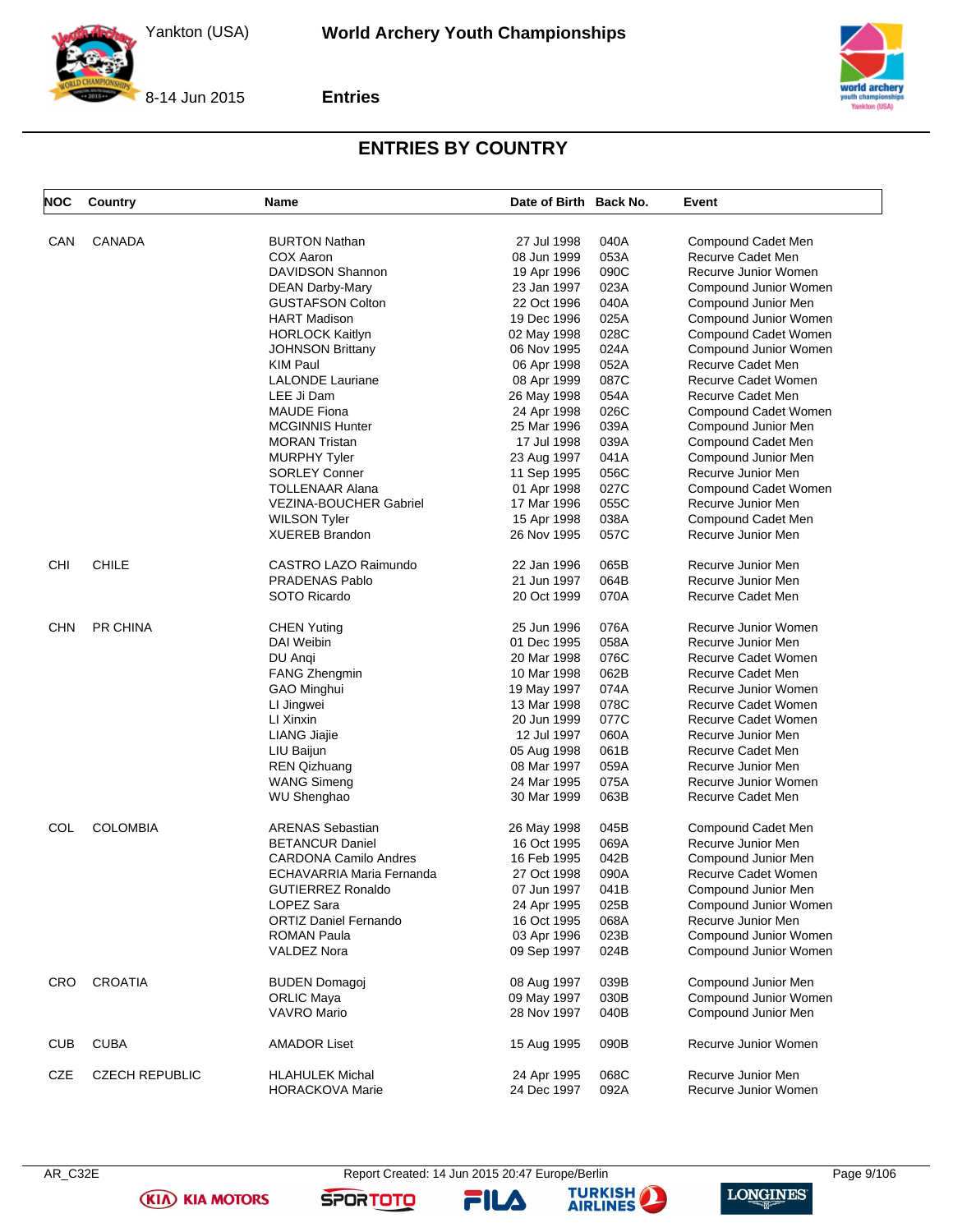# ENTRIES BY COUNTRY

| NOC | Country | Name | Date of Birth | Back No. | Event |
|---|---|---|---|---|---|
| CAN | CANADA | BURTON Nathan | 27 Jul 1998 | 040A | Compound Cadet Men |
| | | COX Aaron | 08 Jun 1999 | 053A | Recurve Cadet Men |
| | | DAVIDSON Shannon | 19 Apr 1996 | 090C | Recurve Junior Women |
| | | DEAN Darby-Mary | 23 Jan 1997 | 023A | Compound Junior Women |
| | | GUSTAFSON Colton | 22 Oct 1996 | 040A | Compound Junior Men |
| | | HART Madison | 19 Dec 1996 | 025A | Compound Junior Women |
| | | HORLOCK Kaitlyn | 02 May 1998 | 028C | Compound Cadet Women |
| | | JOHNSON Brittany | 06 Nov 1995 | 024A | Compound Junior Women |
| | | KIM Paul | 06 Apr 1998 | 052A | Recurve Cadet Men |
| | | LALONDE Lauriane | 08 Apr 1999 | 087C | Recurve Cadet Women |
| | | LEE Ji Dam | 26 May 1998 | 054A | Recurve Cadet Men |
| | | MAUDE Fiona | 24 Apr 1998 | 026C | Compound Cadet Women |
| | | MCGINNIS Hunter | 25 Mar 1996 | 039A | Compound Junior Men |
| | | MORAN Tristan | 17 Jul 1998 | 039A | Compound Cadet Men |
| | | MURPHY Tyler | 23 Aug 1997 | 041A | Compound Junior Men |
| | | SORLEY Conner | 11 Sep 1995 | 056C | Recurve Junior Men |
| | | TOLLENAAR Alana | 01 Apr 1998 | 027C | Compound Cadet Women |
| | | VEZINA-BOUCHER Gabriel | 17 Mar 1996 | 055C | Recurve Junior Men |
| | | WILSON Tyler | 15 Apr 1998 | 038A | Compound Cadet Men |
| | | XUEREB Brandon | 26 Nov 1995 | 057C | Recurve Junior Men |
| CHI | CHILE | CASTRO LAZO Raimundo | 22 Jan 1996 | 065B | Recurve Junior Men |
| | | PRADENAS Pablo | 21 Jun 1997 | 064B | Recurve Junior Men |
| | | SOTO Ricardo | 20 Oct 1999 | 070A | Recurve Cadet Men |
| CHN | PR CHINA | CHEN Yuting | 25 Jun 1996 | 076A | Recurve Junior Women |
| | | DAI Weibin | 01 Dec 1995 | 058A | Recurve Junior Men |
| | | DU Anqi | 20 Mar 1998 | 076C | Recurve Cadet Women |
| | | FANG Zhengmin | 10 Mar 1998 | 062B | Recurve Cadet Men |
| | | GAO Minghui | 19 May 1997 | 074A | Recurve Junior Women |
| | | LI Jingwei | 13 Mar 1998 | 078C | Recurve Cadet Women |
| | | LI Xinxin | 20 Jun 1999 | 077C | Recurve Cadet Women |
| | | LIANG Jiajie | 12 Jul 1997 | 060A | Recurve Junior Men |
| | | LIU Baijun | 05 Aug 1998 | 061B | Recurve Cadet Men |
| | | REN Qizhuang | 08 Mar 1997 | 059A | Recurve Junior Men |
| | | WANG Simeng | 24 Mar 1995 | 075A | Recurve Junior Women |
| | | WU Shenghao | 30 Mar 1999 | 063B | Recurve Cadet Men |
| COL | COLOMBIA | ARENAS Sebastian | 26 May 1998 | 045B | Compound Cadet Men |
| | | BETANCUR Daniel | 16 Oct 1995 | 069A | Recurve Junior Men |
| | | CARDONA Camilo Andres | 16 Feb 1995 | 042B | Compound Junior Men |
| | | ECHAVARRIA Maria Fernanda | 27 Oct 1998 | 090A | Recurve Cadet Women |
| | | GUTIERREZ Ronaldo | 07 Jun 1997 | 041B | Compound Junior Men |
| | | LOPEZ Sara | 24 Apr 1995 | 025B | Compound Junior Women |
| | | ORTIZ Daniel Fernando | 16 Oct 1995 | 068A | Recurve Junior Men |
| | | ROMAN Paula | 03 Apr 1996 | 023B | Compound Junior Women |
| | | VALDEZ Nora | 09 Sep 1997 | 024B | Compound Junior Women |
| CRO | CROATIA | BUDEN Domagoj | 08 Aug 1997 | 039B | Compound Junior Men |
| | | ORLIC Maya | 09 May 1997 | 030B | Compound Junior Women |
| | | VAVRO Mario | 28 Nov 1997 | 040B | Compound Junior Men |
| CUB | CUBA | AMADOR Liset | 15 Aug 1995 | 090B | Recurve Junior Women |
| CZE | CZECH REPUBLIC | HLAHULEK Michal | 24 Apr 1995 | 068C | Recurve Junior Men |
| | | HORACKOVA Marie | 24 Dec 1997 | 092A | Recurve Junior Women |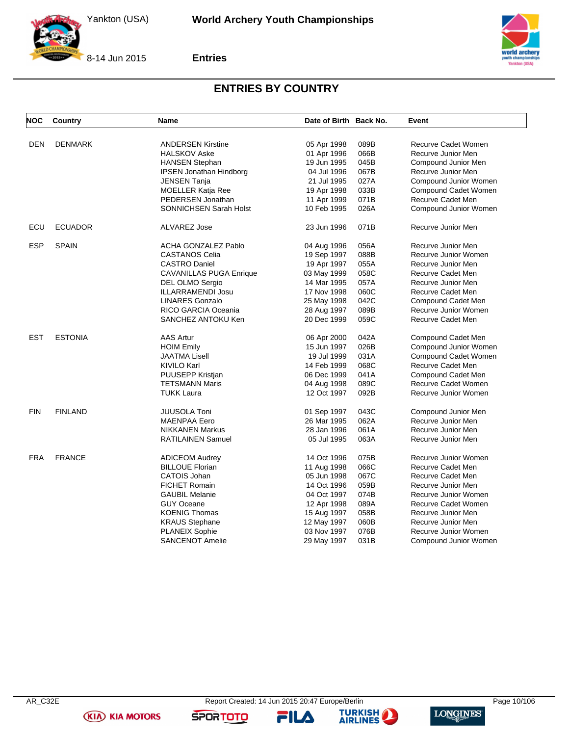# ENTRIES BY COUNTRY

| NOC | Country | Name | Date of Birth | Back No. | Event |
|---|---|---|---|---|---|
| DEN | DENMARK | ANDERSEN Kirstine | 05 Apr 1998 | 089B | Recurve Cadet Women |
| | | HALSKOV Aske | 01 Apr 1996 | 066B | Recurve Junior Men |
| | | HANSEN Stephan | 19 Jun 1995 | 045B | Compound Junior Men |
| | | IPSEN Jonathan Hindborg | 04 Jul 1996 | 067B | Recurve Junior Men |
| | | JENSEN Tanja | 21 Jul 1995 | 027A | Compound Junior Women |
| | | MOELLER Katja Ree | 19 Apr 1998 | 033B | Compound Cadet Women |
| | | PEDERSEN Jonathan | 11 Apr 1999 | 071B | Recurve Cadet Men |
| | | SONNICHSEN Sarah Holst | 10 Feb 1995 | 026A | Compound Junior Women |
| ECU | ECUADOR | ALVAREZ Jose | 23 Jun 1996 | 071B | Recurve Junior Men |
| ESP | SPAIN | ACHA GONZALEZ Pablo | 04 Aug 1996 | 056A | Recurve Junior Men |
| | | CASTANOS Celia | 19 Sep 1997 | 088B | Recurve Junior Women |
| | | CASTRO Daniel | 19 Apr 1997 | 055A | Recurve Junior Men |
| | | CAVANILLAS PUGA Enrique | 03 May 1999 | 058C | Recurve Cadet Men |
| | | DEL OLMO Sergio | 14 Mar 1995 | 057A | Recurve Junior Men |
| | | ILLARRAMENDI Josu | 17 Nov 1998 | 060C | Recurve Cadet Men |
| | | LINARES Gonzalo | 25 May 1998 | 042C | Compound Cadet Men |
| | | RICO GARCIA Oceania | 28 Aug 1997 | 089B | Recurve Junior Women |
| | | SANCHEZ ANTOKU Ken | 20 Dec 1999 | 059C | Recurve Cadet Men |
| EST | ESTONIA | AAS Artur | 06 Apr 2000 | 042A | Compound Cadet Men |
| | | HOIM Emily | 15 Jun 1997 | 026B | Compound Junior Women |
| | | JAATMA Lisell | 19 Jul 1999 | 031A | Compound Cadet Women |
| | | KIVILO Karl | 14 Feb 1999 | 068C | Recurve Cadet Men |
| | | PUUSEPP Kristjan | 06 Dec 1999 | 041A | Compound Cadet Men |
| | | TETSMANN Maris | 04 Aug 1998 | 089C | Recurve Cadet Women |
| | | TUKK Laura | 12 Oct 1997 | 092B | Recurve Junior Women |
| FIN | FINLAND | JUUSOLA Toni | 01 Sep 1997 | 043C | Compound Junior Men |
| | | MAENPAA Eero | 26 Mar 1995 | 062A | Recurve Junior Men |
| | | NIKKANEN Markus | 28 Jan 1996 | 061A | Recurve Junior Men |
| | | RATILAINEN Samuel | 05 Jul 1995 | 063A | Recurve Junior Men |
| FRA | FRANCE | ADICEOM Audrey | 14 Oct 1996 | 075B | Recurve Junior Women |
| | | BILLOUE Florian | 11 Aug 1998 | 066C | Recurve Cadet Men |
| | | CATOIS Johan | 05 Jun 1998 | 067C | Recurve Cadet Men |
| | | FICHET Romain | 14 Oct 1996 | 059B | Recurve Junior Men |
| | | GAUBIL Melanie | 04 Oct 1997 | 074B | Recurve Junior Women |
| | | GUY Oceane | 12 Apr 1998 | 089A | Recurve Cadet Women |
| | | KOENIG Thomas | 15 Aug 1997 | 058B | Recurve Junior Men |
| | | KRAUS Stephane | 12 May 1997 | 060B | Recurve Junior Men |
| | | PLANEIX Sophie | 03 Nov 1997 | 076B | Recurve Junior Women |
| | | SANCENOT Amelie | 29 May 1997 | 031B | Compound Junior Women |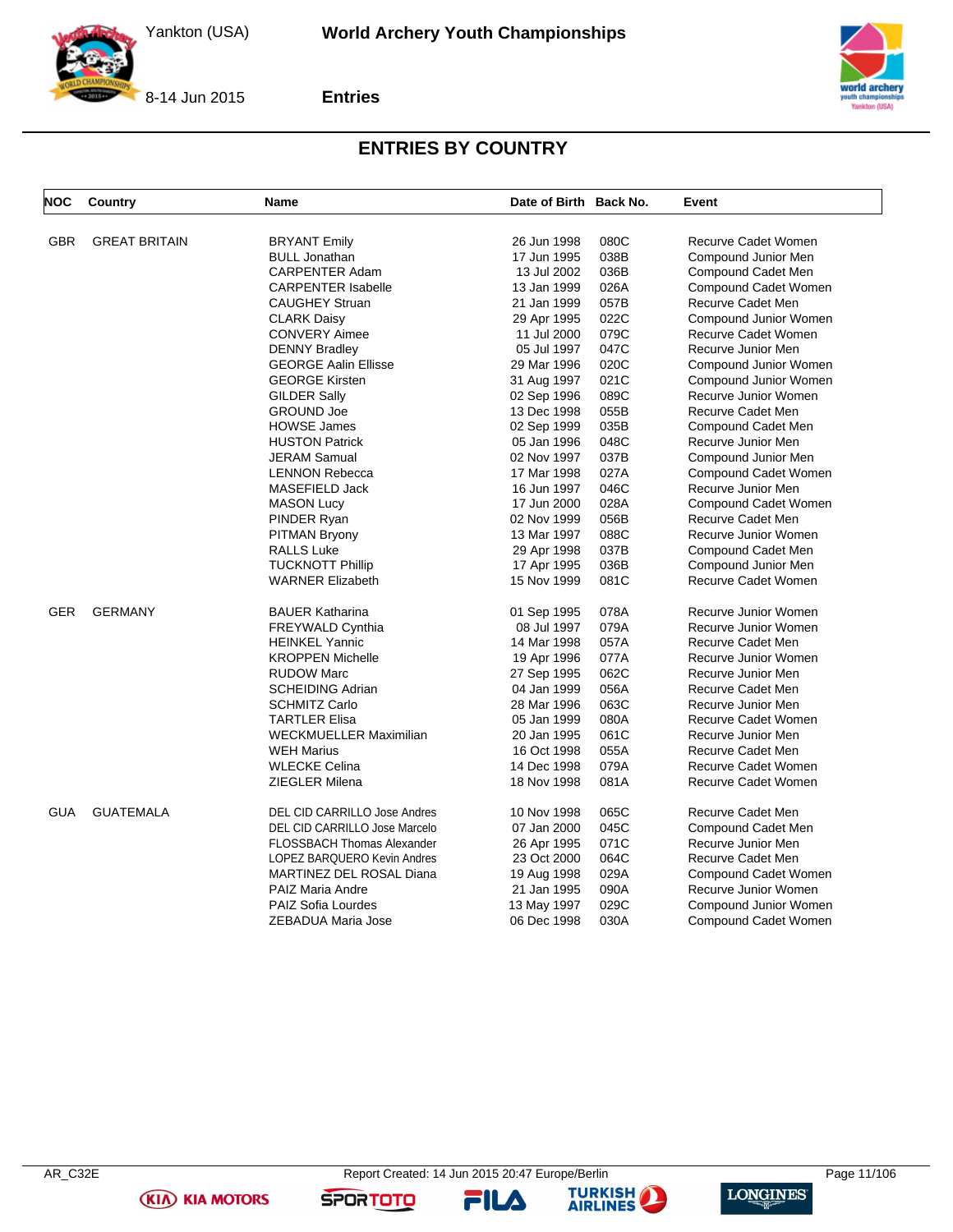## ENTRIES BY COUNTRY

| NOC | Country | Name | Date of Birth | Back No. | Event |
|---|---|---|---|---|---|
| GBR | GREAT BRITAIN | BRYANT Emily | 26 Jun 1998 | 080C | Recurve Cadet Women |
| | | BULL Jonathan | 17 Jun 1995 | 038B | Compound Junior Men |
| | | CARPENTER Adam | 13 Jul 2002 | 036B | Compound Cadet Men |
| | | CARPENTER Isabelle | 13 Jan 1999 | 026A | Compound Cadet Women |
| | | CAUGHEY Struan | 21 Jan 1999 | 057B | Recurve Cadet Men |
| | | CLARK Daisy | 29 Apr 1995 | 022C | Compound Junior Women |
| | | CONVERY Aimee | 11 Jul 2000 | 079C | Recurve Cadet Women |
| | | DENNY Bradley | 05 Jul 1997 | 047C | Recurve Junior Men |
| | | GEORGE Aalin Ellisse | 29 Mar 1996 | 020C | Compound Junior Women |
| | | GEORGE Kirsten | 31 Aug 1997 | 021C | Compound Junior Women |
| | | GILDER Sally | 02 Sep 1996 | 089C | Recurve Junior Women |
| | | GROUND Joe | 13 Dec 1998 | 055B | Recurve Cadet Men |
| | | HOWSE James | 02 Sep 1999 | 035B | Compound Cadet Men |
| | | HUSTON Patrick | 05 Jan 1996 | 048C | Recurve Junior Men |
| | | JERAM Samual | 02 Nov 1997 | 037B | Compound Junior Men |
| | | LENNON Rebecca | 17 Mar 1998 | 027A | Compound Cadet Women |
| | | MASEFIELD Jack | 16 Jun 1997 | 046C | Recurve Junior Men |
| | | MASON Lucy | 17 Jun 2000 | 028A | Compound Cadet Women |
| | | PINDER Ryan | 02 Nov 1999 | 056B | Recurve Cadet Men |
| | | PITMAN Bryony | 13 Mar 1997 | 088C | Recurve Junior Women |
| | | RALLS Luke | 29 Apr 1998 | 037B | Compound Cadet Men |
| | | TUCKNOTT Phillip | 17 Apr 1995 | 036B | Compound Junior Men |
| | | WARNER Elizabeth | 15 Nov 1999 | 081C | Recurve Cadet Women |
| GER | GERMANY | BAUER Katharina | 01 Sep 1995 | 078A | Recurve Junior Women |
| | | FREYWALD Cynthia | 08 Jul 1997 | 079A | Recurve Junior Women |
| | | HEINKEL Yannic | 14 Mar 1998 | 057A | Recurve Cadet Men |
| | | KROPPEN Michelle | 19 Apr 1996 | 077A | Recurve Junior Women |
| | | RUDOW Marc | 27 Sep 1995 | 062C | Recurve Junior Men |
| | | SCHEIDING Adrian | 04 Jan 1999 | 056A | Recurve Cadet Men |
| | | SCHMITZ Carlo | 28 Mar 1996 | 063C | Recurve Junior Men |
| | | TARTLER Elisa | 05 Jan 1999 | 080A | Recurve Cadet Women |
| | | WECKMUELLER Maximilian | 20 Jan 1995 | 061C | Recurve Junior Men |
| | | WEH Marius | 16 Oct 1998 | 055A | Recurve Cadet Men |
| | | WLECKE Celina | 14 Dec 1998 | 079A | Recurve Cadet Women |
| | | ZIEGLER Milena | 18 Nov 1998 | 081A | Recurve Cadet Women |
| GUA | GUATEMALA | DEL CID CARRILLO Jose Andres | 10 Nov 1998 | 065C | Recurve Cadet Men |
| | | DEL CID CARRILLO Jose Marcelo | 07 Jan 2000 | 045C | Compound Cadet Men |
| | | FLOSSBACH Thomas Alexander | 26 Apr 1995 | 071C | Recurve Junior Men |
| | | LOPEZ BARQUERO Kevin Andres | 23 Oct 2000 | 064C | Recurve Cadet Men |
| | | MARTINEZ DEL ROSAL Diana | 19 Aug 1998 | 029A | Compound Cadet Women |
| | | PAIZ Maria Andre | 21 Jan 1995 | 090A | Recurve Junior Women |
| | | PAIZ Sofia Lourdes | 13 May 1997 | 029C | Compound Junior Women |
| | | ZEBADUA Maria Jose | 06 Dec 1998 | 030A | Compound Cadet Women |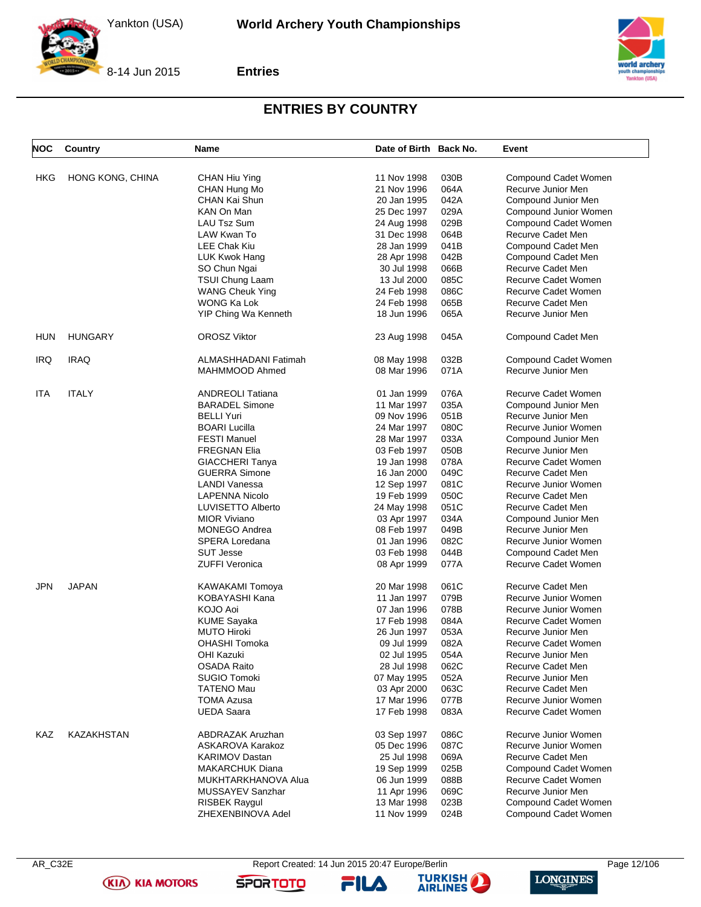## ENTRIES BY COUNTRY

| NOC | Country | Name | Date of Birth | Back No. | Event |
|---|---|---|---|---|---|
| HKG | HONG KONG, CHINA | CHAN Hiu Ying | 11 Nov 1998 | 030B | Compound Cadet Women |
| | | CHAN Hung Mo | 21 Nov 1996 | 064A | Recurve Junior Men |
| | | CHAN Kai Shun | 20 Jan 1995 | 042A | Compound Junior Men |
| | | KAN On Man | 25 Dec 1997 | 029A | Compound Junior Women |
| | | LAU Tsz Sum | 24 Aug 1998 | 029B | Compound Cadet Women |
| | | LAW Kwan To | 31 Dec 1998 | 064B | Recurve Cadet Men |
| | | LEE Chak Kiu | 28 Jan 1999 | 041B | Compound Cadet Men |
| | | LUK Kwok Hang | 28 Apr 1998 | 042B | Compound Cadet Men |
| | | SO Chun Ngai | 30 Jul 1998 | 066B | Recurve Cadet Men |
| | | TSUI Chung Laam | 13 Jul 2000 | 085C | Recurve Cadet Women |
| | | WANG Cheuk Ying | 24 Feb 1998 | 086C | Recurve Cadet Women |
| | | WONG Ka Lok | 24 Feb 1998 | 065B | Recurve Cadet Men |
| | | YIP Ching Wa Kenneth | 18 Jun 1996 | 065A | Recurve Junior Men |
| HUN | HUNGARY | OROSZ Viktor | 23 Aug 1998 | 045A | Compound Cadet Men |
| IRQ | IRAQ | ALMASHHADANI Fatimah | 08 May 1998 | 032B | Compound Cadet Women |
| | | MAHMMOOD Ahmed | 08 Mar 1996 | 071A | Recurve Junior Men |
| ITA | ITALY | ANDREOLI Tatiana | 01 Jan 1999 | 076A | Recurve Cadet Women |
| | | BARADEL Simone | 11 Mar 1997 | 035A | Compound Junior Men |
| | | BELLI Yuri | 09 Nov 1996 | 051B | Recurve Junior Men |
| | | BOARI Lucilla | 24 Mar 1997 | 080C | Recurve Junior Women |
| | | FESTI Manuel | 28 Mar 1997 | 033A | Compound Junior Men |
| | | FREGNAN Elia | 03 Feb 1997 | 050B | Recurve Junior Men |
| | | GIACCHERI Tanya | 19 Jan 1998 | 078A | Recurve Cadet Women |
| | | GUERRA Simone | 16 Jan 2000 | 049C | Recurve Cadet Men |
| | | LANDI Vanessa | 12 Sep 1997 | 081C | Recurve Junior Women |
| | | LAPENNA Nicolo | 19 Feb 1999 | 050C | Recurve Cadet Men |
| | | LUVISETTO Alberto | 24 May 1998 | 051C | Recurve Cadet Men |
| | | MIOR Viviano | 03 Apr 1997 | 034A | Compound Junior Men |
| | | MONEGO Andrea | 08 Feb 1997 | 049B | Recurve Junior Men |
| | | SPERA Loredana | 01 Jan 1996 | 082C | Recurve Junior Women |
| | | SUT Jesse | 03 Feb 1998 | 044B | Compound Cadet Men |
| | | ZUFFI Veronica | 08 Apr 1999 | 077A | Recurve Cadet Women |
| JPN | JAPAN | KAWAKAMI Tomoya | 20 Mar 1998 | 061C | Recurve Cadet Men |
| | | KOBAYASHI Kana | 11 Jan 1997 | 079B | Recurve Junior Women |
| | | KOJO Aoi | 07 Jan 1996 | 078B | Recurve Junior Women |
| | | KUME Sayaka | 17 Feb 1998 | 084A | Recurve Cadet Women |
| | | MUTO Hiroki | 26 Jun 1997 | 053A | Recurve Junior Men |
| | | OHASHI Tomoka | 09 Jul 1999 | 082A | Recurve Cadet Women |
| | | OHI Kazuki | 02 Jul 1995 | 054A | Recurve Junior Men |
| | | OSADA Raito | 28 Jul 1998 | 062C | Recurve Cadet Men |
| | | SUGIO Tomoki | 07 May 1995 | 052A | Recurve Junior Men |
| | | TATENO Mau | 03 Apr 2000 | 063C | Recurve Cadet Men |
| | | TOMA Azusa | 17 Mar 1996 | 077B | Recurve Junior Women |
| | | UEDA Saara | 17 Feb 1998 | 083A | Recurve Cadet Women |
| KAZ | KAZAKHSTAN | ABDRAZAK Aruzhan | 03 Sep 1997 | 086C | Recurve Junior Women |
| | | ASKAROVA Karakoz | 05 Dec 1996 | 087C | Recurve Junior Women |
| | | KARIMOV Dastan | 25 Jul 1998 | 069A | Recurve Cadet Men |
| | | MAKARCHUK Diana | 19 Sep 1999 | 025B | Compound Cadet Women |
| | | MUKHTARKHANOVA Alua | 06 Jun 1999 | 088B | Recurve Cadet Women |
| | | MUSSAYEV Sanzhar | 11 Apr 1996 | 069C | Recurve Junior Men |
| | | RISBEK Raygul | 13 Mar 1998 | 023B | Compound Cadet Women |
| | | ZHEXENBINOVA Adel | 11 Nov 1999 | 024B | Compound Cadet Women |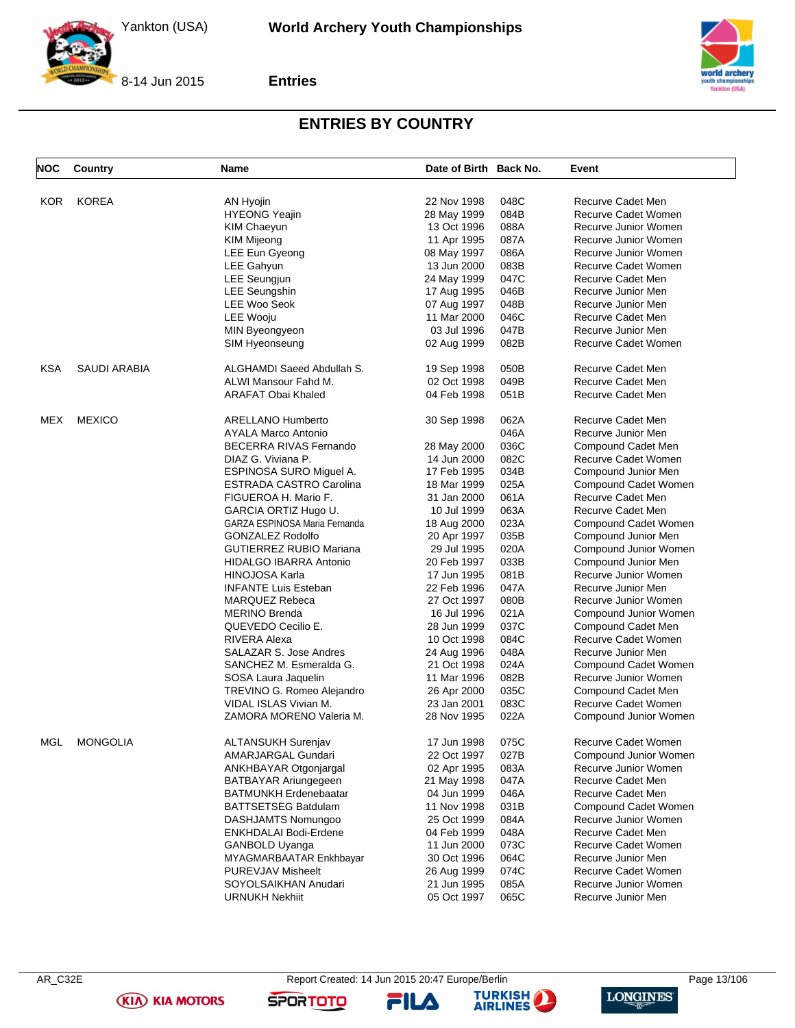# ENTRIES BY COUNTRY

| NOC | Country | Name | Date of Birth | Back No. | Event |
|---|---|---|---|---|---|
| KOR | KOREA | AN Hyojin | 22 Nov 1998 | 048C | Recurve Cadet Men |
| | | HYEONG Yeajin | 28 May 1999 | 084B | Recurve Cadet Women |
| | | KIM Chaeyun | 13 Oct 1996 | 088A | Recurve Junior Women |
| | | KIM Mijeong | 11 Apr 1995 | 087A | Recurve Junior Women |
| | | LEE Eun Gyeong | 08 May 1997 | 086A | Recurve Junior Women |
| | | LEE Gahyun | 13 Jun 2000 | 083B | Recurve Cadet Women |
| | | LEE Seungjun | 24 May 1999 | 047C | Recurve Cadet Men |
| | | LEE Seungshin | 17 Aug 1995 | 046B | Recurve Junior Men |
| | | LEE Woo Seok | 07 Aug 1997 | 048B | Recurve Junior Men |
| | | LEE Wooju | 11 Mar 2000 | 046C | Recurve Cadet Men |
| | | MIN Byeongyeon | 03 Jul 1996 | 047B | Recurve Junior Men |
| | | SIM Hyeonseung | 02 Aug 1999 | 082B | Recurve Cadet Women |
| KSA | SAUDI ARABIA | ALGHAMDI Saeed Abdullah S. | 19 Sep 1998 | 050B | Recurve Cadet Men |
| | | ALWI Mansour Fahd M. | 02 Oct 1998 | 049B | Recurve Cadet Men |
| | | ARAFAT Obai Khaled | 04 Feb 1998 | 051B | Recurve Cadet Men |
| MEX | MEXICO | ARELLANO Humberto | 30 Sep 1998 | 062A | Recurve Cadet Men |
| | | AYALA Marco Antonio | | 046A | Recurve Junior Men |
| | | BECERRA RIVAS Fernando | 28 May 2000 | 036C | Compound Cadet Men |
| | | DIAZ G. Viviana P. | 14 Jun 2000 | 082C | Recurve Cadet Women |
| | | ESPINOSA SURO Miguel A. | 17 Feb 1995 | 034B | Compound Junior Men |
| | | ESTRADA CASTRO Carolina | 18 Mar 1999 | 025A | Compound Cadet Women |
| | | FIGUEROA H. Mario F. | 31 Jan 2000 | 061A | Recurve Cadet Men |
| | | GARCIA ORTIZ Hugo U. | 10 Jul 1999 | 063A | Recurve Cadet Men |
| | | GARZA ESPINOSA Maria Fernanda | 18 Aug 2000 | 023A | Compound Cadet Women |
| | | GONZALEZ Rodolfo | 20 Apr 1997 | 035B | Compound Junior Men |
| | | GUTIERREZ RUBIO Mariana | 29 Jul 1995 | 020A | Compound Junior Women |
| | | HIDALGO IBARRA Antonio | 20 Feb 1997 | 033B | Compound Junior Men |
| | | HINOJOSA Karla | 17 Jun 1995 | 081B | Recurve Junior Women |
| | | INFANTE Luis Esteban | 22 Feb 1996 | 047A | Recurve Junior Men |
| | | MARQUEZ Rebeca | 27 Oct 1997 | 080B | Recurve Junior Women |
| | | MERINO Brenda | 16 Jul 1996 | 021A | Compound Junior Women |
| | | QUEVEDO Cecilio E. | 28 Jun 1999 | 037C | Compound Cadet Men |
| | | RIVERA Alexa | 10 Oct 1998 | 084C | Recurve Cadet Women |
| | | SALAZAR S. Jose Andres | 24 Aug 1996 | 048A | Recurve Junior Men |
| | | SANCHEZ M. Esmeralda G. | 21 Oct 1998 | 024A | Compound Cadet Women |
| | | SOSA Laura Jaquelin | 11 Mar 1996 | 082B | Recurve Junior Women |
| | | TREVINO G. Romeo Alejandro | 26 Apr 2000 | 035C | Compound Cadet Men |
| | | VIDAL ISLAS Vivian M. | 23 Jan 2001 | 083C | Recurve Cadet Women |
| | | ZAMORA MORENO Valeria M. | 28 Nov 1995 | 022A | Compound Junior Women |
| MGL | MONGOLIA | ALTANSUKH Surenjav | 17 Jun 1998 | 075C | Recurve Cadet Women |
| | | AMARJARGAL Gundari | 22 Oct 1997 | 027B | Compound Junior Women |
| | | ANKHBAYAR Otgonjargal | 02 Apr 1995 | 083A | Recurve Junior Women |
| | | BATBAYAR Ariungegeen | 21 May 1998 | 047A | Recurve Cadet Men |
| | | BATMUNKH Erdenebaatar | 04 Jun 1999 | 046A | Recurve Cadet Men |
| | | BATTSETSEG Batdulam | 11 Nov 1998 | 031B | Compound Cadet Women |
| | | DASHJAMTS Nomungoo | 25 Oct 1999 | 084A | Recurve Junior Women |
| | | ENKHDALAI Bodi-Erdene | 04 Feb 1999 | 048A | Recurve Cadet Men |
| | | GANBOLD Uyanga | 11 Jun 2000 | 073C | Recurve Cadet Women |
| | | MYAGMARBAATAR Enkhbayar | 30 Oct 1996 | 064C | Recurve Junior Men |
| | | PUREVJAV Misheelt | 26 Aug 1999 | 074C | Recurve Cadet Women |
| | | SOYOLSAIKHAN Anudari | 21 Jun 1995 | 085A | Recurve Junior Women |
| | | URNUKH Nekhiit | 05 Oct 1997 | 065C | Recurve Junior Men |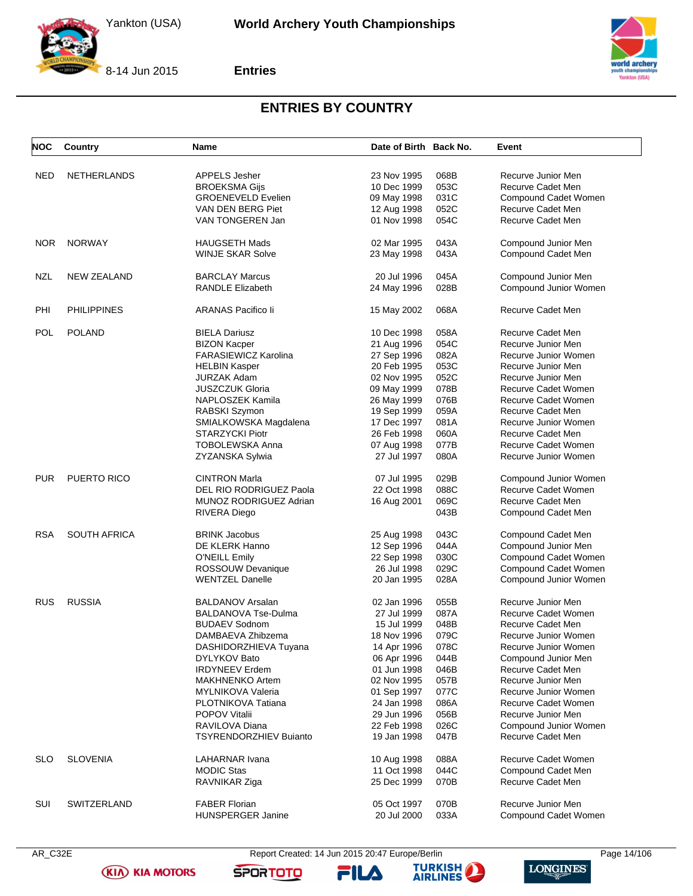## ENTRIES BY COUNTRY

| NOC | Country | Name | Date of Birth | Back No. | Event |
|---|---|---|---|---|---|
| NED | NETHERLANDS | APPELS Jesher | 23 Nov 1995 | 068B | Recurve Junior Men |
| | | BROEKSMA Gijs | 10 Dec 1999 | 053C | Recurve Cadet Men |
| | | GROENEVELD Evelien | 09 May 1998 | 031C | Compound Cadet Women |
| | | VAN DEN BERG Piet | 12 Aug 1998 | 052C | Recurve Cadet Men |
| | | VAN TONGEREN Jan | 01 Nov 1998 | 054C | Recurve Cadet Men |
| NOR | NORWAY | HAUGSETH Mads | 02 Mar 1995 | 043A | Compound Junior Men |
| | | WINJE SKAR Solve | 23 May 1998 | 043A | Compound Cadet Men |
| NZL | NEW ZEALAND | BARCLAY Marcus | 20 Jul 1996 | 045A | Compound Junior Men |
| | | RANDLE Elizabeth | 24 May 1996 | 028B | Compound Junior Women |
| PHI | PHILIPPINES | ARANAS Pacifico Ii | 15 May 2002 | 068A | Recurve Cadet Men |
| POL | POLAND | BIELA Dariusz | 10 Dec 1998 | 058A | Recurve Cadet Men |
| | | BIZON Kacper | 21 Aug 1996 | 054C | Recurve Junior Men |
| | | FARASIEWICZ Karolina | 27 Sep 1996 | 082A | Recurve Junior Women |
| | | HELBIN Kasper | 20 Feb 1995 | 053C | Recurve Junior Men |
| | | JURZAK Adam | 02 Nov 1995 | 052C | Recurve Junior Men |
| | | JUSZCZUK Gloria | 09 May 1999 | 078B | Recurve Cadet Women |
| | | NAPLOSZEK Kamila | 26 May 1999 | 076B | Recurve Cadet Women |
| | | RABSKI Szymon | 19 Sep 1999 | 059A | Recurve Cadet Men |
| | | SMIALKOWSKA Magdalena | 17 Dec 1997 | 081A | Recurve Junior Women |
| | | STARZYCKI Piotr | 26 Feb 1998 | 060A | Recurve Cadet Men |
| | | TOBOLEWSKA Anna | 07 Aug 1998 | 077B | Recurve Cadet Women |
| | | ZYZANSKA Sylwia | 27 Jul 1997 | 080A | Recurve Junior Women |
| PUR | PUERTO RICO | CINTRON Marla | 07 Jul 1995 | 029B | Compound Junior Women |
| | | DEL RIO RODRIGUEZ Paola | 22 Oct 1998 | 088C | Recurve Cadet Women |
| | | MUNOZ RODRIGUEZ Adrian | 16 Aug 2001 | 069C | Recurve Cadet Men |
| | | RIVERA Diego | | 043B | Compound Cadet Men |
| RSA | SOUTH AFRICA | BRINK Jacobus | 25 Aug 1998 | 043C | Compound Cadet Men |
| | | DE KLERK Hanno | 12 Sep 1996 | 044A | Compound Junior Men |
| | | O'NEILL Emily | 22 Sep 1998 | 030C | Compound Cadet Women |
| | | ROSSOUW Devanique | 26 Jul 1998 | 029C | Compound Cadet Women |
| | | WENTZEL Danelle | 20 Jan 1995 | 028A | Compound Junior Women |
| RUS | RUSSIA | BALDANOV Arsalan | 02 Jan 1996 | 055B | Recurve Junior Men |
| | | BALDANOVA Tse-Dulma | 27 Jul 1999 | 087A | Recurve Cadet Women |
| | | BUDAEV Sodnom | 15 Jul 1999 | 048B | Recurve Cadet Men |
| | | DAMBAEVA Zhibzema | 18 Nov 1996 | 079C | Recurve Junior Women |
| | | DASHIDORZHIEVA Tuyana | 14 Apr 1996 | 078C | Recurve Junior Women |
| | | DYLYKOV Bato | 06 Apr 1996 | 044B | Compound Junior Men |
| | | IRDYNEEV Erdem | 01 Jun 1998 | 046B | Recurve Cadet Men |
| | | MAKHNENKO Artem | 02 Nov 1995 | 057B | Recurve Junior Men |
| | | MYLNIKOVA Valeria | 01 Sep 1997 | 077C | Recurve Junior Women |
| | | PLOTNIKOVA Tatiana | 24 Jan 1998 | 086A | Recurve Cadet Women |
| | | POPOV Vitalii | 29 Jun 1996 | 056B | Recurve Junior Men |
| | | RAVILOVA Diana | 22 Feb 1998 | 026C | Compound Junior Women |
| | | TSYRENDORZHIEV Buianto | 19 Jan 1998 | 047B | Recurve Cadet Men |
| SLO | SLOVENIA | LAHARNAR Ivana | 10 Aug 1998 | 088A | Recurve Cadet Women |
| | | MODIC Stas | 11 Oct 1998 | 044C | Compound Cadet Men |
| | | RAVNIKAR Ziga | 25 Dec 1999 | 070B | Recurve Cadet Men |
| SUI | SWITZERLAND | FABER Florian | 05 Oct 1997 | 070B | Recurve Junior Men |
| | | HUNSPERGER Janine | 20 Jul 2000 | 033A | Compound Cadet Women |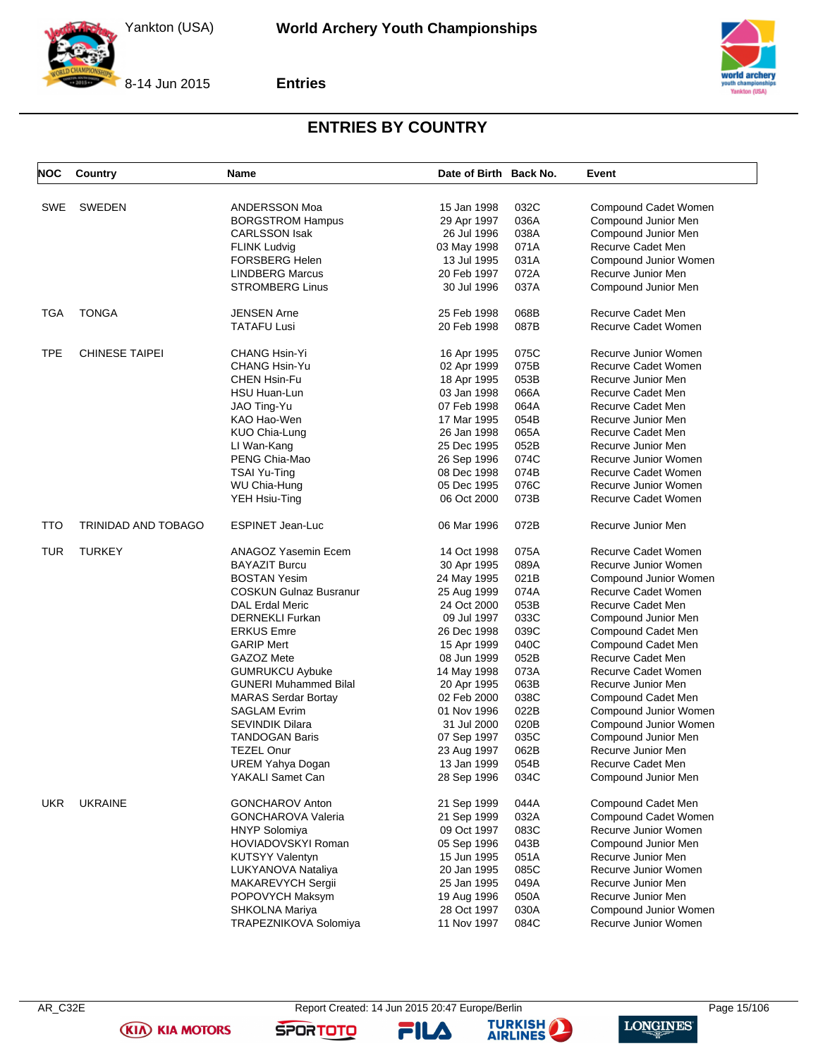## ENTRIES BY COUNTRY

| NOC | Country | Name | Date of Birth | Back No. | Event |
|---|---|---|---|---|---|
| SWE | SWEDEN | ANDERSSON Moa | 15 Jan 1998 | 032C | Compound Cadet Women |
| | | BORGSTROM Hampus | 29 Apr 1997 | 036A | Compound Junior Men |
| | | CARLSSON Isak | 26 Jul 1996 | 038A | Compound Junior Men |
| | | FLINK Ludvig | 03 May 1998 | 071A | Recurve Cadet Men |
| | | FORSBERG Helen | 13 Jul 1995 | 031A | Compound Junior Women |
| | | LINDBERG Marcus | 20 Feb 1997 | 072A | Recurve Junior Men |
| | | STROMBERG Linus | 30 Jul 1996 | 037A | Compound Junior Men |
| TGA | TONGA | JENSEN Arne | 25 Feb 1998 | 068B | Recurve Cadet Men |
| | | TATAFU Lusi | 20 Feb 1998 | 087B | Recurve Cadet Women |
| TPE | CHINESE TAIPEI | CHANG Hsin-Yi | 16 Apr 1995 | 075C | Recurve Junior Women |
| | | CHANG Hsin-Yu | 02 Apr 1999 | 075B | Recurve Cadet Women |
| | | CHEN Hsin-Fu | 18 Apr 1995 | 053B | Recurve Junior Men |
| | | HSU Huan-Lun | 03 Jan 1998 | 066A | Recurve Cadet Men |
| | | JAO Ting-Yu | 07 Feb 1998 | 064A | Recurve Cadet Men |
| | | KAO Hao-Wen | 17 Mar 1995 | 054B | Recurve Junior Men |
| | | KUO Chia-Lung | 26 Jan 1998 | 065A | Recurve Cadet Men |
| | | LI Wan-Kang | 25 Dec 1995 | 052B | Recurve Junior Men |
| | | PENG Chia-Mao | 26 Sep 1996 | 074C | Recurve Junior Women |
| | | TSAI Yu-Ting | 08 Dec 1998 | 074B | Recurve Cadet Women |
| | | WU Chia-Hung | 05 Dec 1995 | 076C | Recurve Junior Women |
| | | YEH Hsiu-Ting | 06 Oct 2000 | 073B | Recurve Cadet Women |
| TTO | TRINIDAD AND TOBAGO | ESPINET Jean-Luc | 06 Mar 1996 | 072B | Recurve Junior Men |
| TUR | TURKEY | ANAGOZ Yasemin Ecem | 14 Oct 1998 | 075A | Recurve Cadet Women |
| | | BAYAZIT Burcu | 30 Apr 1995 | 089A | Recurve Junior Women |
| | | BOSTAN Yesim | 24 May 1995 | 021B | Compound Junior Women |
| | | COSKUN Gulnaz Busranur | 25 Aug 1999 | 074A | Recurve Cadet Women |
| | | DAL Erdal Meric | 24 Oct 2000 | 053B | Recurve Cadet Men |
| | | DERNEKLI Furkan | 09 Jul 1997 | 033C | Compound Junior Men |
| | | ERKUS Emre | 26 Dec 1998 | 039C | Compound Cadet Men |
| | | GARIP Mert | 15 Apr 1999 | 040C | Compound Cadet Men |
| | | GAZOZ Mete | 08 Jun 1999 | 052B | Recurve Cadet Men |
| | | GUMRUKCU Aybuke | 14 May 1998 | 073A | Recurve Cadet Women |
| | | GUNERI Muhammed Bilal | 20 Apr 1995 | 063B | Recurve Junior Men |
| | | MARAS Serdar Bortay | 02 Feb 2000 | 038C | Compound Cadet Men |
| | | SAGLAM Evrim | 01 Nov 1996 | 022B | Compound Junior Women |
| | | SEVINDIK Dilara | 31 Jul 2000 | 020B | Compound Junior Women |
| | | TANDOGAN Baris | 07 Sep 1997 | 035C | Compound Junior Men |
| | | TEZEL Onur | 23 Aug 1997 | 062B | Recurve Junior Men |
| | | UREM Yahya Dogan | 13 Jan 1999 | 054B | Recurve Cadet Men |
| | | YAKALI Samet Can | 28 Sep 1996 | 034C | Compound Junior Men |
| UKR | UKRAINE | GONCHAROV Anton | 21 Sep 1999 | 044A | Compound Cadet Men |
| | | GONCHAROVA Valeria | 21 Sep 1999 | 032A | Compound Cadet Women |
| | | HNYP Solomiya | 09 Oct 1997 | 083C | Recurve Junior Women |
| | | HOVIADOVSKYI Roman | 05 Sep 1996 | 043B | Compound Junior Men |
| | | KUTSYY Valentyn | 15 Jun 1995 | 051A | Recurve Junior Men |
| | | LUKYANOVA Nataliya | 20 Jan 1995 | 085C | Recurve Junior Women |
| | | MAKAREVYCH Sergii | 25 Jan 1995 | 049A | Recurve Junior Men |
| | | POPOVYCH Maksym | 19 Aug 1996 | 050A | Recurve Junior Men |
| | | SHKOLNA Mariya | 28 Oct 1997 | 030A | Compound Junior Women |
| | | TRAPEZNIKOVA Solomiya | 11 Nov 1997 | 084C | Recurve Junior Women |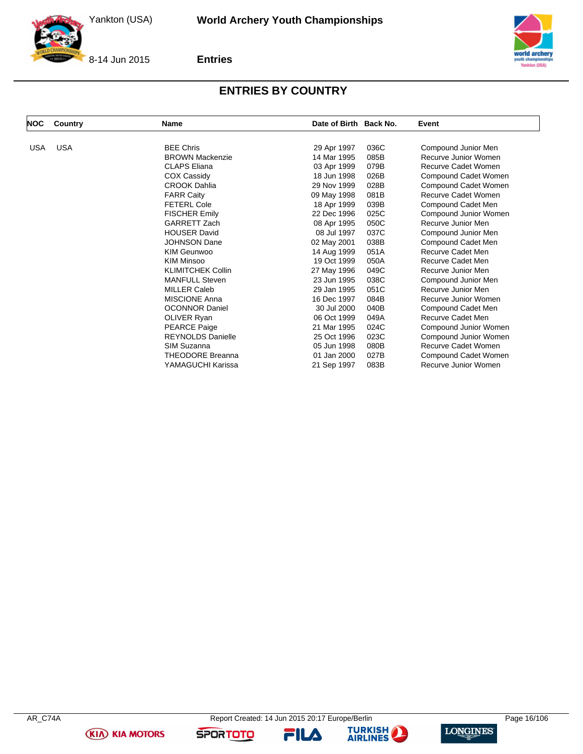## ENTRIES BY COUNTRY

| NOC | Country | Name | Date of Birth | Back No. | Event |
|---|---|---|---|---|---|
| USA | USA | BEE Chris | 29 Apr 1997 | 036C | Compound Junior Men |
| | | BROWN Mackenzie | 14 Mar 1995 | 085B | Recurve Junior Women |
| | | CLAPS Eliana | 03 Apr 1999 | 079B | Recurve Cadet Women |
| | | COX Cassidy | 18 Jun 1998 | 026B | Compound Cadet Women |
| | | CROOK Dahlia | 29 Nov 1999 | 028B | Compound Cadet Women |
| | | FARR Caity | 09 May 1998 | 081B | Recurve Cadet Women |
| | | FETERL Cole | 18 Apr 1999 | 039B | Compound Cadet Men |
| | | FISCHER Emily | 22 Dec 1996 | 025C | Compound Junior Women |
| | | GARRETT Zach | 08 Apr 1995 | 050C | Recurve Junior Men |
| | | HOUSER David | 08 Jul 1997 | 037C | Compound Junior Men |
| | | JOHNSON Dane | 02 May 2001 | 038B | Compound Cadet Men |
| | | KIM Geunwoo | 14 Aug 1999 | 051A | Recurve Cadet Men |
| | | KIM Minsoo | 19 Oct 1999 | 050A | Recurve Cadet Men |
| | | KLIMITCHEK Collin | 27 May 1996 | 049C | Recurve Junior Men |
| | | MANFULL Steven | 23 Jun 1995 | 038C | Compound Junior Men |
| | | MILLER Caleb | 29 Jan 1995 | 051C | Recurve Junior Men |
| | | MISCIONE Anna | 16 Dec 1997 | 084B | Recurve Junior Women |
| | | OCONNOR Daniel | 30 Jul 2000 | 040B | Compound Cadet Men |
| | | OLIVER Ryan | 06 Oct 1999 | 049A | Recurve Cadet Men |
| | | PEARCE Paige | 21 Mar 1995 | 024C | Compound Junior Women |
| | | REYNOLDS Danielle | 25 Oct 1996 | 023C | Compound Junior Women |
| | | SIM Suzanna | 05 Jun 1998 | 080B | Recurve Cadet Women |
| | | THEODORE Breanna | 01 Jan 2000 | 027B | Compound Cadet Women |
| | | YAMAGUCHI Karissa | 21 Sep 1997 | 083B | Recurve Junior Women |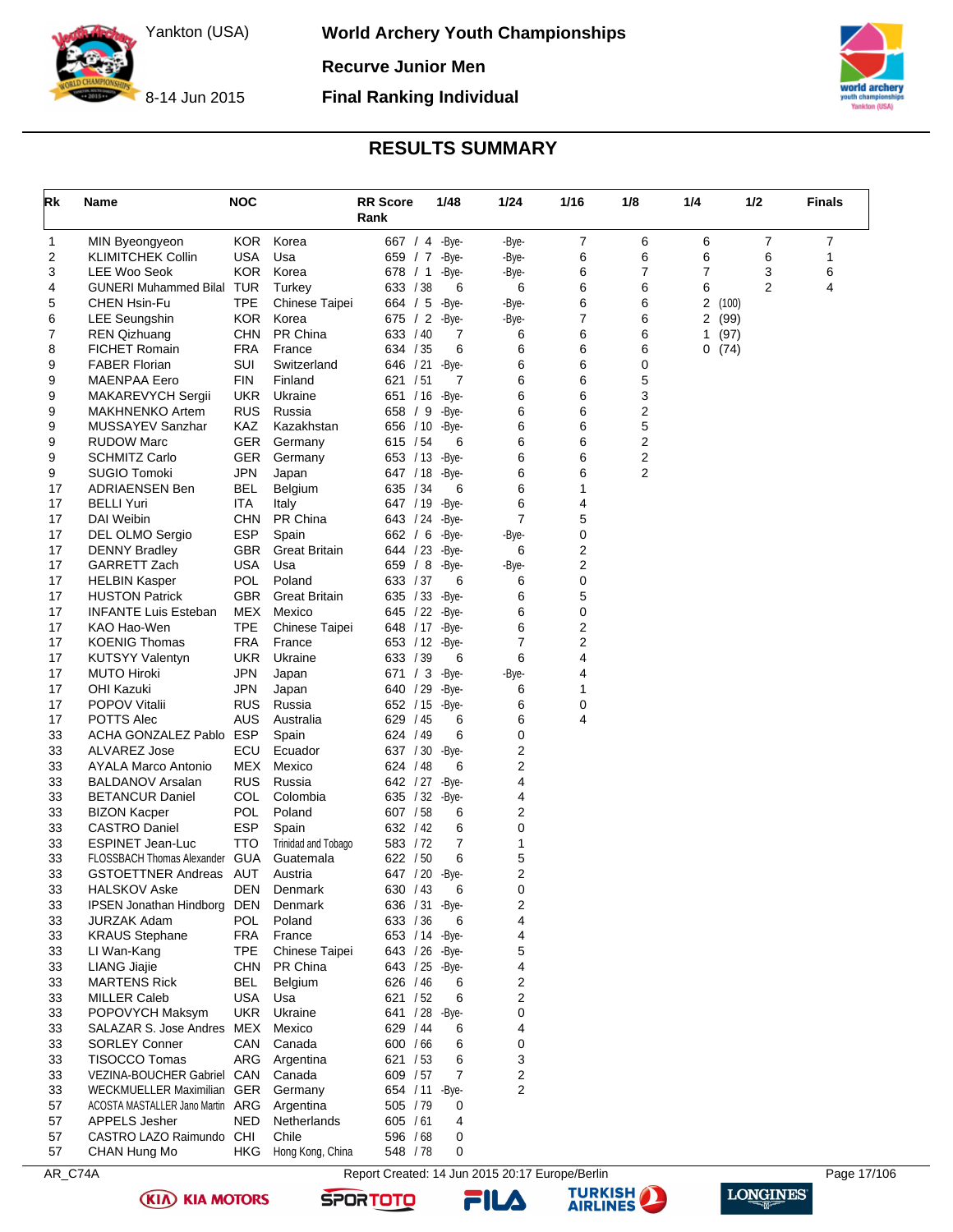# World Archery Youth Championships

Yankton (USA)
8-14 Jun 2015

## Recurve Junior Men

## Final Ranking Individual

## RESULTS SUMMARY

| Rk | Name | NOC | | RR Score Rank | 1/48 | 1/24 | 1/16 | 1/8 | 1/4 | 1/2 | Finals |
|---|---|---|---|---|---|---|---|---|---|---|---|
| 1 | MIN Byeongyeon | KOR | Korea | 667 / 4 | -Bye- | -Bye- | 7 | 6 | 6 | 7 | 7 |
| 2 | KLIMITCHEK Collin | USA | Usa | 659 / 7 | -Bye- | -Bye- | 6 | 6 | 6 | 6 | 1 |
| 3 | LEE Woo Seok | KOR | Korea | 678 / 1 | -Bye- | -Bye- | 6 | 7 | 7 | 3 | 6 |
| 4 | GUNERI Muhammed Bilal | TUR | Turkey | 633 / 38 | 6 | 6 | 6 | 6 | 6 | 2 | 4 |
| 5 | CHEN Hsin-Fu | TPE | Chinese Taipei | 664 / 5 | -Bye- | -Bye- | 6 | 6 | 2 (100) | | |
| 6 | LEE Seungshin | KOR | Korea | 675 / 2 | -Bye- | -Bye- | 7 | 6 | 2 (99) | | |
| 7 | REN Qizhuang | CHN | PR China | 633 / 40 | 7 | 6 | 6 | 6 | 1 (97) | | |
| 8 | FICHET Romain | FRA | France | 634 / 35 | 6 | 6 | 6 | 6 | 0 (74) | | |
| 9 | FABER Florian | SUI | Switzerland | 646 / 21 | -Bye- | 6 | 6 | 0 | | | |
| 9 | MAENPAA Eero | FIN | Finland | 621 / 51 | 7 | 6 | 6 | 5 | | | |
| 9 | MAKAREVYCH Sergii | UKR | Ukraine | 651 / 16 | -Bye- | 6 | 6 | 3 | | | |
| 9 | MAKHNENKO Artem | RUS | Russia | 658 / 9 | -Bye- | 6 | 6 | 2 | | | |
| 9 | MUSSAYEV Sanzhar | KAZ | Kazakhstan | 656 / 10 | -Bye- | 6 | 6 | 5 | | | |
| 9 | RUDOW Marc | GER | Germany | 615 / 54 | 6 | 6 | 6 | 2 | | | |
| 9 | SCHMITZ Carlo | GER | Germany | 653 / 13 | -Bye- | 6 | 6 | 2 | | | |
| 9 | SUGIO Tomoki | JPN | Japan | 647 / 18 | -Bye- | 6 | 6 | 2 | | | |
| 17 | ADRIAENSEN Ben | BEL | Belgium | 635 / 34 | 6 | 6 | 1 | | | | |
| 17 | BELLI Yuri | ITA | Italy | 647 / 19 | -Bye- | 6 | 4 | | | | |
| 17 | DAI Weibin | CHN | PR China | 643 / 24 | -Bye- | 7 | 5 | | | | |
| 17 | DEL OLMO Sergio | ESP | Spain | 662 / 6 | -Bye- | -Bye- | 0 | | | | |
| 17 | DENNY Bradley | GBR | Great Britain | 644 / 23 | -Bye- | 6 | 2 | | | | |
| 17 | GARRETT Zach | USA | Usa | 659 / 8 | -Bye- | -Bye- | 2 | | | | |
| 17 | HELBIN Kasper | POL | Poland | 633 / 37 | 6 | 6 | 0 | | | | |
| 17 | HUSTON Patrick | GBR | Great Britain | 635 / 33 | -Bye- | 6 | 5 | | | | |
| 17 | INFANTE Luis Esteban | MEX | Mexico | 645 / 22 | -Bye- | 6 | 0 | | | | |
| 17 | KAO Hao-Wen | TPE | Chinese Taipei | 648 / 17 | -Bye- | 6 | 2 | | | | |
| 17 | KOENIG Thomas | FRA | France | 653 / 12 | -Bye- | 7 | 2 | | | | |
| 17 | KUTSYY Valentyn | UKR | Ukraine | 633 / 39 | 6 | 6 | 4 | | | | |
| 17 | MUTO Hiroki | JPN | Japan | 671 / 3 | -Bye- | -Bye- | 4 | | | | |
| 17 | OHI Kazuki | JPN | Japan | 640 / 29 | -Bye- | 6 | 1 | | | | |
| 17 | POPOV Vitalii | RUS | Russia | 652 / 15 | -Bye- | 6 | 0 | | | | |
| 17 | POTTS Alec | AUS | Australia | 629 / 45 | 6 | 6 | 4 | | | | |
| 33 | ACHA GONZALEZ Pablo | ESP | Spain | 624 / 49 | 6 | 0 | | | | | |
| 33 | ALVAREZ Jose | ECU | Ecuador | 637 / 30 | -Bye- | 2 | | | | | |
| 33 | AYALA Marco Antonio | MEX | Mexico | 624 / 48 | 6 | 2 | | | | | |
| 33 | BALDANOV Arsalan | RUS | Russia | 642 / 27 | -Bye- | 4 | | | | | |
| 33 | BETANCUR Daniel | COL | Colombia | 635 / 32 | -Bye- | 4 | | | | | |
| 33 | BIZON Kacper | POL | Poland | 607 / 58 | 6 | 2 | | | | | |
| 33 | CASTRO Daniel | ESP | Spain | 632 / 42 | 6 | 0 | | | | | |
| 33 | ESPINET Jean-Luc | TTO | Trinidad and Tobago | 583 / 72 | 7 | 1 | | | | | |
| 33 | FLOSSBACH Thomas Alexander | GUA | Guatemala | 622 / 50 | 6 | 5 | | | | | |
| 33 | GSTOETTNER Andreas | AUT | Austria | 647 / 20 | -Bye- | 2 | | | | | |
| 33 | HALSKOV Aske | DEN | Denmark | 630 / 43 | 6 | 0 | | | | | |
| 33 | IPSEN Jonathan Hindborg | DEN | Denmark | 636 / 31 | -Bye- | 2 | | | | | |
| 33 | JURZAK Adam | POL | Poland | 633 / 36 | 6 | 4 | | | | | |
| 33 | KRAUS Stephane | FRA | France | 653 / 14 | -Bye- | 4 | | | | | |
| 33 | LI Wan-Kang | TPE | Chinese Taipei | 643 / 26 | -Bye- | 5 | | | | | |
| 33 | LIANG Jiajie | CHN | PR China | 643 / 25 | -Bye- | 4 | | | | | |
| 33 | MARTENS Rick | BEL | Belgium | 626 / 46 | 6 | 2 | | | | | |
| 33 | MILLER Caleb | USA | Usa | 621 / 52 | 6 | 2 | | | | | |
| 33 | POPOVYCH Maksym | UKR | Ukraine | 641 / 28 | -Bye- | 0 | | | | | |
| 33 | SALAZAR S. Jose Andres | MEX | Mexico | 629 / 44 | 6 | 4 | | | | | |
| 33 | SORLEY Conner | CAN | Canada | 600 / 66 | 6 | 0 | | | | | |
| 33 | TISOCCO Tomas | ARG | Argentina | 621 / 53 | 6 | 3 | | | | | |
| 33 | VEZINA-BOUCHER Gabriel | CAN | Canada | 609 / 57 | 7 | 2 | | | | | |
| 33 | WECKMUELLER Maximilian | GER | Germany | 654 / 11 | -Bye- | 2 | | | | | |
| 57 | ACOSTA MASTALLER Jano Martin | ARG | Argentina | 505 / 79 | 0 | | | | | | |
| 57 | APPELS Jesher | NED | Netherlands | 605 / 61 | 4 | | | | | | |
| 57 | CASTRO LAZO Raimundo | CHI | Chile | 596 / 68 | 0 | | | | | | |
| 57 | CHAN Hung Mo | HKG | Hong Kong, China | 548 / 78 | 0 | | | | | | |

AR_C74A Report Created: 14 Jun 2015 20:17 Europe/Berlin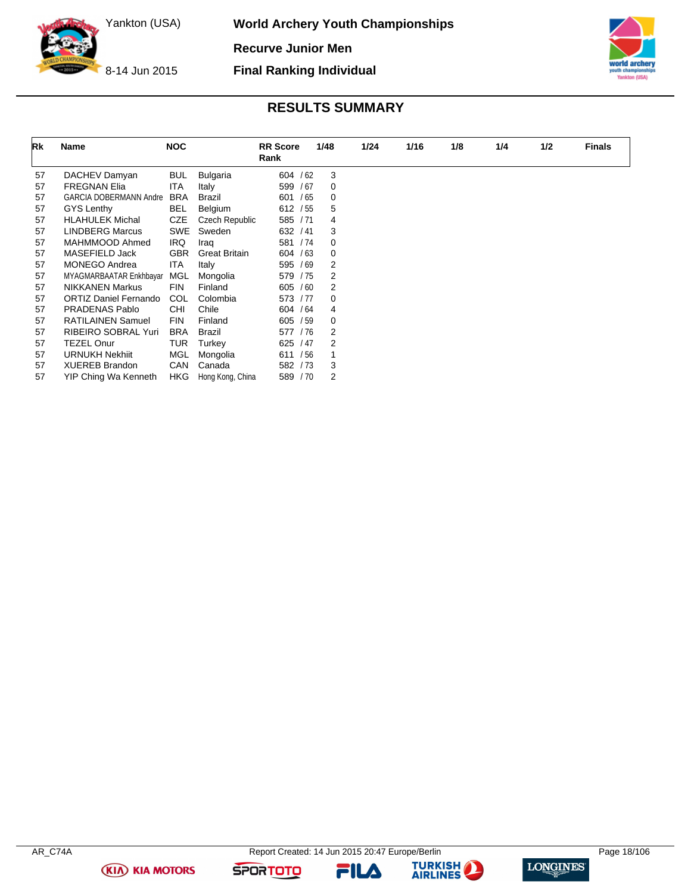World Archery Youth Championships

Recurve Junior Men

Final Ranking Individual

Yankton (USA)

8-14 Jun 2015

## RESULTS SUMMARY

| Rk | Name | NOC | | RR Score | Rank | 1/48 | 1/24 | 1/16 | 1/8 | 1/4 | 1/2 | Finals |
|---|---|---|---|---|---|---|---|---|---|---|---|---|
| 57 | DACHEV Damyan | BUL | Bulgaria | 604 | / 62 | 3 | | | | | | |
| 57 | FREGNAN Elia | ITA | Italy | 599 | / 67 | 0 | | | | | | |
| 57 | GARCIA DOBERMANN Andre | BRA | Brazil | 601 | / 65 | 0 | | | | | | |
| 57 | GYS Lenthy | BEL | Belgium | 612 | / 55 | 5 | | | | | | |
| 57 | HLAHULEK Michal | CZE | Czech Republic | 585 | / 71 | 4 | | | | | | |
| 57 | LINDBERG Marcus | SWE | Sweden | 632 | / 41 | 3 | | | | | | |
| 57 | MAHMMOOD Ahmed | IRQ | Iraq | 581 | / 74 | 0 | | | | | | |
| 57 | MASEFIELD Jack | GBR | Great Britain | 604 | / 63 | 0 | | | | | | |
| 57 | MONEGO Andrea | ITA | Italy | 595 | / 69 | 2 | | | | | | |
| 57 | MYAGMARBAATAR Enkhbayar | MGL | Mongolia | 579 | / 75 | 2 | | | | | | |
| 57 | NIKKANEN Markus | FIN | Finland | 605 | / 60 | 2 | | | | | | |
| 57 | ORTIZ Daniel Fernando | COL | Colombia | 573 | / 77 | 0 | | | | | | |
| 57 | PRADENAS Pablo | CHI | Chile | 604 | / 64 | 4 | | | | | | |
| 57 | RATILAINEN Samuel | FIN | Finland | 605 | / 59 | 0 | | | | | | |
| 57 | RIBEIRO SOBRAL Yuri | BRA | Brazil | 577 | / 76 | 2 | | | | | | |
| 57 | TEZEL Onur | TUR | Turkey | 625 | / 47 | 2 | | | | | | |
| 57 | URNUKH Nekhiit | MGL | Mongolia | 611 | / 56 | 1 | | | | | | |
| 57 | XUEREB Brandon | CAN | Canada | 582 | / 73 | 3 | | | | | | |
| 57 | YIP Ching Wa Kenneth | HKG | Hong Kong, China | 589 | / 70 | 2 | | | | | | |

AR_C74A Report Created: 14 Jun 2015 20:47 Europe/Berlin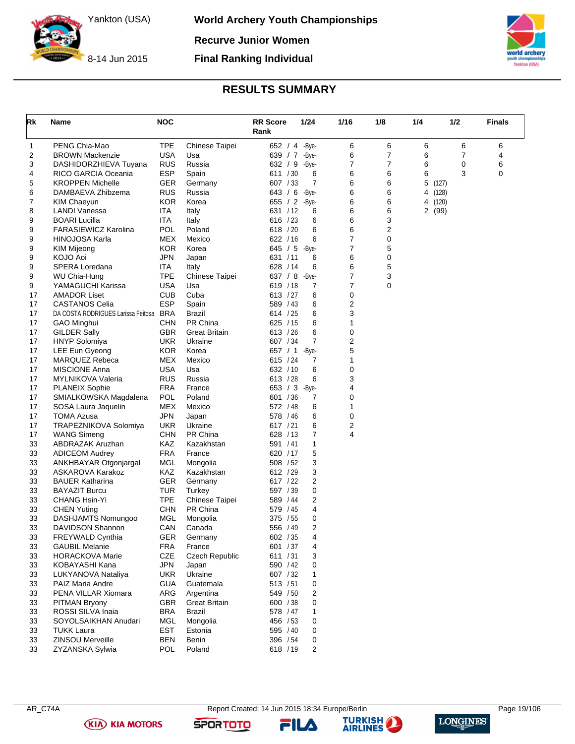# World Archery Youth Championships

**Yankton (USA)**

**8-14 Jun 2015**

**Recurve Junior Women**

**Final Ranking Individual**

## RESULTS SUMMARY

| Rk | Name | NOC | | RR Score | Rank | 1/24 | 1/16 | 1/8 | 1/4 | 1/2 | Finals |
|---|---|---|---|---|---|---|---|---|---|---|---|
| 1 | PENG Chia-Mao | TPE | Chinese Taipei | 652 | / 4 | -Bye- | 6 | 6 | 6 | 6 | 6 |
| 2 | BROWN Mackenzie | USA | Usa | 639 | / 7 | -Bye- | 6 | 7 | 6 | 7 | 4 |
| 3 | DASHIDORZHIEVA Tuyana | RUS | Russia | 632 | / 9 | -Bye- | 7 | 7 | 6 | 0 | 6 |
| 4 | RICO GARCIA Oceania | ESP | Spain | 611 | / 30 | 6 | 6 | 6 | 6 | 3 | 0 |
| 5 | KROPPEN Michelle | GER | Germany | 607 | / 33 | 7 | 6 | 6 | 5 (127) | | |
| 6 | DAMBAEVA Zhibzema | RUS | Russia | 643 | / 6 | -Bye- | 6 | 6 | 4 (128) | | |
| 7 | KIM Chaeyun | KOR | Korea | 655 | / 2 | -Bye- | 6 | 6 | 4 (120) | | |
| 8 | LANDI Vanessa | ITA | Italy | 631 | / 12 | 6 | 6 | 6 | 2 (99) | | |
| 9 | BOARI Lucilla | ITA | Italy | 616 | / 23 | 6 | 6 | 3 | | | |
| 9 | FARASIEWICZ Karolina | POL | Poland | 618 | / 20 | 6 | 6 | 2 | | | |
| 9 | HINOJOSA Karla | MEX | Mexico | 622 | / 16 | 6 | 7 | 0 | | | |
| 9 | KIM Mijeong | KOR | Korea | 645 | / 5 | -Bye- | 7 | 5 | | | |
| 9 | KOJO Aoi | JPN | Japan | 631 | / 11 | 6 | 6 | 0 | | | |
| 9 | SPERA Loredana | ITA | Italy | 628 | / 14 | 6 | 6 | 5 | | | |
| 9 | WU Chia-Hung | TPE | Chinese Taipei | 637 | / 8 | -Bye- | 7 | 3 | | | |
| 9 | YAMAGUCHI Karissa | USA | Usa | 619 | / 18 | 7 | 7 | 0 | | | |
| 17 | AMADOR Liset | CUB | Cuba | 613 | / 27 | 6 | 0 | | | | |
| 17 | CASTANOS Celia | ESP | Spain | 589 | / 43 | 6 | 2 | | | | |
| 17 | DA COSTA RODRIGUES Larissa Feitosa | BRA | Brazil | 614 | / 25 | 6 | 3 | | | | |
| 17 | GAO Minghui | CHN | PR China | 625 | / 15 | 6 | 1 | | | | |
| 17 | GILDER Sally | GBR | Great Britain | 613 | / 26 | 6 | 0 | | | | |
| 17 | HNYP Solomiya | UKR | Ukraine | 607 | / 34 | 7 | 2 | | | | |
| 17 | LEE Eun Gyeong | KOR | Korea | 657 | / 1 | -Bye- | 5 | | | | |
| 17 | MARQUEZ Rebeca | MEX | Mexico | 615 | / 24 | 7 | 1 | | | | |
| 17 | MISCIONE Anna | USA | Usa | 632 | / 10 | 6 | 0 | | | | |
| 17 | MYLNIKOVA Valeria | RUS | Russia | 613 | / 28 | 6 | 3 | | | | |
| 17 | PLANEIX Sophie | FRA | France | 653 | / 3 | -Bye- | 4 | | | | |
| 17 | SMIALKOWSKA Magdalena | POL | Poland | 601 | / 36 | 7 | 0 | | | | |
| 17 | SOSA Laura Jaquelin | MEX | Mexico | 572 | / 48 | 6 | 1 | | | | |
| 17 | TOMA Azusa | JPN | Japan | 578 | / 46 | 6 | 0 | | | | |
| 17 | TRAPEZNIKOVA Solomiya | UKR | Ukraine | 617 | / 21 | 6 | 2 | | | | |
| 17 | WANG Simeng | CHN | PR China | 628 | / 13 | 7 | 4 | | | | |
| 33 | ABDRAZAK Aruzhan | KAZ | Kazakhstan | 591 | / 41 | 1 | | | | | |
| 33 | ADICEOM Audrey | FRA | France | 620 | / 17 | 5 | | | | | |
| 33 | ANKHBAYAR Otgonjargal | MGL | Mongolia | 508 | / 52 | 3 | | | | | |
| 33 | ASKAROVA Karakoz | KAZ | Kazakhstan | 612 | / 29 | 3 | | | | | |
| 33 | BAUER Katharina | GER | Germany | 617 | / 22 | 2 | | | | | |
| 33 | BAYAZIT Burcu | TUR | Turkey | 597 | / 39 | 0 | | | | | |
| 33 | CHANG Hsin-Yi | TPE | Chinese Taipei | 589 | / 44 | 2 | | | | | |
| 33 | CHEN Yuting | CHN | PR China | 579 | / 45 | 4 | | | | | |
| 33 | DASHJAMTS Nomungoo | MGL | Mongolia | 375 | / 55 | 0 | | | | | |
| 33 | DAVIDSON Shannon | CAN | Canada | 556 | / 49 | 2 | | | | | |
| 33 | FREYWALD Cynthia | GER | Germany | 602 | / 35 | 4 | | | | | |
| 33 | GAUBIL Melanie | FRA | France | 601 | / 37 | 4 | | | | | |
| 33 | HORACKOVA Marie | CZE | Czech Republic | 611 | / 31 | 3 | | | | | |
| 33 | KOBAYASHI Kana | JPN | Japan | 590 | / 42 | 0 | | | | | |
| 33 | LUKYANOVA Nataliya | UKR | Ukraine | 607 | / 32 | 1 | | | | | |
| 33 | PAIZ Maria Andre | GUA | Guatemala | 513 | / 51 | 0 | | | | | |
| 33 | PENA VILLAR Xiomara | ARG | Argentina | 549 | / 50 | 2 | | | | | |
| 33 | PITMAN Bryony | GBR | Great Britain | 600 | / 38 | 0 | | | | | |
| 33 | ROSSI SILVA Inaia | BRA | Brazil | 578 | / 47 | 1 | | | | | |
| 33 | SOYOLSAIKHAN Anudari | MGL | Mongolia | 456 | / 53 | 0 | | | | | |
| 33 | TUKK Laura | EST | Estonia | 595 | / 40 | 0 | | | | | |
| 33 | ZINSOU Merveille | BEN | Benin | 396 | / 54 | 0 | | | | | |
| 33 | ZYZANSKA Sylwia | POL | Poland | 618 | / 19 | 2 | | | | | |

AR_C74A — Report Created: 14 Jun 2015 18:34 Europe/Berlin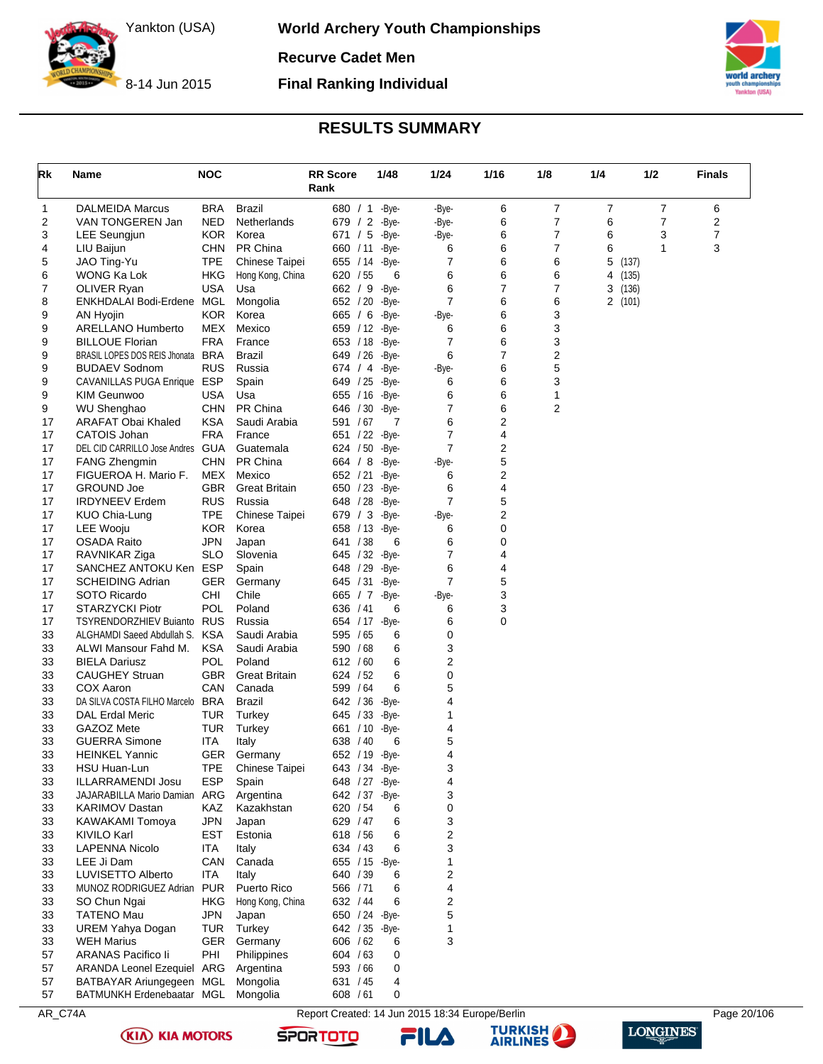# World Archery Youth Championships

Yankton (USA)
8-14 Jun 2015

## Recurve Cadet Men

## Final Ranking Individual

## RESULTS SUMMARY

| Rk | Name | NOC | | RR Score | Rank | 1/48 | 1/24 | 1/16 | 1/8 | 1/4 | 1/2 | Finals |
|---|---|---|---|---|---|---|---|---|---|---|---|---|
| 1 | DALMEIDA Marcus | BRA | Brazil | 680 | / 1 | -Bye- | -Bye- | 6 | 7 | 7 | 7 | 6 |
| 2 | VAN TONGEREN Jan | NED | Netherlands | 679 | / 2 | -Bye- | -Bye- | 6 | 7 | 6 | 7 | 2 |
| 3 | LEE Seungjun | KOR | Korea | 671 | / 5 | -Bye- | -Bye- | 6 | 7 | 6 | 3 | 7 |
| 4 | LIU Baijun | CHN | PR China | 660 | / 11 | -Bye- | 6 | 6 | 7 | 6 | 1 | 3 |
| 5 | JAO Ting-Yu | TPE | Chinese Taipei | 655 | / 14 | -Bye- | 7 | 6 | 6 | 5 (137) | | |
| 6 | WONG Ka Lok | HKG | Hong Kong, China | 620 | / 55 | 6 | 6 | 6 | 6 | 4 (135) | | |
| 7 | OLIVER Ryan | USA | Usa | 662 | / 9 | -Bye- | 6 | 7 | 7 | 3 (136) | | |
| 8 | ENKHDALAI Bodi-Erdene | MGL | Mongolia | 652 | / 20 | -Bye- | 7 | 6 | 6 | 2 (101) | | |
| 9 | AN Hyojin | KOR | Korea | 665 | / 6 | -Bye- | -Bye- | 6 | 3 | | | |
| 9 | ARELLANO Humberto | MEX | Mexico | 659 | / 12 | -Bye- | 6 | 6 | 3 | | | |
| 9 | BILLOUE Florian | FRA | France | 653 | / 18 | -Bye- | 7 | 6 | 3 | | | |
| 9 | BRASIL LOPES DOS REIS Jhonata | BRA | Brazil | 649 | / 26 | -Bye- | 6 | 7 | 2 | | | |
| 9 | BUDAEV Sodnom | RUS | Russia | 674 | / 4 | -Bye- | -Bye- | 6 | 5 | | | |
| 9 | CAVANILLAS PUGA Enrique | ESP | Spain | 649 | / 25 | -Bye- | 6 | 6 | 3 | | | |
| 9 | KIM Geunwoo | USA | Usa | 655 | / 16 | -Bye- | 6 | 6 | 1 | | | |
| 9 | WU Shenghao | CHN | PR China | 646 | / 30 | -Bye- | 7 | 6 | 2 | | | |
| 17 | ARAFAT Obai Khaled | KSA | Saudi Arabia | 591 | / 67 | 7 | 6 | 2 | | | | |
| 17 | CATOIS Johan | FRA | France | 651 | / 22 | -Bye- | 7 | 4 | | | | |
| 17 | DEL CID CARRILLO Jose Andres | GUA | Guatemala | 624 | / 50 | -Bye- | 7 | 2 | | | | |
| 17 | FANG Zhengmin | CHN | PR China | 664 | / 8 | -Bye- | -Bye- | 5 | | | | |
| 17 | FIGUEROA H. Mario F. | MEX | Mexico | 652 | / 21 | -Bye- | 6 | 2 | | | | |
| 17 | GROUND Joe | GBR | Great Britain | 650 | / 23 | -Bye- | 6 | 4 | | | | |
| 17 | IRDYNEEV Erdem | RUS | Russia | 648 | / 28 | -Bye- | 7 | 5 | | | | |
| 17 | KUO Chia-Lung | TPE | Chinese Taipei | 679 | / 3 | -Bye- | -Bye- | 2 | | | | |
| 17 | LEE Wooju | KOR | Korea | 658 | / 13 | -Bye- | 6 | 0 | | | | |
| 17 | OSADA Raito | JPN | Japan | 641 | / 38 | 6 | 6 | 0 | | | | |
| 17 | RAVNIKAR Ziga | SLO | Slovenia | 645 | / 32 | -Bye- | 7 | 4 | | | | |
| 17 | SANCHEZ ANTOKU Ken | ESP | Spain | 648 | / 29 | -Bye- | 6 | 4 | | | | |
| 17 | SCHEIDING Adrian | GER | Germany | 645 | / 31 | -Bye- | 7 | 5 | | | | |
| 17 | SOTO Ricardo | CHI | Chile | 665 | / 7 | -Bye- | -Bye- | 3 | | | | |
| 17 | STARZYCKI Piotr | POL | Poland | 636 | / 41 | 6 | 6 | 3 | | | | |
| 17 | TSYRENDORZHIEV Buianto | RUS | Russia | 654 | / 17 | -Bye- | 6 | 0 | | | | |
| 33 | ALGHAMDI Saeed Abdullah S. | KSA | Saudi Arabia | 595 | / 65 | 6 | 0 | | | | | |
| 33 | ALWI Mansour Fahd M. | KSA | Saudi Arabia | 590 | / 68 | 6 | 3 | | | | | |
| 33 | BIELA Dariusz | POL | Poland | 612 | / 60 | 6 | 2 | | | | | |
| 33 | CAUGHEY Struan | GBR | Great Britain | 624 | / 52 | 6 | 0 | | | | | |
| 33 | COX Aaron | CAN | Canada | 599 | / 64 | 6 | 5 | | | | | |
| 33 | DA SILVA COSTA FILHO Marcelo | BRA | Brazil | 642 | / 36 | -Bye- | 4 | | | | | |
| 33 | DAL Erdal Meric | TUR | Turkey | 645 | / 33 | -Bye- | 1 | | | | | |
| 33 | GAZOZ Mete | TUR | Turkey | 661 | / 10 | -Bye- | 4 | | | | | |
| 33 | GUERRA Simone | ITA | Italy | 638 | / 40 | 6 | 5 | | | | | |
| 33 | HEINKEL Yannic | GER | Germany | 652 | / 19 | -Bye- | 4 | | | | | |
| 33 | HSU Huan-Lun | TPE | Chinese Taipei | 643 | / 34 | -Bye- | 3 | | | | | |
| 33 | ILLARRAMENDI Josu | ESP | Spain | 648 | / 27 | -Bye- | 4 | | | | | |
| 33 | JAJARABILLA Mario Damian | ARG | Argentina | 642 | / 37 | -Bye- | 3 | | | | | |
| 33 | KARIMOV Dastan | KAZ | Kazakhstan | 620 | / 54 | 6 | 0 | | | | | |
| 33 | KAWAKAMI Tomoya | JPN | Japan | 629 | / 47 | 6 | 3 | | | | | |
| 33 | KIVILO Karl | EST | Estonia | 618 | / 56 | 6 | 2 | | | | | |
| 33 | LAPENNA Nicolo | ITA | Italy | 634 | / 43 | 6 | 3 | | | | | |
| 33 | LEE Ji Dam | CAN | Canada | 655 | / 15 | -Bye- | 1 | | | | | |
| 33 | LUVISETTO Alberto | ITA | Italy | 640 | / 39 | 6 | 2 | | | | | |
| 33 | MUNOZ RODRIGUEZ Adrian | PUR | Puerto Rico | 566 | / 71 | 6 | 4 | | | | | |
| 33 | SO Chun Ngai | HKG | Hong Kong, China | 632 | / 44 | 6 | 2 | | | | | |
| 33 | TATENO Mau | JPN | Japan | 650 | / 24 | -Bye- | 5 | | | | | |
| 33 | UREM Yahya Dogan | TUR | Turkey | 642 | / 35 | -Bye- | 1 | | | | | |
| 33 | WEH Marius | GER | Germany | 606 | / 62 | 6 | 3 | | | | | |
| 57 | ARANAS Pacifico Ii | PHI | Philippines | 604 | / 63 | 0 | | | | | | |
| 57 | ARANDA Leonel Ezequiel | ARG | Argentina | 593 | / 66 | 0 | | | | | | |
| 57 | BATBAYAR Ariungegeen | MGL | Mongolia | 631 | / 45 | 4 | | | | | | |
| 57 | BATMUNKH Erdenebaatar | MGL | Mongolia | 608 | / 61 | 0 | | | | | | |

AR_C74A
Report Created: 14 Jun 2015 18:34 Europe/Berlin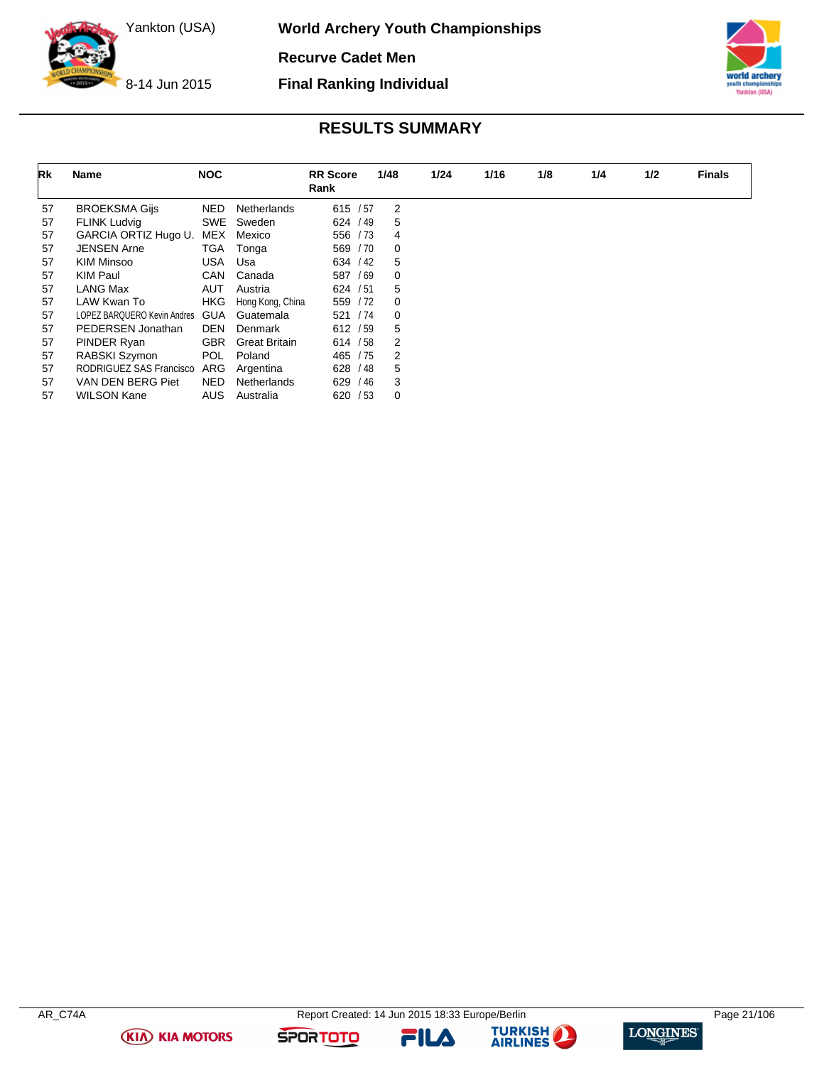World Archery Youth Championships

Recurve Cadet Men

Final Ranking Individual

Yankton (USA)

8-14 Jun 2015

## RESULTS SUMMARY

| Rk | Name | NOC | | RR Score Rank | 1/48 | 1/24 | 1/16 | 1/8 | 1/4 | 1/2 | Finals |
|---|---|---|---|---|---|---|---|---|---|---|---|
| 57 | BROEKSMA Gijs | NED | Netherlands | 615 / 57 | 2 | | | | | | |
| 57 | FLINK Ludvig | SWE | Sweden | 624 / 49 | 5 | | | | | | |
| 57 | GARCIA ORTIZ Hugo U. | MEX | Mexico | 556 / 73 | 4 | | | | | | |
| 57 | JENSEN Arne | TGA | Tonga | 569 / 70 | 0 | | | | | | |
| 57 | KIM Minsoo | USA | Usa | 634 / 42 | 5 | | | | | | |
| 57 | KIM Paul | CAN | Canada | 587 / 69 | 0 | | | | | | |
| 57 | LANG Max | AUT | Austria | 624 / 51 | 5 | | | | | | |
| 57 | LAW Kwan To | HKG | Hong Kong, China | 559 / 72 | 0 | | | | | | |
| 57 | LOPEZ BARQUERO Kevin Andres | GUA | Guatemala | 521 / 74 | 0 | | | | | | |
| 57 | PEDERSEN Jonathan | DEN | Denmark | 612 / 59 | 5 | | | | | | |
| 57 | PINDER Ryan | GBR | Great Britain | 614 / 58 | 2 | | | | | | |
| 57 | RABSKI Szymon | POL | Poland | 465 / 75 | 2 | | | | | | |
| 57 | RODRIGUEZ SAS Francisco | ARG | Argentina | 628 / 48 | 5 | | | | | | |
| 57 | VAN DEN BERG Piet | NED | Netherlands | 629 / 46 | 3 | | | | | | |
| 57 | WILSON Kane | AUS | Australia | 620 / 53 | 0 | | | | | | |

AR_C74A Report Created: 14 Jun 2015 18:33 Europe/Berlin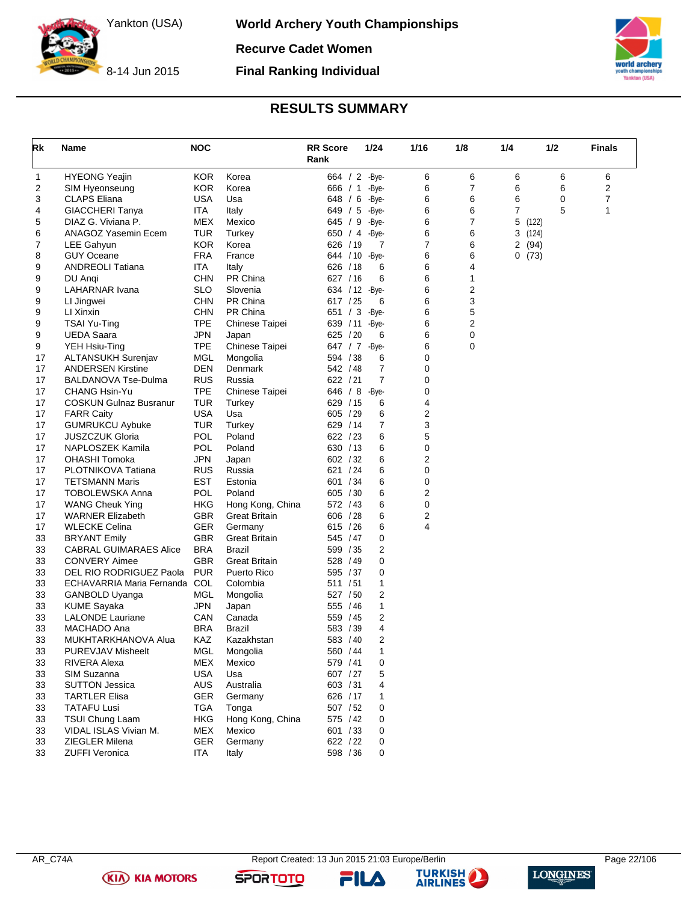# World Archery Youth Championships

Yankton (USA)

8-14 Jun 2015

## Recurve Cadet Women

## Final Ranking Individual

### RESULTS SUMMARY

| Rk | Name | NOC | | RR Score Rank | 1/24 | 1/16 | 1/8 | 1/4 | 1/2 | Finals |
|---|---|---|---|---|---|---|---|---|---|---|
| 1 | HYEONG Yeajin | KOR | Korea | 664 / 2 | -Bye- | 6 | 6 | 6 | 6 | 6 |
| 2 | SIM Hyeonseung | KOR | Korea | 666 / 1 | -Bye- | 6 | 7 | 6 | 6 | 2 |
| 3 | CLAPS Eliana | USA | Usa | 648 / 6 | -Bye- | 6 | 6 | 6 | 0 | 7 |
| 4 | GIACCHERI Tanya | ITA | Italy | 649 / 5 | -Bye- | 6 | 6 | 7 | 5 | 1 |
| 5 | DIAZ G. Viviana P. | MEX | Mexico | 645 / 9 | -Bye- | 6 | 7 | 5 (122) | | |
| 6 | ANAGOZ Yasemin Ecem | TUR | Turkey | 650 / 4 | -Bye- | 6 | 6 | 3 (124) | | |
| 7 | LEE Gahyun | KOR | Korea | 626 / 19 | 7 | 7 | 6 | 2 (94) | | |
| 8 | GUY Oceane | FRA | France | 644 / 10 | -Bye- | 6 | 6 | 0 (73) | | |
| 9 | ANDREOLI Tatiana | ITA | Italy | 626 / 18 | 6 | 6 | 4 | | | |
| 9 | DU Anqi | CHN | PR China | 627 / 16 | 6 | 6 | 1 | | | |
| 9 | LAHARNAR Ivana | SLO | Slovenia | 634 / 12 | -Bye- | 6 | 2 | | | |
| 9 | LI Jingwei | CHN | PR China | 617 / 25 | 6 | 6 | 3 | | | |
| 9 | LI Xinxin | CHN | PR China | 651 / 3 | -Bye- | 6 | 5 | | | |
| 9 | TSAI Yu-Ting | TPE | Chinese Taipei | 639 / 11 | -Bye- | 6 | 2 | | | |
| 9 | UEDA Saara | JPN | Japan | 625 / 20 | 6 | 6 | 0 | | | |
| 9 | YEH Hsiu-Ting | TPE | Chinese Taipei | 647 / 7 | -Bye- | 6 | 0 | | | |
| 17 | ALTANSUKH Surenjav | MGL | Mongolia | 594 / 38 | 6 | 0 | | | | |
| 17 | ANDERSEN Kirstine | DEN | Denmark | 542 / 48 | 7 | 0 | | | | |
| 17 | BALDANOVA Tse-Dulma | RUS | Russia | 622 / 21 | 7 | 0 | | | | |
| 17 | CHANG Hsin-Yu | TPE | Chinese Taipei | 646 / 8 | -Bye- | 0 | | | | |
| 17 | COSKUN Gulnaz Busranur | TUR | Turkey | 629 / 15 | 6 | 4 | | | | |
| 17 | FARR Caity | USA | Usa | 605 / 29 | 6 | 2 | | | | |
| 17 | GUMRUKCU Aybuke | TUR | Turkey | 629 / 14 | 7 | 3 | | | | |
| 17 | JUSZCZUK Gloria | POL | Poland | 622 / 23 | 6 | 5 | | | | |
| 17 | NAPLOSZEK Kamila | POL | Poland | 630 / 13 | 6 | 0 | | | | |
| 17 | OHASHI Tomoka | JPN | Japan | 602 / 32 | 6 | 2 | | | | |
| 17 | PLOTNIKOVA Tatiana | RUS | Russia | 621 / 24 | 6 | 0 | | | | |
| 17 | TETSMANN Maris | EST | Estonia | 601 / 34 | 6 | 0 | | | | |
| 17 | TOBOLEWSKA Anna | POL | Poland | 605 / 30 | 6 | 2 | | | | |
| 17 | WANG Cheuk Ying | HKG | Hong Kong, China | 572 / 43 | 6 | 0 | | | | |
| 17 | WARNER Elizabeth | GBR | Great Britain | 606 / 28 | 6 | 2 | | | | |
| 17 | WLECKE Celina | GER | Germany | 615 / 26 | 6 | 4 | | | | |
| 33 | BRYANT Emily | GBR | Great Britain | 545 / 47 | 0 | | | | | |
| 33 | CABRAL GUIMARAES Alice | BRA | Brazil | 599 / 35 | 2 | | | | | |
| 33 | CONVERY Aimee | GBR | Great Britain | 528 / 49 | 0 | | | | | |
| 33 | DEL RIO RODRIGUEZ Paola | PUR | Puerto Rico | 595 / 37 | 0 | | | | | |
| 33 | ECHAVARRIA Maria Fernanda | COL | Colombia | 511 / 51 | 1 | | | | | |
| 33 | GANBOLD Uyanga | MGL | Mongolia | 527 / 50 | 2 | | | | | |
| 33 | KUME Sayaka | JPN | Japan | 555 / 46 | 1 | | | | | |
| 33 | LALONDE Lauriane | CAN | Canada | 559 / 45 | 2 | | | | | |
| 33 | MACHADO Ana | BRA | Brazil | 583 / 39 | 4 | | | | | |
| 33 | MUKHTARKHANOVA Alua | KAZ | Kazakhstan | 583 / 40 | 2 | | | | | |
| 33 | PUREVJAV Misheelt | MGL | Mongolia | 560 / 44 | 1 | | | | | |
| 33 | RIVERA Alexa | MEX | Mexico | 579 / 41 | 0 | | | | | |
| 33 | SIM Suzanna | USA | Usa | 607 / 27 | 5 | | | | | |
| 33 | SUTTON Jessica | AUS | Australia | 603 / 31 | 4 | | | | | |
| 33 | TARTLER Elisa | GER | Germany | 626 / 17 | 1 | | | | | |
| 33 | TATAFU Lusi | TGA | Tonga | 507 / 52 | 0 | | | | | |
| 33 | TSUI Chung Laam | HKG | Hong Kong, China | 575 / 42 | 0 | | | | | |
| 33 | VIDAL ISLAS Vivian M. | MEX | Mexico | 601 / 33 | 0 | | | | | |
| 33 | ZIEGLER Milena | GER | Germany | 622 / 22 | 0 | | | | | |
| 33 | ZUFFI Veronica | ITA | Italy | 598 / 36 | 0 | | | | | |

AR_C74A Report Created: 13 Jun 2015 21:03 Europe/Berlin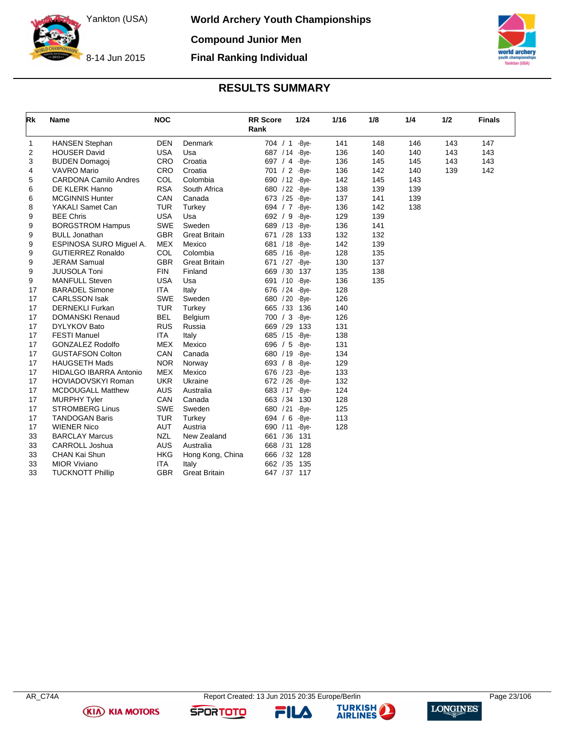# World Archery Youth Championships

Yankton (USA)

8-14 Jun 2015

## Compound Junior Men

## Final Ranking Individual

## RESULTS SUMMARY

| Rk | Name | NOC | | RR Score Rank | 1/24 | 1/16 | 1/8 | 1/4 | 1/2 | Finals |
|---|---|---|---|---|---|---|---|---|---|---|
| 1 | HANSEN Stephan | DEN | Denmark | 704 / 1 | -Bye- | 141 | 148 | 146 | 143 | 147 |
| 2 | HOUSER David | USA | Usa | 687 / 14 | -Bye- | 136 | 140 | 140 | 143 | 143 |
| 3 | BUDEN Domagoj | CRO | Croatia | 697 / 4 | -Bye- | 136 | 145 | 145 | 143 | 143 |
| 4 | VAVRO Mario | CRO | Croatia | 701 / 2 | -Bye- | 136 | 142 | 140 | 139 | 142 |
| 5 | CARDONA Camilo Andres | COL | Colombia | 690 / 12 | -Bye- | 142 | 145 | 143 | | |
| 6 | DE KLERK Hanno | RSA | South Africa | 680 / 22 | -Bye- | 138 | 139 | 139 | | |
| 6 | MCGINNIS Hunter | CAN | Canada | 673 / 25 | -Bye- | 137 | 141 | 139 | | |
| 8 | YAKALI Samet Can | TUR | Turkey | 694 / 7 | -Bye- | 136 | 142 | 138 | | |
| 9 | BEE Chris | USA | Usa | 692 / 9 | -Bye- | 129 | 139 | | | |
| 9 | BORGSTROM Hampus | SWE | Sweden | 689 / 13 | -Bye- | 136 | 141 | | | |
| 9 | BULL Jonathan | GBR | Great Britain | 671 / 28 | 133 | 132 | 132 | | | |
| 9 | ESPINOSA SURO Miguel A. | MEX | Mexico | 681 / 18 | -Bye- | 142 | 139 | | | |
| 9 | GUTIERREZ Ronaldo | COL | Colombia | 685 / 16 | -Bye- | 128 | 135 | | | |
| 9 | JERAM Samual | GBR | Great Britain | 671 / 27 | -Bye- | 130 | 137 | | | |
| 9 | JUUSOLA Toni | FIN | Finland | 669 / 30 | 137 | 135 | 138 | | | |
| 9 | MANFULL Steven | USA | Usa | 691 / 10 | -Bye- | 136 | 135 | | | |
| 17 | BARADEL Simone | ITA | Italy | 676 / 24 | -Bye- | 128 | | | | |
| 17 | CARLSSON Isak | SWE | Sweden | 680 / 20 | -Bye- | 126 | | | | |
| 17 | DERNEKLI Furkan | TUR | Turkey | 665 / 33 | 136 | 140 | | | | |
| 17 | DOMANSKI Renaud | BEL | Belgium | 700 / 3 | -Bye- | 126 | | | | |
| 17 | DYLYKOV Bato | RUS | Russia | 669 / 29 | 133 | 131 | | | | |
| 17 | FESTI Manuel | ITA | Italy | 685 / 15 | -Bye- | 138 | | | | |
| 17 | GONZALEZ Rodolfo | MEX | Mexico | 696 / 5 | -Bye- | 131 | | | | |
| 17 | GUSTAFSON Colton | CAN | Canada | 680 / 19 | -Bye- | 134 | | | | |
| 17 | HAUGSETH Mads | NOR | Norway | 693 / 8 | -Bye- | 129 | | | | |
| 17 | HIDALGO IBARRA Antonio | MEX | Mexico | 676 / 23 | -Bye- | 133 | | | | |
| 17 | HOVIADOVSKYI Roman | UKR | Ukraine | 672 / 26 | -Bye- | 132 | | | | |
| 17 | MCDOUGALL Matthew | AUS | Australia | 683 / 17 | -Bye- | 124 | | | | |
| 17 | MURPHY Tyler | CAN | Canada | 663 / 34 | 130 | 128 | | | | |
| 17 | STROMBERG Linus | SWE | Sweden | 680 / 21 | -Bye- | 125 | | | | |
| 17 | TANDOGAN Baris | TUR | Turkey | 694 / 6 | -Bye- | 113 | | | | |
| 17 | WIENER Nico | AUT | Austria | 690 / 11 | -Bye- | 128 | | | | |
| 33 | BARCLAY Marcus | NZL | New Zealand | 661 / 36 | 131 | | | | | |
| 33 | CARROLL Joshua | AUS | Australia | 668 / 31 | 128 | | | | | |
| 33 | CHAN Kai Shun | HKG | Hong Kong, China | 666 / 32 | 128 | | | | | |
| 33 | MIOR Viviano | ITA | Italy | 662 / 35 | 135 | | | | | |
| 33 | TUCKNOTT Phillip | GBR | Great Britain | 647 / 37 | 117 | | | | | |

AR_C74A Report Created: 13 Jun 2015 20:35 Europe/Berlin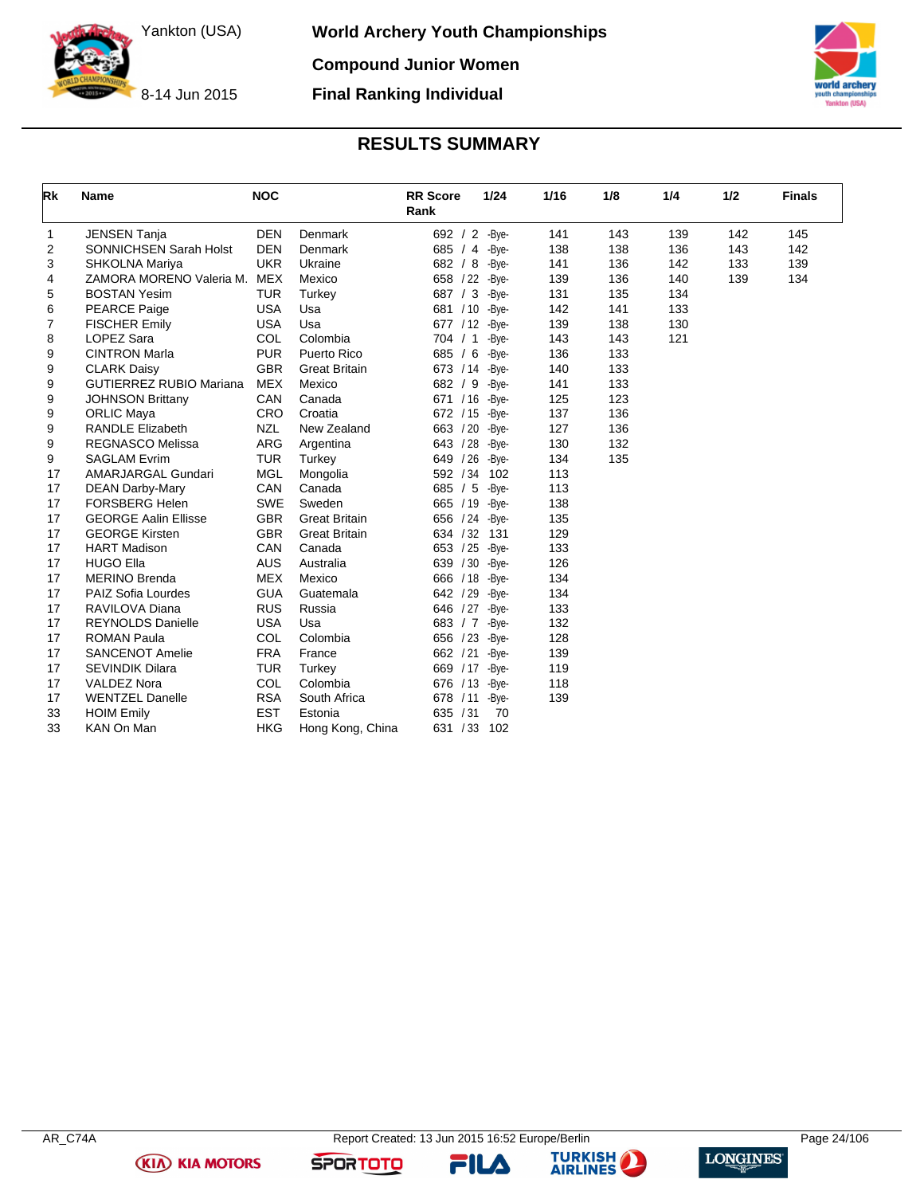# World Archery Youth Championships

Yankton (USA)

8-14 Jun 2015

**Compound Junior Women**

**Final Ranking Individual**

## RESULTS SUMMARY

| Rk | Name | NOC | | RR Score Rank | 1/24 | 1/16 | 1/8 | 1/4 | 1/2 | Finals |
|---|---|---|---|---|---|---|---|---|---|---|
| 1 | JENSEN Tanja | DEN | Denmark | 692 / 2 | -Bye- | 141 | 143 | 139 | 142 | 145 |
| 2 | SONNICHSEN Sarah Holst | DEN | Denmark | 685 / 4 | -Bye- | 138 | 138 | 136 | 143 | 142 |
| 3 | SHKOLNA Mariya | UKR | Ukraine | 682 / 8 | -Bye- | 141 | 136 | 142 | 133 | 139 |
| 4 | ZAMORA MORENO Valeria M. | MEX | Mexico | 658 / 22 | -Bye- | 139 | 136 | 140 | 139 | 134 |
| 5 | BOSTAN Yesim | TUR | Turkey | 687 / 3 | -Bye- | 131 | 135 | 134 | | |
| 6 | PEARCE Paige | USA | Usa | 681 / 10 | -Bye- | 142 | 141 | 133 | | |
| 7 | FISCHER Emily | USA | Usa | 677 / 12 | -Bye- | 139 | 138 | 130 | | |
| 8 | LOPEZ Sara | COL | Colombia | 704 / 1 | -Bye- | 143 | 143 | 121 | | |
| 9 | CINTRON Marla | PUR | Puerto Rico | 685 / 6 | -Bye- | 136 | 133 | | | |
| 9 | CLARK Daisy | GBR | Great Britain | 673 / 14 | -Bye- | 140 | 133 | | | |
| 9 | GUTIERREZ RUBIO Mariana | MEX | Mexico | 682 / 9 | -Bye- | 141 | 133 | | | |
| 9 | JOHNSON Brittany | CAN | Canada | 671 / 16 | -Bye- | 125 | 123 | | | |
| 9 | ORLIC Maya | CRO | Croatia | 672 / 15 | -Bye- | 137 | 136 | | | |
| 9 | RANDLE Elizabeth | NZL | New Zealand | 663 / 20 | -Bye- | 127 | 136 | | | |
| 9 | REGNASCO Melissa | ARG | Argentina | 643 / 28 | -Bye- | 130 | 132 | | | |
| 9 | SAGLAM Evrim | TUR | Turkey | 649 / 26 | -Bye- | 134 | 135 | | | |
| 17 | AMARJARGAL Gundari | MGL | Mongolia | 592 / 34 | 102 | 113 | | | | |
| 17 | DEAN Darby-Mary | CAN | Canada | 685 / 5 | -Bye- | 113 | | | | |
| 17 | FORSBERG Helen | SWE | Sweden | 665 / 19 | -Bye- | 138 | | | | |
| 17 | GEORGE Aalin Ellisse | GBR | Great Britain | 656 / 24 | -Bye- | 135 | | | | |
| 17 | GEORGE Kirsten | GBR | Great Britain | 634 / 32 | 131 | 129 | | | | |
| 17 | HART Madison | CAN | Canada | 653 / 25 | -Bye- | 133 | | | | |
| 17 | HUGO Ella | AUS | Australia | 639 / 30 | -Bye- | 126 | | | | |
| 17 | MERINO Brenda | MEX | Mexico | 666 / 18 | -Bye- | 134 | | | | |
| 17 | PAIZ Sofia Lourdes | GUA | Guatemala | 642 / 29 | -Bye- | 134 | | | | |
| 17 | RAVILOVA Diana | RUS | Russia | 646 / 27 | -Bye- | 133 | | | | |
| 17 | REYNOLDS Danielle | USA | Usa | 683 / 7 | -Bye- | 132 | | | | |
| 17 | ROMAN Paula | COL | Colombia | 656 / 23 | -Bye- | 128 | | | | |
| 17 | SANCENOT Amelie | FRA | France | 662 / 21 | -Bye- | 139 | | | | |
| 17 | SEVINDIK Dilara | TUR | Turkey | 669 / 17 | -Bye- | 119 | | | | |
| 17 | VALDEZ Nora | COL | Colombia | 676 / 13 | -Bye- | 118 | | | | |
| 17 | WENTZEL Danelle | RSA | South Africa | 678 / 11 | -Bye- | 139 | | | | |
| 33 | HOIM Emily | EST | Estonia | 635 / 31 | 70 | | | | | |
| 33 | KAN On Man | HKG | Hong Kong, China | 631 / 33 | 102 | | | | | |

AR_C74A Report Created: 13 Jun 2015 16:52 Europe/Berlin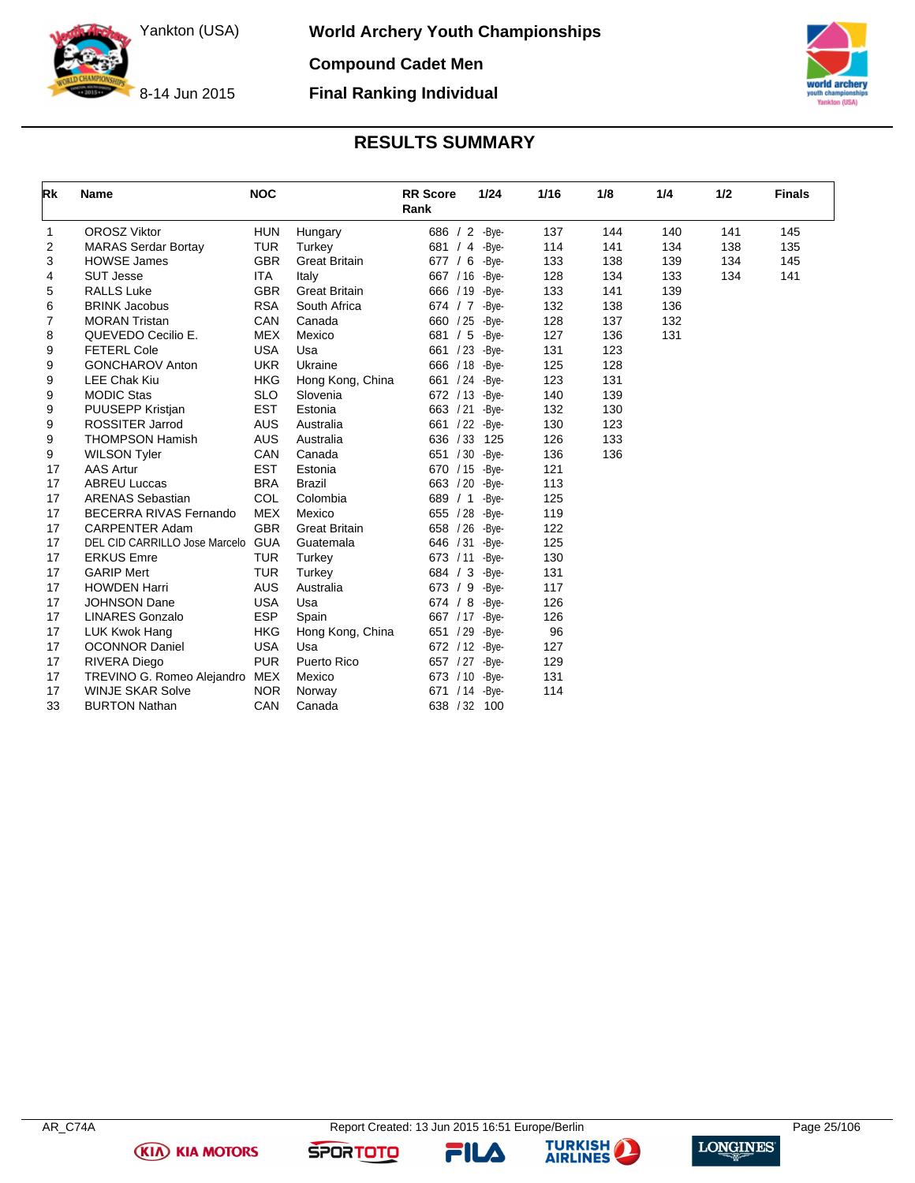# World Archery Youth Championships

Yankton (USA)

8-14 Jun 2015

## Compound Cadet Men

## Final Ranking Individual

## RESULTS SUMMARY

| Rk | Name | NOC | | RR Score Rank | 1/24 | 1/16 | 1/8 | 1/4 | 1/2 | Finals |
|---|---|---|---|---|---|---|---|---|---|---|
| 1 | OROSZ Viktor | HUN | Hungary | 686 / 2 | -Bye- | 137 | 144 | 140 | 141 | 145 |
| 2 | MARAS Serdar Bortay | TUR | Turkey | 681 / 4 | -Bye- | 114 | 141 | 134 | 138 | 135 |
| 3 | HOWSE James | GBR | Great Britain | 677 / 6 | -Bye- | 133 | 138 | 139 | 134 | 145 |
| 4 | SUT Jesse | ITA | Italy | 667 / 16 | -Bye- | 128 | 134 | 133 | 134 | 141 |
| 5 | RALLS Luke | GBR | Great Britain | 666 / 19 | -Bye- | 133 | 141 | 139 | | |
| 6 | BRINK Jacobus | RSA | South Africa | 674 / 7 | -Bye- | 132 | 138 | 136 | | |
| 7 | MORAN Tristan | CAN | Canada | 660 / 25 | -Bye- | 128 | 137 | 132 | | |
| 8 | QUEVEDO Cecilio E. | MEX | Mexico | 681 / 5 | -Bye- | 127 | 136 | 131 | | |
| 9 | FETERL Cole | USA | Usa | 661 / 23 | -Bye- | 131 | 123 | | | |
| 9 | GONCHAROV Anton | UKR | Ukraine | 666 / 18 | -Bye- | 125 | 128 | | | |
| 9 | LEE Chak Kiu | HKG | Hong Kong, China | 661 / 24 | -Bye- | 123 | 131 | | | |
| 9 | MODIC Stas | SLO | Slovenia | 672 / 13 | -Bye- | 140 | 139 | | | |
| 9 | PUUSEPP Kristjan | EST | Estonia | 663 / 21 | -Bye- | 132 | 130 | | | |
| 9 | ROSSITER Jarrod | AUS | Australia | 661 / 22 | -Bye- | 130 | 123 | | | |
| 9 | THOMPSON Hamish | AUS | Australia | 636 / 33 | 125 | 126 | 133 | | | |
| 9 | WILSON Tyler | CAN | Canada | 651 / 30 | -Bye- | 136 | 136 | | | |
| 17 | AAS Artur | EST | Estonia | 670 / 15 | -Bye- | 121 | | | | |
| 17 | ABREU Luccas | BRA | Brazil | 663 / 20 | -Bye- | 113 | | | | |
| 17 | ARENAS Sebastian | COL | Colombia | 689 / 1 | -Bye- | 125 | | | | |
| 17 | BECERRA RIVAS Fernando | MEX | Mexico | 655 / 28 | -Bye- | 119 | | | | |
| 17 | CARPENTER Adam | GBR | Great Britain | 658 / 26 | -Bye- | 122 | | | | |
| 17 | DEL CID CARRILLO Jose Marcelo | GUA | Guatemala | 646 / 31 | -Bye- | 125 | | | | |
| 17 | ERKUS Emre | TUR | Turkey | 673 / 11 | -Bye- | 130 | | | | |
| 17 | GARIP Mert | TUR | Turkey | 684 / 3 | -Bye- | 131 | | | | |
| 17 | HOWDEN Harri | AUS | Australia | 673 / 9 | -Bye- | 117 | | | | |
| 17 | JOHNSON Dane | USA | Usa | 674 / 8 | -Bye- | 126 | | | | |
| 17 | LINARES Gonzalo | ESP | Spain | 667 / 17 | -Bye- | 126 | | | | |
| 17 | LUK Kwok Hang | HKG | Hong Kong, China | 651 / 29 | -Bye- | 96 | | | | |
| 17 | OCONNOR Daniel | USA | Usa | 672 / 12 | -Bye- | 127 | | | | |
| 17 | RIVERA Diego | PUR | Puerto Rico | 657 / 27 | -Bye- | 129 | | | | |
| 17 | TREVINO G. Romeo Alejandro | MEX | Mexico | 673 / 10 | -Bye- | 131 | | | | |
| 17 | WINJE SKAR Solve | NOR | Norway | 671 / 14 | -Bye- | 114 | | | | |
| 33 | BURTON Nathan | CAN | Canada | 638 / 32 | 100 | | | | | |

AR_C74A — Report Created: 13 Jun 2015 16:51 Europe/Berlin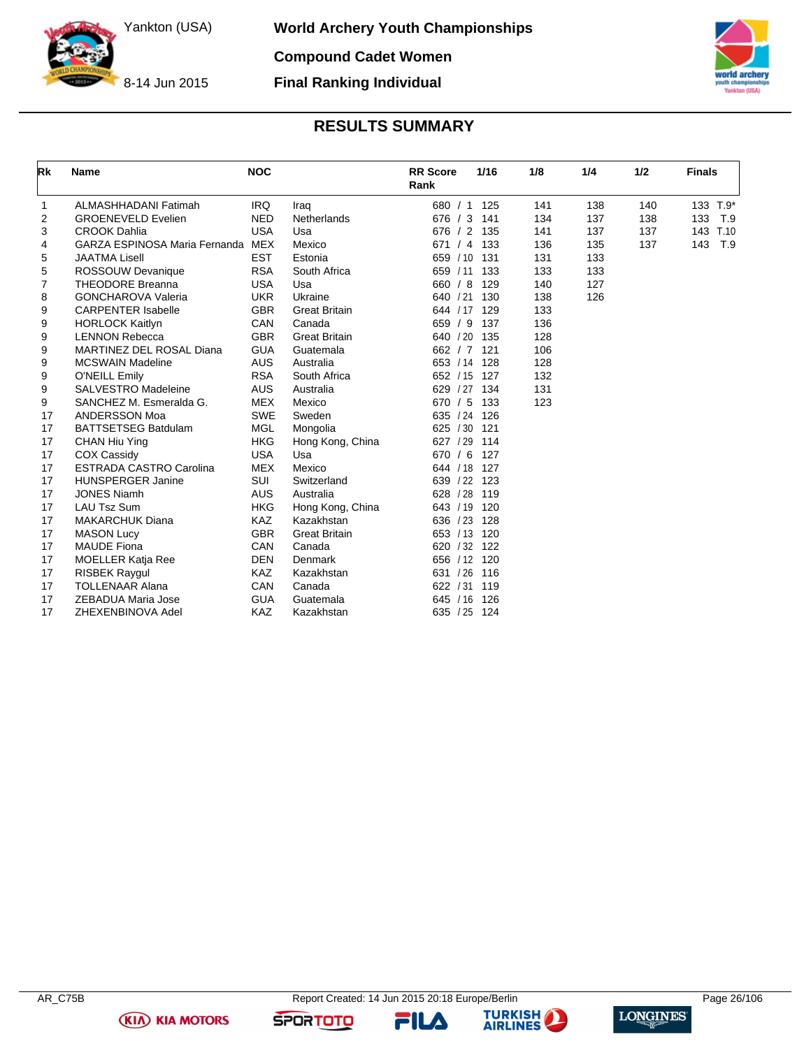# World Archery Youth Championships

Yankton (USA)

8-14 Jun 2015

**Compound Cadet Women**

**Final Ranking Individual**

## RESULTS SUMMARY

| Rk | Name | NOC | | RR Score Rank | 1/16 | 1/8 | 1/4 | 1/2 | Finals |
|---|---|---|---|---|---|---|---|---|---|
| 1 | ALMASHHADANI Fatimah | IRQ | Iraq | 680 / 1 | 125 | 141 | 138 | 140 | 133 T.9* |
| 2 | GROENEVELD Evelien | NED | Netherlands | 676 / 3 | 141 | 134 | 137 | 138 | 133 T.9 |
| 3 | CROOK Dahlia | USA | Usa | 676 / 2 | 135 | 141 | 137 | 137 | 143 T.10 |
| 4 | GARZA ESPINOSA Maria Fernanda | MEX | Mexico | 671 / 4 | 133 | 136 | 135 | 137 | 143 T.9 |
| 5 | JAATMA Lisell | EST | Estonia | 659 / 10 | 131 | 131 | 133 | | |
| 5 | ROSSOUW Devanique | RSA | South Africa | 659 / 11 | 133 | 133 | 133 | | |
| 7 | THEODORE Breanna | USA | Usa | 660 / 8 | 129 | 140 | 127 | | |
| 8 | GONCHAROVA Valeria | UKR | Ukraine | 640 / 21 | 130 | 138 | 126 | | |
| 9 | CARPENTER Isabelle | GBR | Great Britain | 644 / 17 | 129 | 133 | | | |
| 9 | HORLOCK Kaitlyn | CAN | Canada | 659 / 9 | 137 | 136 | | | |
| 9 | LENNON Rebecca | GBR | Great Britain | 640 / 20 | 135 | 128 | | | |
| 9 | MARTINEZ DEL ROSAL Diana | GUA | Guatemala | 662 / 7 | 121 | 106 | | | |
| 9 | MCSWAIN Madeline | AUS | Australia | 653 / 14 | 128 | 128 | | | |
| 9 | O'NEILL Emily | RSA | South Africa | 652 / 15 | 127 | 132 | | | |
| 9 | SALVESTRO Madeleine | AUS | Australia | 629 / 27 | 134 | 131 | | | |
| 9 | SANCHEZ M. Esmeralda G. | MEX | Mexico | 670 / 5 | 133 | 123 | | | |
| 17 | ANDERSSON Moa | SWE | Sweden | 635 / 24 | 126 | | | | |
| 17 | BATTSETSEG Batdulam | MGL | Mongolia | 625 / 30 | 121 | | | | |
| 17 | CHAN Hiu Ying | HKG | Hong Kong, China | 627 / 29 | 114 | | | | |
| 17 | COX Cassidy | USA | Usa | 670 / 6 | 127 | | | | |
| 17 | ESTRADA CASTRO Carolina | MEX | Mexico | 644 / 18 | 127 | | | | |
| 17 | HUNSPERGER Janine | SUI | Switzerland | 639 / 22 | 123 | | | | |
| 17 | JONES Niamh | AUS | Australia | 628 / 28 | 119 | | | | |
| 17 | LAU Tsz Sum | HKG | Hong Kong, China | 643 / 19 | 120 | | | | |
| 17 | MAKARCHUK Diana | KAZ | Kazakhstan | 636 / 23 | 128 | | | | |
| 17 | MASON Lucy | GBR | Great Britain | 653 / 13 | 120 | | | | |
| 17 | MAUDE Fiona | CAN | Canada | 620 / 32 | 122 | | | | |
| 17 | MOELLER Katja Ree | DEN | Denmark | 656 / 12 | 120 | | | | |
| 17 | RISBEK Raygul | KAZ | Kazakhstan | 631 / 26 | 116 | | | | |
| 17 | TOLLENAAR Alana | CAN | Canada | 622 / 31 | 119 | | | | |
| 17 | ZEBADUA Maria Jose | GUA | Guatemala | 645 / 16 | 126 | | | | |
| 17 | ZHEXENBINOVA Adel | KAZ | Kazakhstan | 635 / 25 | 124 | | | | |

AR_C75B  Report Created: 14 Jun 2015 20:18 Europe/Berlin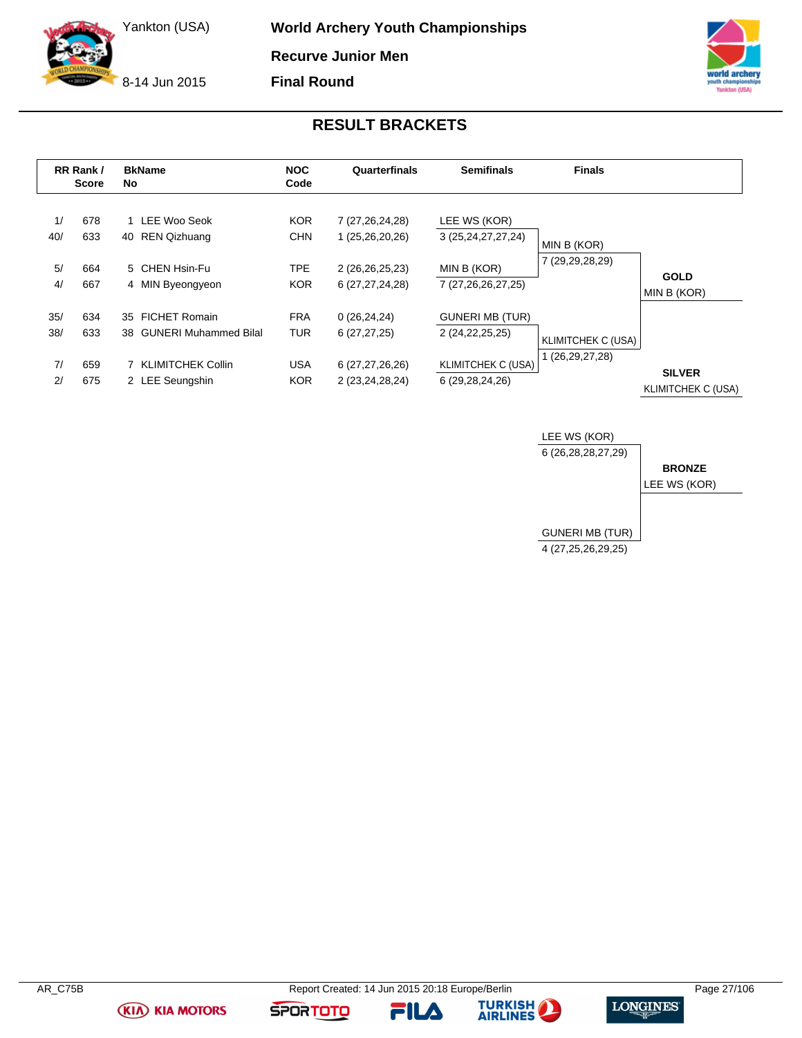# World Archery Youth Championships

Yankton (USA)

8-14 Jun 2015

## Recurve Junior Men

## Final Round

## RESULT BRACKETS

| RR Rank / Score | | BkName No | | NOC Code | Quarterfinals | Semifinals | Finals |
|---|---|---|---|---|---|---|---|
| 1/ | 678 | 1 | LEE Woo Seok | KOR | 7 (27,26,24,28) | LEE WS (KOR) | |
| 40/ | 633 | 40 | REN Qizhuang | CHN | 1 (25,26,20,26) | 3 (25,24,27,27,24) | MIN B (KOR) |
| 5/ | 664 | 5 | CHEN Hsin-Fu | TPE | 2 (26,26,25,23) | MIN B (KOR) | 7 (29,29,28,29) |
| 4/ | 667 | 4 | MIN Byeongyeon | KOR | 6 (27,27,24,28) | 7 (27,26,26,27,25) | |
| 35/ | 634 | 35 | FICHET Romain | FRA | 0 (26,24,24) | GUNERI MB (TUR) | |
| 38/ | 633 | 38 | GUNERI Muhammed Bilal | TUR | 6 (27,27,25) | 2 (24,22,25,25) | KLIMITCHEK C (USA) |
| 7/ | 659 | 7 | KLIMITCHEK Collin | USA | 6 (27,27,26,26) | KLIMITCHEK C (USA) | 1 (26,29,27,28) |
| 2/ | 675 | 2 | LEE Seungshin | KOR | 2 (23,24,28,24) | 6 (29,28,24,26) | |

**GOLD**
MIN B (KOR)

**SILVER**
KLIMITCHEK C (USA)

| Bronze Match | |
|---|---|
| LEE WS (KOR) | 6 (26,28,28,27,29) |
| GUNERI MB (TUR) | 4 (27,25,26,29,25) |

**BRONZE**
LEE WS (KOR)

AR_C75B

Report Created: 14 Jun 2015 20:18 Europe/Berlin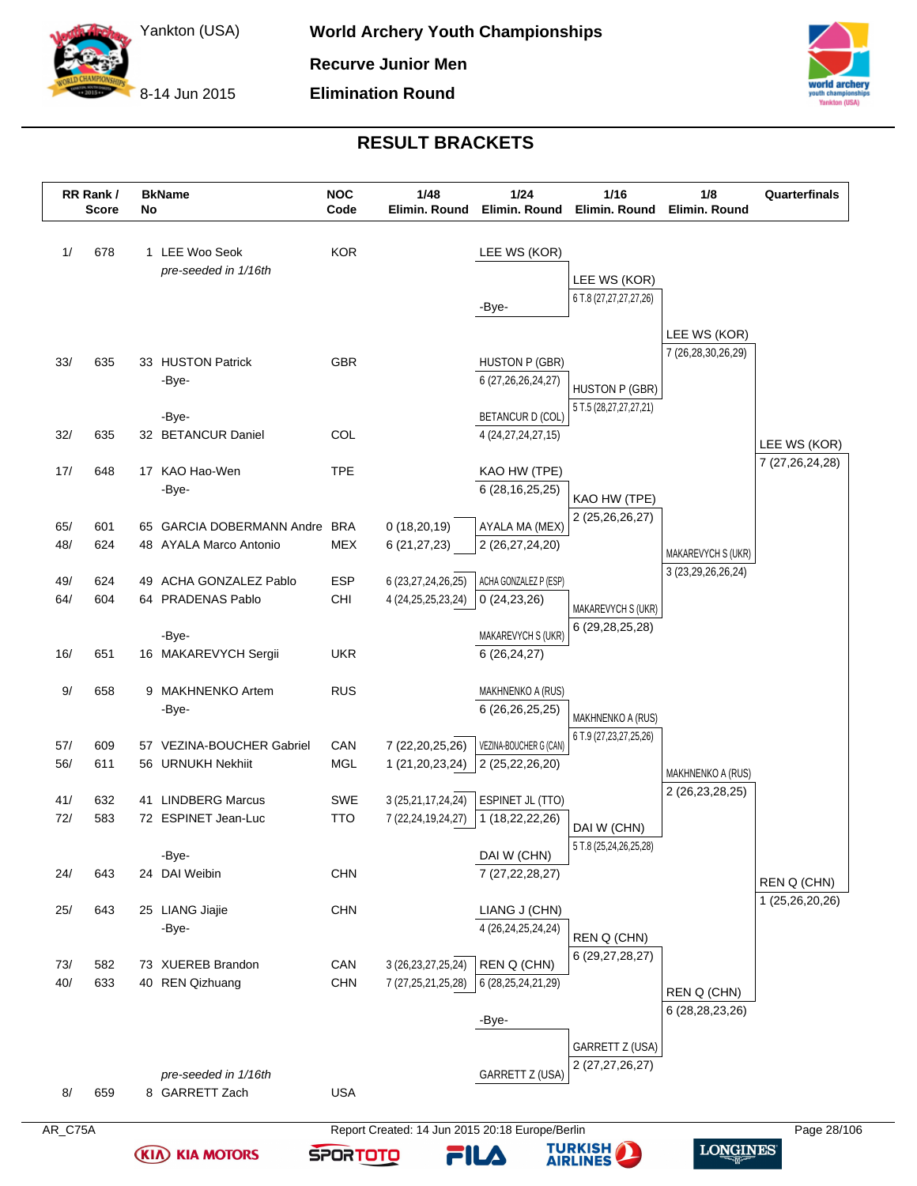# World Archery Youth Championships

Yankton (USA) 8-14 Jun 2015

**Recurve Junior Men**

**Elimination Round**

## RESULT BRACKETS

| RR Rank / Score | | BkName No | | NOC Code | 1/48 Elimin. Round | 1/24 Elimin. Round | 1/16 Elimin. Round | 1/8 Elimin. Round | Quarterfinals |
|---|---|---|---|---|---|---|---|---|---|
| 1/ | 678 | 1 | LEE Woo Seok *pre-seeded in 1/16th* | KOR | | LEE WS (KOR) | LEE WS (KOR) 6 T.8 (27,27,27,27,26) | LEE WS (KOR) 7 (26,28,30,26,29) | LEE WS (KOR) 7 (27,26,24,28) |
| | | | | | | -Bye- | | | |
| 33/ | 635 | 33 | HUSTON Patrick | GBR | | HUSTON P (GBR) 6 (27,26,26,24,27) | HUSTON P (GBR) 5 T.5 (28,27,27,27,21) | | |
| | | | -Bye- | | | | | | |
| | | | -Bye- | | | BETANCUR D (COL) 4 (24,27,24,27,15) | | | |
| 32/ | 635 | 32 | BETANCUR Daniel | COL | | | | | |
| 17/ | 648 | 17 | KAO Hao-Wen | TPE | | KAO HW (TPE) 6 (28,16,25,25) | KAO HW (TPE) 2 (25,26,26,27) | MAKAREVYCH S (UKR) 3 (23,29,26,26,24) | |
| | | | -Bye- | | | | | | |
| 65/ | 601 | 65 | GARCIA DOBERMANN Andre | BRA | 0 (18,20,19) | AYALA MA (MEX) 2 (26,27,24,20) | | | |
| 48/ | 624 | 48 | AYALA Marco Antonio | MEX | 6 (21,27,23) | | | | |
| 49/ | 624 | 49 | ACHA GONZALEZ Pablo | ESP | 6 (23,27,24,26,25) | ACHA GONZALEZ P (ESP) 0 (24,23,26) | MAKAREVYCH S (UKR) 6 (29,28,25,28) | | |
| 64/ | 604 | 64 | PRADENAS Pablo | CHI | 4 (24,25,25,23,24) | | | | |
| | | | -Bye- | | | MAKAREVYCH S (UKR) 6 (26,24,27) | | | |
| 16/ | 651 | 16 | MAKAREVYCH Sergii | UKR | | | | | |
| 9/ | 658 | 9 | MAKHNENKO Artem | RUS | | MAKHNENKO A (RUS) 6 (26,26,25,25) | MAKHNENKO A (RUS) 6 T.9 (27,23,27,25,26) | MAKHNENKO A (RUS) 2 (26,23,28,25) | REN Q (CHN) 1 (25,26,20,26) |
| | | | -Bye- | | | | | | |
| 57/ | 609 | 57 | VEZINA-BOUCHER Gabriel | CAN | 7 (22,20,25,26) | VEZINA-BOUCHER G (CAN) 2 (25,22,26,20) | | | |
| 56/ | 611 | 56 | URNUKH Nekhiit | MGL | 1 (21,20,23,24) | | | | |
| 41/ | 632 | 41 | LINDBERG Marcus | SWE | 3 (25,21,17,24,24) | ESPINET JL (TTO) 1 (18,22,22,26) | DAI W (CHN) 5 T.8 (25,24,26,25,28) | | |
| 72/ | 583 | 72 | ESPINET Jean-Luc | TTO | 7 (22,24,19,24,27) | | | | |
| | | | -Bye- | | | DAI W (CHN) 7 (27,22,28,27) | | | |
| 24/ | 643 | 24 | DAI Weibin | CHN | | | | | |
| 25/ | 643 | 25 | LIANG Jiajie | CHN | | LIANG J (CHN) 4 (26,24,25,24,24) | REN Q (CHN) 6 (29,27,28,27) | REN Q (CHN) 6 (28,28,23,26) | |
| | | | -Bye- | | | | | | |
| 73/ | 582 | 73 | XUEREB Brandon | CAN | 3 (26,23,27,25,24) | REN Q (CHN) 6 (28,25,24,21,29) | | | |
| 40/ | 633 | 40 | REN Qizhuang | CHN | 7 (27,25,21,25,28) | | | | |
| | | | | | | -Bye- | GARRETT Z (USA) 2 (27,27,26,27) | | |
| | | | *pre-seeded in 1/16th* | | | GARRETT Z (USA) | | | |
| 8/ | 659 | 8 | GARRETT Zach | USA | | | | | |

AR_C75A — Report Created: 14 Jun 2015 20:18 Europe/Berlin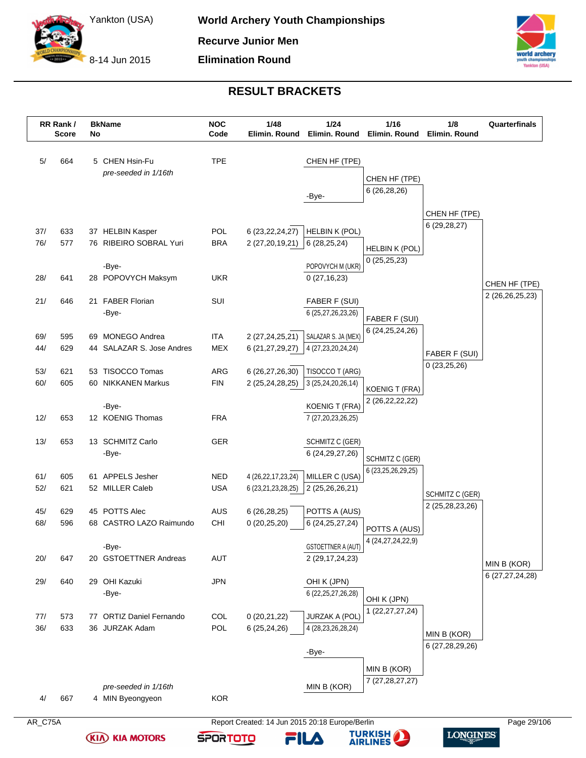# World Archery Youth Championships

Yankton (USA)
8-14 Jun 2015

**Recurve Junior Men**

**Elimination Round**

## RESULT BRACKETS

| RR Rank / Score | | BkName No | | NOC Code | 1/48 Elimin. Round | 1/24 Elimin. Round | 1/16 Elimin. Round | 1/8 Elimin. Round | Quarterfinals |
|---|---|---|---|---|---|---|---|---|---|
| 5/ | 664 | 5 | CHEN Hsin-Fu *pre-seeded in 1/16th* | TPE | | CHEN HF (TPE) | CHEN HF (TPE) 6 (26,28,26) | CHEN HF (TPE) 6 (29,28,27) | CHEN HF (TPE) 2 (26,26,25,23) |
| | | | -Bye- | | | -Bye- | | | |
| 37/ | 633 | 37 | HELBIN Kasper | POL | 6 (23,22,24,27) | HELBIN K (POL) 6 (28,25,24) | HELBIN K (POL) 0 (25,25,23) | | |
| 76/ | 577 | 76 | RIBEIRO SOBRAL Yuri | BRA | 2 (27,20,19,21) | | | | |
| | | | -Bye- | | | | | | |
| 28/ | 641 | 28 | POPOVYCH Maksym | UKR | | POPOVYCH M (UKR) 0 (27,16,23) | | | |
| 21/ | 646 | 21 | FABER Florian | SUI | | FABER F (SUI) 6 (25,27,26,23,26) | FABER F (SUI) 6 (24,25,24,26) | FABER F (SUI) 0 (23,25,26) | |
| | | | -Bye- | | | | | | |
| 69/ | 595 | 69 | MONEGO Andrea | ITA | 2 (27,24,25,21) | | | | |
| 44/ | 629 | 44 | SALAZAR S. Jose Andres | MEX | 6 (21,27,29,27) | SALAZAR S. JA (MEX) 4 (27,23,20,24,24) | | | |
| 53/ | 621 | 53 | TISOCCO Tomas | ARG | 6 (26,27,26,30) | TISOCCO T (ARG) 3 (25,24,20,26,14) | KOENIG T (FRA) 2 (26,22,22,22) | | |
| 60/ | 605 | 60 | NIKKANEN Markus | FIN | 2 (25,24,28,25) | | | | |
| | | | -Bye- | | | | | | |
| 12/ | 653 | 12 | KOENIG Thomas | FRA | | KOENIG T (FRA) 7 (27,20,23,26,25) | | | |
| 13/ | 653 | 13 | SCHMITZ Carlo | GER | | SCHMITZ C (GER) 6 (24,29,27,26) | SCHMITZ C (GER) 6 (23,25,26,29,25) | SCHMITZ C (GER) 2 (25,28,23,26) | MIN B (KOR) 6 (27,27,24,28) |
| | | | -Bye- | | | | | | |
| 61/ | 605 | 61 | APPELS Jesher | NED | 4 (26,22,17,23,24) | | | | |
| 52/ | 621 | 52 | MILLER Caleb | USA | 6 (23,21,23,28,25) | MILLER C (USA) 2 (25,26,26,21) | | | |
| 45/ | 629 | 45 | POTTS Alec | AUS | 6 (26,28,25) | POTTS A (AUS) 6 (24,25,27,24) | POTTS A (AUS) 4 (24,27,24,22,9) | | |
| 68/ | 596 | 68 | CASTRO LAZO Raimundo | CHI | 0 (20,25,20) | | | | |
| | | | -Bye- | | | | | | |
| 20/ | 647 | 20 | GSTOETTNER Andreas | AUT | | GSTOETTNER A (AUT) 2 (29,17,24,23) | | | |
| 29/ | 640 | 29 | OHI Kazuki | JPN | | OHI K (JPN) 6 (22,25,27,26,28) | OHI K (JPN) 1 (22,27,27,24) | MIN B (KOR) 6 (27,28,29,26) | |
| | | | -Bye- | | | | | | |
| 77/ | 573 | 77 | ORTIZ Daniel Fernando | COL | 0 (20,21,22) | | | | |
| 36/ | 633 | 36 | JURZAK Adam | POL | 6 (25,24,26) | JURZAK A (POL) 4 (28,23,26,28,24) | | | |
| | | | -Bye- | | | -Bye- | MIN B (KOR) 7 (27,28,27,27) | | |
| 4/ | 667 | 4 | MIN Byeongyeon *pre-seeded in 1/16th* | KOR | | MIN B (KOR) | | | |

AR_C75A    Report Created: 14 Jun 2015 20:18 Europe/Berlin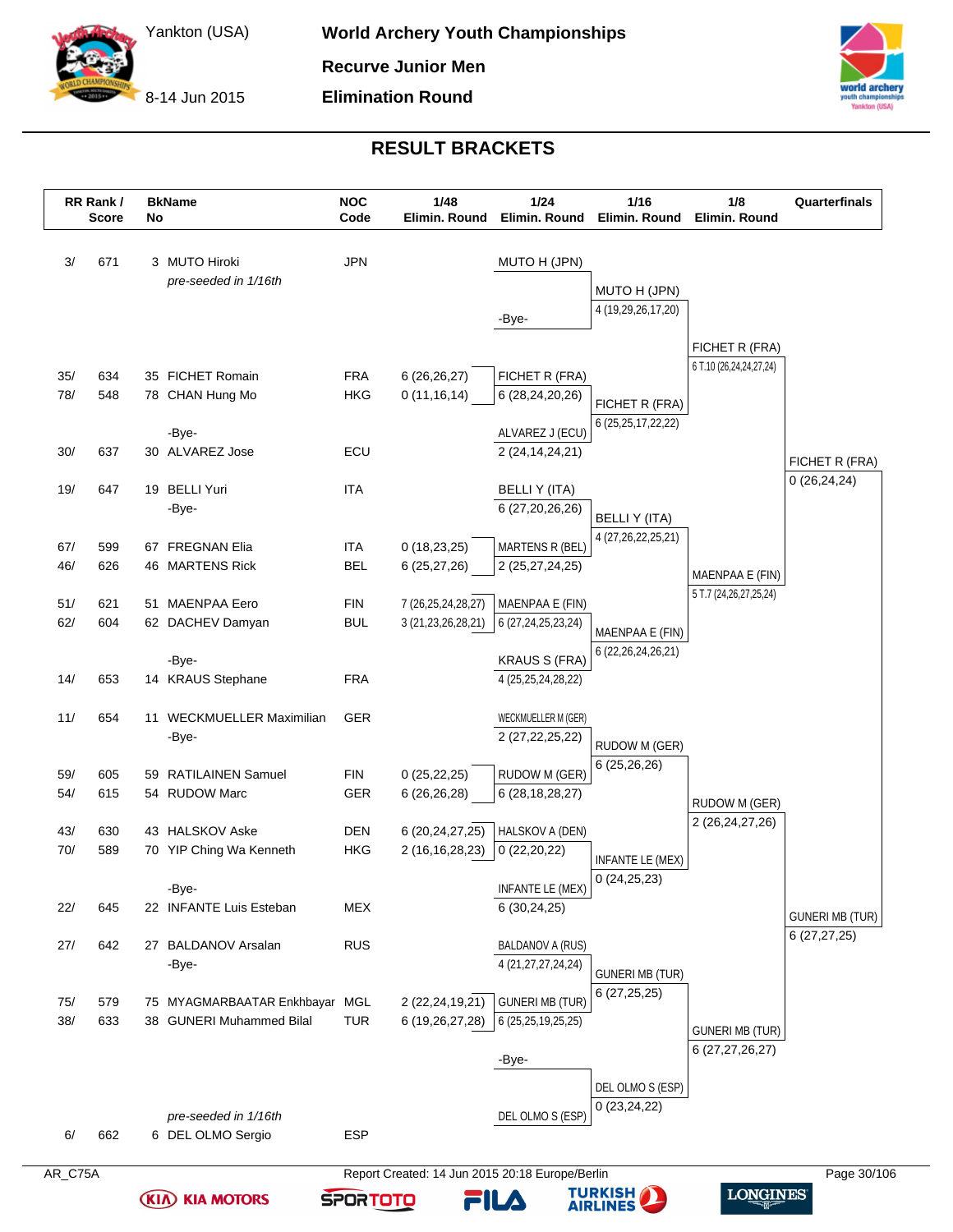# World Archery Youth Championships

**Yankton (USA)** — 8-14 Jun 2015

**Recurve Junior Men**

**Elimination Round**

## RESULT BRACKETS

| RR Rank / Score | | BkName No | | NOC Code | 1/48 Elimin. Round | 1/24 Elimin. Round | 1/16 Elimin. Round | 1/8 Elimin. Round | Quarterfinals |
|---|---|---|---|---|---|---|---|---|---|
| 3/ | 671 | 3 | MUTO Hiroki *pre-seeded in 1/16th* | JPN | | MUTO H (JPN) | MUTO H (JPN) 4 (19,29,26,17,20) | | |
| | | | -Bye- | | | -Bye- | | FICHET R (FRA) 6 T.10 (26,24,24,27,24) | |
| 35/ | 634 | 35 | FICHET Romain | FRA | 6 (26,26,27) | FICHET R (FRA) | | | |
| 78/ | 548 | 78 | CHAN Hung Mo | HKG | 0 (11,16,14) | 6 (28,24,20,26) | FICHET R (FRA) 6 (25,25,17,22,22) | | |
| | | | -Bye- | | | ALVAREZ J (ECU) | | | |
| 30/ | 637 | 30 | ALVAREZ Jose | ECU | | 2 (24,14,24,21) | | | FICHET R (FRA) 0 (26,24,24) |
| 19/ | 647 | 19 | BELLI Yuri | ITA | | BELLI Y (ITA) | | | |
| | | | -Bye- | | | 6 (27,20,26,26) | BELLI Y (ITA) 4 (27,26,22,25,21) | | |
| 67/ | 599 | 67 | FREGNAN Elia | ITA | 0 (18,23,25) | MARTENS R (BEL) | | | |
| 46/ | 626 | 46 | MARTENS Rick | BEL | 6 (25,27,26) | 2 (25,27,24,25) | | MAENPAA E (FIN) 5 T.7 (24,26,27,25,24) | |
| 51/ | 621 | 51 | MAENPAA Eero | FIN | 7 (26,25,24,28,27) | MAENPAA E (FIN) | | | |
| 62/ | 604 | 62 | DACHEV Damyan | BUL | 3 (21,23,26,28,21) | 6 (27,24,25,23,24) | MAENPAA E (FIN) 6 (22,26,24,26,21) | | |
| | | | -Bye- | | | KRAUS S (FRA) | | | |
| 14/ | 653 | 14 | KRAUS Stephane | FRA | | 4 (25,25,24,28,22) | | | |
| 11/ | 654 | 11 | WECKMUELLER Maximilian | GER | | WECKMUELLER M (GER) | | | |
| | | | -Bye- | | | 2 (27,22,25,22) | RUDOW M (GER) 6 (25,26,26) | | |
| 59/ | 605 | 59 | RATILAINEN Samuel | FIN | 0 (25,22,25) | RUDOW M (GER) | | | |
| 54/ | 615 | 54 | RUDOW Marc | GER | 6 (26,26,28) | 6 (28,18,28,27) | | RUDOW M (GER) 2 (26,24,27,26) | |
| 43/ | 630 | 43 | HALSKOV Aske | DEN | 6 (20,24,27,25) | HALSKOV A (DEN) | | | |
| 70/ | 589 | 70 | YIP Ching Wa Kenneth | HKG | 2 (16,16,28,23) | 0 (22,20,22) | INFANTE LE (MEX) 0 (24,25,23) | | |
| | | | -Bye- | | | INFANTE LE (MEX) | | | |
| 22/ | 645 | 22 | INFANTE Luis Esteban | MEX | | 6 (30,24,25) | | | GUNERI MB (TUR) 6 (27,27,25) |
| 27/ | 642 | 27 | BALDANOV Arsalan | RUS | | BALDANOV A (RUS) | | | |
| | | | -Bye- | | | 4 (21,27,27,24,24) | GUNERI MB (TUR) 6 (27,25,25) | | |
| 75/ | 579 | 75 | MYAGMARBAATAR Enkhbayar | MGL | 2 (22,24,19,21) | GUNERI MB (TUR) | | | |
| 38/ | 633 | 38 | GUNERI Muhammed Bilal | TUR | 6 (19,26,27,28) | 6 (25,25,19,25,25) | | GUNERI MB (TUR) 6 (27,27,26,27) | |
| | | | -Bye- | | | -Bye- | | | |
| | | | *pre-seeded in 1/16th* | | | DEL OLMO S (ESP) | DEL OLMO S (ESP) 0 (23,24,22) | | |
| 6/ | 662 | 6 | DEL OLMO Sergio | ESP | | | | | |

AR_C75A — Report Created: 14 Jun 2015 20:18 Europe/Berlin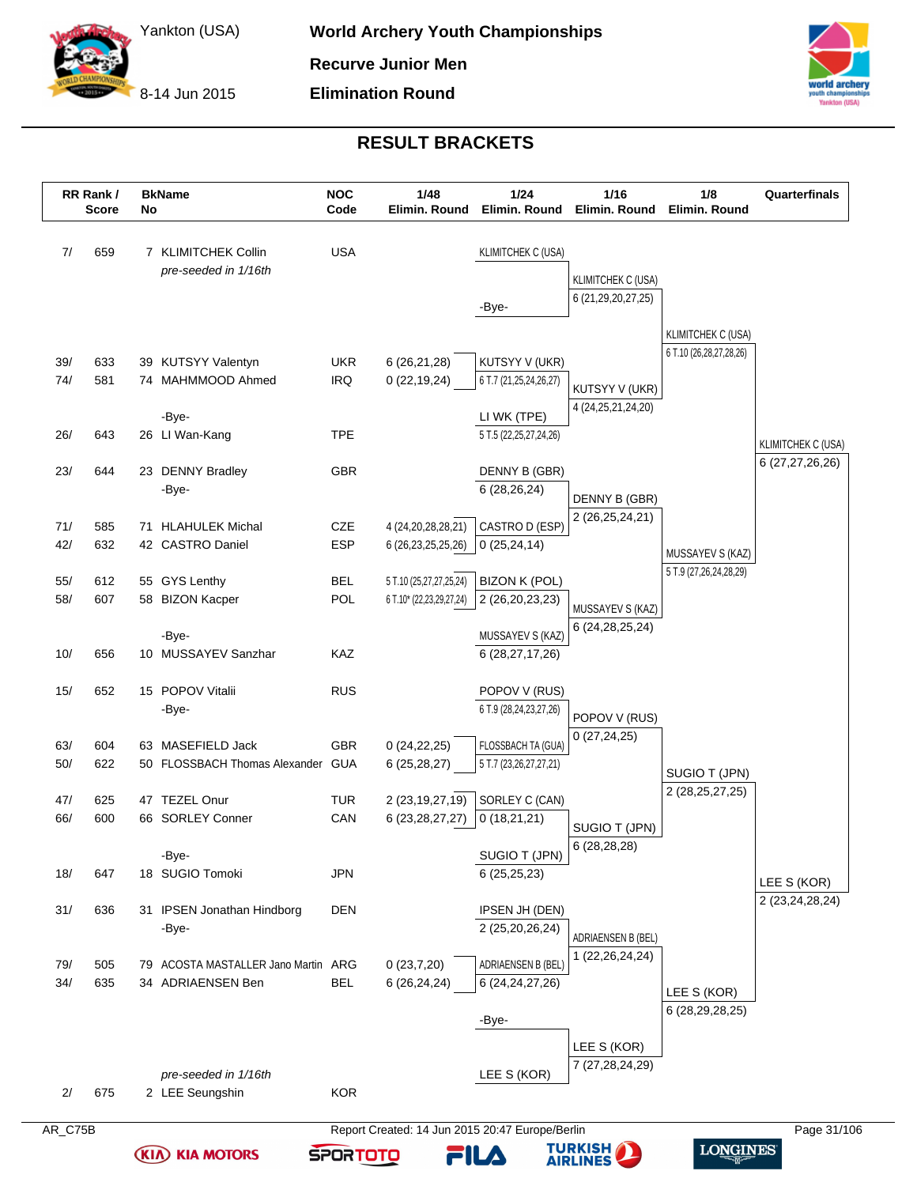# World Archery Youth Championships

**Recurve Junior Men**

**Elimination Round**

Yankton (USA)

8-14 Jun 2015

## RESULT BRACKETS

| RR Rank / Score | | BkName No | | NOC Code | 1/48 Elimin. Round | 1/24 Elimin. Round | 1/16 Elimin. Round | 1/8 Elimin. Round | Quarterfinals |
|---|---|---|---|---|---|---|---|---|---|
| 7/ | 659 | 7 | KLIMITCHEK Collin *pre-seeded in 1/16th* | USA | | KLIMITCHEK C (USA) | KLIMITCHEK C (USA) 6 (21,29,20,27,25) | KLIMITCHEK C (USA) 6 T.10 (26,28,27,28,26) | KLIMITCHEK C (USA) 6 (27,27,26,26) |
| | | | -Bye- | | | -Bye- | | | |
| 39/ | 633 | 39 | KUTSYY Valentyn | UKR | 6 (26,21,28) | KUTSYY V (UKR) 6 T.7 (21,25,24,26,27) | KUTSYY V (UKR) 4 (24,25,21,24,20) | | |
| 74/ | 581 | 74 | MAHMMOOD Ahmed | IRQ | 0 (22,19,24) | | | | |
| | | | -Bye- | | | LI WK (TPE) 5 T.5 (22,25,27,24,26) | | | |
| 26/ | 643 | 26 | LI Wan-Kang | TPE | | | | | |
| 23/ | 644 | 23 | DENNY Bradley | GBR | | DENNY B (GBR) 6 (28,26,24) | DENNY B (GBR) 2 (26,25,24,21) | MUSSAYEV S (KAZ) 5 T.9 (27,26,24,28,29) | |
| | | | -Bye- | | | | | | |
| 71/ | 585 | 71 | HLAHULEK Michal | CZE | 4 (24,20,28,28,21) | CASTRO D (ESP) 0 (25,24,14) | | | |
| 42/ | 632 | 42 | CASTRO Daniel | ESP | 6 (26,23,25,25,26) | | | | |
| 55/ | 612 | 55 | GYS Lenthy | BEL | 5 T.10 (25,27,27,25,24) | BIZON K (POL) 2 (26,20,23,23) | MUSSAYEV S (KAZ) 6 (24,28,25,24) | | |
| 58/ | 607 | 58 | BIZON Kacper | POL | 6 T.10* (22,23,29,27,24) | | | | |
| | | | -Bye- | | | MUSSAYEV S (KAZ) 6 (28,27,17,26) | | | |
| 10/ | 656 | 10 | MUSSAYEV Sanzhar | KAZ | | | | | |
| 15/ | 652 | 15 | POPOV Vitalii | RUS | | POPOV V (RUS) 6 T.9 (28,24,23,27,26) | POPOV V (RUS) 0 (27,24,25) | SUGIO T (JPN) 2 (28,25,27,25) | LEE S (KOR) 2 (23,24,28,24) |
| | | | -Bye- | | | | | | |
| 63/ | 604 | 63 | MASEFIELD Jack | GBR | 0 (24,22,25) | FLOSSBACH TA (GUA) 5 T.7 (23,26,27,27,21) | | | |
| 50/ | 622 | 50 | FLOSSBACH Thomas Alexander | GUA | 6 (25,28,27) | | | | |
| 47/ | 625 | 47 | TEZEL Onur | TUR | 2 (23,19,27,19) | SORLEY C (CAN) 0 (18,21,21) | SUGIO T (JPN) 6 (28,28,28) | | |
| 66/ | 600 | 66 | SORLEY Conner | CAN | 6 (23,28,27,27) | | | | |
| | | | -Bye- | | | SUGIO T (JPN) 6 (25,25,23) | | | |
| 18/ | 647 | 18 | SUGIO Tomoki | JPN | | | | | |
| 31/ | 636 | 31 | IPSEN Jonathan Hindborg | DEN | | IPSEN JH (DEN) 2 (25,20,26,24) | ADRIAENSEN B (BEL) 1 (22,26,24,24) | LEE S (KOR) 6 (28,29,28,25) | |
| | | | -Bye- | | | | | | |
| 79/ | 505 | 79 | ACOSTA MASTALLER Jano Martin | ARG | 0 (23,7,20) | ADRIAENSEN B (BEL) 6 (24,24,27,26) | | | |
| 34/ | 635 | 34 | ADRIAENSEN Ben | BEL | 6 (26,24,24) | | | | |
| | | | -Bye- | | | -Bye- | LEE S (KOR) 7 (27,28,24,29) | | |
| 2/ | 675 | 2 | LEE Seungshin *pre-seeded in 1/16th* | KOR | | LEE S (KOR) | | | |

AR_C75B

Report Created: 14 Jun 2015 20:47 Europe/Berlin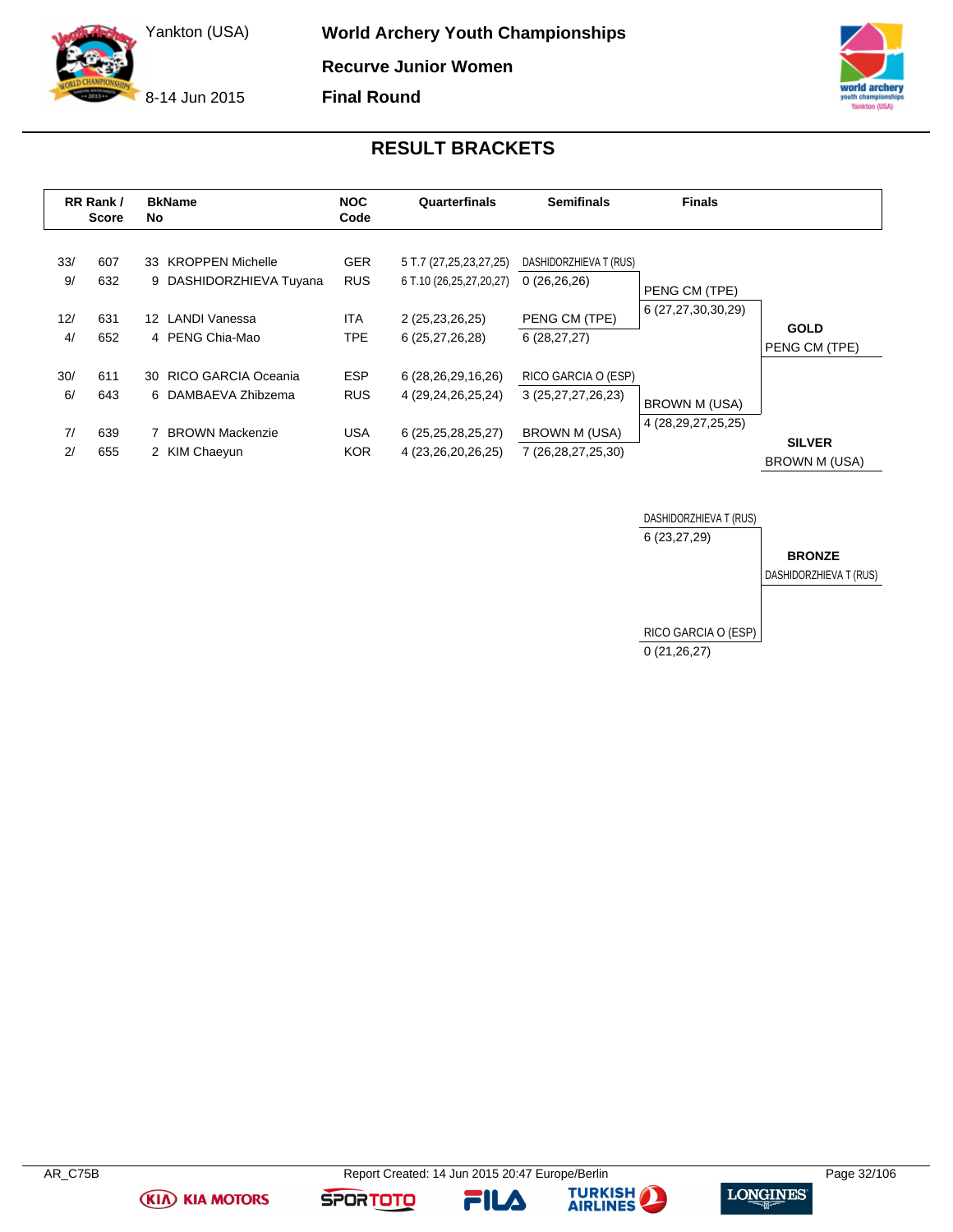# World Archery Youth Championships

Yankton (USA)
8-14 Jun 2015

## Recurve Junior Women

## Final Round

## RESULT BRACKETS

| RR Rank / Score | | BkName No | | NOC Code | Quarterfinals | Semifinals | Finals | |
|---|---|---|---|---|---|---|---|---|
| 33/ | 607 | 33 | KROPPEN Michelle | GER | 5 T.7 (27,25,23,27,25) | DASHIDORZHIEVA T (RUS) | | |
| 9/ | 632 | 9 | DASHIDORZHIEVA Tuyana | RUS | 6 T.10 (26,25,27,20,27) | 0 (26,26,26) | PENG CM (TPE) | |
| 12/ | 631 | 12 | LANDI Vanessa | ITA | 2 (25,23,26,25) | PENG CM (TPE) | 6 (27,27,30,30,29) | **GOLD** |
| 4/ | 652 | 4 | PENG Chia-Mao | TPE | 6 (25,27,26,28) | 6 (28,27,27) | | PENG CM (TPE) |
| 30/ | 611 | 30 | RICO GARCIA Oceania | ESP | 6 (28,26,29,16,26) | RICO GARCIA O (ESP) | | |
| 6/ | 643 | 6 | DAMBAEVA Zhibzema | RUS | 4 (29,24,26,25,24) | 3 (25,27,27,26,23) | BROWN M (USA) | |
| 7/ | 639 | 7 | BROWN Mackenzie | USA | 6 (25,25,28,25,27) | BROWN M (USA) | 4 (28,29,27,25,25) | **SILVER** |
| 2/ | 655 | 2 | KIM Chaeyun | KOR | 4 (23,26,20,26,25) | 7 (26,28,27,25,30) | | BROWN M (USA) |

### Bronze Medal Match

| Finals | |
|---|---|
| DASHIDORZHIEVA T (RUS) | |
| 6 (23,27,29) | **BRONZE** |
| | DASHIDORZHIEVA T (RUS) |
| RICO GARCIA O (ESP) | |
| 0 (21,26,27) | |

AR_C75B Report Created: 14 Jun 2015 20:47 Europe/Berlin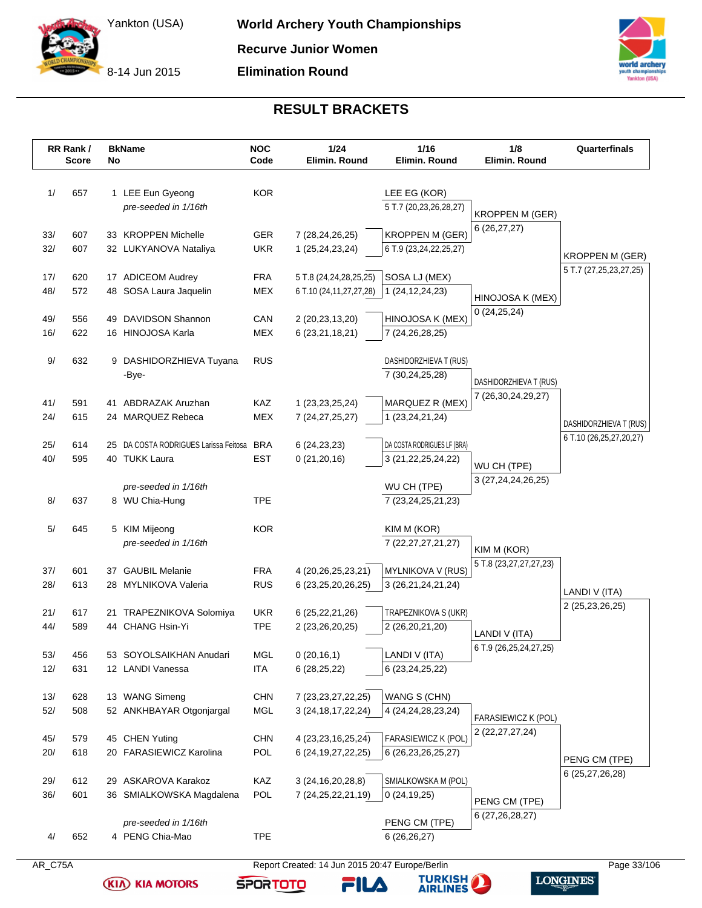# World Archery Youth Championships

Yankton (USA)

8-14 Jun 2015

**Recurve Junior Women**

**Elimination Round**

## RESULT BRACKETS

| RR Rank / Score | BkName No | NOC Code | 1/24 Elimin. Round | 1/16 Elimin. Round | 1/8 Elimin. Round | Quarterfinals |
|---|---|---|---|---|---|---|
| 1/ 657 | 1 LEE Eun Gyeong *pre-seeded in 1/16th* | KOR | | LEE EG (KOR) 5 T.7 (20,23,26,28,27) | | |
| | | | | | KROPPEN M (GER) 6 (26,27,27) | |
| 33/ 607 | 33 KROPPEN Michelle | GER | 7 (28,24,26,25) | KROPPEN M (GER) 6 T.9 (23,24,22,25,27) | | |
| 32/ 607 | 32 LUKYANOVA Nataliya | UKR | 1 (25,24,23,24) | | | |
| | | | | | | KROPPEN M (GER) 5 T.7 (27,25,23,27,25) |
| 17/ 620 | 17 ADICEOM Audrey | FRA | 5 T.8 (24,24,28,25,25) | SOSA LJ (MEX) 1 (24,12,24,23) | | |
| 48/ 572 | 48 SOSA Laura Jaquelin | MEX | 6 T.10 (24,11,27,27,28) | | | |
| | | | | | HINOJOSA K (MEX) 0 (24,25,24) | |
| 49/ 556 | 49 DAVIDSON Shannon | CAN | 2 (20,23,13,20) | HINOJOSA K (MEX) 7 (24,26,28,25) | | |
| 16/ 622 | 16 HINOJOSA Karla | MEX | 6 (23,21,18,21) | | | |
| 9/ 632 | 9 DASHIDORZHIEVA Tuyana -Bye- | RUS | | DASHIDORZHIEVA T (RUS) 7 (30,24,25,28) | | |
| | | | | | DASHIDORZHIEVA T (RUS) 7 (26,30,24,29,27) | |
| 41/ 591 | 41 ABDRAZAK Aruzhan | KAZ | 1 (23,23,25,24) | MARQUEZ R (MEX) 1 (23,24,21,24) | | |
| 24/ 615 | 24 MARQUEZ Rebeca | MEX | 7 (24,27,25,27) | | | |
| | | | | | | DASHIDORZHIEVA T (RUS) 6 T.10 (26,25,27,20,27) |
| 25/ 614 | 25 DA COSTA RODRIGUES Larissa Feitosa | BRA | 6 (24,23,23) | DA COSTA RODRIGUES LF (BRA) 3 (21,22,25,24,22) | | |
| 40/ 595 | 40 TUKK Laura | EST | 0 (21,20,16) | | | |
| | | | | | WU CH (TPE) 3 (27,24,24,26,25) | |
| 8/ 637 | *pre-seeded in 1/16th* 8 WU Chia-Hung | TPE | | WU CH (TPE) 7 (23,24,25,21,23) | | |
| 5/ 645 | 5 KIM Mijeong *pre-seeded in 1/16th* | KOR | | KIM M (KOR) 7 (22,27,27,21,27) | | |
| | | | | | KIM M (KOR) 5 T.8 (23,27,27,27,23) | |
| 37/ 601 | 37 GAUBIL Melanie | FRA | 4 (20,26,25,23,21) | MYLNIKOVA V (RUS) 3 (26,21,24,21,24) | | |
| 28/ 613 | 28 MYLNIKOVA Valeria | RUS | 6 (23,25,20,26,25) | | | |
| | | | | | | LANDI V (ITA) 2 (25,23,26,25) |
| 21/ 617 | 21 TRAPEZNIKOVA Solomiya | UKR | 6 (25,22,21,26) | TRAPEZNIKOVA S (UKR) 2 (26,20,21,20) | | |
| 44/ 589 | 44 CHANG Hsin-Yi | TPE | 2 (23,26,20,25) | | | |
| | | | | | LANDI V (ITA) 6 T.9 (26,25,24,27,25) | |
| 53/ 456 | 53 SOYOLSAIKHAN Anudari | MGL | 0 (20,16,1) | LANDI V (ITA) 6 (23,24,25,22) | | |
| 12/ 631 | 12 LANDI Vanessa | ITA | 6 (28,25,22) | | | |
| 13/ 628 | 13 WANG Simeng | CHN | 7 (23,23,27,22,25) | WANG S (CHN) 4 (24,24,28,23,24) | | |
| 52/ 508 | 52 ANKHBAYAR Otgonjargal | MGL | 3 (24,18,17,22,24) | | | |
| | | | | | FARASIEWICZ K (POL) 2 (22,27,27,24) | |
| 45/ 579 | 45 CHEN Yuting | CHN | 4 (23,23,16,25,24) | FARASIEWICZ K (POL) 6 (26,23,26,25,27) | | |
| 20/ 618 | 20 FARASIEWICZ Karolina | POL | 6 (24,19,27,22,25) | | | |
| | | | | | | PENG CM (TPE) 6 (25,27,26,28) |
| 29/ 612 | 29 ASKAROVA Karakoz | KAZ | 3 (24,16,20,28,8) | SMIALKOWSKA M (POL) 0 (24,19,25) | | |
| 36/ 601 | 36 SMIALKOWSKA Magdalena | POL | 7 (24,25,22,21,19) | | | |
| | | | | | PENG CM (TPE) 6 (27,26,28,27) | |
| 4/ 652 | *pre-seeded in 1/16th* 4 PENG Chia-Mao | TPE | | PENG CM (TPE) 6 (26,26,27) | | |

AR_C75A Report Created: 14 Jun 2015 20:47 Europe/Berlin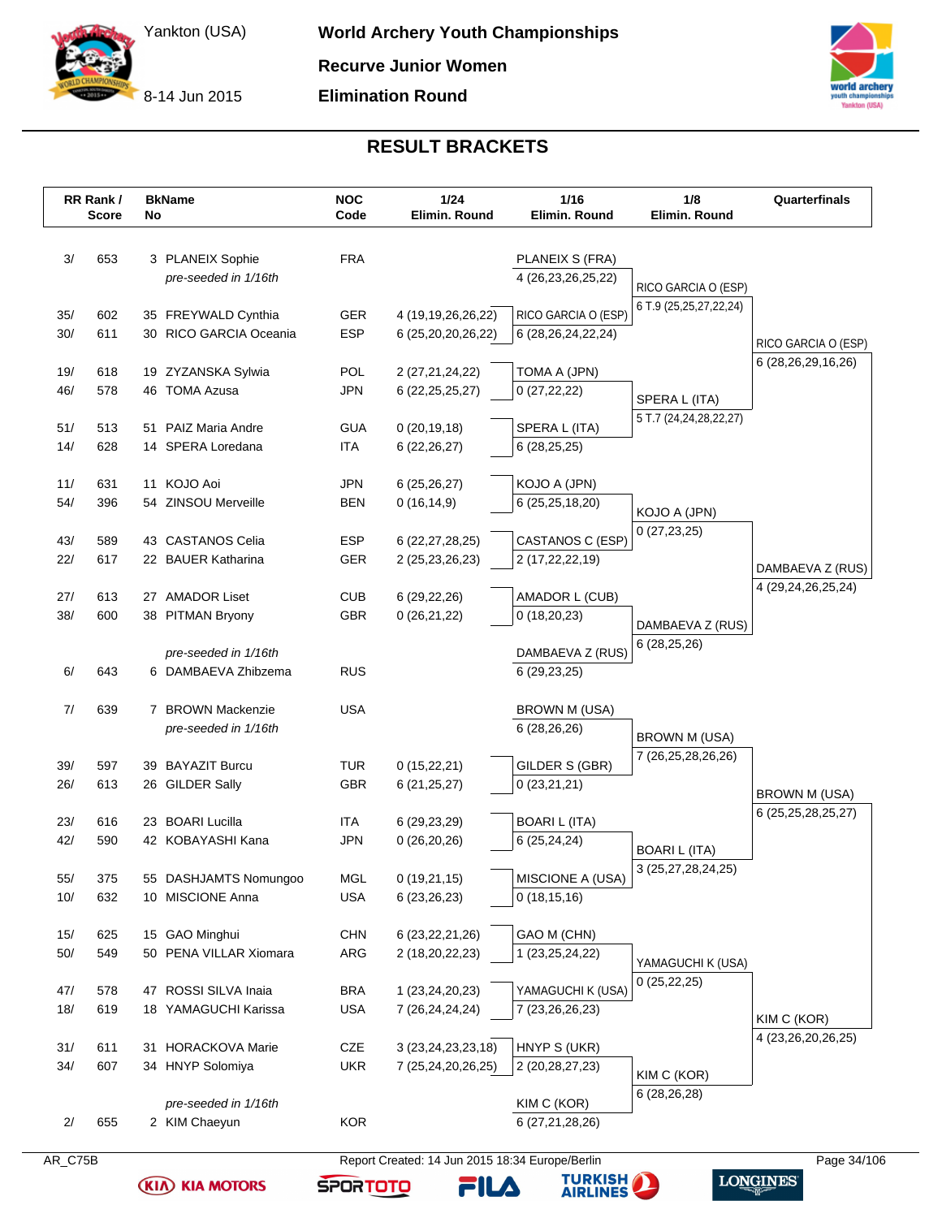# World Archery Youth Championships

Yankton (USA)

8-14 Jun 2015

**Recurve Junior Women**

**Elimination Round**

## RESULT BRACKETS

| RR Rank / Score | | BkName No | | NOC Code | 1/24 Elimin. Round | 1/16 Elimin. Round | 1/8 Elimin. Round | Quarterfinals |
|---|---|---|---|---|---|---|---|---|
| 3/ | 653 | 3 | PLANEIX Sophie | FRA | | PLANEIX S (FRA) | | |
| | | | *pre-seeded in 1/16th* | | | 4 (26,23,26,25,22) | RICO GARCIA O (ESP) | |
| | | | | | | | 6 T.9 (25,25,27,22,24) | |
| 35/ | 602 | 35 | FREYWALD Cynthia | GER | 4 (19,19,26,26,22) | RICO GARCIA O (ESP) | | |
| 30/ | 611 | 30 | RICO GARCIA Oceania | ESP | 6 (25,20,20,26,22) | 6 (28,26,24,22,24) | | RICO GARCIA O (ESP) |
| | | | | | | | | 6 (28,26,29,16,26) |
| 19/ | 618 | 19 | ZYZANSKA Sylwia | POL | 2 (27,21,24,22) | TOMA A (JPN) | | |
| 46/ | 578 | 46 | TOMA Azusa | JPN | 6 (22,25,25,27) | 0 (27,22,22) | SPERA L (ITA) | |
| | | | | | | | 5 T.7 (24,24,28,22,27) | |
| 51/ | 513 | 51 | PAIZ Maria Andre | GUA | 0 (20,19,18) | SPERA L (ITA) | | |
| 14/ | 628 | 14 | SPERA Loredana | ITA | 6 (22,26,27) | 6 (28,25,25) | | |
| 11/ | 631 | 11 | KOJO Aoi | JPN | 6 (25,26,27) | KOJO A (JPN) | | |
| 54/ | 396 | 54 | ZINSOU Merveille | BEN | 0 (16,14,9) | 6 (25,25,18,20) | KOJO A (JPN) | |
| | | | | | | | 0 (27,23,25) | |
| 43/ | 589 | 43 | CASTANOS Celia | ESP | 6 (22,27,28,25) | CASTANOS C (ESP) | | |
| 22/ | 617 | 22 | BAUER Katharina | GER | 2 (25,23,26,23) | 2 (17,22,22,19) | | DAMBAEVA Z (RUS) |
| | | | | | | | | 4 (29,24,26,25,24) |
| 27/ | 613 | 27 | AMADOR Liset | CUB | 6 (29,22,26) | AMADOR L (CUB) | | |
| 38/ | 600 | 38 | PITMAN Bryony | GBR | 0 (26,21,22) | 0 (18,20,23) | DAMBAEVA Z (RUS) | |
| | | | | | | | 6 (28,25,26) | |
| | | | *pre-seeded in 1/16th* | | | DAMBAEVA Z (RUS) | | |
| 6/ | 643 | 6 | DAMBAEVA Zhibzema | RUS | | 6 (29,23,25) | | |
| 7/ | 639 | 7 | BROWN Mackenzie | USA | | BROWN M (USA) | | |
| | | | *pre-seeded in 1/16th* | | | 6 (28,26,26) | BROWN M (USA) | |
| | | | | | | | 7 (26,25,28,26,26) | |
| 39/ | 597 | 39 | BAYAZIT Burcu | TUR | 0 (15,22,21) | GILDER S (GBR) | | |
| 26/ | 613 | 26 | GILDER Sally | GBR | 6 (21,25,27) | 0 (23,21,21) | | BROWN M (USA) |
| | | | | | | | | 6 (25,25,28,25,27) |
| 23/ | 616 | 23 | BOARI Lucilla | ITA | 6 (29,23,29) | BOARI L (ITA) | | |
| 42/ | 590 | 42 | KOBAYASHI Kana | JPN | 0 (26,20,26) | 6 (25,24,24) | BOARI L (ITA) | |
| | | | | | | | 3 (25,27,28,24,25) | |
| 55/ | 375 | 55 | DASHJAMTS Nomungoo | MGL | 0 (19,21,15) | MISCIONE A (USA) | | |
| 10/ | 632 | 10 | MISCIONE Anna | USA | 6 (23,26,23) | 0 (18,15,16) | | |
| 15/ | 625 | 15 | GAO Minghui | CHN | 6 (23,22,21,26) | GAO M (CHN) | | |
| 50/ | 549 | 50 | PENA VILLAR Xiomara | ARG | 2 (18,20,22,23) | 1 (23,25,24,22) | YAMAGUCHI K (USA) | |
| | | | | | | | 0 (25,22,25) | |
| 47/ | 578 | 47 | ROSSI SILVA Inaia | BRA | 1 (23,24,20,23) | YAMAGUCHI K (USA) | | |
| 18/ | 619 | 18 | YAMAGUCHI Karissa | USA | 7 (26,24,24,24) | 7 (23,26,26,23) | | KIM C (KOR) |
| | | | | | | | | 4 (23,26,20,26,25) |
| 31/ | 611 | 31 | HORACKOVA Marie | CZE | 3 (23,24,23,23,18) | HNYP S (UKR) | | |
| 34/ | 607 | 34 | HNYP Solomiya | UKR | 7 (25,24,20,26,25) | 2 (20,28,27,23) | KIM C (KOR) | |
| | | | | | | | 6 (28,26,28) | |
| | | | *pre-seeded in 1/16th* | | | KIM C (KOR) | | |
| 2/ | 655 | 2 | KIM Chaeyun | KOR | | 6 (27,21,28,26) | | |

AR_C75B    Report Created: 14 Jun 2015 18:34 Europe/Berlin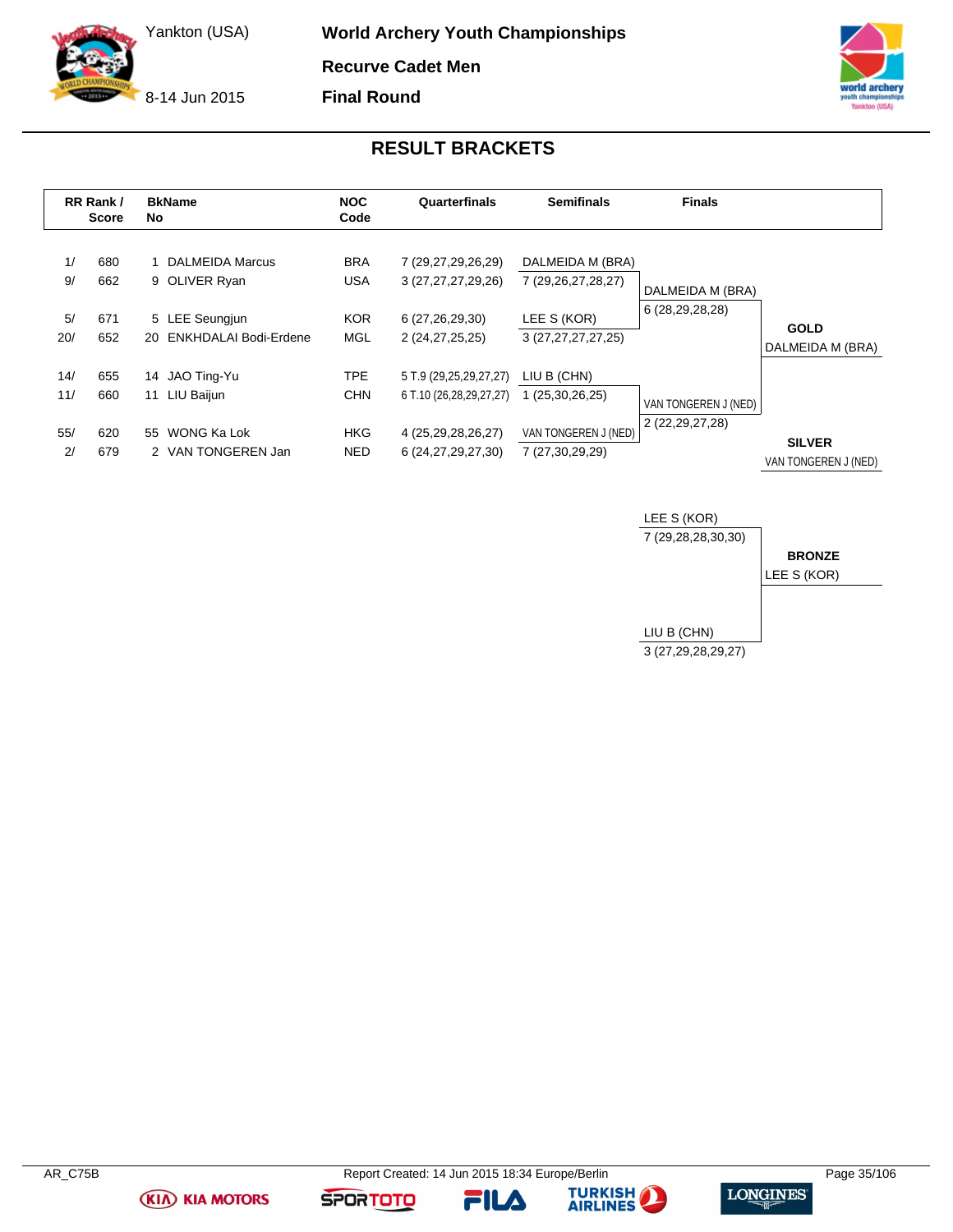World Archery Youth Championships

Recurve Cadet Men

Final Round

Yankton (USA)

8-14 Jun 2015

## RESULT BRACKETS

| RR Rank / | Score | BkNo | Name | NOC Code | Quarterfinals | Semifinals | Finals |
|---|---|---|---|---|---|---|---|
| 1/ | 680 | 1 | DALMEIDA Marcus | BRA | 7 (29,27,29,26,29) | DALMEIDA M (BRA) | |
| 9/ | 662 | 9 | OLIVER Ryan | USA | 3 (27,27,27,29,26) | 7 (29,26,27,28,27) | DALMEIDA M (BRA) |
| | | | | | | | 6 (28,29,28,28) |
| 5/ | 671 | 5 | LEE Seungjun | KOR | 6 (27,26,29,30) | LEE S (KOR) | |
| 20/ | 652 | 20 | ENKHDALAI Bodi-Erdene | MGL | 2 (24,27,25,25) | 3 (27,27,27,27,25) | |
| 14/ | 655 | 14 | JAO Ting-Yu | TPE | 5 T.9 (29,25,29,27,27) | LIU B (CHN) | |
| 11/ | 660 | 11 | LIU Baijun | CHN | 6 T.10 (26,28,29,27,27) | 1 (25,30,26,25) | VAN TONGEREN J (NED) |
| | | | | | | | 2 (22,29,27,28) |
| 55/ | 620 | 55 | WONG Ka Lok | HKG | 4 (25,29,28,26,27) | VAN TONGEREN J (NED) | |
| 2/ | 679 | 2 | VAN TONGEREN Jan | NED | 6 (24,27,29,27,30) | 7 (27,30,29,29) | |

**GOLD**
DALMEIDA M (BRA)

**SILVER**
VAN TONGEREN J (NED)

**Bronze match**

| Athlete | Score |
|---|---|
| LEE S (KOR) | 7 (29,28,28,30,30) |
| LIU B (CHN) | 3 (27,29,28,29,27) |

**BRONZE**
LEE S (KOR)

AR_C75B Report Created: 14 Jun 2015 18:34 Europe/Berlin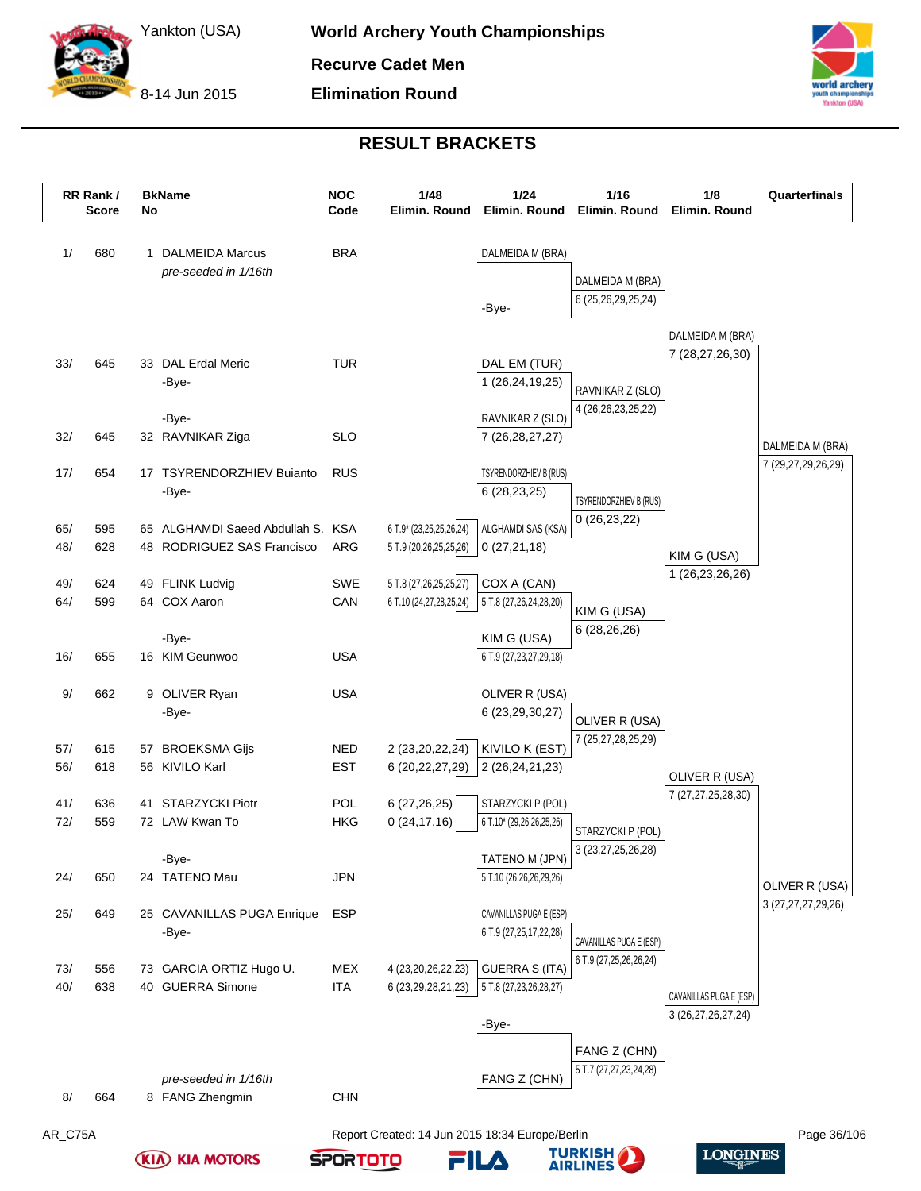# World Archery Youth Championships

Yankton (USA)
8-14 Jun 2015

**Recurve Cadet Men**

**Elimination Round**

## RESULT BRACKETS

| RR Rank / Score | | BkName No | | NOC Code | 1/48 Elimin. Round | 1/24 Elimin. Round | 1/16 Elimin. Round | 1/8 Elimin. Round | Quarterfinals |
|---|---|---|---|---|---|---|---|---|---|
| 1/ | 680 | 1 | DALMEIDA Marcus | BRA | | DALMEIDA M (BRA) | | | |
| | | | *pre-seeded in 1/16th* | | | | DALMEIDA M (BRA) 6 (25,26,29,25,24) | | |
| | | | | | | -Bye- | | | |
| | | | | | | | | DALMEIDA M (BRA) 7 (28,27,26,30) | |
| 33/ | 645 | 33 | DAL Erdal Meric | TUR | | DAL EM (TUR) 1 (26,24,19,25) | | | |
| | | | -Bye- | | | | RAVNIKAR Z (SLO) 4 (26,26,23,25,22) | | |
| | | | -Bye- | | | RAVNIKAR Z (SLO) | | | |
| 32/ | 645 | 32 | RAVNIKAR Ziga | SLO | | 7 (26,28,27,27) | | | DALMEIDA M (BRA) 7 (29,27,29,26,29) |
| 17/ | 654 | 17 | TSYRENDORZHIEV Buianto | RUS | | TSYRENDORZHIEV B (RUS) 6 (28,23,25) | | | |
| | | | -Bye- | | | | TSYRENDORZHIEV B (RUS) 0 (26,23,22) | | |
| 65/ | 595 | 65 | ALGHAMDI Saeed Abdullah S. | KSA | 6 T.9* (23,25,25,26,24) | ALGHAMDI SAS (KSA) | | | |
| 48/ | 628 | 48 | RODRIGUEZ SAS Francisco | ARG | 5 T.9 (20,26,25,25,26) | 0 (27,21,18) | | KIM G (USA) 1 (26,23,26,26) | |
| 49/ | 624 | 49 | FLINK Ludvig | SWE | 5 T.8 (27,26,25,25,27) | COX A (CAN) | | | |
| 64/ | 599 | 64 | COX Aaron | CAN | 6 T.10 (24,27,28,25,24) | 5 T.8 (27,26,24,28,20) | KIM G (USA) 6 (28,26,26) | | |
| | | | -Bye- | | | KIM G (USA) | | | |
| 16/ | 655 | 16 | KIM Geunwoo | USA | | 6 T.9 (27,23,27,29,18) | | | |
| 9/ | 662 | 9 | OLIVER Ryan | USA | | OLIVER R (USA) 6 (23,29,30,27) | | | |
| | | | -Bye- | | | | OLIVER R (USA) 7 (25,27,28,25,29) | | |
| 57/ | 615 | 57 | BROEKSMA Gijs | NED | 2 (23,20,22,24) | KIVILO K (EST) | | | |
| 56/ | 618 | 56 | KIVILO Karl | EST | 6 (20,22,27,29) | 2 (26,24,21,23) | | OLIVER R (USA) 7 (27,27,25,28,30) | |
| 41/ | 636 | 41 | STARZYCKI Piotr | POL | 6 (27,26,25) | STARZYCKI P (POL) | | | |
| 72/ | 559 | 72 | LAW Kwan To | HKG | 0 (24,17,16) | 6 T.10* (29,26,26,25,26) | STARZYCKI P (POL) 3 (23,27,25,26,28) | | |
| | | | -Bye- | | | TATENO M (JPN) | | | |
| 24/ | 650 | 24 | TATENO Mau | JPN | | 5 T.10 (26,26,26,29,26) | | | OLIVER R (USA) 3 (27,27,27,29,26) |
| 25/ | 649 | 25 | CAVANILLAS PUGA Enrique | ESP | | CAVANILLAS PUGA E (ESP) 6 T.9 (27,25,17,22,28) | | | |
| | | | -Bye- | | | | CAVANILLAS PUGA E (ESP) 6 T.9 (27,25,26,26,24) | | |
| 73/ | 556 | 73 | GARCIA ORTIZ Hugo U. | MEX | 4 (23,20,26,22,23) | GUERRA S (ITA) | | | |
| 40/ | 638 | 40 | GUERRA Simone | ITA | 6 (23,29,28,21,23) | 5 T.8 (27,23,26,28,27) | | CAVANILLAS PUGA E (ESP) 3 (26,27,26,27,24) | |
| | | | | | | -Bye- | | | |
| | | | | | | | FANG Z (CHN) 5 T.7 (27,27,23,24,28) | | |
| | | | *pre-seeded in 1/16th* | | | FANG Z (CHN) | | | |
| 8/ | 664 | 8 | FANG Zhengmin | CHN | | | | | |

AR_C75A

Report Created: 14 Jun 2015 18:34 Europe/Berlin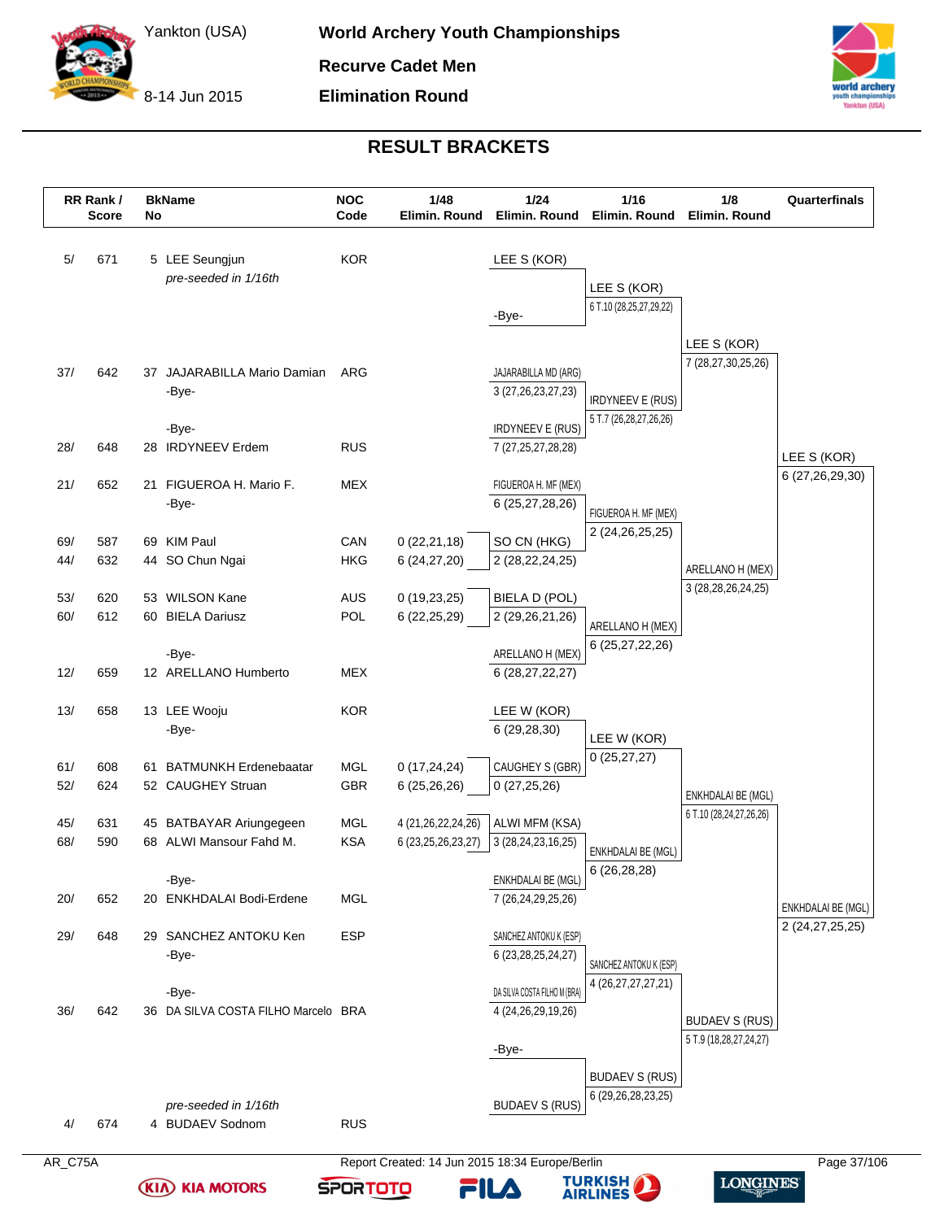# World Archery Youth Championships

Yankton (USA)
8-14 Jun 2015

**Recurve Cadet Men**

**Elimination Round**

## RESULT BRACKETS

| RR Rank / Score | | BkName No | | NOC Code | 1/48 Elimin. Round | 1/24 Elimin. Round | 1/16 Elimin. Round | 1/8 Elimin. Round | Quarterfinals |
|---|---|---|---|---|---|---|---|---|---|
| 5/ | 671 | 5 | LEE Seungjun *pre-seeded in 1/16th* | KOR | | LEE S (KOR) / -Bye- | LEE S (KOR) 6 T.10 (28,25,27,29,22) | LEE S (KOR) 7 (28,27,30,25,26) | LEE S (KOR) 6 (27,26,29,30) |
| 37/ | 642 | 37 | JAJARABILLA Mario Damian | ARG | -Bye- | JAJARABILLA MD (ARG) 3 (27,26,23,27,23) | IRDYNEEV E (RUS) 5 T.7 (26,28,27,26,26) | | |
| 28/ | 648 | 28 | IRDYNEEV Erdem | RUS | -Bye- | IRDYNEEV E (RUS) 7 (27,25,27,28,28) | | | |
| 21/ | 652 | 21 | FIGUEROA H. Mario F. | MEX | -Bye- | FIGUEROA H. MF (MEX) 6 (25,27,28,26) | FIGUEROA H. MF (MEX) 2 (24,26,25,25) | ARELLANO H (MEX) 3 (28,28,26,24,25) | |
| 69/ | 587 | 69 | KIM Paul | CAN | 0 (22,21,18) | | | | |
| 44/ | 632 | 44 | SO Chun Ngai | HKG | 6 (24,27,20) | SO CN (HKG) 2 (28,22,24,25) | | | |
| 53/ | 620 | 53 | WILSON Kane | AUS | 0 (19,23,25) | | | | |
| 60/ | 612 | 60 | BIELA Dariusz | POL | 6 (22,25,29) | BIELA D (POL) 2 (29,26,21,26) | ARELLANO H (MEX) 6 (25,27,22,26) | | |
| 12/ | 659 | 12 | ARELLANO Humberto | MEX | -Bye- | ARELLANO H (MEX) 6 (28,27,22,27) | | | |
| 13/ | 658 | 13 | LEE Wooju | KOR | -Bye- | LEE W (KOR) 6 (29,28,30) | LEE W (KOR) 0 (25,27,27) | ENKHDALAI BE (MGL) 6 T.10 (28,24,27,26,26) | ENKHDALAI BE (MGL) 2 (24,27,25,25) |
| 61/ | 608 | 61 | BATMUNKH Erdenebaatar | MGL | 0 (17,24,24) | | | | |
| 52/ | 624 | 52 | CAUGHEY Struan | GBR | 6 (25,26,26) | CAUGHEY S (GBR) 0 (27,25,26) | | | |
| 45/ | 631 | 45 | BATBAYAR Ariungegeen | MGL | 4 (21,26,22,24,26) | | | | |
| 68/ | 590 | 68 | ALWI Mansour Fahd M. | KSA | 6 (23,25,26,23,27) | ALWI MFM (KSA) 3 (28,24,23,16,25) | ENKHDALAI BE (MGL) 6 (26,28,28) | | |
| 20/ | 652 | 20 | ENKHDALAI Bodi-Erdene | MGL | -Bye- | ENKHDALAI BE (MGL) 7 (26,24,29,25,26) | | | |
| 29/ | 648 | 29 | SANCHEZ ANTOKU Ken | ESP | -Bye- | SANCHEZ ANTOKU K (ESP) 6 (23,28,25,24,27) | SANCHEZ ANTOKU K (ESP) 4 (26,27,27,27,21) | BUDAEV S (RUS) 5 T.9 (18,28,27,24,27) | |
| 36/ | 642 | 36 | DA SILVA COSTA FILHO Marcelo | BRA | -Bye- | DA SILVA COSTA FILHO M (BRA) 4 (24,26,29,19,26) | | | |
| 4/ | 674 | 4 | BUDAEV Sodnom *pre-seeded in 1/16th* | RUS | | -Bye- / BUDAEV S (RUS) | BUDAEV S (RUS) 6 (29,26,28,23,25) | | |

AR_C75A

Report Created: 14 Jun 2015 18:34 Europe/Berlin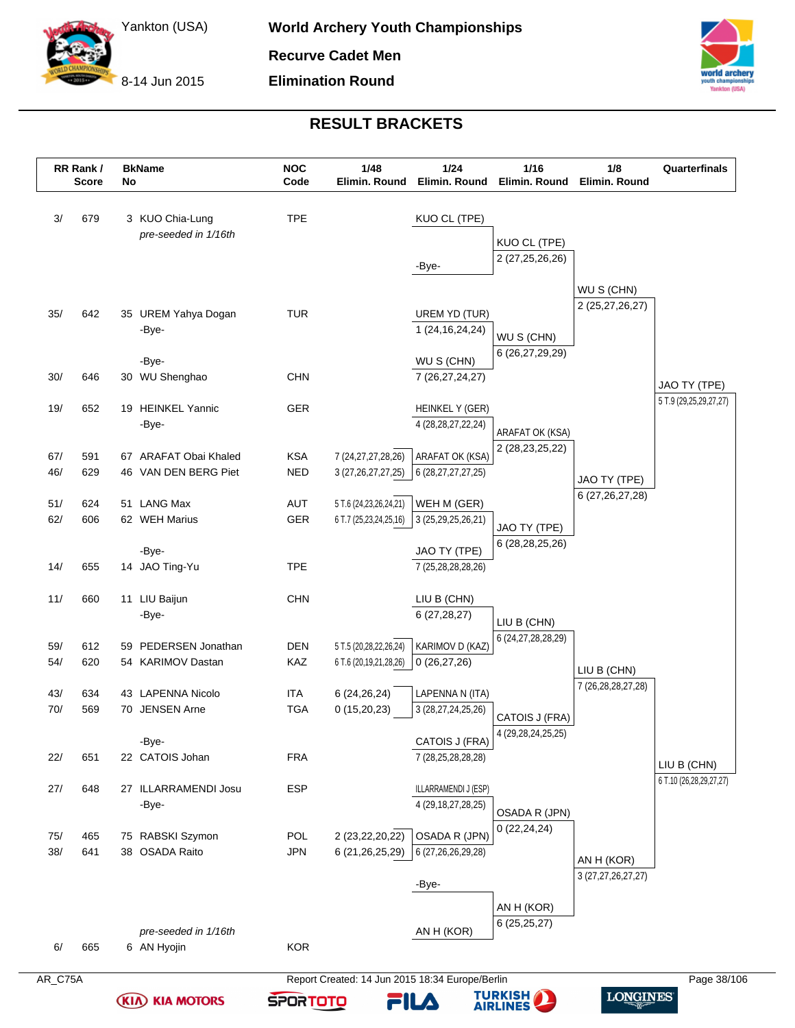World Archery Youth Championships

Recurve Cadet Men

Elimination Round

Yankton (USA)

8-14 Jun 2015

## RESULT BRACKETS

| RR Rank / Score | | BkName No | | NOC Code | 1/48 Elimin. Round | 1/24 Elimin. Round | 1/16 Elimin. Round | 1/8 Elimin. Round | Quarterfinals |
|---|---|---|---|---|---|---|---|---|---|
| 3/ | 679 | 3 | KUO Chia-Lung *pre-seeded in 1/16th* | TPE | | KUO CL (TPE) | | | |
| | | | | | | -Bye- | KUO CL (TPE) 2 (27,25,26,26) | | |
| 35/ | 642 | 35 | UREM Yahya Dogan | TUR | | UREM YD (TUR) 1 (24,16,24,24) | | WU S (CHN) 2 (25,27,26,27) | |
| | | | -Bye- | | | | | | |
| | | | -Bye- | | | WU S (CHN) | WU S (CHN) 6 (26,27,29,29) | | |
| 30/ | 646 | 30 | WU Shenghao | CHN | | 7 (26,27,24,27) | | | JAO TY (TPE) 5 T.9 (29,25,29,27,27) |
| 19/ | 652 | 19 | HEINKEL Yannic | GER | | HEINKEL Y (GER) 4 (28,28,27,22,24) | | | |
| | | | -Bye- | | | | ARAFAT OK (KSA) 2 (28,23,25,22) | | |
| 67/ | 591 | 67 | ARAFAT Obai Khaled | KSA | 7 (24,27,27,28,26) | ARAFAT OK (KSA) | | | |
| 46/ | 629 | 46 | VAN DEN BERG Piet | NED | 3 (27,26,27,27,25) | 6 (28,27,27,27,25) | | JAO TY (TPE) 6 (27,26,27,28) | |
| 51/ | 624 | 51 | LANG Max | AUT | 5 T.6 (24,23,26,24,21) | WEH M (GER) | | | |
| 62/ | 606 | 62 | WEH Marius | GER | 6 T.7 (25,23,24,25,16) | 3 (25,29,25,26,21) | JAO TY (TPE) 6 (28,28,25,26) | | |
| | | | -Bye- | | | JAO TY (TPE) | | | |
| 14/ | 655 | 14 | JAO Ting-Yu | TPE | | 7 (25,28,28,28,26) | | | |
| 11/ | 660 | 11 | LIU Baijun | CHN | | LIU B (CHN) 6 (27,28,27) | | | |
| | | | -Bye- | | | | LIU B (CHN) 6 (24,27,28,28,29) | | |
| 59/ | 612 | 59 | PEDERSEN Jonathan | DEN | 5 T.5 (20,28,22,26,24) | KARIMOV D (KAZ) | | | |
| 54/ | 620 | 54 | KARIMOV Dastan | KAZ | 6 T.6 (20,19,21,28,26) | 0 (26,27,26) | | LIU B (CHN) 7 (26,28,28,27,28) | |
| 43/ | 634 | 43 | LAPENNA Nicolo | ITA | 6 (24,26,24) | LAPENNA N (ITA) | | | |
| 70/ | 569 | 70 | JENSEN Arne | TGA | 0 (15,20,23) | 3 (28,27,24,25,26) | CATOIS J (FRA) 4 (29,28,24,25,25) | | |
| | | | -Bye- | | | CATOIS J (FRA) | | | |
| 22/ | 651 | 22 | CATOIS Johan | FRA | | 7 (28,25,28,28,28) | | | LIU B (CHN) 6 T.10 (26,28,29,27,27) |
| 27/ | 648 | 27 | ILLARRAMENDI Josu | ESP | | ILLARRAMENDI J (ESP) 4 (29,18,27,28,25) | | | |
| | | | -Bye- | | | | OSADA R (JPN) 0 (22,24,24) | | |
| 75/ | 465 | 75 | RABSKI Szymon | POL | 2 (23,22,20,22) | OSADA R (JPN) | | | |
| 38/ | 641 | 38 | OSADA Raito | JPN | 6 (21,26,25,29) | 6 (27,26,26,29,28) | | AN H (KOR) 3 (27,27,26,27,27) | |
| | | | | | | -Bye- | | | |
| | | | | | | | AN H (KOR) 6 (25,25,27) | | |
| 6/ | 665 | 6 | AN Hyojin *pre-seeded in 1/16th* | KOR | | AN H (KOR) | | | |

AR_C75A

Report Created: 14 Jun 2015 18:34 Europe/Berlin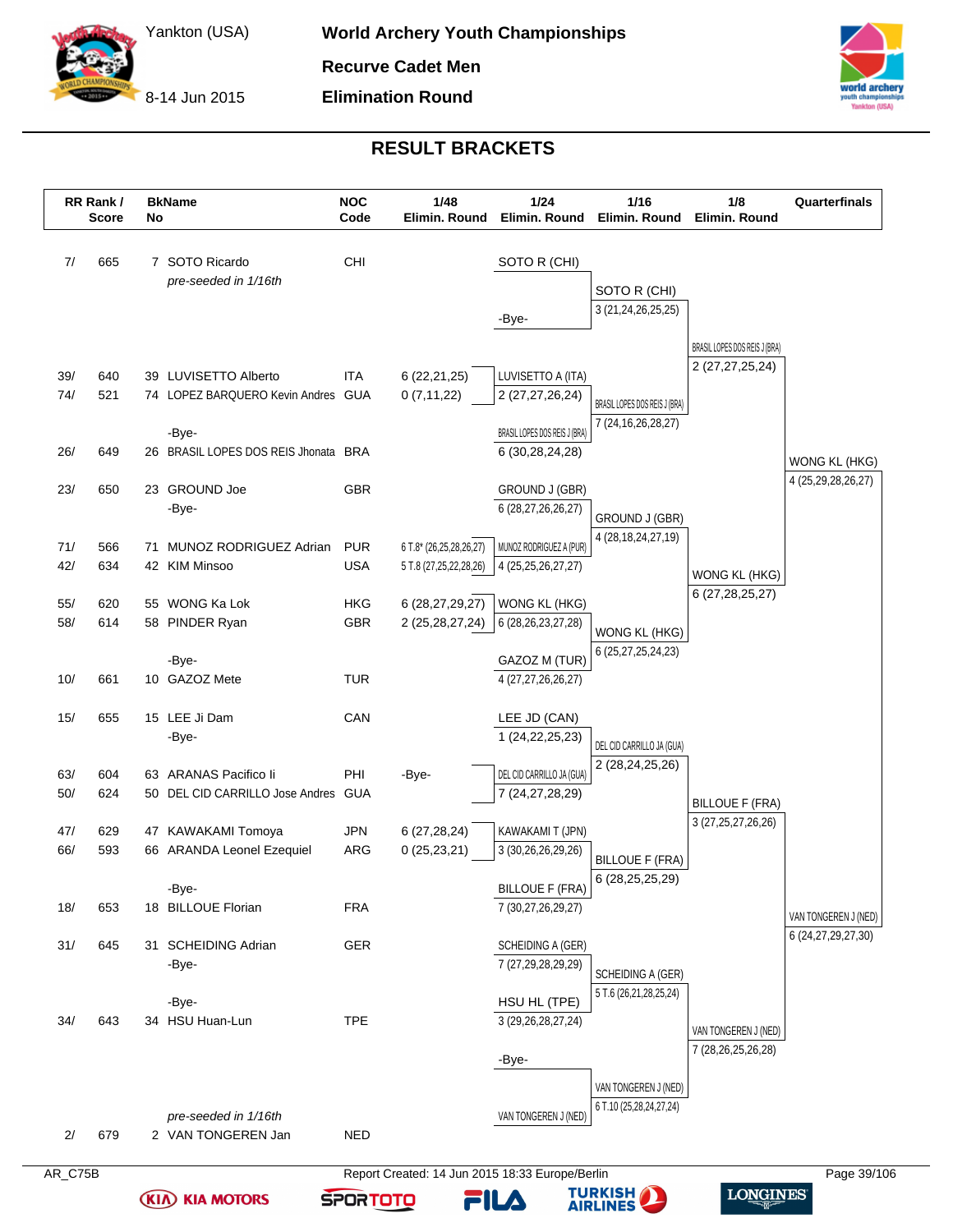# World Archery Youth Championships

Yankton (USA)

8-14 Jun 2015

**Recurve Cadet Men**

**Elimination Round**

## RESULT BRACKETS

| RR Rank / Score | | BkName No | | NOC Code | 1/48 Elimin. Round | 1/24 Elimin. Round | 1/16 Elimin. Round | 1/8 Elimin. Round | Quarterfinals |
|---|---|---|---|---|---|---|---|---|---|
| 7/ | 665 | 7 | SOTO Ricardo *pre-seeded in 1/16th* | CHI | | SOTO R (CHI) | SOTO R (CHI) 3 (21,24,26,25,25) | | |
| | | | | | | -Bye- | | BRASIL LOPES DOS REIS J (BRA) 2 (27,27,25,24) | |
| 39/ | 640 | 39 | LUVISETTO Alberto | ITA | 6 (22,21,25) | LUVISETTO A (ITA) 2 (27,27,26,24) | BRASIL LOPES DOS REIS J (BRA) 7 (24,16,26,28,27) | | |
| 74/ | 521 | 74 | LOPEZ BARQUERO Kevin Andres | GUA | 0 (7,11,22) | | | | |
| | | | -Bye- | | | BRASIL LOPES DOS REIS J (BRA) 6 (30,28,24,28) | | | WONG KL (HKG) 4 (25,29,28,26,27) |
| 26/ | 649 | 26 | BRASIL LOPES DOS REIS Jhonata | BRA | | | | | |
| 23/ | 650 | 23 | GROUND Joe | GBR | | GROUND J (GBR) 6 (28,27,26,26,27) | GROUND J (GBR) 4 (28,18,24,27,19) | | |
| | | | -Bye- | | | | | | |
| 71/ | 566 | 71 | MUNOZ RODRIGUEZ Adrian | PUR | 6 T.8* (26,25,28,26,27) | MUNOZ RODRIGUEZ A (PUR) 4 (25,25,26,27,27) | | WONG KL (HKG) 6 (27,28,25,27) | |
| 42/ | 634 | 42 | KIM Minsoo | USA | 5 T.8 (27,25,22,28,26) | | | | |
| 55/ | 620 | 55 | WONG Ka Lok | HKG | 6 (28,27,29,27) | WONG KL (HKG) 6 (28,26,23,27,28) | WONG KL (HKG) 6 (25,27,25,24,23) | | |
| 58/ | 614 | 58 | PINDER Ryan | GBR | 2 (25,28,27,24) | | | | |
| | | | -Bye- | | | GAZOZ M (TUR) 4 (27,27,26,26,27) | | | |
| 10/ | 661 | 10 | GAZOZ Mete | TUR | | | | | |
| 15/ | 655 | 15 | LEE Ji Dam | CAN | | LEE JD (CAN) 1 (24,22,25,23) | DEL CID CARRILLO JA (GUA) 2 (28,24,25,26) | | |
| | | | -Bye- | | | | | | |
| 63/ | 604 | 63 | ARANAS Pacifico Ii | PHI | -Bye- | DEL CID CARRILLO JA (GUA) 7 (24,27,28,29) | | BILLOUE F (FRA) 3 (27,25,27,26,26) | |
| 50/ | 624 | 50 | DEL CID CARRILLO Jose Andres | GUA | | | | | |
| 47/ | 629 | 47 | KAWAKAMI Tomoya | JPN | 6 (27,28,24) | KAWAKAMI T (JPN) 3 (30,26,26,29,26) | BILLOUE F (FRA) 6 (28,25,25,29) | | |
| 66/ | 593 | 66 | ARANDA Leonel Ezequiel | ARG | 0 (25,23,21) | | | | |
| | | | -Bye- | | | BILLOUE F (FRA) 7 (30,27,26,29,27) | | | VAN TONGEREN J (NED) 6 (24,27,29,27,30) |
| 18/ | 653 | 18 | BILLOUE Florian | FRA | | | | | |
| 31/ | 645 | 31 | SCHEIDING Adrian | GER | | SCHEIDING A (GER) 7 (27,29,28,29,29) | SCHEIDING A (GER) 5 T.6 (26,21,28,25,24) | | |
| | | | -Bye- | | | | | | |
| | | | -Bye- | | | HSU HL (TPE) 3 (29,26,28,27,24) | | VAN TONGEREN J (NED) 7 (28,26,25,26,28) | |
| 34/ | 643 | 34 | HSU Huan-Lun | TPE | | | | | |
| | | | | | | -Bye- | VAN TONGEREN J (NED) 6 T.10 (25,28,24,27,24) | | |
| 2/ | 679 | 2 | VAN TONGEREN Jan *pre-seeded in 1/16th* | NED | | VAN TONGEREN J (NED) | | | |

AR_C75B

Report Created: 14 Jun 2015 18:33 Europe/Berlin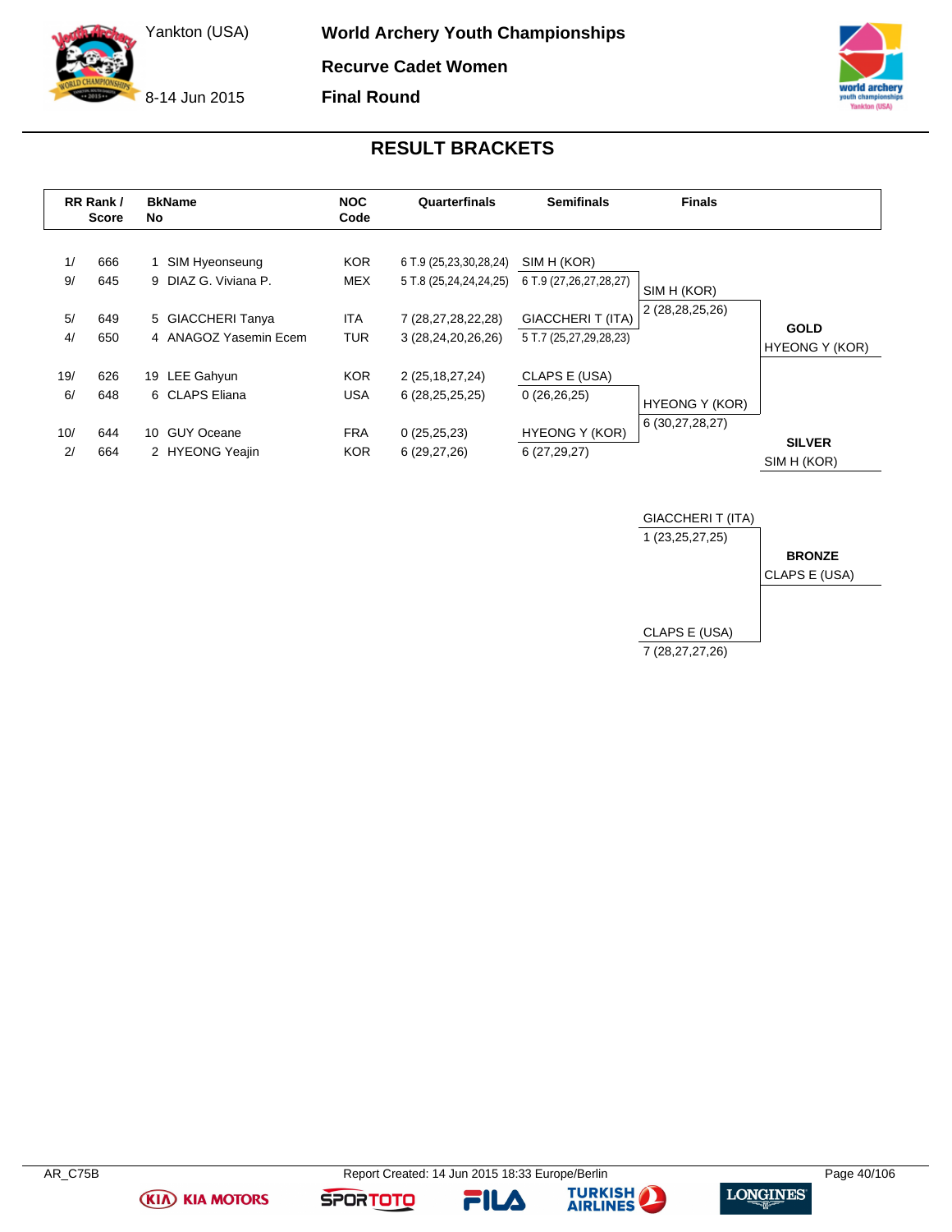# World Archery Youth Championships

**Yankton (USA)**

**8-14 Jun 2015**

## Recurve Cadet Women

## Final Round

## RESULT BRACKETS

| RR Rank / Score | | BkName No | | NOC Code | Quarterfinals | Semifinals | Finals |
|---|---|---|---|---|---|---|---|
| 1/ | 666 | 1 | SIM Hyeonseung | KOR | 6 T.9 (25,23,30,28,24) | SIM H (KOR) | |
| 9/ | 645 | 9 | DIAZ G. Viviana P. | MEX | 5 T.8 (25,24,24,24,25) | 6 T.9 (27,26,27,28,27) | SIM H (KOR) |
| 5/ | 649 | 5 | GIACCHERI Tanya | ITA | 7 (28,27,28,22,28) | GIACCHERI T (ITA) | 2 (28,28,25,26) |
| 4/ | 650 | 4 | ANAGOZ Yasemin Ecem | TUR | 3 (28,24,20,26,26) | 5 T.7 (25,27,29,28,23) | |
| 19/ | 626 | 19 | LEE Gahyun | KOR | 2 (25,18,27,24) | CLAPS E (USA) | |
| 6/ | 648 | 6 | CLAPS Eliana | USA | 6 (28,25,25,25) | 0 (26,26,25) | HYEONG Y (KOR) |
| 10/ | 644 | 10 | GUY Oceane | FRA | 0 (25,25,23) | HYEONG Y (KOR) | 6 (30,27,28,27) |
| 2/ | 664 | 2 | HYEONG Yeajin | KOR | 6 (29,27,26) | 6 (27,29,27) | |

**GOLD**
HYEONG Y (KOR)

**SILVER**
SIM H (KOR)

**Bronze Match**

| Bronze Match | Result |
|---|---|
| GIACCHERI T (ITA) | 1 (23,25,27,25) |
| CLAPS E (USA) | 7 (28,27,27,26) |

**BRONZE**
CLAPS E (USA)

AR_C75B

Report Created: 14 Jun 2015 18:33 Europe/Berlin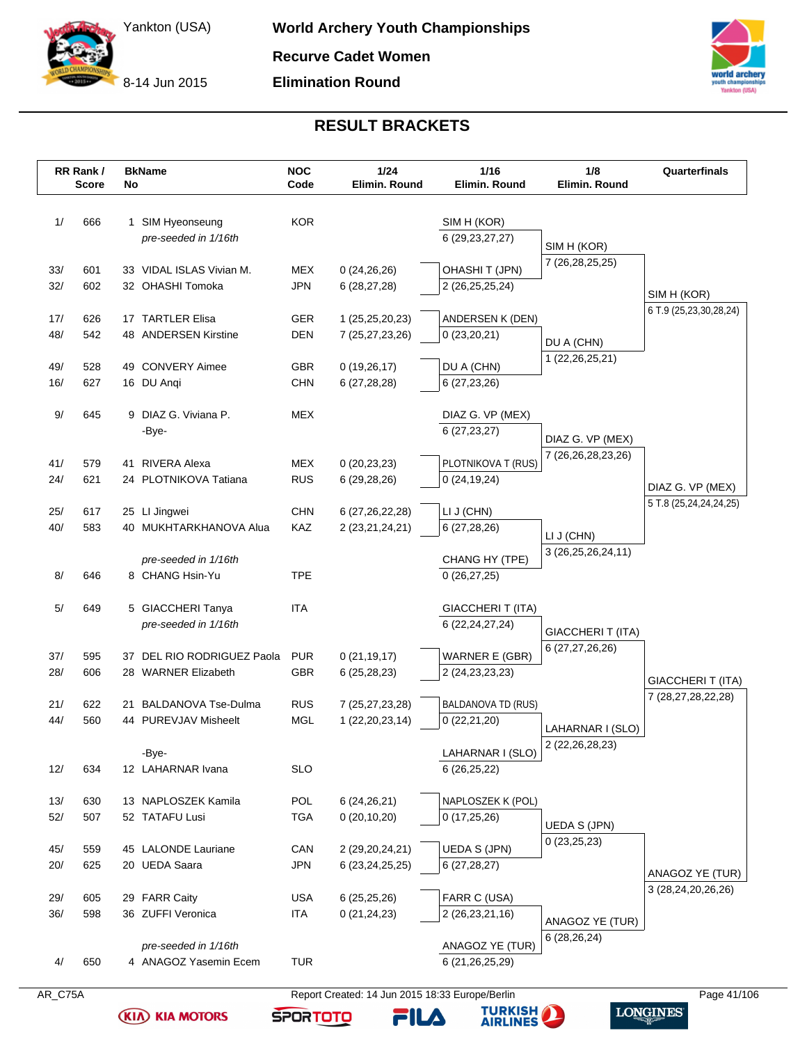# World Archery Youth Championships

**Recurve Cadet Women**

**Elimination Round**

Yankton (USA)

8-14 Jun 2015

## RESULT BRACKETS

| RR Rank / Score | | BkName No | | NOC Code | 1/24 Elimin. Round | 1/16 Elimin. Round | 1/8 Elimin. Round | Quarterfinals |
|---|---|---|---|---|---|---|---|---|
| 1/ | 666 | 1 | SIM Hyeonseung | KOR | | SIM H (KOR) | | |
| | | | *pre-seeded in 1/16th* | | | 6 (29,23,27,27) | SIM H (KOR) | |
| | | | | | | | 7 (26,28,25,25) | |
| 33/ | 601 | 33 | VIDAL ISLAS Vivian M. | MEX | 0 (24,26,26) | OHASHI T (JPN) | | |
| 32/ | 602 | 32 | OHASHI Tomoka | JPN | 6 (28,27,28) | 2 (26,25,25,24) | | SIM H (KOR) |
| | | | | | | | | 6 T.9 (25,23,30,28,24) |
| 17/ | 626 | 17 | TARTLER Elisa | GER | 1 (25,25,20,23) | ANDERSEN K (DEN) | | |
| 48/ | 542 | 48 | ANDERSEN Kirstine | DEN | 7 (25,27,23,26) | 0 (23,20,21) | DU A (CHN) | |
| | | | | | | | 1 (22,26,25,21) | |
| 49/ | 528 | 49 | CONVERY Aimee | GBR | 0 (19,26,17) | DU A (CHN) | | |
| 16/ | 627 | 16 | DU Anqi | CHN | 6 (27,28,28) | 6 (27,23,26) | | |
| 9/ | 645 | 9 | DIAZ G. Viviana P. | MEX | | DIAZ G. VP (MEX) | | |
| | | | -Bye- | | | 6 (27,23,27) | DIAZ G. VP (MEX) | |
| | | | | | | | 7 (26,26,28,23,26) | |
| 41/ | 579 | 41 | RIVERA Alexa | MEX | 0 (20,23,23) | PLOTNIKOVA T (RUS) | | |
| 24/ | 621 | 24 | PLOTNIKOVA Tatiana | RUS | 6 (29,28,26) | 0 (24,19,24) | | DIAZ G. VP (MEX) |
| | | | | | | | | 5 T.8 (25,24,24,24,25) |
| 25/ | 617 | 25 | LI Jingwei | CHN | 6 (27,26,22,28) | LI J (CHN) | | |
| 40/ | 583 | 40 | MUKHTARKHANOVA Alua | KAZ | 2 (23,21,24,21) | 6 (27,28,26) | LI J (CHN) | |
| | | | | | | | 3 (26,25,26,24,11) | |
| | | | *pre-seeded in 1/16th* | | | CHANG HY (TPE) | | |
| 8/ | 646 | 8 | CHANG Hsin-Yu | TPE | | 0 (26,27,25) | | |
| 5/ | 649 | 5 | GIACCHERI Tanya | ITA | | GIACCHERI T (ITA) | | |
| | | | *pre-seeded in 1/16th* | | | 6 (22,24,27,24) | GIACCHERI T (ITA) | |
| | | | | | | | 6 (27,27,26,26) | |
| 37/ | 595 | 37 | DEL RIO RODRIGUEZ Paola | PUR | 0 (21,19,17) | WARNER E (GBR) | | |
| 28/ | 606 | 28 | WARNER Elizabeth | GBR | 6 (25,28,23) | 2 (24,23,23,23) | | GIACCHERI T (ITA) |
| | | | | | | | | 7 (28,27,28,22,28) |
| 21/ | 622 | 21 | BALDANOVA Tse-Dulma | RUS | 7 (25,27,23,28) | BALDANOVA TD (RUS) | | |
| 44/ | 560 | 44 | PUREVJAV Misheelt | MGL | 1 (22,20,23,14) | 0 (22,21,20) | LAHARNAR I (SLO) | |
| | | | | | | | 2 (22,26,28,23) | |
| | | | -Bye- | | | LAHARNAR I (SLO) | | |
| 12/ | 634 | 12 | LAHARNAR Ivana | SLO | | 6 (26,25,22) | | |
| 13/ | 630 | 13 | NAPLOSZEK Kamila | POL | 6 (24,26,21) | NAPLOSZEK K (POL) | | |
| 52/ | 507 | 52 | TATAFU Lusi | TGA | 0 (20,10,20) | 0 (17,25,26) | UEDA S (JPN) | |
| | | | | | | | 0 (23,25,23) | |
| 45/ | 559 | 45 | LALONDE Lauriane | CAN | 2 (29,20,24,21) | UEDA S (JPN) | | |
| 20/ | 625 | 20 | UEDA Saara | JPN | 6 (23,24,25,25) | 6 (27,28,27) | | ANAGOZ YE (TUR) |
| | | | | | | | | 3 (28,24,20,26,26) |
| 29/ | 605 | 29 | FARR Caity | USA | 6 (25,25,26) | FARR C (USA) | | |
| 36/ | 598 | 36 | ZUFFI Veronica | ITA | 0 (21,24,23) | 2 (26,23,21,16) | ANAGOZ YE (TUR) | |
| | | | | | | | 6 (28,26,24) | |
| | | | *pre-seeded in 1/16th* | | | ANAGOZ YE (TUR) | | |
| 4/ | 650 | 4 | ANAGOZ Yasemin Ecem | TUR | | 6 (21,26,25,29) | | |

AR_C75A — Report Created: 14 Jun 2015 18:33 Europe/Berlin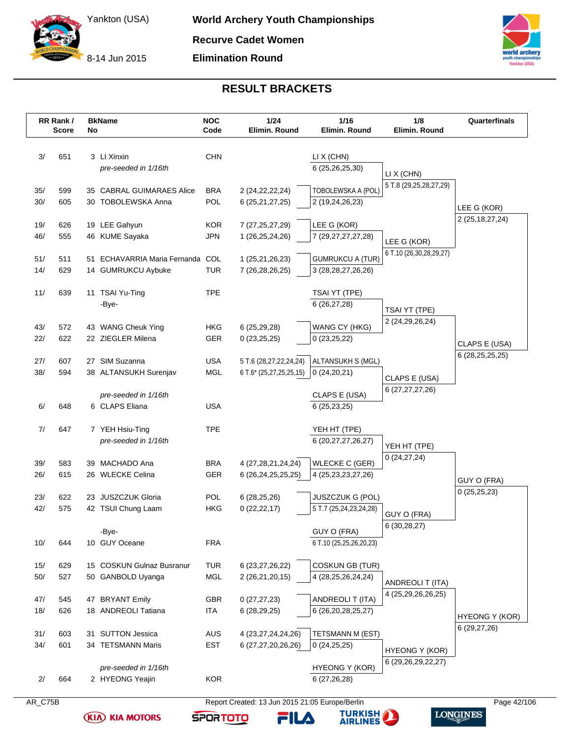# World Archery Youth Championships

**Recurve Cadet Women**

**Elimination Round**

Yankton (USA)

8-14 Jun 2015

## RESULT BRACKETS

| RR Rank / | Score | BkNo | Name | NOC Code | 1/24 Elimin. Round | 1/16 Elimin. Round | 1/8 Elimin. Round | Quarterfinals |
|---|---|---|---|---|---|---|---|---|
| 3/ | 651 | 3 | LI Xinxin | CHN | | LI X (CHN) | | |
| | | | *pre-seeded in 1/16th* | | | 6 (25,26,25,30) | LI X (CHN) | |
| | | | | | | | 5 T.8 (29,25,28,27,29) | |
| 35/ | 599 | 35 | CABRAL GUIMARAES Alice | BRA | 2 (24,22,22,24) | TOBOLEWSKA A (POL) | | |
| 30/ | 605 | 30 | TOBOLEWSKA Anna | POL | 6 (25,21,27,25) | 2 (19,24,26,23) | | LEE G (KOR) |
| | | | | | | | | 2 (25,18,27,24) |
| 19/ | 626 | 19 | LEE Gahyun | KOR | 7 (27,25,27,29) | LEE G (KOR) | | |
| 46/ | 555 | 46 | KUME Sayaka | JPN | 1 (26,25,24,26) | 7 (29,27,27,27,28) | LEE G (KOR) | |
| | | | | | | | 6 T.10 (26,30,28,29,27) | |
| 51/ | 511 | 51 | ECHAVARRIA Maria Fernanda | COL | 1 (25,21,26,23) | GUMRUKCU A (TUR) | | |
| 14/ | 629 | 14 | GUMRUKCU Aybuke | TUR | 7 (26,28,26,25) | 3 (28,28,27,26,26) | | |
| 11/ | 639 | 11 | TSAI Yu-Ting | TPE | | TSAI YT (TPE) | | |
| | | | -Bye- | | | 6 (26,27,28) | TSAI YT (TPE) | |
| | | | | | | | 2 (24,29,26,24) | |
| 43/ | 572 | 43 | WANG Cheuk Ying | HKG | 6 (25,29,28) | WANG CY (HKG) | | |
| 22/ | 622 | 22 | ZIEGLER Milena | GER | 0 (23,25,25) | 0 (23,25,22) | | CLAPS E (USA) |
| | | | | | | | | 6 (28,25,25,25) |
| 27/ | 607 | 27 | SIM Suzanna | USA | 5 T.6 (28,27,22,24,24) | ALTANSUKH S (MGL) | | |
| 38/ | 594 | 38 | ALTANSUKH Surenjav | MGL | 6 T.6* (25,27,25,25,15) | 0 (24,20,21) | CLAPS E (USA) | |
| | | | | | | | 6 (27,27,27,26) | |
| | | | *pre-seeded in 1/16th* | | | CLAPS E (USA) | | |
| 6/ | 648 | 6 | CLAPS Eliana | USA | | 6 (25,23,25) | | |
| 7/ | 647 | 7 | YEH Hsiu-Ting | TPE | | YEH HT (TPE) | | |
| | | | *pre-seeded in 1/16th* | | | 6 (20,27,27,26,27) | YEH HT (TPE) | |
| | | | | | | | 0 (24,27,24) | |
| 39/ | 583 | 39 | MACHADO Ana | BRA | 4 (27,28,21,24,24) | WLECKE C (GER) | | |
| 26/ | 615 | 26 | WLECKE Celina | GER | 6 (26,24,25,25,25) | 4 (25,23,23,27,26) | | GUY O (FRA) |
| | | | | | | | | 0 (25,25,23) |
| 23/ | 622 | 23 | JUSZCZUK Gloria | POL | 6 (28,25,26) | JUSZCZUK G (POL) | | |
| 42/ | 575 | 42 | TSUI Chung Laam | HKG | 0 (22,22,17) | 5 T.7 (25,24,23,24,28) | GUY O (FRA) | |
| | | | | | | | 6 (30,28,27) | |
| | | | -Bye- | | | GUY O (FRA) | | |
| 10/ | 644 | 10 | GUY Oceane | FRA | | 6 T.10 (25,25,26,20,23) | | |
| 15/ | 629 | 15 | COSKUN Gulnaz Busranur | TUR | 6 (23,27,26,22) | COSKUN GB (TUR) | | |
| 50/ | 527 | 50 | GANBOLD Uyanga | MGL | 2 (26,21,20,15) | 4 (28,25,26,24,24) | ANDREOLI T (ITA) | |
| | | | | | | | 4 (25,29,26,26,25) | |
| 47/ | 545 | 47 | BRYANT Emily | GBR | 0 (27,27,23) | ANDREOLI T (ITA) | | |
| 18/ | 626 | 18 | ANDREOLI Tatiana | ITA | 6 (28,29,25) | 6 (26,20,28,25,27) | | HYEONG Y (KOR) |
| | | | | | | | | 6 (29,27,26) |
| 31/ | 603 | 31 | SUTTON Jessica | AUS | 4 (23,27,24,24,26) | TETSMANN M (EST) | | |
| 34/ | 601 | 34 | TETSMANN Maris | EST | 6 (27,27,20,26,26) | 0 (24,25,25) | HYEONG Y (KOR) | |
| | | | | | | | 6 (29,26,29,22,27) | |
| | | | *pre-seeded in 1/16th* | | | HYEONG Y (KOR) | | |
| 2/ | 664 | 2 | HYEONG Yeajin | KOR | | 6 (27,26,28) | | |

AR_C75B

Report Created: 13 Jun 2015 21:05 Europe/Berlin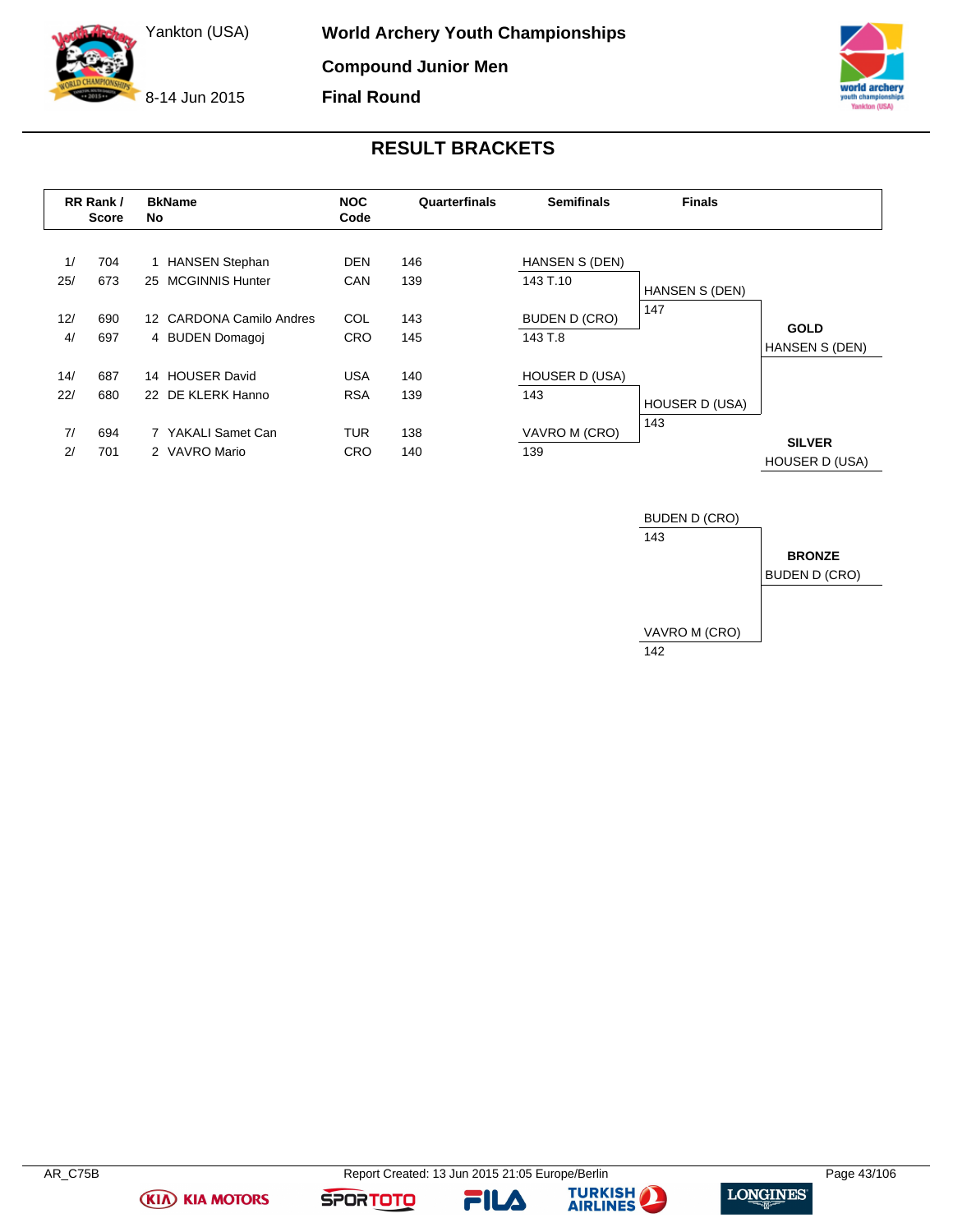Yankton (USA)

8-14 Jun 2015

**World Archery Youth Championships**

**Compound Junior Men**

**Final Round**

## RESULT BRACKETS

| RR Rank / Score | | BkName No | | NOC Code | Quarterfinals | Semifinals | Finals | |
|---|---|---|---|---|---|---|---|---|
| 1/ | 704 | 1 | HANSEN Stephan | DEN | 146 | HANSEN S (DEN) 143 T.10 | HANSEN S (DEN) 147 | **GOLD** HANSEN S (DEN) |
| 25/ | 673 | 25 | MCGINNIS Hunter | CAN | 139 | | | |
| 12/ | 690 | 12 | CARDONA Camilo Andres | COL | 143 | BUDEN D (CRO) 143 T.8 | | |
| 4/ | 697 | 4 | BUDEN Domagoj | CRO | 145 | | | |
| 14/ | 687 | 14 | HOUSER David | USA | 140 | HOUSER D (USA) 143 | HOUSER D (USA) 143 | **SILVER** HOUSER D (USA) |
| 22/ | 680 | 22 | DE KLERK Hanno | RSA | 139 | | | |
| 7/ | 694 | 7 | YAKALI Samet Can | TUR | 138 | VAVRO M (CRO) 139 | | |
| 2/ | 701 | 2 | VAVRO Mario | CRO | 140 | | | |

**Bronze Match**

| Finals | |
|---|---|
| BUDEN D (CRO) 143 | **BRONZE** BUDEN D (CRO) |
| VAVRO M (CRO) 142 | |

AR_C75B

Report Created: 13 Jun 2015 21:05 Europe/Berlin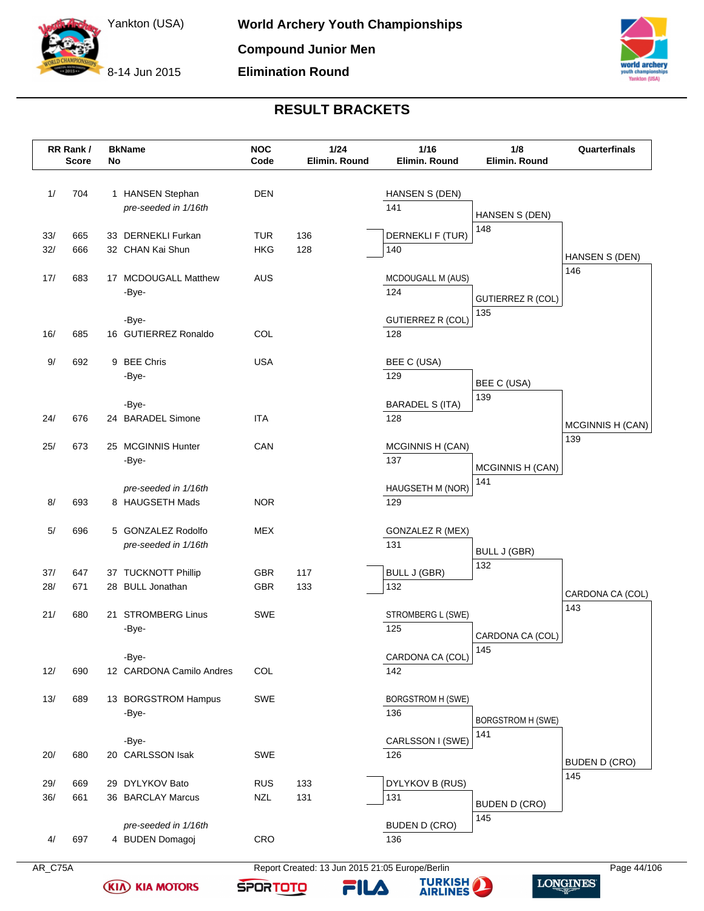# World Archery Youth Championships

**Yankton (USA)**
**8-14 Jun 2015**

**Compound Junior Men**
**Elimination Round**

## RESULT BRACKETS

| RR Rank / Score | BkName No | NOC Code | 1/24 Elimin. Round | 1/16 Elimin. Round | 1/8 Elimin. Round | Quarterfinals |
|---|---|---|---|---|---|---|
| 1/ 704 | 1 HANSEN Stephan | DEN | | HANSEN S (DEN) 141 | | |
| | *pre-seeded in 1/16th* | | | | HANSEN S (DEN) 148 | |
| 33/ 665 | 33 DERNEKLI Furkan | TUR | 136 | DERNEKLI F (TUR) 140 | | |
| 32/ 666 | 32 CHAN Kai Shun | HKG | 128 | | | HANSEN S (DEN) 146 |
| 17/ 683 | 17 MCDOUGALL Matthew | AUS | | MCDOUGALL M (AUS) 124 | | |
| | -Bye- | | | | GUTIERREZ R (COL) 135 | |
| | -Bye- | | | GUTIERREZ R (COL) 128 | | |
| 16/ 685 | 16 GUTIERREZ Ronaldo | COL | | | | |
| 9/ 692 | 9 BEE Chris | USA | | BEE C (USA) 129 | | |
| | -Bye- | | | | BEE C (USA) 139 | |
| | -Bye- | | | BARADEL S (ITA) 128 | | |
| 24/ 676 | 24 BARADEL Simone | ITA | | | | MCGINNIS H (CAN) 139 |
| 25/ 673 | 25 MCGINNIS Hunter | CAN | | MCGINNIS H (CAN) 137 | | |
| | -Bye- | | | | MCGINNIS H (CAN) 141 | |
| | *pre-seeded in 1/16th* | | | HAUGSETH M (NOR) 129 | | |
| 8/ 693 | 8 HAUGSETH Mads | NOR | | | | |
| 5/ 696 | 5 GONZALEZ Rodolfo | MEX | | GONZALEZ R (MEX) 131 | | |
| | *pre-seeded in 1/16th* | | | | BULL J (GBR) 132 | |
| 37/ 647 | 37 TUCKNOTT Phillip | GBR | 117 | BULL J (GBR) 132 | | |
| 28/ 671 | 28 BULL Jonathan | GBR | 133 | | | CARDONA CA (COL) 143 |
| 21/ 680 | 21 STROMBERG Linus | SWE | | STROMBERG L (SWE) 125 | | |
| | -Bye- | | | | CARDONA CA (COL) 145 | |
| | -Bye- | | | CARDONA CA (COL) 142 | | |
| 12/ 690 | 12 CARDONA Camilo Andres | COL | | | | |
| 13/ 689 | 13 BORGSTROM Hampus | SWE | | BORGSTROM H (SWE) 136 | | |
| | -Bye- | | | | BORGSTROM H (SWE) 141 | |
| | -Bye- | | | CARLSSON I (SWE) 126 | | |
| 20/ 680 | 20 CARLSSON Isak | SWE | | | | BUDEN D (CRO) 145 |
| 29/ 669 | 29 DYLYKOV Bato | RUS | 133 | DYLYKOV B (RUS) 131 | | |
| 36/ 661 | 36 BARCLAY Marcus | NZL | 131 | | BUDEN D (CRO) 145 | |
| | *pre-seeded in 1/16th* | | | BUDEN D (CRO) 136 | | |
| 4/ 697 | 4 BUDEN Domagoj | CRO | | | | |

AR_C75A — Report Created: 13 Jun 2015 21:05 Europe/Berlin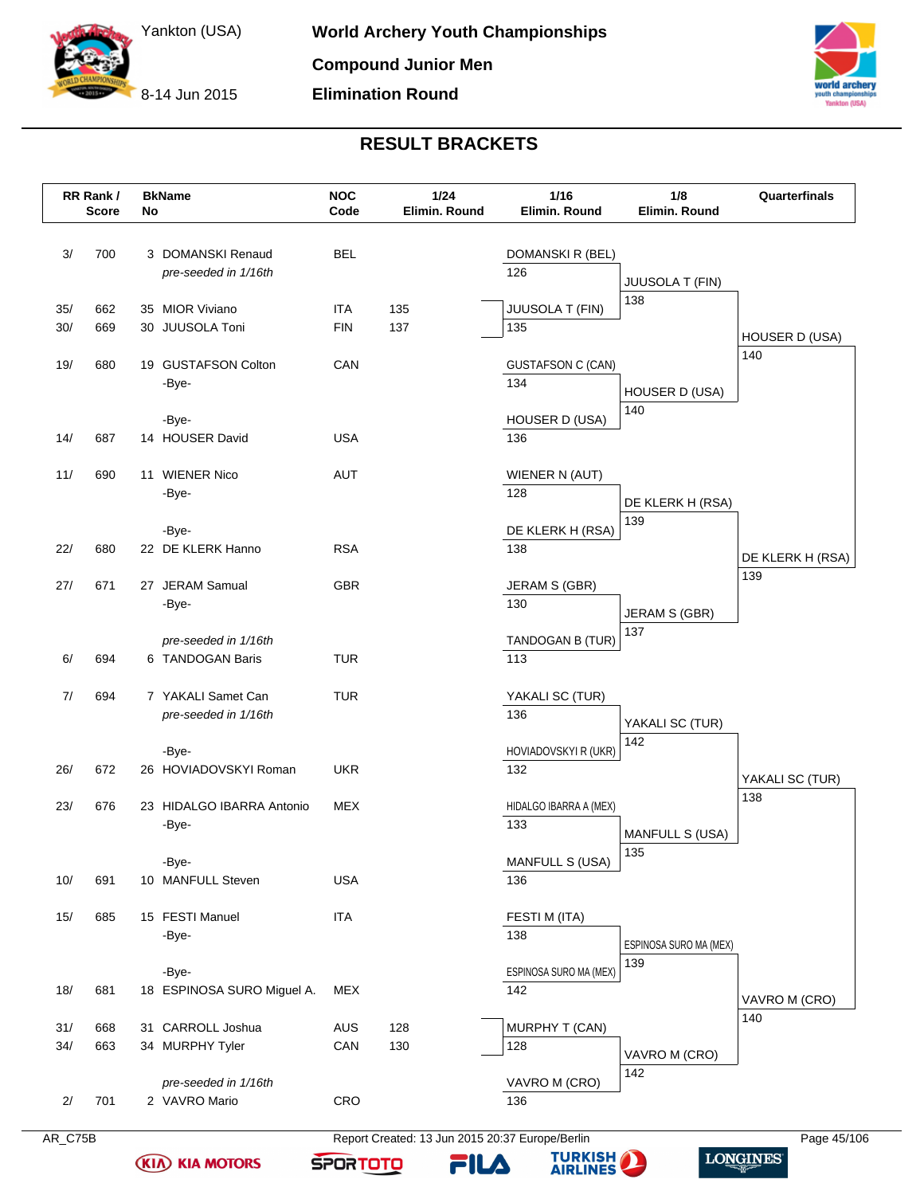# World Archery Youth Championships

**Compound Junior Men**

**Elimination Round**

Yankton (USA)

8-14 Jun 2015

## RESULT BRACKETS

| RR Rank / Score | | BkName No | | NOC Code | 1/24 Elimin. Round | 1/16 Elimin. Round | 1/8 Elimin. Round | Quarterfinals |
|---|---|---|---|---|---|---|---|---|
| 3/ | 700 | 3 | DOMANSKI Renaud | BEL | | DOMANSKI R (BEL) 126 | JUUSOLA T (FIN) 138 | HOUSER D (USA) 140 |
| | | | *pre-seeded in 1/16th* | | | | | |
| 35/ | 662 | 35 | MIOR Viviano | ITA | 135 | JUUSOLA T (FIN) 135 | | |
| 30/ | 669 | 30 | JUUSOLA Toni | FIN | 137 | | | |
| 19/ | 680 | 19 | GUSTAFSON Colton | CAN | | GUSTAFSON C (CAN) 134 | HOUSER D (USA) 140 | |
| | | | -Bye- | | | | | |
| | | | -Bye- | | | HOUSER D (USA) 136 | | |
| 14/ | 687 | 14 | HOUSER David | USA | | | | |
| 11/ | 690 | 11 | WIENER Nico | AUT | | WIENER N (AUT) 128 | DE KLERK H (RSA) 139 | DE KLERK H (RSA) 139 |
| | | | -Bye- | | | | | |
| | | | -Bye- | | | DE KLERK H (RSA) 138 | | |
| 22/ | 680 | 22 | DE KLERK Hanno | RSA | | | | |
| 27/ | 671 | 27 | JERAM Samual | GBR | | JERAM S (GBR) 130 | JERAM S (GBR) 137 | |
| | | | -Bye- | | | | | |
| | | | *pre-seeded in 1/16th* | | | TANDOGAN B (TUR) 113 | | |
| 6/ | 694 | 6 | TANDOGAN Baris | TUR | | | | |
| 7/ | 694 | 7 | YAKALI Samet Can | TUR | | YAKALI SC (TUR) 136 | YAKALI SC (TUR) 142 | YAKALI SC (TUR) 138 |
| | | | *pre-seeded in 1/16th* | | | | | |
| | | | -Bye- | | | HOVIADOVSKYI R (UKR) 132 | | |
| 26/ | 672 | 26 | HOVIADOVSKYI Roman | UKR | | | | |
| 23/ | 676 | 23 | HIDALGO IBARRA Antonio | MEX | | HIDALGO IBARRA A (MEX) 133 | MANFULL S (USA) 135 | |
| | | | -Bye- | | | | | |
| | | | -Bye- | | | MANFULL S (USA) 136 | | |
| 10/ | 691 | 10 | MANFULL Steven | USA | | | | |
| 15/ | 685 | 15 | FESTI Manuel | ITA | | FESTI M (ITA) 138 | ESPINOSA SURO MA (MEX) 139 | VAVRO M (CRO) 140 |
| | | | -Bye- | | | | | |
| | | | -Bye- | | | ESPINOSA SURO MA (MEX) 142 | | |
| 18/ | 681 | 18 | ESPINOSA SURO Miguel A. | MEX | | | | |
| 31/ | 668 | 31 | CARROLL Joshua | AUS | 128 | MURPHY T (CAN) 128 | VAVRO M (CRO) 142 | |
| 34/ | 663 | 34 | MURPHY Tyler | CAN | 130 | | | |
| | | | *pre-seeded in 1/16th* | | | VAVRO M (CRO) 136 | | |
| 2/ | 701 | 2 | VAVRO Mario | CRO | | | | |

AR_C75B

Report Created: 13 Jun 2015 20:37 Europe/Berlin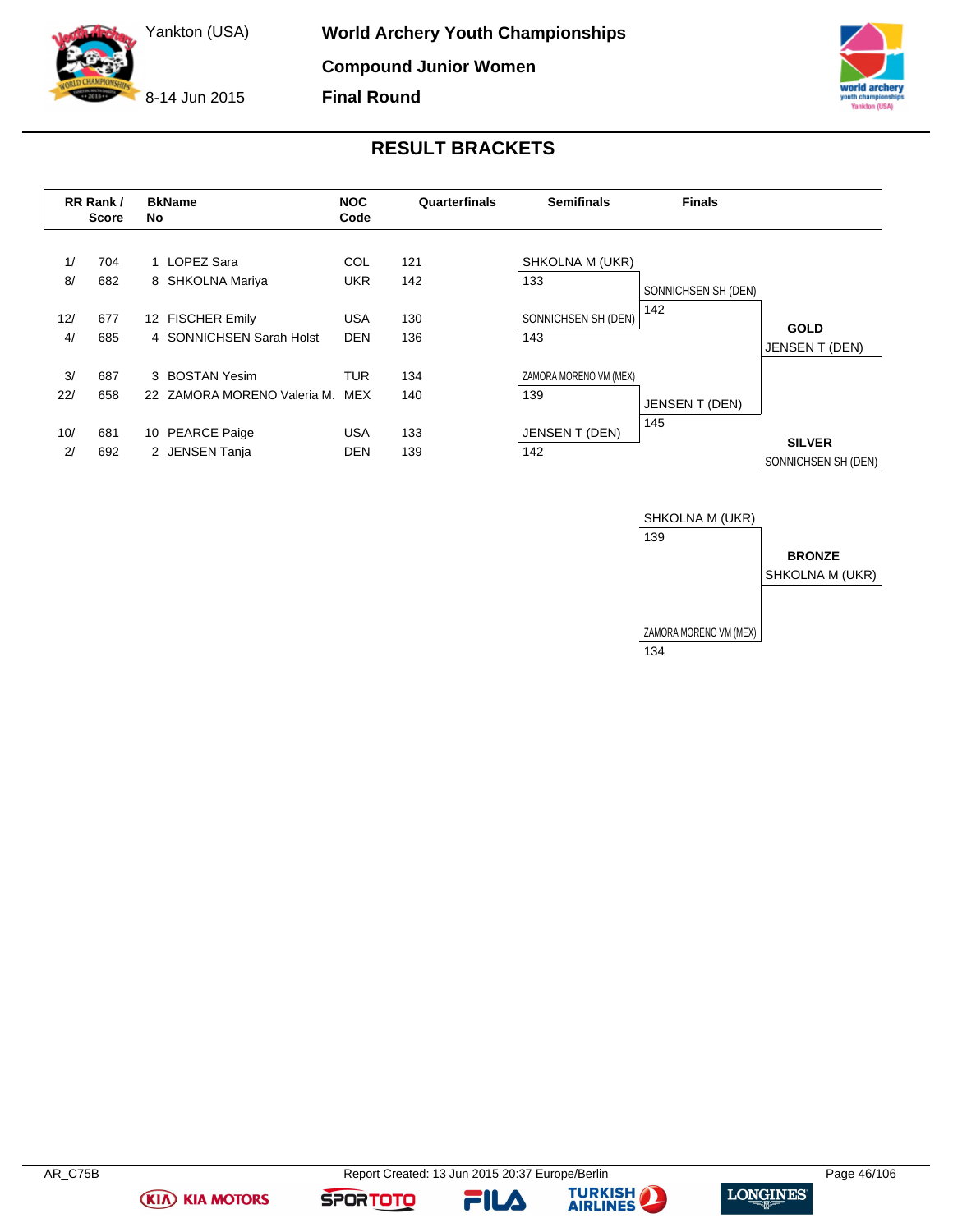# World Archery Youth Championships

## Compound Junior Women

## Final Round

Yankton (USA)

8-14 Jun 2015

### RESULT BRACKETS

| RR Rank / Score | | BkName No | | NOC Code | Quarterfinals | Semifinals | Finals |
|---|---|---|---|---|---|---|---|
| 1/ | 704 | 1 | LOPEZ Sara | COL | 121 | SHKOLNA M (UKR) | |
| 8/ | 682 | 8 | SHKOLNA Mariya | UKR | 142 | 133 | SONNICHSEN SH (DEN) |
| 12/ | 677 | 12 | FISCHER Emily | USA | 130 | SONNICHSEN SH (DEN) | 142 |
| 4/ | 685 | 4 | SONNICHSEN Sarah Holst | DEN | 136 | 143 | |
| 3/ | 687 | 3 | BOSTAN Yesim | TUR | 134 | ZAMORA MORENO VM (MEX) | |
| 22/ | 658 | 22 | ZAMORA MORENO Valeria M. | MEX | 140 | 139 | JENSEN T (DEN) |
| 10/ | 681 | 10 | PEARCE Paige | USA | 133 | JENSEN T (DEN) | 145 |
| 2/ | 692 | 2 | JENSEN Tanja | DEN | 139 | 142 | |

**GOLD**
JENSEN T (DEN)

**SILVER**
SONNICHSEN SH (DEN)

Bronze match:

| Athlete | Score |
|---|---|
| SHKOLNA M (UKR) | 139 |
| ZAMORA MORENO VM (MEX) | 134 |

**BRONZE**
SHKOLNA M (UKR)

AR_C75B — Report Created: 13 Jun 2015 20:37 Europe/Berlin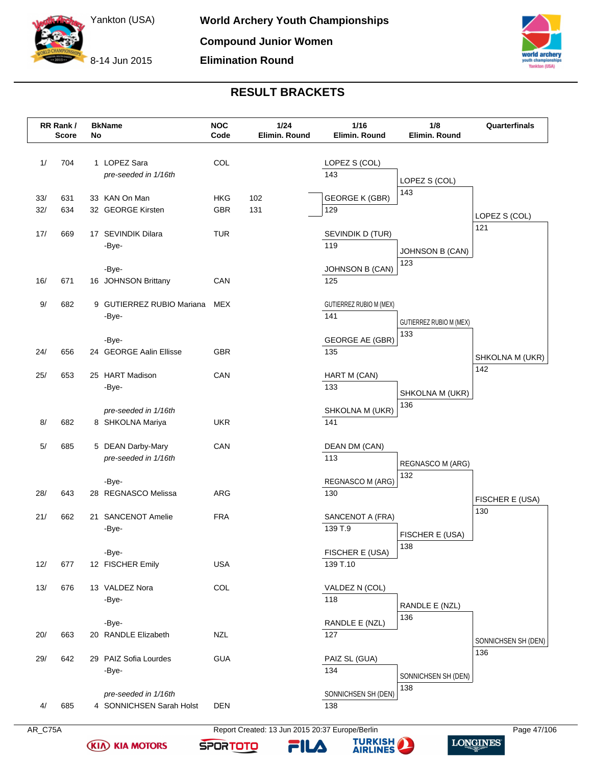# World Archery Youth Championships

Yankton (USA)
8-14 Jun 2015

**Compound Junior Women**
**Elimination Round**

## RESULT BRACKETS

| RR Rank / | Score | BkNo | Name | NOC Code | 1/24 Elimin. Round | 1/16 Elimin. Round | 1/8 Elimin. Round | Quarterfinals |
|---|---|---|---|---|---|---|---|---|
| 1/ | 704 | 1 | LOPEZ Sara | COL | | LOPEZ S (COL) | | |
| | | | *pre-seeded in 1/16th* | | | 143 | LOPEZ S (COL) | |
| 33/ | 631 | 33 | KAN On Man | HKG | 102 | GEORGE K (GBR) | 143 | |
| 32/ | 634 | 32 | GEORGE Kirsten | GBR | 131 | 129 | | LOPEZ S (COL) |
| 17/ | 669 | 17 | SEVINDIK Dilara | TUR | | SEVINDIK D (TUR) | | 121 |
| | | | -Bye- | | | 119 | JOHNSON B (CAN) | |
| | | | -Bye- | | | JOHNSON B (CAN) | 123 | |
| 16/ | 671 | 16 | JOHNSON Brittany | CAN | | 125 | | |
| 9/ | 682 | 9 | GUTIERREZ RUBIO Mariana | MEX | | GUTIERREZ RUBIO M (MEX) | | |
| | | | -Bye- | | | 141 | GUTIERREZ RUBIO M (MEX) | |
| | | | -Bye- | | | GEORGE AE (GBR) | 133 | |
| 24/ | 656 | 24 | GEORGE Aalin Ellisse | GBR | | 135 | | SHKOLNA M (UKR) |
| 25/ | 653 | 25 | HART Madison | CAN | | HART M (CAN) | | 142 |
| | | | -Bye- | | | 133 | SHKOLNA M (UKR) | |
| | | | *pre-seeded in 1/16th* | | | SHKOLNA M (UKR) | 136 | |
| 8/ | 682 | 8 | SHKOLNA Mariya | UKR | | 141 | | |
| 5/ | 685 | 5 | DEAN Darby-Mary | CAN | | DEAN DM (CAN) | | |
| | | | *pre-seeded in 1/16th* | | | 113 | REGNASCO M (ARG) | |
| | | | -Bye- | | | REGNASCO M (ARG) | 132 | |
| 28/ | 643 | 28 | REGNASCO Melissa | ARG | | 130 | | FISCHER E (USA) |
| 21/ | 662 | 21 | SANCENOT Amelie | FRA | | SANCENOT A (FRA) | | 130 |
| | | | -Bye- | | | 139 T.9 | FISCHER E (USA) | |
| | | | -Bye- | | | FISCHER E (USA) | 138 | |
| 12/ | 677 | 12 | FISCHER Emily | USA | | 139 T.10 | | |
| 13/ | 676 | 13 | VALDEZ Nora | COL | | VALDEZ N (COL) | | |
| | | | -Bye- | | | 118 | RANDLE E (NZL) | |
| | | | -Bye- | | | RANDLE E (NZL) | 136 | |
| 20/ | 663 | 20 | RANDLE Elizabeth | NZL | | 127 | | SONNICHSEN SH (DEN) |
| 29/ | 642 | 29 | PAIZ Sofia Lourdes | GUA | | PAIZ SL (GUA) | | 136 |
| | | | -Bye- | | | 134 | SONNICHSEN SH (DEN) | |
| | | | *pre-seeded in 1/16th* | | | SONNICHSEN SH (DEN) | 138 | |
| 4/ | 685 | 4 | SONNICHSEN Sarah Holst | DEN | | 138 | | |

AR_C75A — Report Created: 13 Jun 2015 20:37 Europe/Berlin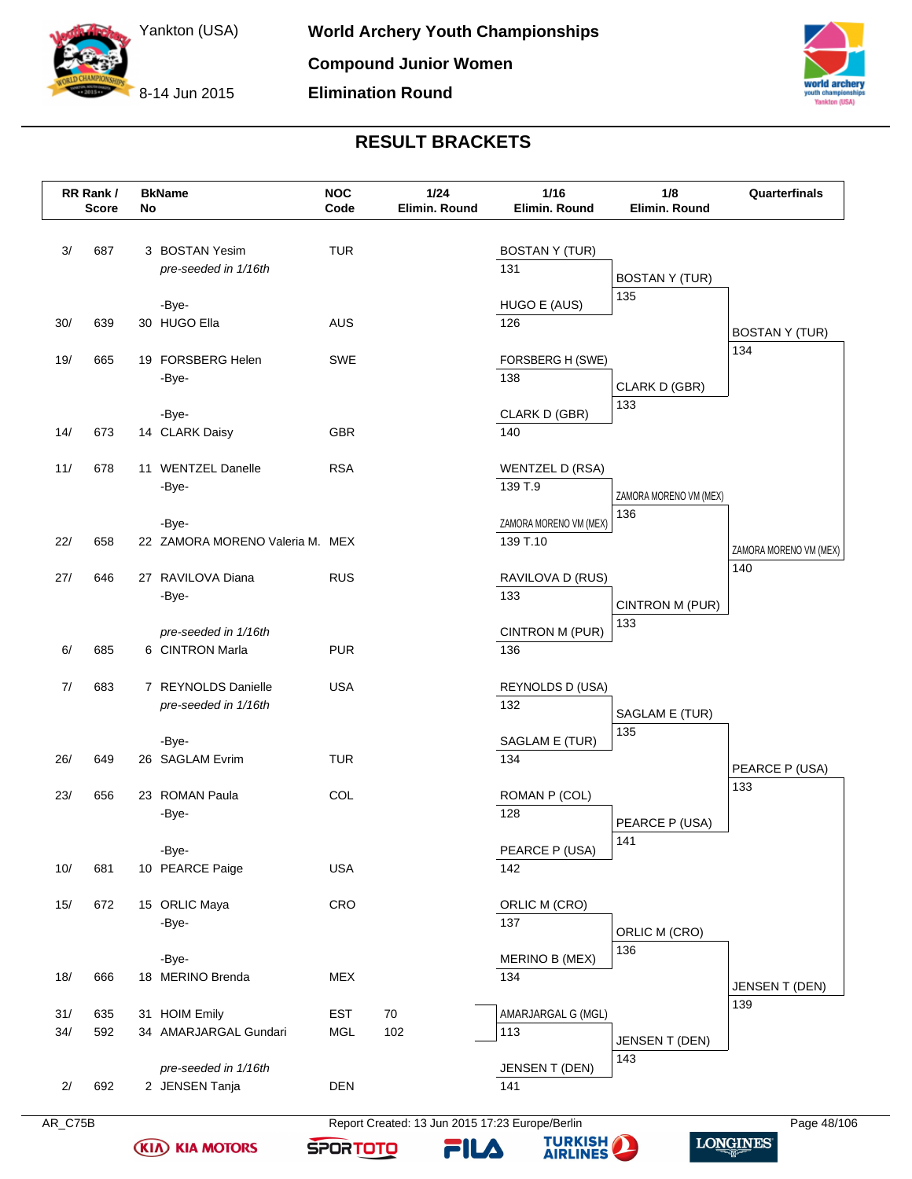# World Archery Youth Championships

Yankton (USA)

8-14 Jun 2015

**Compound Junior Women**

**Elimination Round**

## RESULT BRACKETS

| RR Rank / Score | | BkNo | Name | NOC Code | 1/24 Elimin. Round | 1/16 Elimin. Round | 1/8 Elimin. Round | Quarterfinals |
|---|---|---|---|---|---|---|---|---|
| 3/ | 687 | 3 | BOSTAN Yesim | TUR | *pre-seeded in 1/16th* | BOSTAN Y (TUR) 131 | BOSTAN Y (TUR) 135 | BOSTAN Y (TUR) 134 |
| 30/ | 639 | 30 | HUGO Ella | AUS | -Bye- | HUGO E (AUS) 126 | | |
| 19/ | 665 | 19 | FORSBERG Helen | SWE | -Bye- | FORSBERG H (SWE) 138 | CLARK D (GBR) 133 | |
| 14/ | 673 | 14 | CLARK Daisy | GBR | -Bye- | CLARK D (GBR) 140 | | |
| 11/ | 678 | 11 | WENTZEL Danelle | RSA | -Bye- | WENTZEL D (RSA) 139 T.9 | ZAMORA MORENO VM (MEX) 136 | ZAMORA MORENO VM (MEX) 140 |
| 22/ | 658 | 22 | ZAMORA MORENO Valeria M. | MEX | -Bye- | ZAMORA MORENO VM (MEX) 139 T.10 | | |
| 27/ | 646 | 27 | RAVILOVA Diana | RUS | -Bye- | RAVILOVA D (RUS) 133 | CINTRON M (PUR) 133 | |
| 6/ | 685 | 6 | CINTRON Marla | PUR | *pre-seeded in 1/16th* | CINTRON M (PUR) 136 | | |
| 7/ | 683 | 7 | REYNOLDS Danielle | USA | *pre-seeded in 1/16th* | REYNOLDS D (USA) 132 | SAGLAM E (TUR) 135 | PEARCE P (USA) 133 |
| 26/ | 649 | 26 | SAGLAM Evrim | TUR | -Bye- | SAGLAM E (TUR) 134 | | |
| 23/ | 656 | 23 | ROMAN Paula | COL | -Bye- | ROMAN P (COL) 128 | PEARCE P (USA) 141 | |
| 10/ | 681 | 10 | PEARCE Paige | USA | -Bye- | PEARCE P (USA) 142 | | |
| 15/ | 672 | 15 | ORLIC Maya | CRO | -Bye- | ORLIC M (CRO) 137 | ORLIC M (CRO) 136 | JENSEN T (DEN) 139 |
| 18/ | 666 | 18 | MERINO Brenda | MEX | -Bye- | MERINO B (MEX) 134 | | |
| 31/ | 635 | 31 | HOIM Emily | EST | 70 | AMARJARGAL G (MGL) 113 | JENSEN T (DEN) 143 | |
| 34/ | 592 | 34 | AMARJARGAL Gundari | MGL | 102 | | | |
| 2/ | 692 | 2 | JENSEN Tanja | DEN | *pre-seeded in 1/16th* | JENSEN T (DEN) 141 | | |

AR_C75B

Report Created: 13 Jun 2015 17:23 Europe/Berlin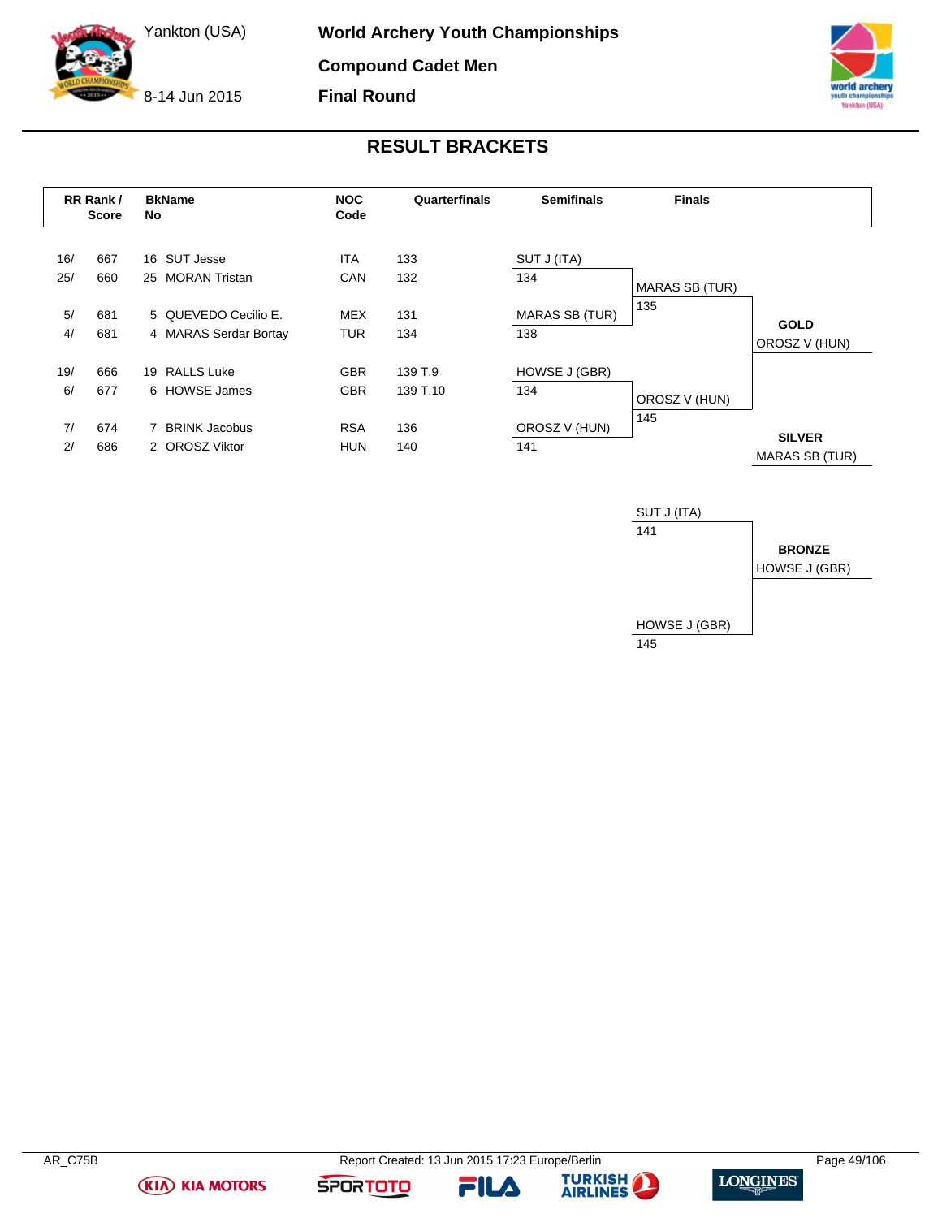# World Archery Youth Championships

Yankton (USA)

8-14 Jun 2015

## Compound Cadet Men

## Final Round

## RESULT BRACKETS

| RR Rank / | Score | BkName No | | NOC Code | Quarterfinals | Semifinals | Finals | |
|---|---|---|---|---|---|---|---|---|
| 16/ | 667 | 16 | SUT Jesse | ITA | 133 | SUT J (ITA) | | |
| 25/ | 660 | 25 | MORAN Tristan | CAN | 132 | 134 | MARAS SB (TUR) | |
| 5/ | 681 | 5 | QUEVEDO Cecilio E. | MEX | 131 | MARAS SB (TUR) | 135 | **GOLD** |
| 4/ | 681 | 4 | MARAS Serdar Bortay | TUR | 134 | 138 | | OROSZ V (HUN) |
| 19/ | 666 | 19 | RALLS Luke | GBR | 139 T.9 | HOWSE J (GBR) | | |
| 6/ | 677 | 6 | HOWSE James | GBR | 139 T.10 | 134 | OROSZ V (HUN) | |
| 7/ | 674 | 7 | BRINK Jacobus | RSA | 136 | OROSZ V (HUN) | 145 | **SILVER** |
| 2/ | 686 | 2 | OROSZ Viktor | HUN | 140 | 141 | | MARAS SB (TUR) |

**Bronze Match**

| Finals | |
|---|---|
| SUT J (ITA) | |
| 141 | **BRONZE** |
| | HOWSE J (GBR) |
| HOWSE J (GBR) | |
| 145 | |

AR_C75B — Report Created: 13 Jun 2015 17:23 Europe/Berlin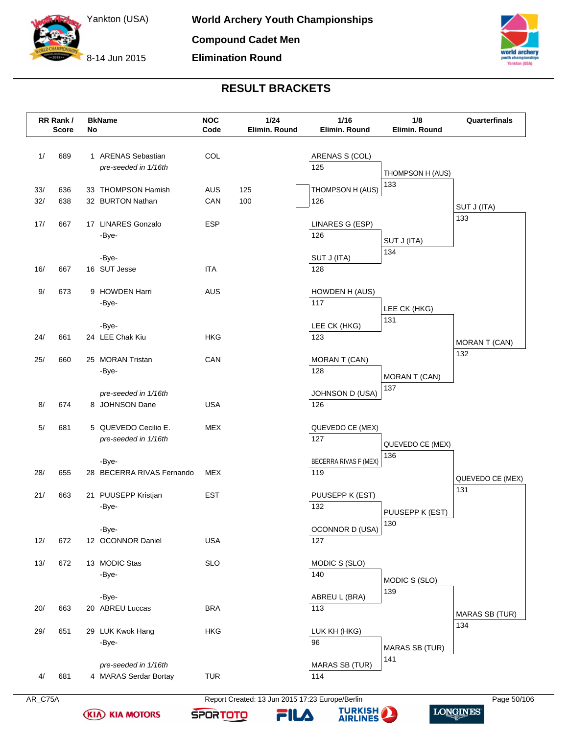# World Archery Youth Championships

**Yankton (USA)**

**8-14 Jun 2015**

## Compound Cadet Men

## Elimination Round

### RESULT BRACKETS

| RR Rank / Score | BkName No | NOC Code | 1/24 Elimin. Round | 1/16 Elimin. Round | 1/8 Elimin. Round | Quarterfinals |
|---|---|---|---|---|---|---|
| 1/ 689 | 1 ARENAS Sebastian | COL | | ARENAS S (COL) 125 | THOMPSON H (AUS) 133 | SUT J (ITA) 133 |
| | *pre-seeded in 1/16th* | | | | | |
| 33/ 636 | 33 THOMPSON Hamish | AUS | 125 | THOMPSON H (AUS) 126 | | |
| 32/ 638 | 32 BURTON Nathan | CAN | 100 | | | |
| 17/ 667 | 17 LINARES Gonzalo | ESP | | LINARES G (ESP) 126 | SUT J (ITA) 134 | |
| | -Bye- | | | | | |
| | -Bye- | | | | | |
| 16/ 667 | 16 SUT Jesse | ITA | | SUT J (ITA) 128 | | |
| 9/ 673 | 9 HOWDEN Harri | AUS | | HOWDEN H (AUS) 117 | LEE CK (HKG) 131 | MORAN T (CAN) 132 |
| | -Bye- | | | | | |
| | -Bye- | | | | | |
| 24/ 661 | 24 LEE Chak Kiu | HKG | | LEE CK (HKG) 123 | | |
| 25/ 660 | 25 MORAN Tristan | CAN | | MORAN T (CAN) 128 | MORAN T (CAN) 137 | |
| | -Bye- | | | | | |
| | *pre-seeded in 1/16th* | | | | | |
| 8/ 674 | 8 JOHNSON Dane | USA | | JOHNSON D (USA) 126 | | |
| 5/ 681 | 5 QUEVEDO Cecilio E. | MEX | | QUEVEDO CE (MEX) 127 | QUEVEDO CE (MEX) 136 | QUEVEDO CE (MEX) 131 |
| | *pre-seeded in 1/16th* | | | | | |
| | -Bye- | | | | | |
| 28/ 655 | 28 BECERRA RIVAS Fernando | MEX | | BECERRA RIVAS F (MEX) 119 | | |
| 21/ 663 | 21 PUUSEPP Kristjan | EST | | PUUSEPP K (EST) 132 | PUUSEPP K (EST) 130 | |
| | -Bye- | | | | | |
| | -Bye- | | | | | |
| 12/ 672 | 12 OCONNOR Daniel | USA | | OCONNOR D (USA) 127 | | |
| 13/ 672 | 13 MODIC Stas | SLO | | MODIC S (SLO) 140 | MODIC S (SLO) 139 | MARAS SB (TUR) 134 |
| | -Bye- | | | | | |
| | -Bye- | | | | | |
| 20/ 663 | 20 ABREU Luccas | BRA | | ABREU L (BRA) 113 | | |
| 29/ 651 | 29 LUK Kwok Hang | HKG | | LUK KH (HKG) 96 | MARAS SB (TUR) 141 | |
| | -Bye- | | | | | |
| | *pre-seeded in 1/16th* | | | | | |
| 4/ 681 | 4 MARAS Serdar Bortay | TUR | | MARAS SB (TUR) 114 | | |

AR_C75A

Report Created: 13 Jun 2015 17:23 Europe/Berlin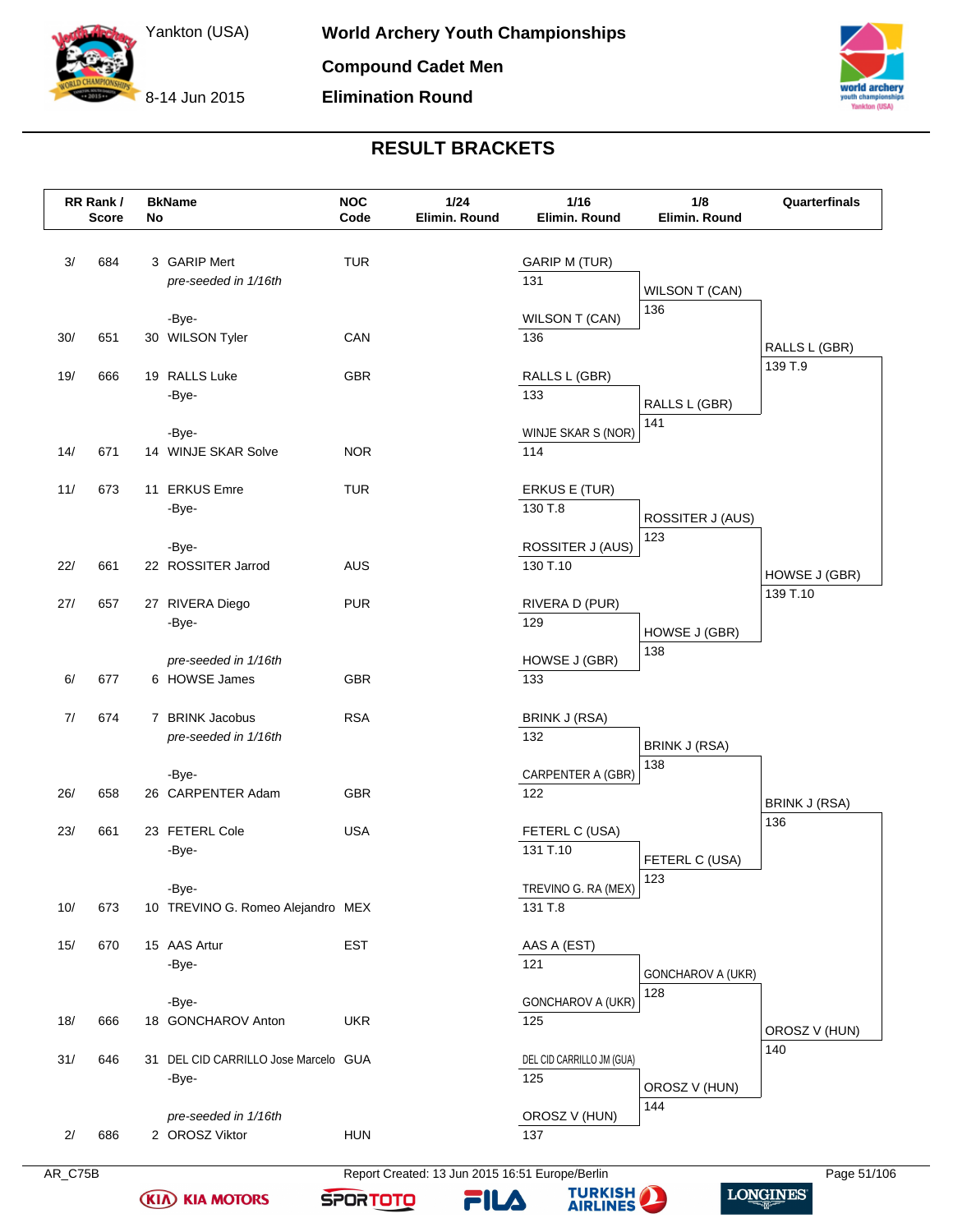# World Archery Youth Championships

**Yankton (USA)**
**8-14 Jun 2015**

**Compound Cadet Men**
**Elimination Round**

## RESULT BRACKETS

| RR Rank / Score | BkNo | Name | NOC Code | 1/24 Elimin. Round | 1/16 Elimin. Round | 1/8 Elimin. Round | Quarterfinals |
|---|---|---|---|---|---|---|---|
| 3/ 684 | 3 | GARIP Mert | TUR | *pre-seeded in 1/16th* | GARIP M (TUR) 131 | WILSON T (CAN) 136 | RALLS L (GBR) 139 T.9 |
| | | -Bye- | | | | | |
| 30/ 651 | 30 | WILSON Tyler | CAN | -Bye- | WILSON T (CAN) 136 | | |
| 19/ 666 | 19 | RALLS Luke | GBR | -Bye- | RALLS L (GBR) 133 | RALLS L (GBR) 141 | |
| | | -Bye- | | | | | |
| 14/ 671 | 14 | WINJE SKAR Solve | NOR | -Bye- | WINJE SKAR S (NOR) 114 | | |
| 11/ 673 | 11 | ERKUS Emre | TUR | -Bye- | ERKUS E (TUR) 130 T.8 | ROSSITER J (AUS) 123 | HOWSE J (GBR) 139 T.10 |
| | | -Bye- | | | | | |
| 22/ 661 | 22 | ROSSITER Jarrod | AUS | -Bye- | ROSSITER J (AUS) 130 T.10 | | |
| 27/ 657 | 27 | RIVERA Diego | PUR | -Bye- | RIVERA D (PUR) 129 | HOWSE J (GBR) 138 | |
| | | *pre-seeded in 1/16th* | | | | | |
| 6/ 677 | 6 | HOWSE James | GBR | | HOWSE J (GBR) 133 | | |
| 7/ 674 | 7 | BRINK Jacobus | RSA | *pre-seeded in 1/16th* | BRINK J (RSA) 132 | BRINK J (RSA) 138 | BRINK J (RSA) 136 |
| | | -Bye- | | | | | |
| 26/ 658 | 26 | CARPENTER Adam | GBR | -Bye- | CARPENTER A (GBR) 122 | | |
| 23/ 661 | 23 | FETERL Cole | USA | -Bye- | FETERL C (USA) 131 T.10 | FETERL C (USA) 123 | |
| | | -Bye- | | | | | |
| 10/ 673 | 10 | TREVINO G. Romeo Alejandro | MEX | -Bye- | TREVINO G. RA (MEX) 131 T.8 | | |
| 15/ 670 | 15 | AAS Artur | EST | -Bye- | AAS A (EST) 121 | GONCHAROV A (UKR) 128 | OROSZ V (HUN) 140 |
| | | -Bye- | | | | | |
| 18/ 666 | 18 | GONCHAROV Anton | UKR | -Bye- | GONCHAROV A (UKR) 125 | | |
| 31/ 646 | 31 | DEL CID CARRILLO Jose Marcelo | GUA | -Bye- | DEL CID CARRILLO JM (GUA) 125 | OROSZ V (HUN) 144 | |
| | | *pre-seeded in 1/16th* | | | | | |
| 2/ 686 | 2 | OROSZ Viktor | HUN | | OROSZ V (HUN) 137 | | |

AR_C75B
Report Created: 13 Jun 2015 16:51 Europe/Berlin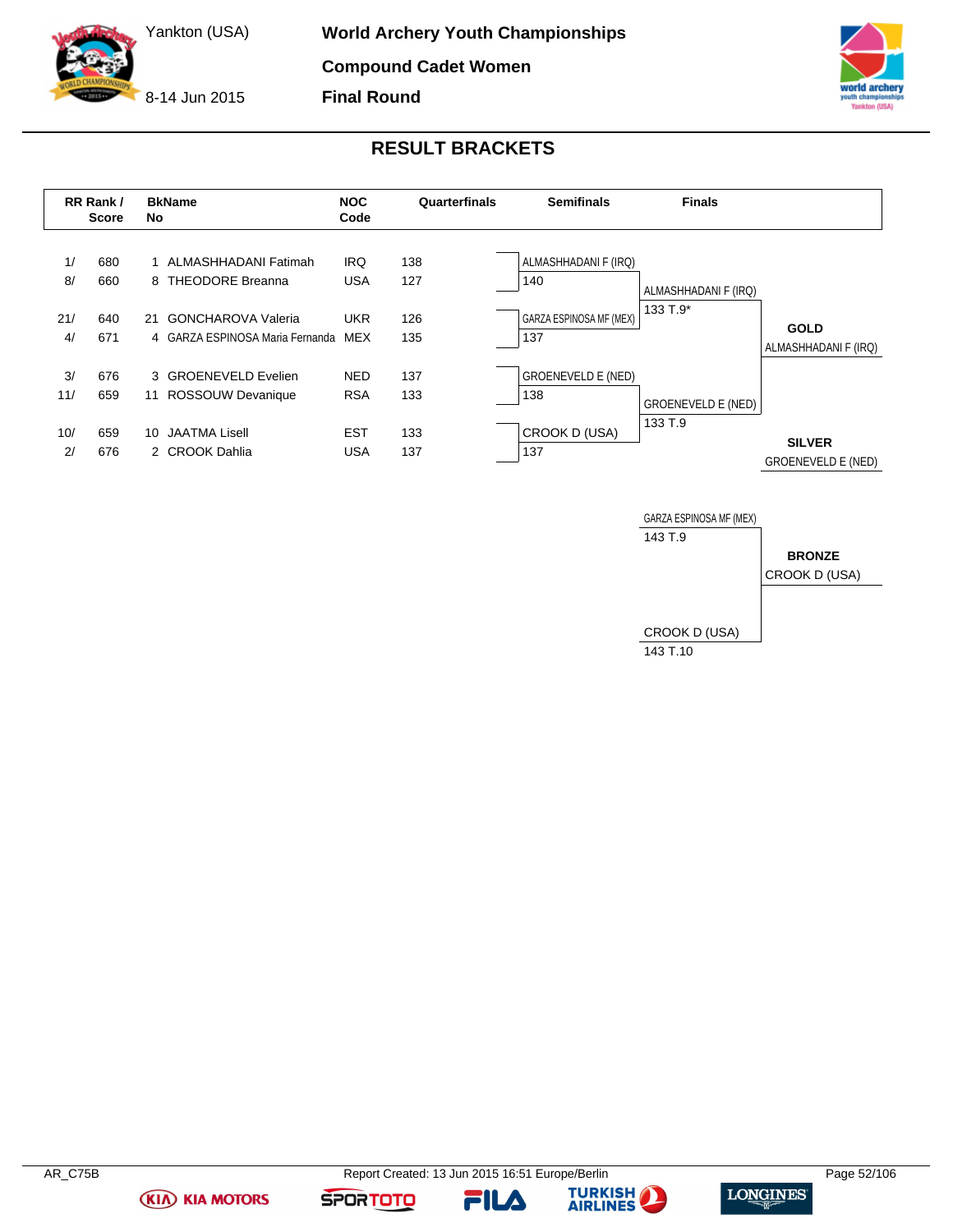# World Archery Youth Championships

Yankton (USA)

8-14 Jun 2015

**Compound Cadet Women**

**Final Round**

## RESULT BRACKETS

| RR Rank / | Score | BkName No | | NOC Code | Quarterfinals |
|---|---|---|---|---|---|
| 1/ | 680 | 1 | ALMASHHADANI Fatimah | IRQ | 138 |
| 8/ | 660 | 8 | THEODORE Breanna | USA | 127 |
| 21/ | 640 | 21 | GONCHAROVA Valeria | UKR | 126 |
| 4/ | 671 | 4 | GARZA ESPINOSA Maria Fernanda | MEX | 135 |
| 3/ | 676 | 3 | GROENEVELD Evelien | NED | 137 |
| 11/ | 659 | 11 | ROSSOUW Devanique | RSA | 133 |
| 10/ | 659 | 10 | JAATMA Lisell | EST | 133 |
| 2/ | 676 | 2 | CROOK Dahlia | USA | 137 |

**Semifinals**

| Athlete | Score |
|---|---|
| ALMASHHADANI F (IRQ) | 140 |
| GARZA ESPINOSA MF (MEX) | 137 |
| GROENEVELD E (NED) | 138 |
| CROOK D (USA) | 137 |

**Finals**

| Athlete | Score |
|---|---|
| ALMASHHADANI F (IRQ) | 133 T.9* |
| GROENEVELD E (NED) | 133 T.9 |

**GOLD**
ALMASHHADANI F (IRQ)

**SILVER**
GROENEVELD E (NED)

**Bronze Match**

| Athlete | Score |
|---|---|
| GARZA ESPINOSA MF (MEX) | 143 T.9 |
| CROOK D (USA) | 143 T.10 |

**BRONZE**
CROOK D (USA)

AR_C75B

Report Created: 13 Jun 2015 16:51 Europe/Berlin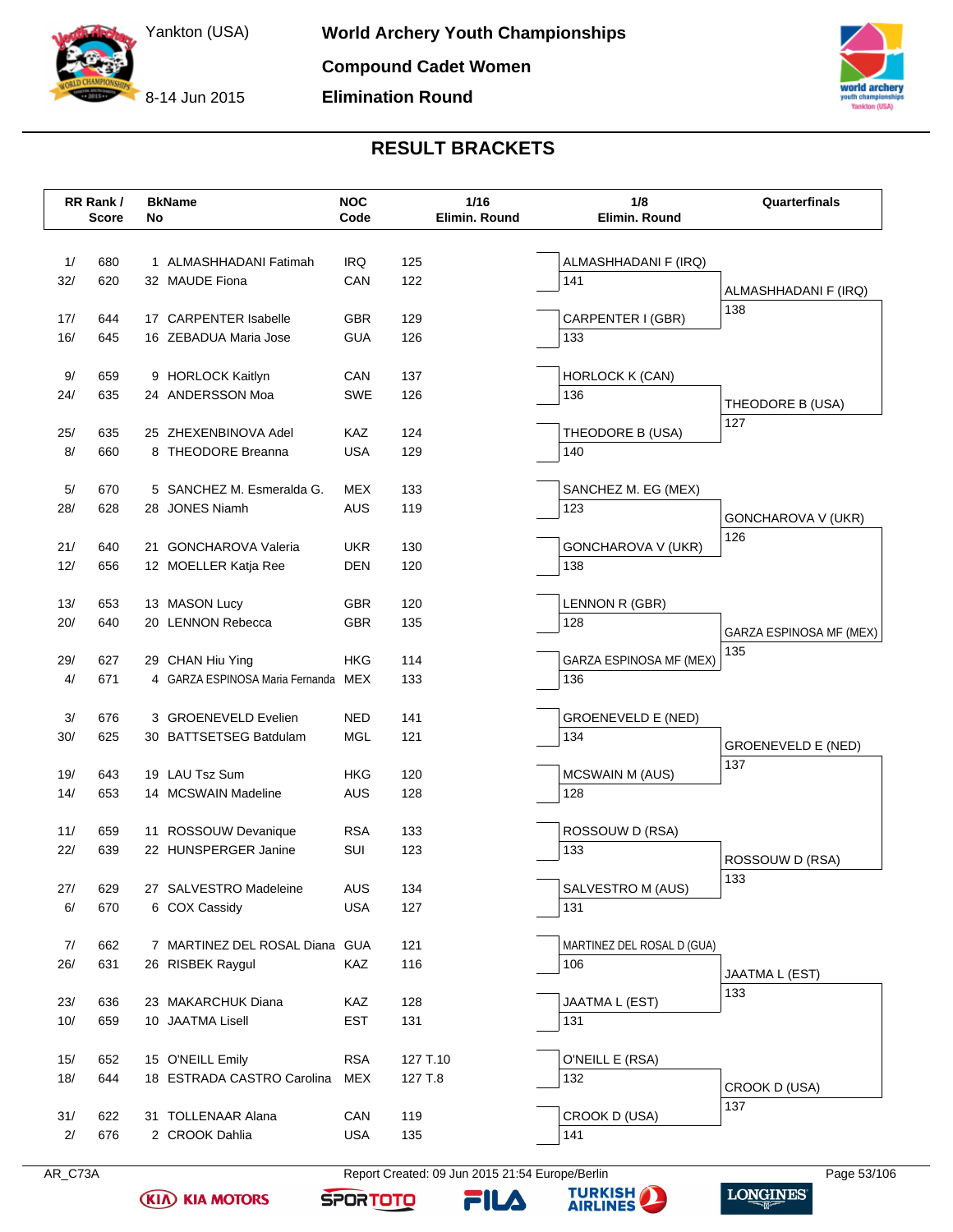Yankton (USA)

8-14 Jun 2015

**World Archery Youth Championships**

**Compound Cadet Women**

**Elimination Round**

## RESULT BRACKETS

| RR Rank / | Score | BkNo | Name | NOC Code | 1/16 Elimin. Round | 1/8 Elimin. Round | Quarterfinals |
|---|---|---|---|---|---|---|---|
| 1/ | 680 | 1 | ALMASHHADANI Fatimah | IRQ | 125 | ALMASHHADANI F (IRQ) | |
| 32/ | 620 | 32 | MAUDE Fiona | CAN | 122 | 141 | ALMASHHADANI F (IRQ) |
| 17/ | 644 | 17 | CARPENTER Isabelle | GBR | 129 | CARPENTER I (GBR) | 138 |
| 16/ | 645 | 16 | ZEBADUA Maria Jose | GUA | 126 | 133 | |
| 9/ | 659 | 9 | HORLOCK Kaitlyn | CAN | 137 | HORLOCK K (CAN) | |
| 24/ | 635 | 24 | ANDERSSON Moa | SWE | 126 | 136 | THEODORE B (USA) |
| 25/ | 635 | 25 | ZHEXENBINOVA Adel | KAZ | 124 | THEODORE B (USA) | 127 |
| 8/ | 660 | 8 | THEODORE Breanna | USA | 129 | 140 | |
| 5/ | 670 | 5 | SANCHEZ M. Esmeralda G. | MEX | 133 | SANCHEZ M. EG (MEX) | |
| 28/ | 628 | 28 | JONES Niamh | AUS | 119 | 123 | GONCHAROVA V (UKR) |
| 21/ | 640 | 21 | GONCHAROVA Valeria | UKR | 130 | GONCHAROVA V (UKR) | 126 |
| 12/ | 656 | 12 | MOELLER Katja Ree | DEN | 120 | 138 | |
| 13/ | 653 | 13 | MASON Lucy | GBR | 120 | LENNON R (GBR) | |
| 20/ | 640 | 20 | LENNON Rebecca | GBR | 135 | 128 | GARZA ESPINOSA MF (MEX) |
| 29/ | 627 | 29 | CHAN Hiu Ying | HKG | 114 | GARZA ESPINOSA MF (MEX) | 135 |
| 4/ | 671 | 4 | GARZA ESPINOSA Maria Fernanda | MEX | 133 | 136 | |
| 3/ | 676 | 3 | GROENEVELD Evelien | NED | 141 | GROENEVELD E (NED) | |
| 30/ | 625 | 30 | BATTSETSEG Batdulam | MGL | 121 | 134 | GROENEVELD E (NED) |
| 19/ | 643 | 19 | LAU Tsz Sum | HKG | 120 | MCSWAIN M (AUS) | 137 |
| 14/ | 653 | 14 | MCSWAIN Madeline | AUS | 128 | 128 | |
| 11/ | 659 | 11 | ROSSOUW Devanique | RSA | 133 | ROSSOUW D (RSA) | |
| 22/ | 639 | 22 | HUNSPERGER Janine | SUI | 123 | 133 | ROSSOUW D (RSA) |
| 27/ | 629 | 27 | SALVESTRO Madeleine | AUS | 134 | SALVESTRO M (AUS) | 133 |
| 6/ | 670 | 6 | COX Cassidy | USA | 127 | 131 | |
| 7/ | 662 | 7 | MARTINEZ DEL ROSAL Diana | GUA | 121 | MARTINEZ DEL ROSAL D (GUA) | |
| 26/ | 631 | 26 | RISBEK Raygul | KAZ | 116 | 106 | JAATMA L (EST) |
| 23/ | 636 | 23 | MAKARCHUK Diana | KAZ | 128 | JAATMA L (EST) | 133 |
| 10/ | 659 | 10 | JAATMA Lisell | EST | 131 | 131 | |
| 15/ | 652 | 15 | O'NEILL Emily | RSA | 127 T.10 | O'NEILL E (RSA) | |
| 18/ | 644 | 18 | ESTRADA CASTRO Carolina | MEX | 127 T.8 | 132 | CROOK D (USA) |
| 31/ | 622 | 31 | TOLLENAAR Alana | CAN | 119 | CROOK D (USA) | 137 |
| 2/ | 676 | 2 | CROOK Dahlia | USA | 135 | 141 | |

AR_C73A

Report Created: 09 Jun 2015 21:54 Europe/Berlin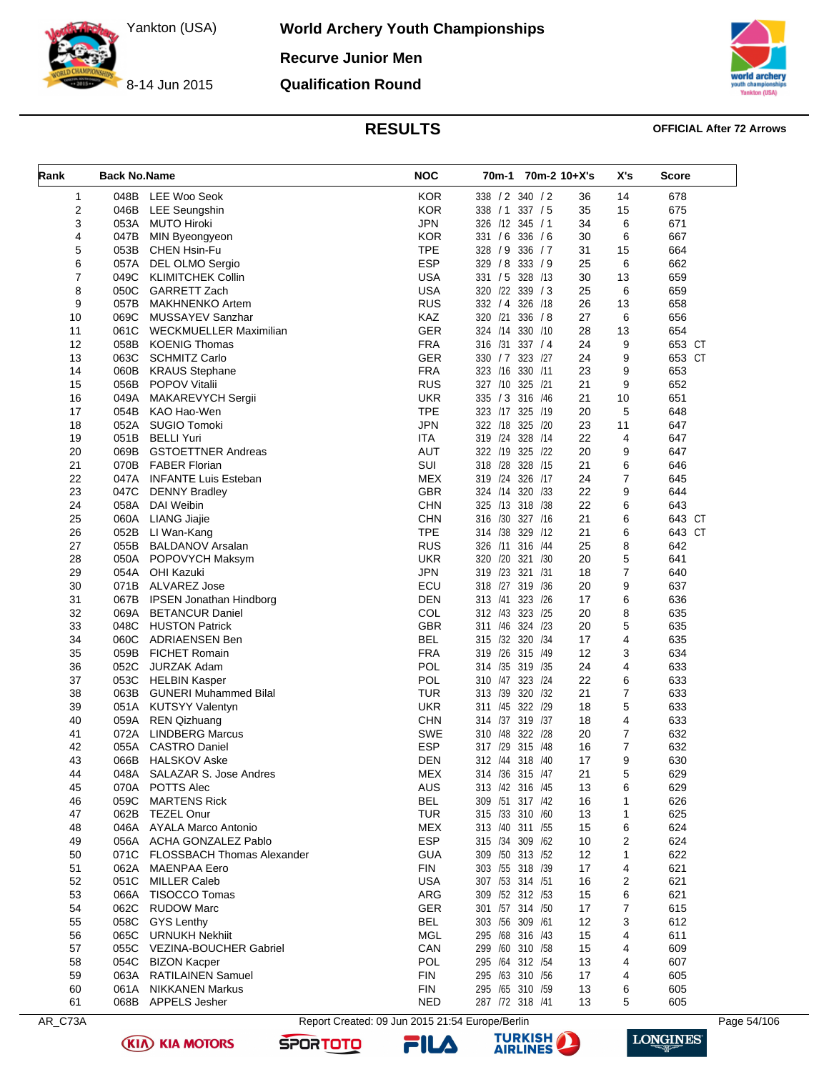Yankton (USA)

8-14 Jun 2015

# World Archery Youth Championships

## Recurve Junior Men

## Qualification Round

### RESULTS

**OFFICIAL After 72 Arrows**

| Rank | Back No. | Name | NOC | 70m-1 | 70m-2 | 10+X's | X's | Score |
|---|---|---|---|---|---|---|---|---|
| 1 | 048B | LEE Woo Seok | KOR | 338 / 2 | 340 / 2 | 36 | 14 | 678 |
| 2 | 046B | LEE Seungshin | KOR | 338 / 1 | 337 / 5 | 35 | 15 | 675 |
| 3 | 053A | MUTO Hiroki | JPN | 326 /12 | 345 / 1 | 34 | 6 | 671 |
| 4 | 047B | MIN Byeongyeon | KOR | 331 / 6 | 336 / 6 | 30 | 6 | 667 |
| 5 | 053B | CHEN Hsin-Fu | TPE | 328 / 9 | 336 / 7 | 31 | 15 | 664 |
| 6 | 057A | DEL OLMO Sergio | ESP | 329 / 8 | 333 / 9 | 25 | 6 | 662 |
| 7 | 049C | KLIMITCHEK Collin | USA | 331 / 5 | 328 /13 | 30 | 13 | 659 |
| 8 | 050C | GARRETT Zach | USA | 320 /22 | 339 / 3 | 25 | 6 | 659 |
| 9 | 057B | MAKHNENKO Artem | RUS | 332 / 4 | 326 /18 | 26 | 13 | 658 |
| 10 | 069C | MUSSAYEV Sanzhar | KAZ | 320 /21 | 336 / 8 | 27 | 6 | 656 |
| 11 | 061C | WECKMUELLER Maximilian | GER | 324 /14 | 330 /10 | 28 | 13 | 654 |
| 12 | 058B | KOENIG Thomas | FRA | 316 /31 | 337 / 4 | 24 | 9 | 653 CT |
| 13 | 063C | SCHMITZ Carlo | GER | 330 / 7 | 323 /27 | 24 | 9 | 653 CT |
| 14 | 060B | KRAUS Stephane | FRA | 323 /16 | 330 /11 | 23 | 9 | 653 |
| 15 | 056B | POPOV Vitalii | RUS | 327 /10 | 325 /21 | 21 | 9 | 652 |
| 16 | 049A | MAKAREVYCH Sergii | UKR | 335 / 3 | 316 /46 | 21 | 10 | 651 |
| 17 | 054B | KAO Hao-Wen | TPE | 323 /17 | 325 /19 | 20 | 5 | 648 |
| 18 | 052A | SUGIO Tomoki | JPN | 322 /18 | 325 /20 | 23 | 11 | 647 |
| 19 | 051B | BELLI Yuri | ITA | 319 /24 | 328 /14 | 22 | 4 | 647 |
| 20 | 069B | GSTOETTNER Andreas | AUT | 322 /19 | 325 /22 | 20 | 9 | 647 |
| 21 | 070B | FABER Florian | SUI | 318 /28 | 328 /15 | 21 | 6 | 646 |
| 22 | 047A | INFANTE Luis Esteban | MEX | 319 /24 | 326 /17 | 24 | 7 | 645 |
| 23 | 047C | DENNY Bradley | GBR | 324 /14 | 320 /33 | 22 | 9 | 644 |
| 24 | 058A | DAI Weibin | CHN | 325 /13 | 318 /38 | 22 | 6 | 643 |
| 25 | 060A | LIANG Jiajie | CHN | 316 /30 | 327 /16 | 21 | 6 | 643 CT |
| 26 | 052B | LI Wan-Kang | TPE | 314 /38 | 329 /12 | 21 | 6 | 643 CT |
| 27 | 055B | BALDANOV Arsalan | RUS | 326 /11 | 316 /44 | 25 | 8 | 642 |
| 28 | 050A | POPOVYCH Maksym | UKR | 320 /20 | 321 /30 | 20 | 5 | 641 |
| 29 | 054A | OHI Kazuki | JPN | 319 /23 | 321 /31 | 18 | 7 | 640 |
| 30 | 071B | ALVAREZ Jose | ECU | 318 /27 | 319 /36 | 20 | 9 | 637 |
| 31 | 067B | IPSEN Jonathan Hindborg | DEN | 313 /41 | 323 /26 | 17 | 6 | 636 |
| 32 | 069A | BETANCUR Daniel | COL | 312 /43 | 323 /25 | 20 | 8 | 635 |
| 33 | 048C | HUSTON Patrick | GBR | 311 /46 | 324 /23 | 20 | 5 | 635 |
| 34 | 060C | ADRIAENSEN Ben | BEL | 315 /32 | 320 /34 | 17 | 4 | 635 |
| 35 | 059B | FICHET Romain | FRA | 319 /26 | 315 /49 | 12 | 3 | 634 |
| 36 | 052C | JURZAK Adam | POL | 314 /35 | 319 /35 | 24 | 4 | 633 |
| 37 | 053C | HELBIN Kasper | POL | 310 /47 | 323 /24 | 22 | 6 | 633 |
| 38 | 063B | GUNERI Muhammed Bilal | TUR | 313 /39 | 320 /32 | 21 | 7 | 633 |
| 39 | 051A | KUTSYY Valentyn | UKR | 311 /45 | 322 /29 | 18 | 5 | 633 |
| 40 | 059A | REN Qizhuang | CHN | 314 /37 | 319 /37 | 18 | 4 | 633 |
| 41 | 072A | LINDBERG Marcus | SWE | 310 /48 | 322 /28 | 20 | 7 | 632 |
| 42 | 055A | CASTRO Daniel | ESP | 317 /29 | 315 /48 | 16 | 7 | 632 |
| 43 | 066B | HALSKOV Aske | DEN | 312 /44 | 318 /40 | 17 | 9 | 630 |
| 44 | 048A | SALAZAR S. Jose Andres | MEX | 314 /36 | 315 /47 | 21 | 5 | 629 |
| 45 | 070A | POTTS Alec | AUS | 313 /42 | 316 /45 | 13 | 6 | 629 |
| 46 | 059C | MARTENS Rick | BEL | 309 /51 | 317 /42 | 16 | 1 | 626 |
| 47 | 062B | TEZEL Onur | TUR | 315 /33 | 310 /60 | 13 | 1 | 625 |
| 48 | 046A | AYALA Marco Antonio | MEX | 313 /40 | 311 /55 | 15 | 6 | 624 |
| 49 | 056A | ACHA GONZALEZ Pablo | ESP | 315 /34 | 309 /62 | 10 | 2 | 624 |
| 50 | 071C | FLOSSBACH Thomas Alexander | GUA | 309 /50 | 313 /52 | 12 | 1 | 622 |
| 51 | 062A | MAENPAA Eero | FIN | 303 /55 | 318 /39 | 17 | 4 | 621 |
| 52 | 051C | MILLER Caleb | USA | 307 /53 | 314 /51 | 16 | 2 | 621 |
| 53 | 066A | TISOCCO Tomas | ARG | 309 /52 | 312 /53 | 15 | 6 | 621 |
| 54 | 062C | RUDOW Marc | GER | 301 /57 | 314 /50 | 17 | 7 | 615 |
| 55 | 058C | GYS Lenthy | BEL | 303 /56 | 309 /61 | 12 | 3 | 612 |
| 56 | 065C | URNUKH Nekhiit | MGL | 295 /68 | 316 /43 | 15 | 4 | 611 |
| 57 | 055C | VEZINA-BOUCHER Gabriel | CAN | 299 /60 | 310 /58 | 15 | 4 | 609 |
| 58 | 054C | BIZON Kacper | POL | 295 /64 | 312 /54 | 13 | 4 | 607 |
| 59 | 063A | RATILAINEN Samuel | FIN | 295 /63 | 310 /56 | 17 | 4 | 605 |
| 60 | 061A | NIKKANEN Markus | FIN | 295 /65 | 310 /59 | 13 | 6 | 605 |
| 61 | 068B | APPELS Jesher | NED | 287 /72 | 318 /41 | 13 | 5 | 605 |

AR_C73A — Report Created: 09 Jun 2015 21:54 Europe/Berlin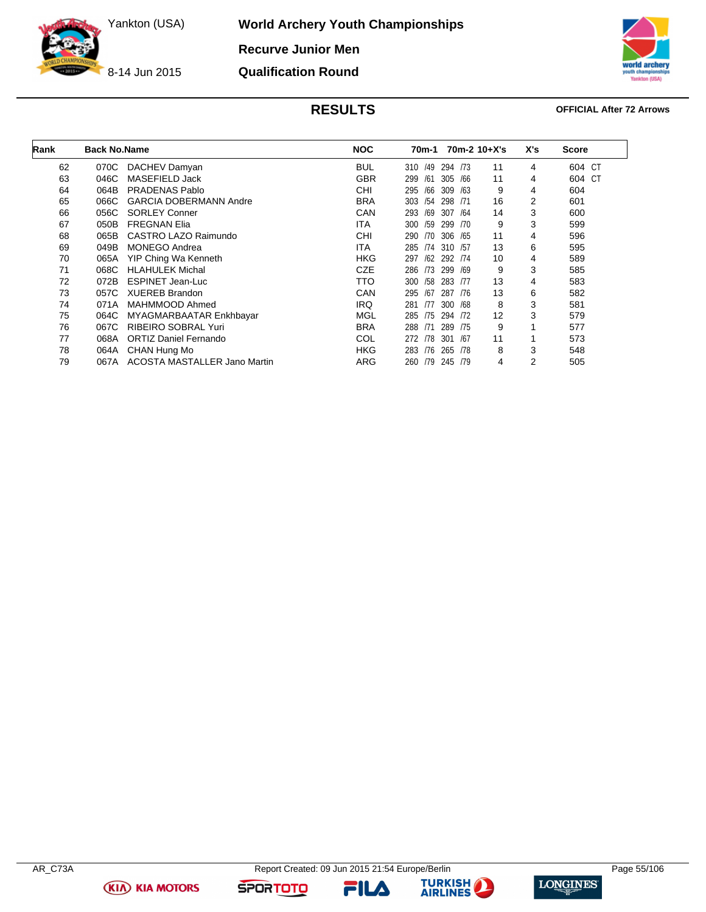# World Archery Youth Championships

## Recurve Junior Men

## Qualification Round

Yankton (USA)

8-14 Jun 2015

### RESULTS

**OFFICIAL After 72 Arrows**

| Rank | Back No. | Name | NOC | 70m-1 | 70m-2 | 10+X's | X's | Score |
|---|---|---|---|---|---|---|---|---|
| 62 | 070C | DACHEV Damyan | BUL | 310 /49 | 294 /73 | 11 | 4 | 604 CT |
| 63 | 046C | MASEFIELD Jack | GBR | 299 /61 | 305 /66 | 11 | 4 | 604 CT |
| 64 | 064B | PRADENAS Pablo | CHI | 295 /66 | 309 /63 | 9 | 4 | 604 |
| 65 | 066C | GARCIA DOBERMANN Andre | BRA | 303 /54 | 298 /71 | 16 | 2 | 601 |
| 66 | 056C | SORLEY Conner | CAN | 293 /69 | 307 /64 | 14 | 3 | 600 |
| 67 | 050B | FREGNAN Elia | ITA | 300 /59 | 299 /70 | 9 | 3 | 599 |
| 68 | 065B | CASTRO LAZO Raimundo | CHI | 290 /70 | 306 /65 | 11 | 4 | 596 |
| 69 | 049B | MONEGO Andrea | ITA | 285 /74 | 310 /57 | 13 | 6 | 595 |
| 70 | 065A | YIP Ching Wa Kenneth | HKG | 297 /62 | 292 /74 | 10 | 4 | 589 |
| 71 | 068C | HLAHULEK Michal | CZE | 286 /73 | 299 /69 | 9 | 3 | 585 |
| 72 | 072B | ESPINET Jean-Luc | TTO | 300 /58 | 283 /77 | 13 | 4 | 583 |
| 73 | 057C | XUEREB Brandon | CAN | 295 /67 | 287 /76 | 13 | 6 | 582 |
| 74 | 071A | MAHMMOOD Ahmed | IRQ | 281 /77 | 300 /68 | 8 | 3 | 581 |
| 75 | 064C | MYAGMARBAATAR Enkhbayar | MGL | 285 /75 | 294 /72 | 12 | 3 | 579 |
| 76 | 067C | RIBEIRO SOBRAL Yuri | BRA | 288 /71 | 289 /75 | 9 | 1 | 577 |
| 77 | 068A | ORTIZ Daniel Fernando | COL | 272 /78 | 301 /67 | 11 | 1 | 573 |
| 78 | 064A | CHAN Hung Mo | HKG | 283 /76 | 265 /78 | 8 | 3 | 548 |
| 79 | 067A | ACOSTA MASTALLER Jano Martin | ARG | 260 /79 | 245 /79 | 4 | 2 | 505 |

AR_C73A — Report Created: 09 Jun 2015 21:54 Europe/Berlin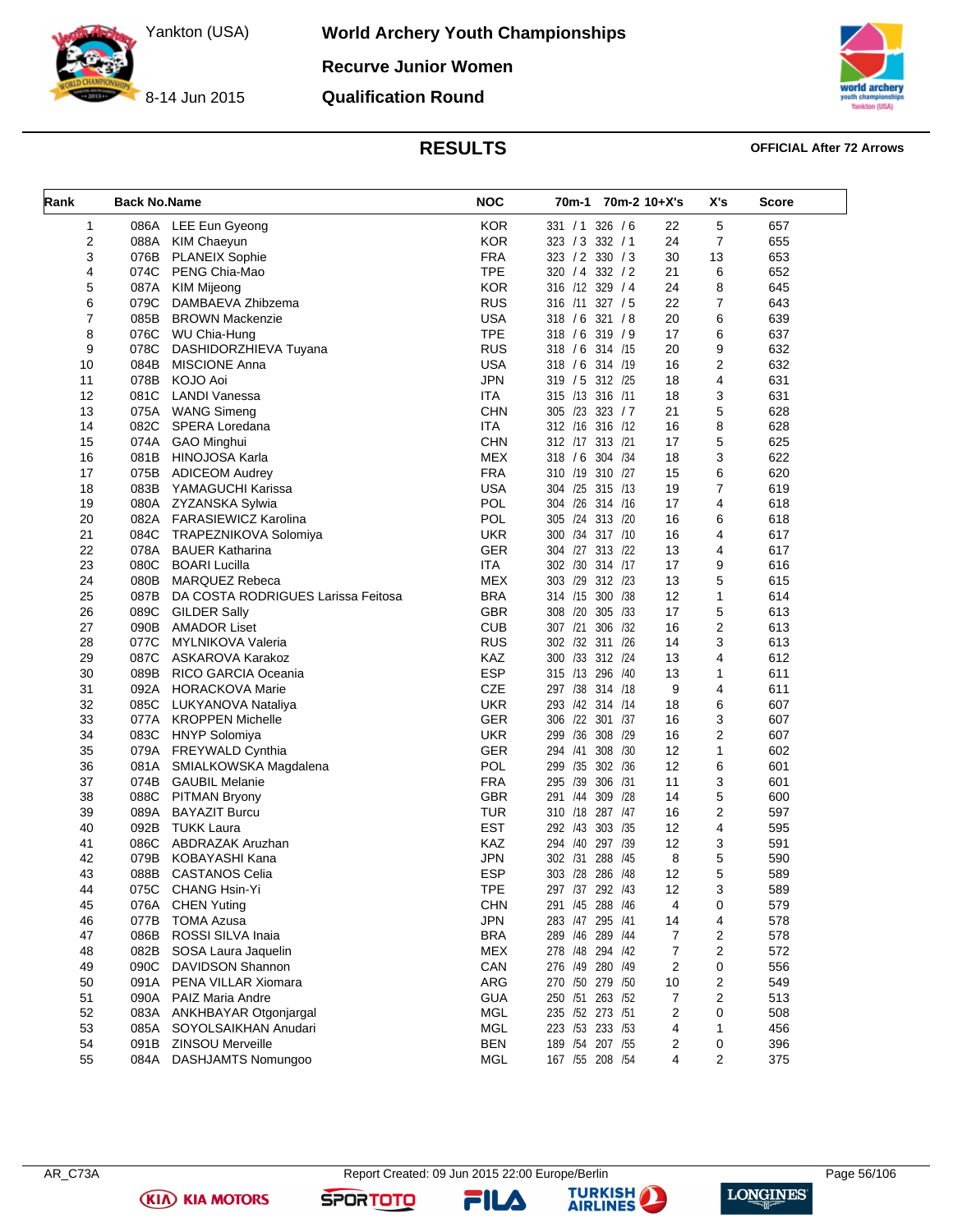# World Archery Youth Championships

Yankton (USA)

8-14 Jun 2015

## Recurve Junior Women

## Qualification Round

## RESULTS

**OFFICIAL After 72 Arrows**

| Rank | Back No. | Name | NOC | 70m-1 | 70m-2 | 10+X's | X's | Score |
|---|---|---|---|---|---|---|---|---|
| 1 | 086A | LEE Eun Gyeong | KOR | 331 / 1 | 326 / 6 | 22 | 5 | 657 |
| 2 | 088A | KIM Chaeyun | KOR | 323 / 3 | 332 / 1 | 24 | 7 | 655 |
| 3 | 076B | PLANEIX Sophie | FRA | 323 / 2 | 330 / 3 | 30 | 13 | 653 |
| 4 | 074C | PENG Chia-Mao | TPE | 320 / 4 | 332 / 2 | 21 | 6 | 652 |
| 5 | 087A | KIM Mijeong | KOR | 316 /12 | 329 / 4 | 24 | 8 | 645 |
| 6 | 079C | DAMBAEVA Zhibzema | RUS | 316 /11 | 327 / 5 | 22 | 7 | 643 |
| 7 | 085B | BROWN Mackenzie | USA | 318 / 6 | 321 / 8 | 20 | 6 | 639 |
| 8 | 076C | WU Chia-Hung | TPE | 318 / 6 | 319 / 9 | 17 | 6 | 637 |
| 9 | 078C | DASHIDORZHIEVA Tuyana | RUS | 318 / 6 | 314 /15 | 20 | 9 | 632 |
| 10 | 084B | MISCIONE Anna | USA | 318 / 6 | 314 /19 | 16 | 2 | 632 |
| 11 | 078B | KOJO Aoi | JPN | 319 / 5 | 312 /25 | 18 | 4 | 631 |
| 12 | 081C | LANDI Vanessa | ITA | 315 /13 | 316 /11 | 18 | 3 | 631 |
| 13 | 075A | WANG Simeng | CHN | 305 /23 | 323 / 7 | 21 | 5 | 628 |
| 14 | 082C | SPERA Loredana | ITA | 312 /16 | 316 /12 | 16 | 8 | 628 |
| 15 | 074A | GAO Minghui | CHN | 312 /17 | 313 /21 | 17 | 5 | 625 |
| 16 | 081B | HINOJOSA Karla | MEX | 318 / 6 | 304 /34 | 18 | 3 | 622 |
| 17 | 075B | ADICEOM Audrey | FRA | 310 /19 | 310 /27 | 15 | 6 | 620 |
| 18 | 083B | YAMAGUCHI Karissa | USA | 304 /25 | 315 /13 | 19 | 7 | 619 |
| 19 | 080A | ZYZANSKA Sylwia | POL | 304 /26 | 314 /16 | 17 | 4 | 618 |
| 20 | 082A | FARASIEWICZ Karolina | POL | 305 /24 | 313 /20 | 16 | 6 | 618 |
| 21 | 084C | TRAPEZNIKOVA Solomiya | UKR | 300 /34 | 317 /10 | 16 | 4 | 617 |
| 22 | 078A | BAUER Katharina | GER | 304 /27 | 313 /22 | 13 | 4 | 617 |
| 23 | 080C | BOARI Lucilla | ITA | 302 /30 | 314 /17 | 17 | 9 | 616 |
| 24 | 080B | MARQUEZ Rebeca | MEX | 303 /29 | 312 /23 | 13 | 5 | 615 |
| 25 | 087B | DA COSTA RODRIGUES Larissa Feitosa | BRA | 314 /15 | 300 /38 | 12 | 1 | 614 |
| 26 | 089C | GILDER Sally | GBR | 308 /20 | 305 /33 | 17 | 5 | 613 |
| 27 | 090B | AMADOR Liset | CUB | 307 /21 | 306 /32 | 16 | 2 | 613 |
| 28 | 077C | MYLNIKOVA Valeria | RUS | 302 /32 | 311 /26 | 14 | 3 | 613 |
| 29 | 087C | ASKAROVA Karakoz | KAZ | 300 /33 | 312 /24 | 13 | 4 | 612 |
| 30 | 089B | RICO GARCIA Oceania | ESP | 315 /13 | 296 /40 | 13 | 1 | 611 |
| 31 | 092A | HORACKOVA Marie | CZE | 297 /38 | 314 /18 | 9 | 4 | 611 |
| 32 | 085C | LUKYANOVA Nataliya | UKR | 293 /42 | 314 /14 | 18 | 6 | 607 |
| 33 | 077A | KROPPEN Michelle | GER | 306 /22 | 301 /37 | 16 | 3 | 607 |
| 34 | 083C | HNYP Solomiya | UKR | 299 /36 | 308 /29 | 16 | 2 | 607 |
| 35 | 079A | FREYWALD Cynthia | GER | 294 /41 | 308 /30 | 12 | 1 | 602 |
| 36 | 081A | SMIALKOWSKA Magdalena | POL | 299 /35 | 302 /36 | 12 | 6 | 601 |
| 37 | 074B | GAUBIL Melanie | FRA | 295 /39 | 306 /31 | 11 | 3 | 601 |
| 38 | 088C | PITMAN Bryony | GBR | 291 /44 | 309 /28 | 14 | 5 | 600 |
| 39 | 089A | BAYAZIT Burcu | TUR | 310 /18 | 287 /47 | 16 | 2 | 597 |
| 40 | 092B | TUKK Laura | EST | 292 /43 | 303 /35 | 12 | 4 | 595 |
| 41 | 086C | ABDRAZAK Aruzhan | KAZ | 294 /40 | 297 /39 | 12 | 3 | 591 |
| 42 | 079B | KOBAYASHI Kana | JPN | 302 /31 | 288 /45 | 8 | 5 | 590 |
| 43 | 088B | CASTANOS Celia | ESP | 303 /28 | 286 /48 | 12 | 5 | 589 |
| 44 | 075C | CHANG Hsin-Yi | TPE | 297 /37 | 292 /43 | 12 | 3 | 589 |
| 45 | 076A | CHEN Yuting | CHN | 291 /45 | 288 /46 | 4 | 0 | 579 |
| 46 | 077B | TOMA Azusa | JPN | 283 /47 | 295 /41 | 14 | 4 | 578 |
| 47 | 086B | ROSSI SILVA Inaia | BRA | 289 /46 | 289 /44 | 7 | 2 | 578 |
| 48 | 082B | SOSA Laura Jaquelin | MEX | 278 /48 | 294 /42 | 7 | 2 | 572 |
| 49 | 090C | DAVIDSON Shannon | CAN | 276 /49 | 280 /49 | 2 | 0 | 556 |
| 50 | 091A | PENA VILLAR Xiomara | ARG | 270 /50 | 279 /50 | 10 | 2 | 549 |
| 51 | 090A | PAIZ Maria Andre | GUA | 250 /51 | 263 /52 | 7 | 2 | 513 |
| 52 | 083A | ANKHBAYAR Otgonjargal | MGL | 235 /52 | 273 /51 | 2 | 0 | 508 |
| 53 | 085A | SOYOLSAIKHAN Anudari | MGL | 223 /53 | 233 /53 | 4 | 1 | 456 |
| 54 | 091B | ZINSOU Merveille | BEN | 189 /54 | 207 /55 | 2 | 0 | 396 |
| 55 | 084A | DASHJAMTS Nomungoo | MGL | 167 /55 | 208 /54 | 4 | 2 | 375 |

AR_C73A

Report Created: 09 Jun 2015 22:00 Europe/Berlin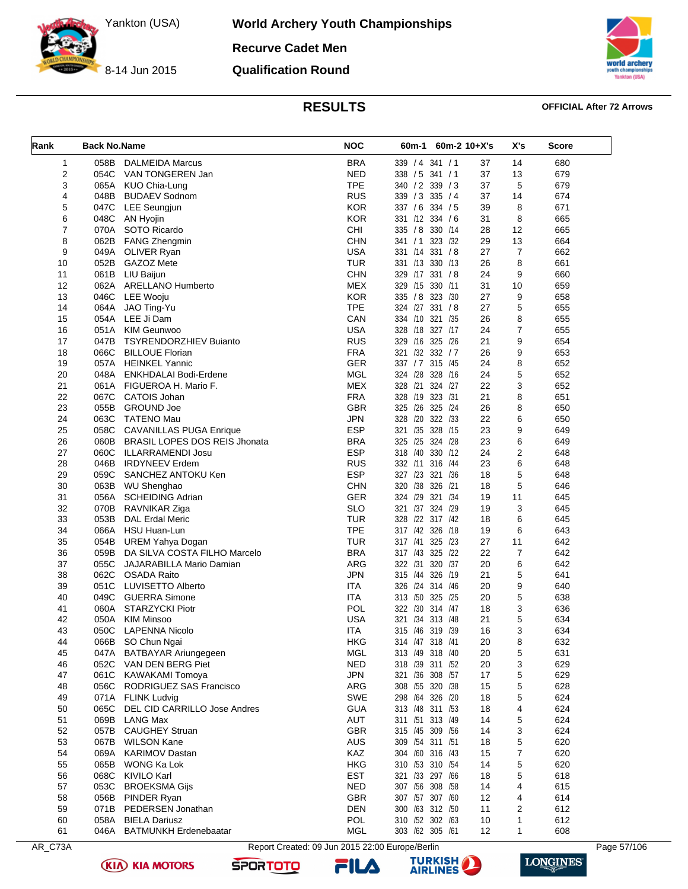# World Archery Youth Championships

Yankton (USA)

8-14 Jun 2015

## Recurve Cadet Men

## Qualification Round

### RESULTS

**OFFICIAL After 72 Arrows**

| Rank | Back No. | Name | NOC | 60m-1 | 60m-2 | 10+X's | X's | Score |
|---|---|---|---|---|---|---|---|---|
| 1 | 058B | DALMEIDA Marcus | BRA | 339 / 4 | 341 / 1 | 37 | 14 | 680 |
| 2 | 054C | VAN TONGEREN Jan | NED | 338 / 5 | 341 / 1 | 37 | 13 | 679 |
| 3 | 065A | KUO Chia-Lung | TPE | 340 / 2 | 339 / 3 | 37 | 5 | 679 |
| 4 | 048B | BUDAEV Sodnom | RUS | 339 / 3 | 335 / 4 | 37 | 14 | 674 |
| 5 | 047C | LEE Seungjun | KOR | 337 / 6 | 334 / 5 | 39 | 8 | 671 |
| 6 | 048C | AN Hyojin | KOR | 331 /12 | 334 / 6 | 31 | 8 | 665 |
| 7 | 070A | SOTO Ricardo | CHI | 335 / 8 | 330 /14 | 28 | 12 | 665 |
| 8 | 062B | FANG Zhengmin | CHN | 341 / 1 | 323 /32 | 29 | 13 | 664 |
| 9 | 049A | OLIVER Ryan | USA | 331 /14 | 331 / 8 | 27 | 7 | 662 |
| 10 | 052B | GAZOZ Mete | TUR | 331 /13 | 330 /13 | 26 | 8 | 661 |
| 11 | 061B | LIU Baijun | CHN | 329 /17 | 331 / 8 | 24 | 9 | 660 |
| 12 | 062A | ARELLANO Humberto | MEX | 329 /15 | 330 /11 | 31 | 10 | 659 |
| 13 | 046C | LEE Wooju | KOR | 335 / 8 | 323 /30 | 27 | 9 | 658 |
| 14 | 064A | JAO Ting-Yu | TPE | 324 /27 | 331 / 8 | 27 | 5 | 655 |
| 15 | 054A | LEE Ji Dam | CAN | 334 /10 | 321 /35 | 26 | 8 | 655 |
| 16 | 051A | KIM Geunwoo | USA | 328 /18 | 327 /17 | 24 | 7 | 655 |
| 17 | 047B | TSYRENDORZHIEV Buianto | RUS | 329 /16 | 325 /26 | 21 | 9 | 654 |
| 18 | 066C | BILLOUE Florian | FRA | 321 /32 | 332 / 7 | 26 | 9 | 653 |
| 19 | 057A | HEINKEL Yannic | GER | 337 / 7 | 315 /45 | 24 | 8 | 652 |
| 20 | 048A | ENKHDALAI Bodi-Erdene | MGL | 324 /28 | 328 /16 | 24 | 5 | 652 |
| 21 | 061A | FIGUEROA H. Mario F. | MEX | 328 /21 | 324 /27 | 22 | 3 | 652 |
| 22 | 067C | CATOIS Johan | FRA | 328 /19 | 323 /31 | 21 | 8 | 651 |
| 23 | 055B | GROUND Joe | GBR | 325 /26 | 325 /24 | 26 | 8 | 650 |
| 24 | 063C | TATENO Mau | JPN | 328 /20 | 322 /33 | 22 | 6 | 650 |
| 25 | 058C | CAVANILLAS PUGA Enrique | ESP | 321 /35 | 328 /15 | 23 | 9 | 649 |
| 26 | 060B | BRASIL LOPES DOS REIS Jhonata | BRA | 325 /25 | 324 /28 | 23 | 6 | 649 |
| 27 | 060C | ILLARRAMENDI Josu | ESP | 318 /40 | 330 /12 | 24 | 2 | 648 |
| 28 | 046B | IRDYNEEV Erdem | RUS | 332 /11 | 316 /44 | 23 | 6 | 648 |
| 29 | 059C | SANCHEZ ANTOKU Ken | ESP | 327 /23 | 321 /36 | 18 | 5 | 648 |
| 30 | 063B | WU Shenghao | CHN | 320 /38 | 326 /21 | 18 | 5 | 646 |
| 31 | 056A | SCHEIDING Adrian | GER | 324 /29 | 321 /34 | 19 | 11 | 645 |
| 32 | 070B | RAVNIKAR Ziga | SLO | 321 /37 | 324 /29 | 19 | 3 | 645 |
| 33 | 053B | DAL Erdal Meric | TUR | 328 /22 | 317 /42 | 18 | 6 | 645 |
| 34 | 066A | HSU Huan-Lun | TPE | 317 /42 | 326 /18 | 19 | 6 | 643 |
| 35 | 054B | UREM Yahya Dogan | TUR | 317 /41 | 325 /23 | 27 | 11 | 642 |
| 36 | 059B | DA SILVA COSTA FILHO Marcelo | BRA | 317 /43 | 325 /22 | 22 | 7 | 642 |
| 37 | 055C | JAJARABILLA Mario Damian | ARG | 322 /31 | 320 /37 | 20 | 6 | 642 |
| 38 | 062C | OSADA Raito | JPN | 315 /44 | 326 /19 | 21 | 5 | 641 |
| 39 | 051C | LUVISETTO Alberto | ITA | 326 /24 | 314 /46 | 20 | 9 | 640 |
| 40 | 049C | GUERRA Simone | ITA | 313 /50 | 325 /25 | 20 | 5 | 638 |
| 41 | 060A | STARZYCKI Piotr | POL | 322 /30 | 314 /47 | 18 | 3 | 636 |
| 42 | 050A | KIM Minsoo | USA | 321 /34 | 313 /48 | 21 | 5 | 634 |
| 43 | 050C | LAPENNA Nicolo | ITA | 315 /46 | 319 /39 | 16 | 3 | 634 |
| 44 | 066B | SO Chun Ngai | HKG | 314 /47 | 318 /41 | 20 | 8 | 632 |
| 45 | 047A | BATBAYAR Ariungegeen | MGL | 313 /49 | 318 /40 | 20 | 5 | 631 |
| 46 | 052C | VAN DEN BERG Piet | NED | 318 /39 | 311 /52 | 20 | 3 | 629 |
| 47 | 061C | KAWAKAMI Tomoya | JPN | 321 /36 | 308 /57 | 17 | 5 | 629 |
| 48 | 056C | RODRIGUEZ SAS Francisco | ARG | 308 /55 | 320 /38 | 15 | 5 | 628 |
| 49 | 071A | FLINK Ludvig | SWE | 298 /64 | 326 /20 | 18 | 5 | 624 |
| 50 | 065C | DEL CID CARRILLO Jose Andres | GUA | 313 /48 | 311 /53 | 18 | 4 | 624 |
| 51 | 069B | LANG Max | AUT | 311 /51 | 313 /49 | 14 | 5 | 624 |
| 52 | 057B | CAUGHEY Struan | GBR | 315 /45 | 309 /56 | 14 | 3 | 624 |
| 53 | 067B | WILSON Kane | AUS | 309 /54 | 311 /51 | 18 | 5 | 620 |
| 54 | 069A | KARIMOV Dastan | KAZ | 304 /60 | 316 /43 | 15 | 7 | 620 |
| 55 | 065B | WONG Ka Lok | HKG | 310 /53 | 310 /54 | 14 | 5 | 620 |
| 56 | 068C | KIVILO Karl | EST | 321 /33 | 297 /66 | 18 | 5 | 618 |
| 57 | 053C | BROEKSMA Gijs | NED | 307 /56 | 308 /58 | 14 | 4 | 615 |
| 58 | 056B | PINDER Ryan | GBR | 307 /57 | 307 /60 | 12 | 4 | 614 |
| 59 | 071B | PEDERSEN Jonathan | DEN | 300 /63 | 312 /50 | 11 | 2 | 612 |
| 60 | 058A | BIELA Dariusz | POL | 310 /52 | 302 /63 | 10 | 1 | 612 |
| 61 | 046A | BATMUNKH Erdenebaatar | MGL | 303 /62 | 305 /61 | 12 | 1 | 608 |

AR_C73A — Report Created: 09 Jun 2015 22:00 Europe/Berlin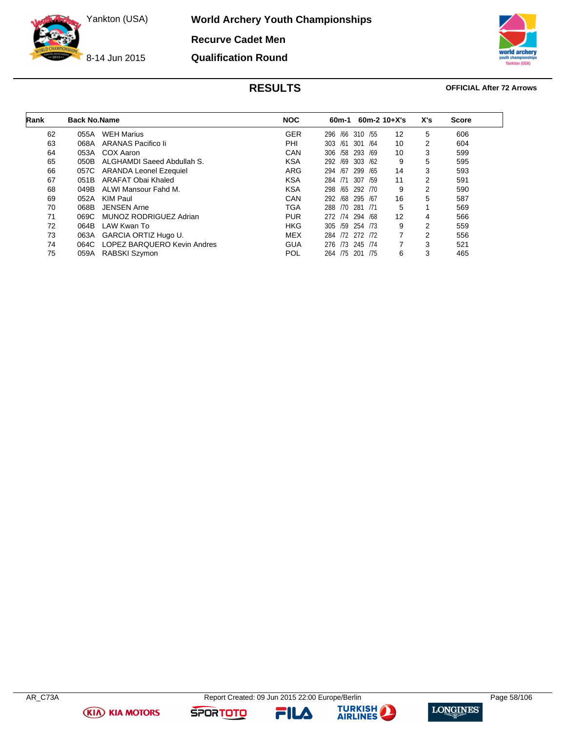# World Archery Youth Championships

## Recurve Cadet Men

## Qualification Round

Yankton (USA)

8-14 Jun 2015

### RESULTS

**OFFICIAL After 72 Arrows**

| Rank | Back No. | Name | NOC | 60m-1 | 60m-2 | 10+X's | X's | Score |
|---|---|---|---|---|---|---|---|---|
| 62 | 055A | WEH Marius | GER | 296 /66 | 310 /55 | 12 | 5 | 606 |
| 63 | 068A | ARANAS Pacifico Ii | PHI | 303 /61 | 301 /64 | 10 | 2 | 604 |
| 64 | 053A | COX Aaron | CAN | 306 /58 | 293 /69 | 10 | 3 | 599 |
| 65 | 050B | ALGHAMDI Saeed Abdullah S. | KSA | 292 /69 | 303 /62 | 9 | 5 | 595 |
| 66 | 057C | ARANDA Leonel Ezequiel | ARG | 294 /67 | 299 /65 | 14 | 3 | 593 |
| 67 | 051B | ARAFAT Obai Khaled | KSA | 284 /71 | 307 /59 | 11 | 2 | 591 |
| 68 | 049B | ALWI Mansour Fahd M. | KSA | 298 /65 | 292 /70 | 9 | 2 | 590 |
| 69 | 052A | KIM Paul | CAN | 292 /68 | 295 /67 | 16 | 5 | 587 |
| 70 | 068B | JENSEN Arne | TGA | 288 /70 | 281 /71 | 5 | 1 | 569 |
| 71 | 069C | MUNOZ RODRIGUEZ Adrian | PUR | 272 /74 | 294 /68 | 12 | 4 | 566 |
| 72 | 064B | LAW Kwan To | HKG | 305 /59 | 254 /73 | 9 | 2 | 559 |
| 73 | 063A | GARCIA ORTIZ Hugo U. | MEX | 284 /72 | 272 /72 | 7 | 2 | 556 |
| 74 | 064C | LOPEZ BARQUERO Kevin Andres | GUA | 276 /73 | 245 /74 | 7 | 3 | 521 |
| 75 | 059A | RABSKI Szymon | POL | 264 /75 | 201 /75 | 6 | 3 | 465 |

AR_C73A

Report Created: 09 Jun 2015 22:00 Europe/Berlin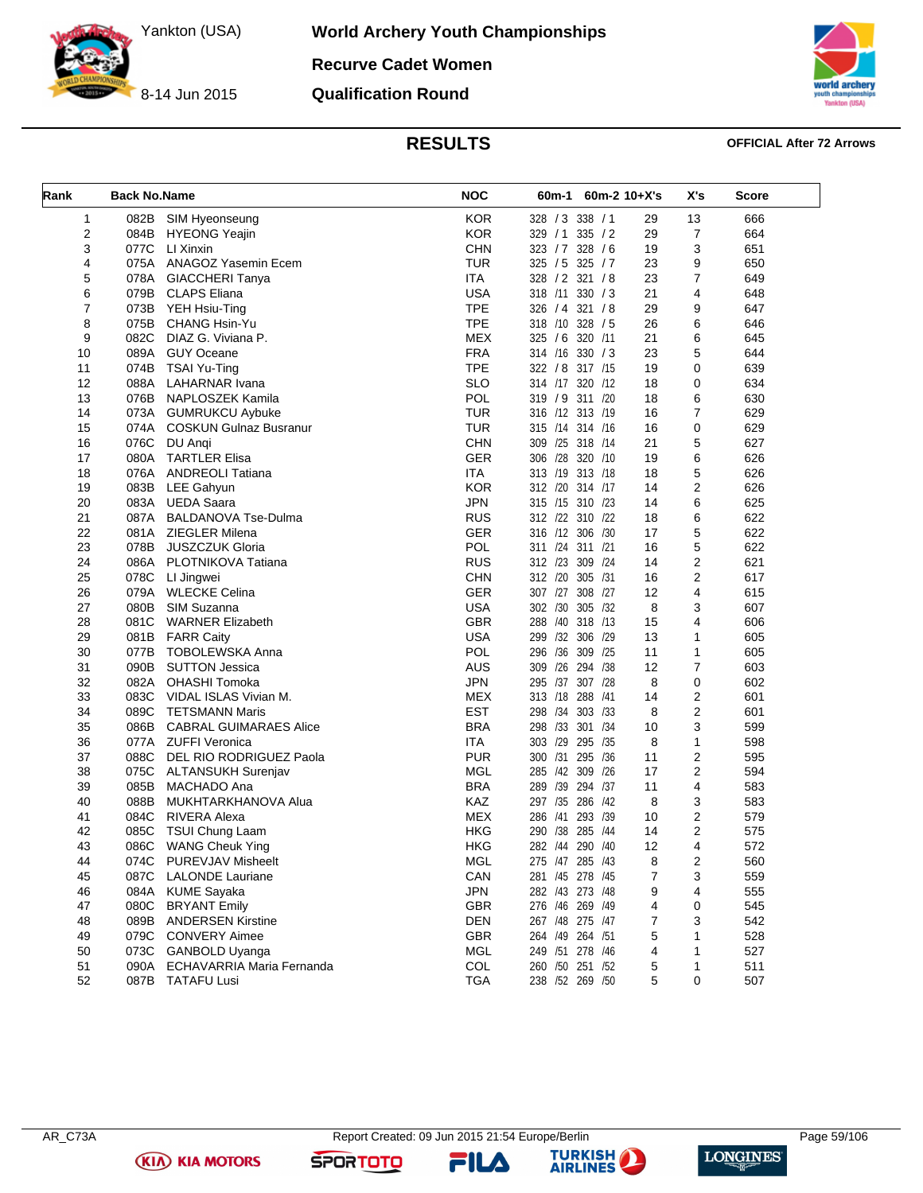# World Archery Youth Championships

Yankton (USA)

8-14 Jun 2015

## Recurve Cadet Women

## Qualification Round

## RESULTS

**OFFICIAL After 72 Arrows**

| Rank | Back No. | Name | NOC | 60m-1 | 60m-2 | 10+X's | X's | Score |
|---|---|---|---|---|---|---|---|---|
| 1 | 082B | SIM Hyeonseung | KOR | 328 / 3 | 338 / 1 | 29 | 13 | 666 |
| 2 | 084B | HYEONG Yeajin | KOR | 329 / 1 | 335 / 2 | 29 | 7 | 664 |
| 3 | 077C | LI Xinxin | CHN | 323 / 7 | 328 / 6 | 19 | 3 | 651 |
| 4 | 075A | ANAGOZ Yasemin Ecem | TUR | 325 / 5 | 325 / 7 | 23 | 9 | 650 |
| 5 | 078A | GIACCHERI Tanya | ITA | 328 / 2 | 321 / 8 | 23 | 7 | 649 |
| 6 | 079B | CLAPS Eliana | USA | 318 /11 | 330 / 3 | 21 | 4 | 648 |
| 7 | 073B | YEH Hsiu-Ting | TPE | 326 / 4 | 321 / 8 | 29 | 9 | 647 |
| 8 | 075B | CHANG Hsin-Yu | TPE | 318 /10 | 328 / 5 | 26 | 6 | 646 |
| 9 | 082C | DIAZ G. Viviana P. | MEX | 325 / 6 | 320 /11 | 21 | 6 | 645 |
| 10 | 089A | GUY Oceane | FRA | 314 /16 | 330 / 3 | 23 | 5 | 644 |
| 11 | 074B | TSAI Yu-Ting | TPE | 322 / 8 | 317 /15 | 19 | 0 | 639 |
| 12 | 088A | LAHARNAR Ivana | SLO | 314 /17 | 320 /12 | 18 | 0 | 634 |
| 13 | 076B | NAPLOSZEK Kamila | POL | 319 / 9 | 311 /20 | 18 | 6 | 630 |
| 14 | 073A | GUMRUKCU Aybuke | TUR | 316 /12 | 313 /19 | 16 | 7 | 629 |
| 15 | 074A | COSKUN Gulnaz Busranur | TUR | 315 /14 | 314 /16 | 16 | 0 | 629 |
| 16 | 076C | DU Anqi | CHN | 309 /25 | 318 /14 | 21 | 5 | 627 |
| 17 | 080A | TARTLER Elisa | GER | 306 /28 | 320 /10 | 19 | 6 | 626 |
| 18 | 076A | ANDREOLI Tatiana | ITA | 313 /19 | 313 /18 | 18 | 5 | 626 |
| 19 | 083B | LEE Gahyun | KOR | 312 /20 | 314 /17 | 14 | 2 | 626 |
| 20 | 083A | UEDA Saara | JPN | 315 /15 | 310 /23 | 14 | 6 | 625 |
| 21 | 087A | BALDANOVA Tse-Dulma | RUS | 312 /22 | 310 /22 | 18 | 6 | 622 |
| 22 | 081A | ZIEGLER Milena | GER | 316 /12 | 306 /30 | 17 | 5 | 622 |
| 23 | 078B | JUSZCZUK Gloria | POL | 311 /24 | 311 /21 | 16 | 5 | 622 |
| 24 | 086A | PLOTNIKOVA Tatiana | RUS | 312 /23 | 309 /24 | 14 | 2 | 621 |
| 25 | 078C | LI Jingwei | CHN | 312 /20 | 305 /31 | 16 | 2 | 617 |
| 26 | 079A | WLECKE Celina | GER | 307 /27 | 308 /27 | 12 | 4 | 615 |
| 27 | 080B | SIM Suzanna | USA | 302 /30 | 305 /32 | 8 | 3 | 607 |
| 28 | 081C | WARNER Elizabeth | GBR | 288 /40 | 318 /13 | 15 | 4 | 606 |
| 29 | 081B | FARR Caity | USA | 299 /32 | 306 /29 | 13 | 1 | 605 |
| 30 | 077B | TOBOLEWSKA Anna | POL | 296 /36 | 309 /25 | 11 | 1 | 605 |
| 31 | 090B | SUTTON Jessica | AUS | 309 /26 | 294 /38 | 12 | 7 | 603 |
| 32 | 082A | OHASHI Tomoka | JPN | 295 /37 | 307 /28 | 8 | 0 | 602 |
| 33 | 083C | VIDAL ISLAS Vivian M. | MEX | 313 /18 | 288 /41 | 14 | 2 | 601 |
| 34 | 089C | TETSMANN Maris | EST | 298 /34 | 303 /33 | 8 | 2 | 601 |
| 35 | 086B | CABRAL GUIMARAES Alice | BRA | 298 /33 | 301 /34 | 10 | 3 | 599 |
| 36 | 077A | ZUFFI Veronica | ITA | 303 /29 | 295 /35 | 8 | 1 | 598 |
| 37 | 088C | DEL RIO RODRIGUEZ Paola | PUR | 300 /31 | 295 /36 | 11 | 2 | 595 |
| 38 | 075C | ALTANSUKH Surenjav | MGL | 285 /42 | 309 /26 | 17 | 2 | 594 |
| 39 | 085B | MACHADO Ana | BRA | 289 /39 | 294 /37 | 11 | 4 | 583 |
| 40 | 088B | MUKHTARKHANOVA Alua | KAZ | 297 /35 | 286 /42 | 8 | 3 | 583 |
| 41 | 084C | RIVERA Alexa | MEX | 286 /41 | 293 /39 | 10 | 2 | 579 |
| 42 | 085C | TSUI Chung Laam | HKG | 290 /38 | 285 /44 | 14 | 2 | 575 |
| 43 | 086C | WANG Cheuk Ying | HKG | 282 /44 | 290 /40 | 12 | 4 | 572 |
| 44 | 074C | PUREVJAV Misheelt | MGL | 275 /47 | 285 /43 | 8 | 2 | 560 |
| 45 | 087C | LALONDE Lauriane | CAN | 281 /45 | 278 /45 | 7 | 3 | 559 |
| 46 | 084A | KUME Sayaka | JPN | 282 /43 | 273 /48 | 9 | 4 | 555 |
| 47 | 080C | BRYANT Emily | GBR | 276 /46 | 269 /49 | 4 | 0 | 545 |
| 48 | 089B | ANDERSEN Kirstine | DEN | 267 /48 | 275 /47 | 7 | 3 | 542 |
| 49 | 079C | CONVERY Aimee | GBR | 264 /49 | 264 /51 | 5 | 1 | 528 |
| 50 | 073C | GANBOLD Uyanga | MGL | 249 /51 | 278 /46 | 4 | 1 | 527 |
| 51 | 090A | ECHAVARRIA Maria Fernanda | COL | 260 /50 | 251 /52 | 5 | 1 | 511 |
| 52 | 087B | TATAFU Lusi | TGA | 238 /52 | 269 /50 | 5 | 0 | 507 |

AR_C73A Report Created: 09 Jun 2015 21:54 Europe/Berlin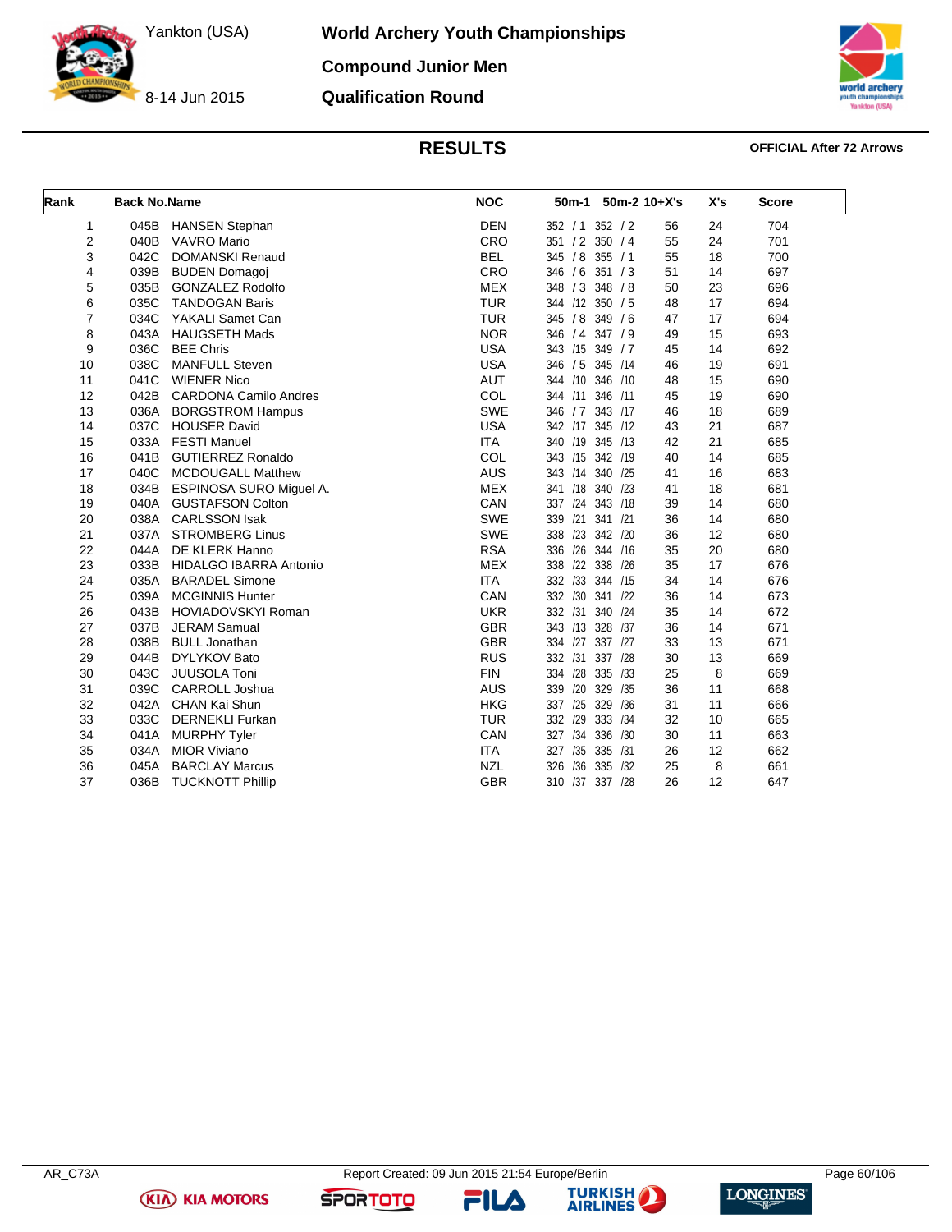# World Archery Youth Championships

## Compound Junior Men

## Qualification Round

Yankton (USA)

8-14 Jun 2015

## RESULTS

**OFFICIAL After 72 Arrows**

| Rank | Back No. | Name | NOC | 50m-1 | 50m-2 | 10+X's | X's | Score |
|---|---|---|---|---|---|---|---|---|
| 1 | 045B | HANSEN Stephan | DEN | 352 / 1 | 352 / 2 | 56 | 24 | 704 |
| 2 | 040B | VAVRO Mario | CRO | 351 / 2 | 350 / 4 | 55 | 24 | 701 |
| 3 | 042C | DOMANSKI Renaud | BEL | 345 / 8 | 355 / 1 | 55 | 18 | 700 |
| 4 | 039B | BUDEN Domagoj | CRO | 346 / 6 | 351 / 3 | 51 | 14 | 697 |
| 5 | 035B | GONZALEZ Rodolfo | MEX | 348 / 3 | 348 / 8 | 50 | 23 | 696 |
| 6 | 035C | TANDOGAN Baris | TUR | 344 /12 | 350 / 5 | 48 | 17 | 694 |
| 7 | 034C | YAKALI Samet Can | TUR | 345 / 8 | 349 / 6 | 47 | 17 | 694 |
| 8 | 043A | HAUGSETH Mads | NOR | 346 / 4 | 347 / 9 | 49 | 15 | 693 |
| 9 | 036C | BEE Chris | USA | 343 /15 | 349 / 7 | 45 | 14 | 692 |
| 10 | 038C | MANFULL Steven | USA | 346 / 5 | 345 /14 | 46 | 19 | 691 |
| 11 | 041C | WIENER Nico | AUT | 344 /10 | 346 /10 | 48 | 15 | 690 |
| 12 | 042B | CARDONA Camilo Andres | COL | 344 /11 | 346 /11 | 45 | 19 | 690 |
| 13 | 036A | BORGSTROM Hampus | SWE | 346 / 7 | 343 /17 | 46 | 18 | 689 |
| 14 | 037C | HOUSER David | USA | 342 /17 | 345 /12 | 43 | 21 | 687 |
| 15 | 033A | FESTI Manuel | ITA | 340 /19 | 345 /13 | 42 | 21 | 685 |
| 16 | 041B | GUTIERREZ Ronaldo | COL | 343 /15 | 342 /19 | 40 | 14 | 685 |
| 17 | 040C | MCDOUGALL Matthew | AUS | 343 /14 | 340 /25 | 41 | 16 | 683 |
| 18 | 034B | ESPINOSA SURO Miguel A. | MEX | 341 /18 | 340 /23 | 41 | 18 | 681 |
| 19 | 040A | GUSTAFSON Colton | CAN | 337 /24 | 343 /18 | 39 | 14 | 680 |
| 20 | 038A | CARLSSON Isak | SWE | 339 /21 | 341 /21 | 36 | 14 | 680 |
| 21 | 037A | STROMBERG Linus | SWE | 338 /23 | 342 /20 | 36 | 12 | 680 |
| 22 | 044A | DE KLERK Hanno | RSA | 336 /26 | 344 /16 | 35 | 20 | 680 |
| 23 | 033B | HIDALGO IBARRA Antonio | MEX | 338 /22 | 338 /26 | 35 | 17 | 676 |
| 24 | 035A | BARADEL Simone | ITA | 332 /33 | 344 /15 | 34 | 14 | 676 |
| 25 | 039A | MCGINNIS Hunter | CAN | 332 /30 | 341 /22 | 36 | 14 | 673 |
| 26 | 043B | HOVIADOVSKYI Roman | UKR | 332 /31 | 340 /24 | 35 | 14 | 672 |
| 27 | 037B | JERAM Samual | GBR | 343 /13 | 328 /37 | 36 | 14 | 671 |
| 28 | 038B | BULL Jonathan | GBR | 334 /27 | 337 /27 | 33 | 13 | 671 |
| 29 | 044B | DYLYKOV Bato | RUS | 332 /31 | 337 /28 | 30 | 13 | 669 |
| 30 | 043C | JUUSOLA Toni | FIN | 334 /28 | 335 /33 | 25 | 8 | 669 |
| 31 | 039C | CARROLL Joshua | AUS | 339 /20 | 329 /35 | 36 | 11 | 668 |
| 32 | 042A | CHAN Kai Shun | HKG | 337 /25 | 329 /36 | 31 | 11 | 666 |
| 33 | 033C | DERNEKLI Furkan | TUR | 332 /29 | 333 /34 | 32 | 10 | 665 |
| 34 | 041A | MURPHY Tyler | CAN | 327 /34 | 336 /30 | 30 | 11 | 663 |
| 35 | 034A | MIOR Viviano | ITA | 327 /35 | 335 /31 | 26 | 12 | 662 |
| 36 | 045A | BARCLAY Marcus | NZL | 326 /36 | 335 /32 | 25 | 8 | 661 |
| 37 | 036B | TUCKNOTT Phillip | GBR | 310 /37 | 337 /28 | 26 | 12 | 647 |

AR_C73A Report Created: 09 Jun 2015 21:54 Europe/Berlin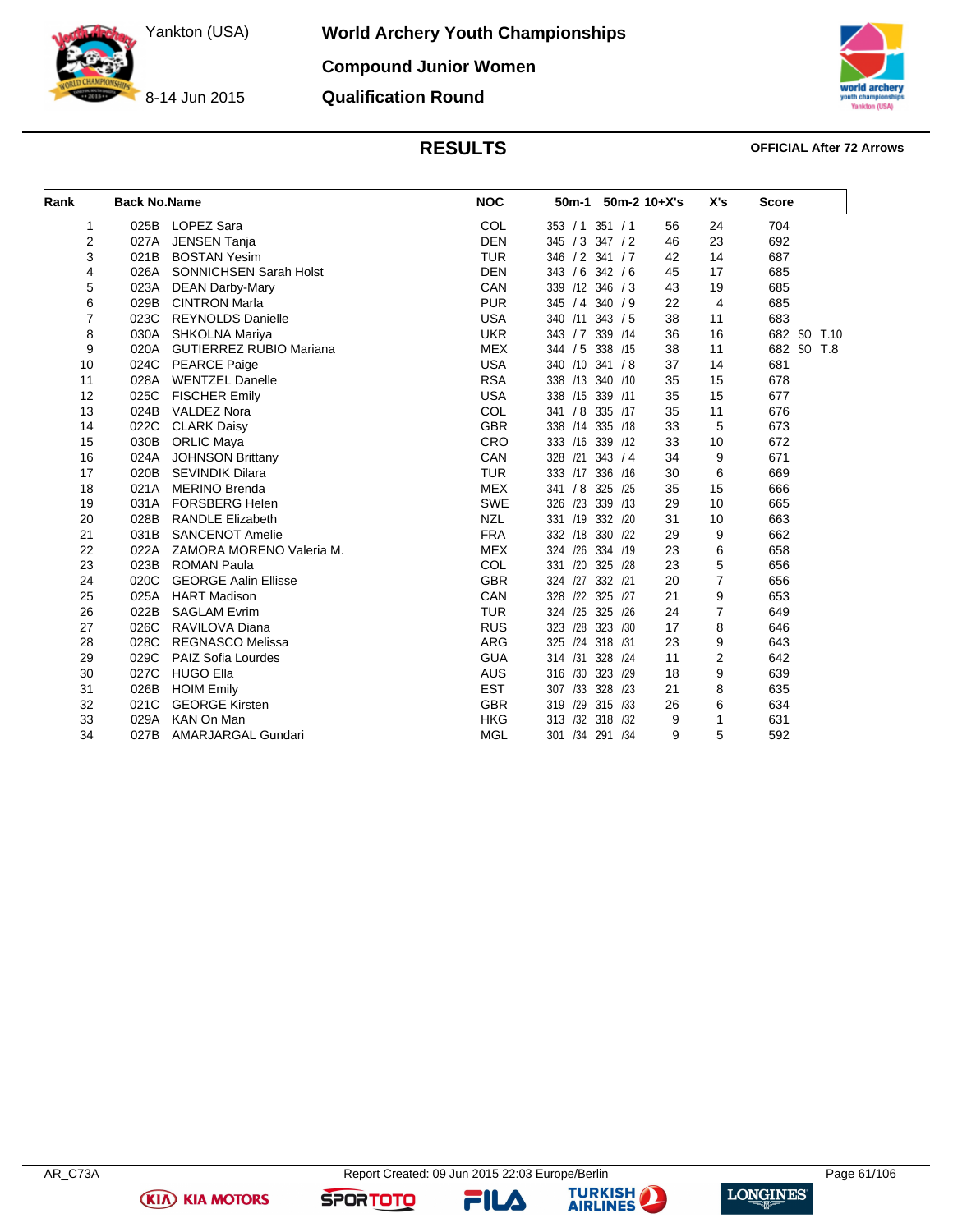Yankton (USA)

8-14 Jun 2015

# World Archery Youth Championships

## Compound Junior Women

## Qualification Round

### RESULTS

**OFFICIAL After 72 Arrows**

| Rank | Back No. | Name | NOC | 50m-1 | 50m-2 | 10+X's | X's | Score |
|---|---|---|---|---|---|---|---|---|
| 1 | 025B | LOPEZ Sara | COL | 353 / 1 | 351 / 1 | 56 | 24 | 704 |
| 2 | 027A | JENSEN Tanja | DEN | 345 / 3 | 347 / 2 | 46 | 23 | 692 |
| 3 | 021B | BOSTAN Yesim | TUR | 346 / 2 | 341 / 7 | 42 | 14 | 687 |
| 4 | 026A | SONNICHSEN Sarah Holst | DEN | 343 / 6 | 342 / 6 | 45 | 17 | 685 |
| 5 | 023A | DEAN Darby-Mary | CAN | 339 /12 | 346 / 3 | 43 | 19 | 685 |
| 6 | 029B | CINTRON Marla | PUR | 345 / 4 | 340 / 9 | 22 | 4 | 685 |
| 7 | 023C | REYNOLDS Danielle | USA | 340 /11 | 343 / 5 | 38 | 11 | 683 |
| 8 | 030A | SHKOLNA Mariya | UKR | 343 / 7 | 339 /14 | 36 | 16 | 682 SO T.10 |
| 9 | 020A | GUTIERREZ RUBIO Mariana | MEX | 344 / 5 | 338 /15 | 38 | 11 | 682 SO T.8 |
| 10 | 024C | PEARCE Paige | USA | 340 /10 | 341 / 8 | 37 | 14 | 681 |
| 11 | 028A | WENTZEL Danelle | RSA | 338 /13 | 340 /10 | 35 | 15 | 678 |
| 12 | 025C | FISCHER Emily | USA | 338 /15 | 339 /11 | 35 | 15 | 677 |
| 13 | 024B | VALDEZ Nora | COL | 341 / 8 | 335 /17 | 35 | 11 | 676 |
| 14 | 022C | CLARK Daisy | GBR | 338 /14 | 335 /18 | 33 | 5 | 673 |
| 15 | 030B | ORLIC Maya | CRO | 333 /16 | 339 /12 | 33 | 10 | 672 |
| 16 | 024A | JOHNSON Brittany | CAN | 328 /21 | 343 / 4 | 34 | 9 | 671 |
| 17 | 020B | SEVINDIK Dilara | TUR | 333 /17 | 336 /16 | 30 | 6 | 669 |
| 18 | 021A | MERINO Brenda | MEX | 341 / 8 | 325 /25 | 35 | 15 | 666 |
| 19 | 031A | FORSBERG Helen | SWE | 326 /23 | 339 /13 | 29 | 10 | 665 |
| 20 | 028B | RANDLE Elizabeth | NZL | 331 /19 | 332 /20 | 31 | 10 | 663 |
| 21 | 031B | SANCENOT Amelie | FRA | 332 /18 | 330 /22 | 29 | 9 | 662 |
| 22 | 022A | ZAMORA MORENO Valeria M. | MEX | 324 /26 | 334 /19 | 23 | 6 | 658 |
| 23 | 023B | ROMAN Paula | COL | 331 /20 | 325 /28 | 23 | 5 | 656 |
| 24 | 020C | GEORGE Aalin Ellisse | GBR | 324 /27 | 332 /21 | 20 | 7 | 656 |
| 25 | 025A | HART Madison | CAN | 328 /22 | 325 /27 | 21 | 9 | 653 |
| 26 | 022B | SAGLAM Evrim | TUR | 324 /25 | 325 /26 | 24 | 7 | 649 |
| 27 | 026C | RAVILOVA Diana | RUS | 323 /28 | 323 /30 | 17 | 8 | 646 |
| 28 | 028C | REGNASCO Melissa | ARG | 325 /24 | 318 /31 | 23 | 9 | 643 |
| 29 | 029C | PAIZ Sofia Lourdes | GUA | 314 /31 | 328 /24 | 11 | 2 | 642 |
| 30 | 027C | HUGO Ella | AUS | 316 /30 | 323 /29 | 18 | 9 | 639 |
| 31 | 026B | HOIM Emily | EST | 307 /33 | 328 /23 | 21 | 8 | 635 |
| 32 | 021C | GEORGE Kirsten | GBR | 319 /29 | 315 /33 | 26 | 6 | 634 |
| 33 | 029A | KAN On Man | HKG | 313 /32 | 318 /32 | 9 | 1 | 631 |
| 34 | 027B | AMARJARGAL Gundari | MGL | 301 /34 | 291 /34 | 9 | 5 | 592 |

AR_C73A Report Created: 09 Jun 2015 22:03 Europe/Berlin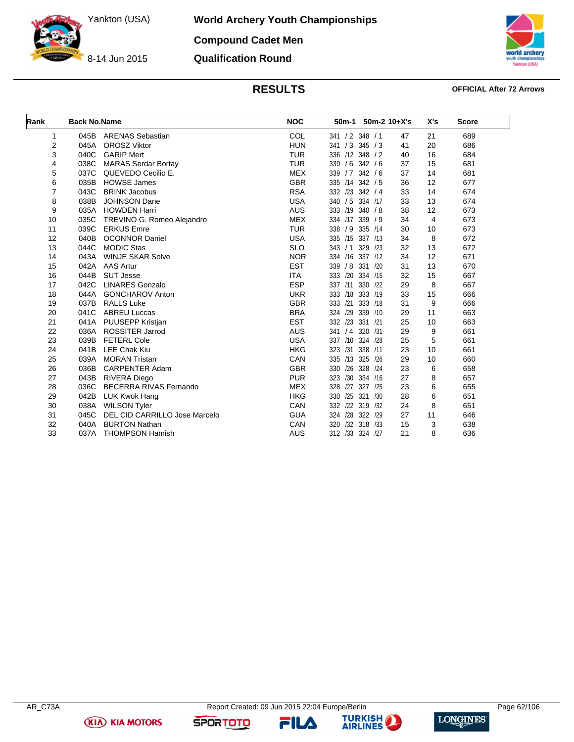# World Archery Youth Championships

Yankton (USA)

8-14 Jun 2015

## Compound Cadet Men

## Qualification Round

## RESULTS

**OFFICIAL After 72 Arrows**

| Rank | Back No. | Name | NOC | 50m-1 | 50m-2 | 10+X's | X's | Score |
|---|---|---|---|---|---|---|---|---|
| 1 | 045B | ARENAS Sebastian | COL | 341 / 2 | 348 / 1 | 47 | 21 | 689 |
| 2 | 045A | OROSZ Viktor | HUN | 341 / 3 | 345 / 3 | 41 | 20 | 686 |
| 3 | 040C | GARIP Mert | TUR | 336 /12 | 348 / 2 | 40 | 16 | 684 |
| 4 | 038C | MARAS Serdar Bortay | TUR | 339 / 6 | 342 / 6 | 37 | 15 | 681 |
| 5 | 037C | QUEVEDO Cecilio E. | MEX | 339 / 7 | 342 / 6 | 37 | 14 | 681 |
| 6 | 035B | HOWSE James | GBR | 335 /14 | 342 / 5 | 36 | 12 | 677 |
| 7 | 043C | BRINK Jacobus | RSA | 332 /23 | 342 / 4 | 33 | 14 | 674 |
| 8 | 038B | JOHNSON Dane | USA | 340 / 5 | 334 /17 | 33 | 13 | 674 |
| 9 | 035A | HOWDEN Harri | AUS | 333 /19 | 340 / 8 | 38 | 12 | 673 |
| 10 | 035C | TREVINO G. Romeo Alejandro | MEX | 334 /17 | 339 / 9 | 34 | 4 | 673 |
| 11 | 039C | ERKUS Emre | TUR | 338 / 9 | 335 /14 | 30 | 10 | 673 |
| 12 | 040B | OCONNOR Daniel | USA | 335 /15 | 337 /13 | 34 | 8 | 672 |
| 13 | 044C | MODIC Stas | SLO | 343 / 1 | 329 /23 | 32 | 13 | 672 |
| 14 | 043A | WINJE SKAR Solve | NOR | 334 /16 | 337 /12 | 34 | 12 | 671 |
| 15 | 042A | AAS Artur | EST | 339 / 8 | 331 /20 | 31 | 13 | 670 |
| 16 | 044B | SUT Jesse | ITA | 333 /20 | 334 /15 | 32 | 15 | 667 |
| 17 | 042C | LINARES Gonzalo | ESP | 337 /11 | 330 /22 | 29 | 8 | 667 |
| 18 | 044A | GONCHAROV Anton | UKR | 333 /18 | 333 /19 | 33 | 15 | 666 |
| 19 | 037B | RALLS Luke | GBR | 333 /21 | 333 /18 | 31 | 9 | 666 |
| 20 | 041C | ABREU Luccas | BRA | 324 /29 | 339 /10 | 29 | 11 | 663 |
| 21 | 041A | PUUSEPP Kristjan | EST | 332 /23 | 331 /21 | 25 | 10 | 663 |
| 22 | 036A | ROSSITER Jarrod | AUS | 341 / 4 | 320 /31 | 29 | 9 | 661 |
| 23 | 039B | FETERL Cole | USA | 337 /10 | 324 /28 | 25 | 5 | 661 |
| 24 | 041B | LEE Chak Kiu | HKG | 323 /31 | 338 /11 | 23 | 10 | 661 |
| 25 | 039A | MORAN Tristan | CAN | 335 /13 | 325 /26 | 29 | 10 | 660 |
| 26 | 036B | CARPENTER Adam | GBR | 330 /26 | 328 /24 | 23 | 6 | 658 |
| 27 | 043B | RIVERA Diego | PUR | 323 /30 | 334 /16 | 27 | 8 | 657 |
| 28 | 036C | BECERRA RIVAS Fernando | MEX | 328 /27 | 327 /25 | 23 | 6 | 655 |
| 29 | 042B | LUK Kwok Hang | HKG | 330 /25 | 321 /30 | 28 | 6 | 651 |
| 30 | 038A | WILSON Tyler | CAN | 332 /22 | 319 /32 | 24 | 8 | 651 |
| 31 | 045C | DEL CID CARRILLO Jose Marcelo | GUA | 324 /28 | 322 /29 | 27 | 11 | 646 |
| 32 | 040A | BURTON Nathan | CAN | 320 /32 | 318 /33 | 15 | 3 | 638 |
| 33 | 037A | THOMPSON Hamish | AUS | 312 /33 | 324 /27 | 21 | 8 | 636 |

AR_C73A Report Created: 09 Jun 2015 22:04 Europe/Berlin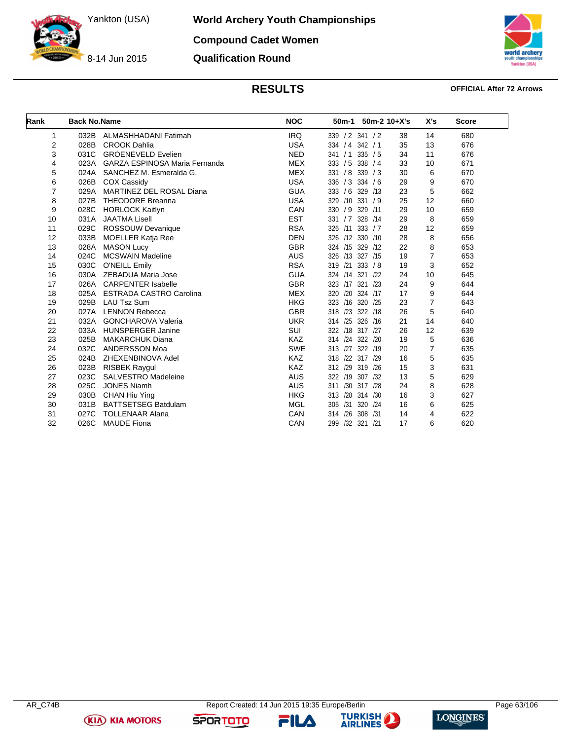# World Archery Youth Championships

Yankton (USA)

8-14 Jun 2015

## Compound Cadet Women

## Qualification Round

## RESULTS

**OFFICIAL After 72 Arrows**

| Rank | Back No. | Name | NOC | 50m-1 | 50m-2 | 10+X's | X's | Score |
|---|---|---|---|---|---|---|---|---|
| 1 | 032B | ALMASHHADANI Fatimah | IRQ | 339 / 2 | 341 / 2 | 38 | 14 | 680 |
| 2 | 028B | CROOK Dahlia | USA | 334 / 4 | 342 / 1 | 35 | 13 | 676 |
| 3 | 031C | GROENEVELD Evelien | NED | 341 / 1 | 335 / 5 | 34 | 11 | 676 |
| 4 | 023A | GARZA ESPINOSA Maria Fernanda | MEX | 333 / 5 | 338 / 4 | 33 | 10 | 671 |
| 5 | 024A | SANCHEZ M. Esmeralda G. | MEX | 331 / 8 | 339 / 3 | 30 | 6 | 670 |
| 6 | 026B | COX Cassidy | USA | 336 / 3 | 334 / 6 | 29 | 9 | 670 |
| 7 | 029A | MARTINEZ DEL ROSAL Diana | GUA | 333 / 6 | 329 /13 | 23 | 5 | 662 |
| 8 | 027B | THEODORE Breanna | USA | 329 /10 | 331 / 9 | 25 | 12 | 660 |
| 9 | 028C | HORLOCK Kaitlyn | CAN | 330 / 9 | 329 /11 | 29 | 10 | 659 |
| 10 | 031A | JAATMA Lisell | EST | 331 / 7 | 328 /14 | 29 | 8 | 659 |
| 11 | 029C | ROSSOUW Devanique | RSA | 326 /11 | 333 / 7 | 28 | 12 | 659 |
| 12 | 033B | MOELLER Katja Ree | DEN | 326 /12 | 330 /10 | 28 | 8 | 656 |
| 13 | 028A | MASON Lucy | GBR | 324 /15 | 329 /12 | 22 | 8 | 653 |
| 14 | 024C | MCSWAIN Madeline | AUS | 326 /13 | 327 /15 | 19 | 7 | 653 |
| 15 | 030C | O'NEILL Emily | RSA | 319 /21 | 333 / 8 | 19 | 3 | 652 |
| 16 | 030A | ZEBADUA Maria Jose | GUA | 324 /14 | 321 /22 | 24 | 10 | 645 |
| 17 | 026A | CARPENTER Isabelle | GBR | 323 /17 | 321 /23 | 24 | 9 | 644 |
| 18 | 025A | ESTRADA CASTRO Carolina | MEX | 320 /20 | 324 /17 | 17 | 9 | 644 |
| 19 | 029B | LAU Tsz Sum | HKG | 323 /16 | 320 /25 | 23 | 7 | 643 |
| 20 | 027A | LENNON Rebecca | GBR | 318 /23 | 322 /18 | 26 | 5 | 640 |
| 21 | 032A | GONCHAROVA Valeria | UKR | 314 /25 | 326 /16 | 21 | 14 | 640 |
| 22 | 033A | HUNSPERGER Janine | SUI | 322 /18 | 317 /27 | 26 | 12 | 639 |
| 23 | 025B | MAKARCHUK Diana | KAZ | 314 /24 | 322 /20 | 19 | 5 | 636 |
| 24 | 032C | ANDERSSON Moa | SWE | 313 /27 | 322 /19 | 20 | 7 | 635 |
| 25 | 024B | ZHEXENBINOVA Adel | KAZ | 318 /22 | 317 /29 | 16 | 5 | 635 |
| 26 | 023B | RISBEK Raygul | KAZ | 312 /29 | 319 /26 | 15 | 3 | 631 |
| 27 | 023C | SALVESTRO Madeleine | AUS | 322 /19 | 307 /32 | 13 | 5 | 629 |
| 28 | 025C | JONES Niamh | AUS | 311 /30 | 317 /28 | 24 | 8 | 628 |
| 29 | 030B | CHAN Hiu Ying | HKG | 313 /28 | 314 /30 | 16 | 3 | 627 |
| 30 | 031B | BATTSETSEG Batdulam | MGL | 305 /31 | 320 /24 | 16 | 6 | 625 |
| 31 | 027C | TOLLENAAR Alana | CAN | 314 /26 | 308 /31 | 14 | 4 | 622 |
| 32 | 026C | MAUDE Fiona | CAN | 299 /32 | 321 /21 | 17 | 6 | 620 |

AR_C74B Report Created: 14 Jun 2015 19:35 Europe/Berlin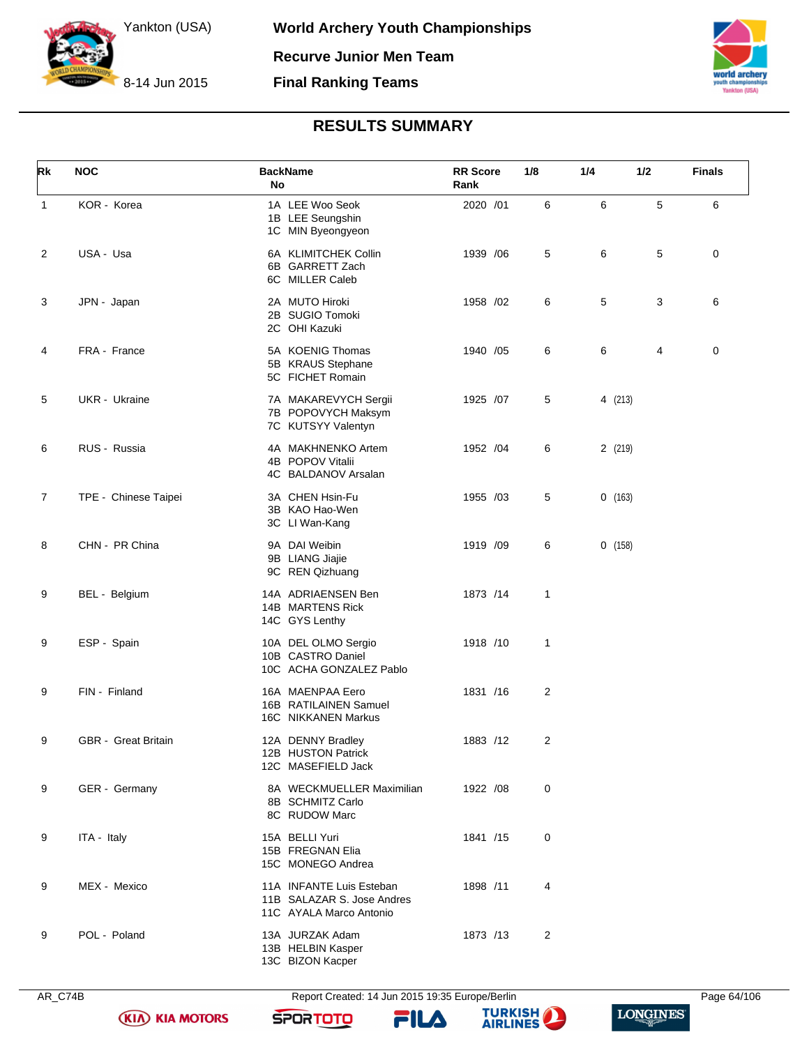# World Archery Youth Championships

Yankton (USA)
8-14 Jun 2015

## Recurve Junior Men Team

### Final Ranking Teams

## RESULTS SUMMARY

| Rk | NOC | BackName No | RR Score Rank | 1/8 | 1/4 | 1/2 | Finals |
|---|---|---|---|---|---|---|---|
| 1 | KOR - Korea | 1A LEE Woo Seok<br>1B LEE Seungshin<br>1C MIN Byeongyeon | 2020 /01 | 6 | 6 | 5 | 6 |
| 2 | USA - Usa | 6A KLIMITCHEK Collin<br>6B GARRETT Zach<br>6C MILLER Caleb | 1939 /06 | 5 | 6 | 5 | 0 |
| 3 | JPN - Japan | 2A MUTO Hiroki<br>2B SUGIO Tomoki<br>2C OHI Kazuki | 1958 /02 | 6 | 5 | 3 | 6 |
| 4 | FRA - France | 5A KOENIG Thomas<br>5B KRAUS Stephane<br>5C FICHET Romain | 1940 /05 | 6 | 6 | 4 | 0 |
| 5 | UKR - Ukraine | 7A MAKAREVYCH Sergii<br>7B POPOVYCH Maksym<br>7C KUTSYY Valentyn | 1925 /07 | 5 | 4 (213) | | |
| 6 | RUS - Russia | 4A MAKHNENKO Artem<br>4B POPOV Vitalii<br>4C BALDANOV Arsalan | 1952 /04 | 6 | 2 (219) | | |
| 7 | TPE - Chinese Taipei | 3A CHEN Hsin-Fu<br>3B KAO Hao-Wen<br>3C LI Wan-Kang | 1955 /03 | 5 | 0 (163) | | |
| 8 | CHN - PR China | 9A DAI Weibin<br>9B LIANG Jiajie<br>9C REN Qizhuang | 1919 /09 | 6 | 0 (158) | | |
| 9 | BEL - Belgium | 14A ADRIAENSEN Ben<br>14B MARTENS Rick<br>14C GYS Lenthy | 1873 /14 | 1 | | | |
| 9 | ESP - Spain | 10A DEL OLMO Sergio<br>10B CASTRO Daniel<br>10C ACHA GONZALEZ Pablo | 1918 /10 | 1 | | | |
| 9 | FIN - Finland | 16A MAENPAA Eero<br>16B RATILAINEN Samuel<br>16C NIKKANEN Markus | 1831 /16 | 2 | | | |
| 9 | GBR - Great Britain | 12A DENNY Bradley<br>12B HUSTON Patrick<br>12C MASEFIELD Jack | 1883 /12 | 2 | | | |
| 9 | GER - Germany | 8A WECKMUELLER Maximilian<br>8B SCHMITZ Carlo<br>8C RUDOW Marc | 1922 /08 | 0 | | | |
| 9 | ITA - Italy | 15A BELLI Yuri<br>15B FREGNAN Elia<br>15C MONEGO Andrea | 1841 /15 | 0 | | | |
| 9 | MEX - Mexico | 11A INFANTE Luis Esteban<br>11B SALAZAR S. Jose Andres<br>11C AYALA Marco Antonio | 1898 /11 | 4 | | | |
| 9 | POL - Poland | 13A JURZAK Adam<br>13B HELBIN Kasper<br>13C BIZON Kacper | 1873 /13 | 2 | | | |

AR_C74B — Report Created: 14 Jun 2015 19:35 Europe/Berlin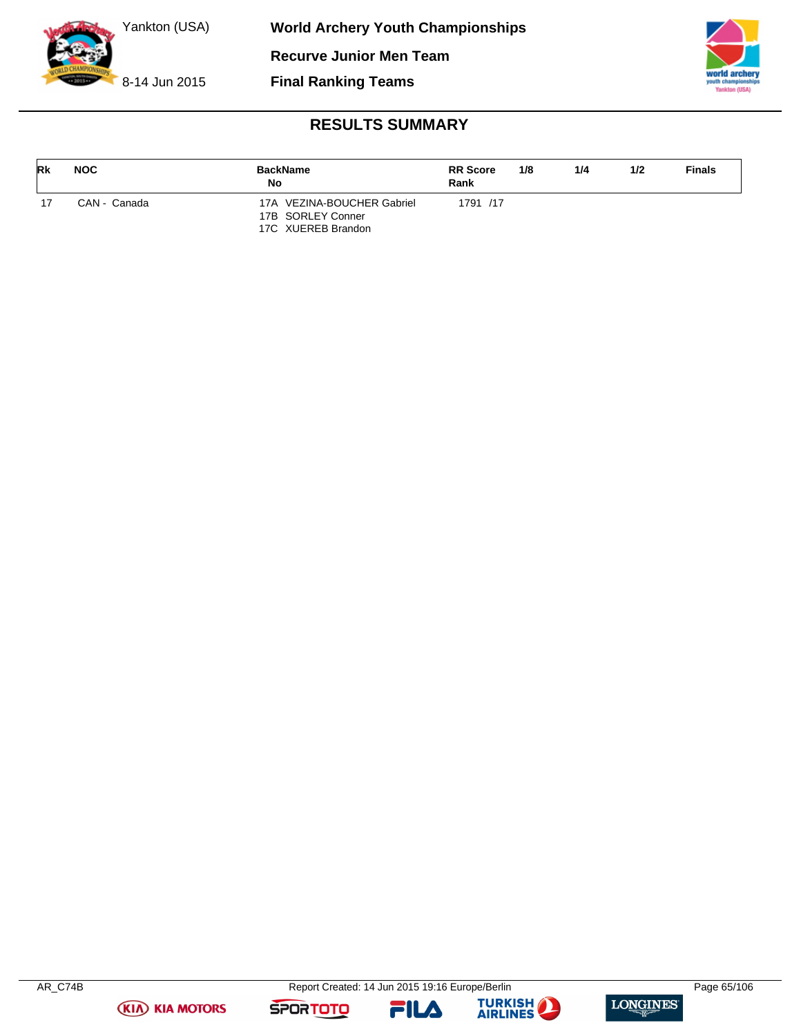# World Archery Youth Championships

## Recurve Junior Men Team

## Final Ranking Teams

Yankton (USA)

8-14 Jun 2015

### RESULTS SUMMARY

| Rk | NOC | BackName No | RR Score Rank | 1/8 | 1/4 | 1/2 | Finals |
|---|---|---|---|---|---|---|---|
| 17 | CAN - Canada | 17A VEZINA-BOUCHER Gabriel<br>17B SORLEY Conner<br>17C XUEREB Brandon | 1791 /17 | | | | |

AR_C74B Report Created: 14 Jun 2015 19:16 Europe/Berlin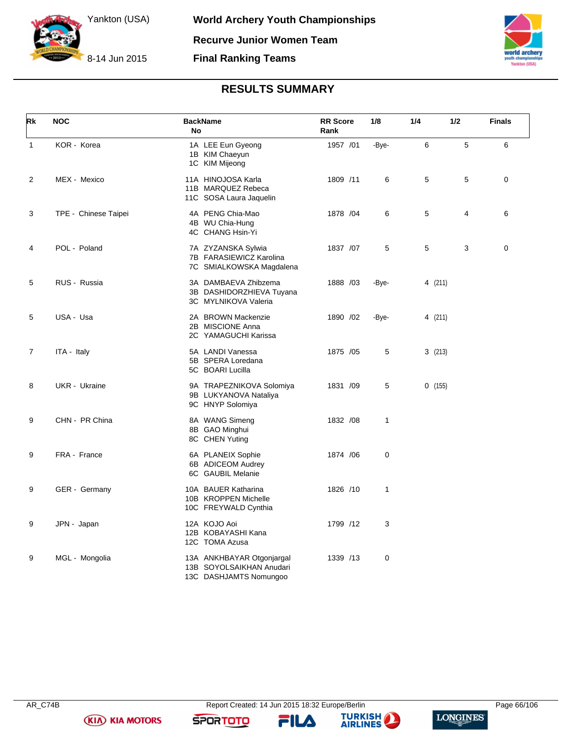# World Archery Youth Championships

Yankton (USA)

8-14 Jun 2015

## Recurve Junior Women Team

## Final Ranking Teams

### RESULTS SUMMARY

| Rk | NOC | BackName No | RR Score Rank | 1/8 | 1/4 | 1/2 | Finals |
|---|---|---|---|---|---|---|---|
| 1 | KOR - Korea | 1A LEE Eun Gyeong<br>1B KIM Chaeyun<br>1C KIM Mijeong | 1957 /01 | -Bye- | 6 | 5 | 6 |
| 2 | MEX - Mexico | 11A HINOJOSA Karla<br>11B MARQUEZ Rebeca<br>11C SOSA Laura Jaquelin | 1809 /11 | 6 | 5 | 5 | 0 |
| 3 | TPE - Chinese Taipei | 4A PENG Chia-Mao<br>4B WU Chia-Hung<br>4C CHANG Hsin-Yi | 1878 /04 | 6 | 5 | 4 | 6 |
| 4 | POL - Poland | 7A ZYZANSKA Sylwia<br>7B FARASIEWICZ Karolina<br>7C SMIALKOWSKA Magdalena | 1837 /07 | 5 | 5 | 3 | 0 |
| 5 | RUS - Russia | 3A DAMBAEVA Zhibzema<br>3B DASHIDORZHIEVA Tuyana<br>3C MYLNIKOVA Valeria | 1888 /03 | -Bye- | 4 (211) | | |
| 5 | USA - Usa | 2A BROWN Mackenzie<br>2B MISCIONE Anna<br>2C YAMAGUCHI Karissa | 1890 /02 | -Bye- | 4 (211) | | |
| 7 | ITA - Italy | 5A LANDI Vanessa<br>5B SPERA Loredana<br>5C BOARI Lucilla | 1875 /05 | 5 | 3 (213) | | |
| 8 | UKR - Ukraine | 9A TRAPEZNIKOVA Solomiya<br>9B LUKYANOVA Nataliya<br>9C HNYP Solomiya | 1831 /09 | 5 | 0 (155) | | |
| 9 | CHN - PR China | 8A WANG Simeng<br>8B GAO Minghui<br>8C CHEN Yuting | 1832 /08 | 1 | | | |
| 9 | FRA - France | 6A PLANEIX Sophie<br>6B ADICEOM Audrey<br>6C GAUBIL Melanie | 1874 /06 | 0 | | | |
| 9 | GER - Germany | 10A BAUER Katharina<br>10B KROPPEN Michelle<br>10C FREYWALD Cynthia | 1826 /10 | 1 | | | |
| 9 | JPN - Japan | 12A KOJO Aoi<br>12B KOBAYASHI Kana<br>12C TOMA Azusa | 1799 /12 | 3 | | | |
| 9 | MGL - Mongolia | 13A ANKHBAYAR Otgonjargal<br>13B SOYOLSAIKHAN Anudari<br>13C DASHJAMTS Nomungoo | 1339 /13 | 0 | | | |

AR_C74B Report Created: 14 Jun 2015 18:32 Europe/Berlin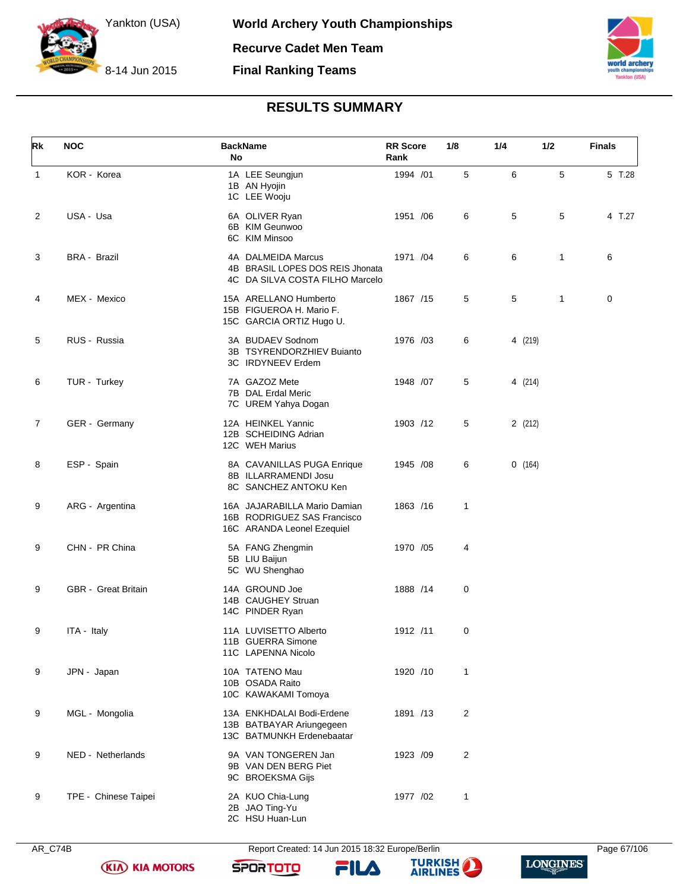# World Archery Youth Championships

## Recurve Cadet Men Team

## Final Ranking Teams

Yankton (USA)

8-14 Jun 2015

### RESULTS SUMMARY

| Rk | NOC | BackName No | RR Score Rank | 1/8 | 1/4 | 1/2 | Finals |
|---|---|---|---|---|---|---|---|
| 1 | KOR - Korea | 1A LEE Seungjun<br>1B AN Hyojin<br>1C LEE Wooju | 1994 /01 | 5 | 6 | 5 | 5 T.28 |
| 2 | USA - Usa | 6A OLIVER Ryan<br>6B KIM Geunwoo<br>6C KIM Minsoo | 1951 /06 | 6 | 5 | 5 | 4 T.27 |
| 3 | BRA - Brazil | 4A DALMEIDA Marcus<br>4B BRASIL LOPES DOS REIS Jhonata<br>4C DA SILVA COSTA FILHO Marcelo | 1971 /04 | 6 | 6 | 1 | 6 |
| 4 | MEX - Mexico | 15A ARELLANO Humberto<br>15B FIGUEROA H. Mario F.<br>15C GARCIA ORTIZ Hugo U. | 1867 /15 | 5 | 5 | 1 | 0 |
| 5 | RUS - Russia | 3A BUDAEV Sodnom<br>3B TSYRENDORZHIEV Buianto<br>3C IRDYNEEV Erdem | 1976 /03 | 6 | 4 (219) | | |
| 6 | TUR - Turkey | 7A GAZOZ Mete<br>7B DAL Erdal Meric<br>7C UREM Yahya Dogan | 1948 /07 | 5 | 4 (214) | | |
| 7 | GER - Germany | 12A HEINKEL Yannic<br>12B SCHEIDING Adrian<br>12C WEH Marius | 1903 /12 | 5 | 2 (212) | | |
| 8 | ESP - Spain | 8A CAVANILLAS PUGA Enrique<br>8B ILLARRAMENDI Josu<br>8C SANCHEZ ANTOKU Ken | 1945 /08 | 6 | 0 (164) | | |
| 9 | ARG - Argentina | 16A JAJARABILLA Mario Damian<br>16B RODRIGUEZ SAS Francisco<br>16C ARANDA Leonel Ezequiel | 1863 /16 | 1 | | | |
| 9 | CHN - PR China | 5A FANG Zhengmin<br>5B LIU Baijun<br>5C WU Shenghao | 1970 /05 | 4 | | | |
| 9 | GBR - Great Britain | 14A GROUND Joe<br>14B CAUGHEY Struan<br>14C PINDER Ryan | 1888 /14 | 0 | | | |
| 9 | ITA - Italy | 11A LUVISETTO Alberto<br>11B GUERRA Simone<br>11C LAPENNA Nicolo | 1912 /11 | 0 | | | |
| 9 | JPN - Japan | 10A TATENO Mau<br>10B OSADA Raito<br>10C KAWAKAMI Tomoya | 1920 /10 | 1 | | | |
| 9 | MGL - Mongolia | 13A ENKHDALAI Bodi-Erdene<br>13B BATBAYAR Ariungegeen<br>13C BATMUNKH Erdenebaatar | 1891 /13 | 2 | | | |
| 9 | NED - Netherlands | 9A VAN TONGEREN Jan<br>9B VAN DEN BERG Piet<br>9C BROEKSMA Gijs | 1923 /09 | 2 | | | |
| 9 | TPE - Chinese Taipei | 2A KUO Chia-Lung<br>2B JAO Ting-Yu<br>2C HSU Huan-Lun | 1977 /02 | 1 | | | |

AR_C74B Report Created: 14 Jun 2015 18:32 Europe/Berlin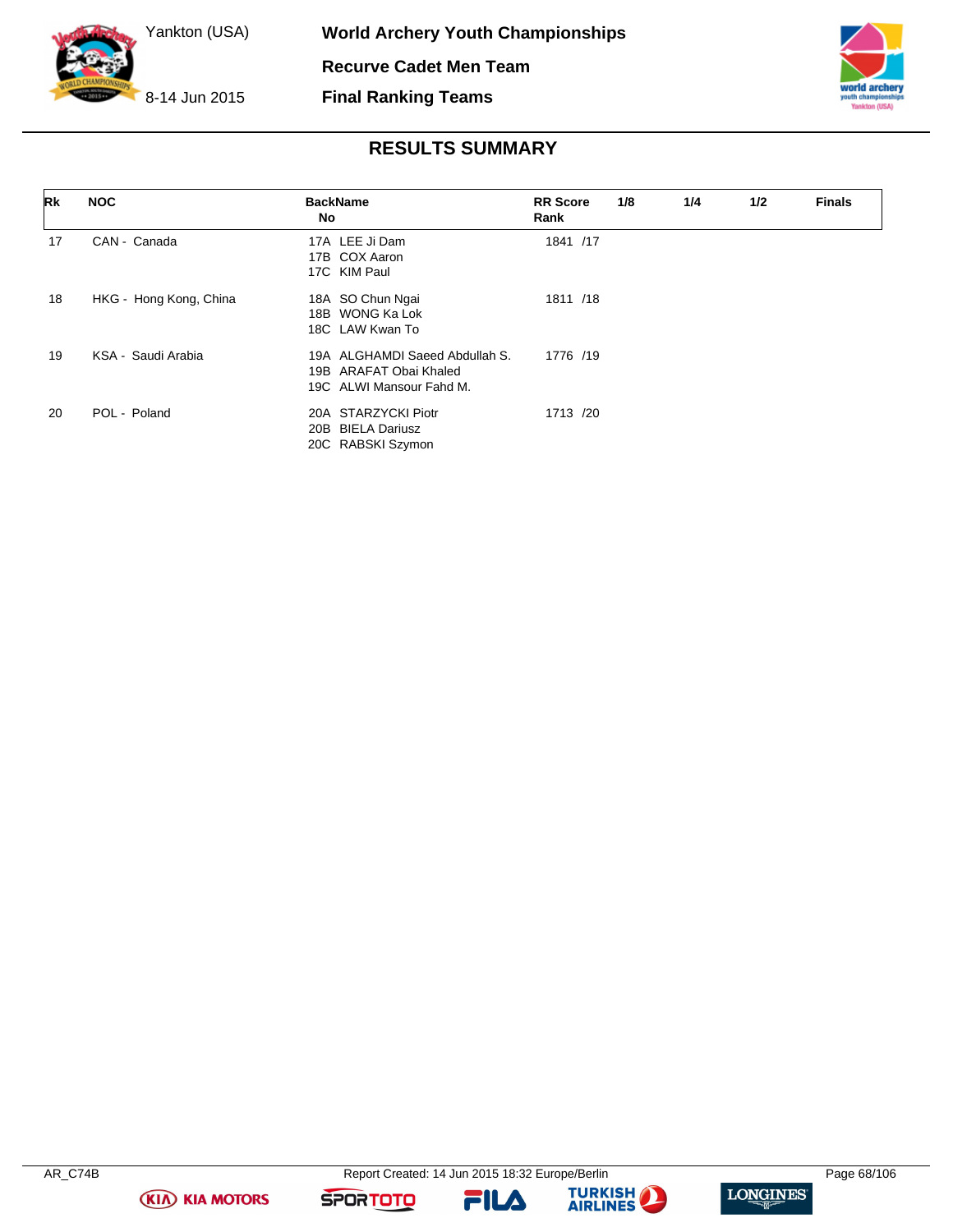# World Archery Youth Championships

Yankton (USA)

8-14 Jun 2015

## Recurve Cadet Men Team

## Final Ranking Teams

### RESULTS SUMMARY

| Rk | NOC | BackName No | RR Score Rank | 1/8 | 1/4 | 1/2 | Finals |
|---|---|---|---|---|---|---|---|
| 17 | CAN - Canada | 17A LEE Ji Dam<br>17B COX Aaron<br>17C KIM Paul | 1841 /17 | | | | |
| 18 | HKG - Hong Kong, China | 18A SO Chun Ngai<br>18B WONG Ka Lok<br>18C LAW Kwan To | 1811 /18 | | | | |
| 19 | KSA - Saudi Arabia | 19A ALGHAMDI Saeed Abdullah S.<br>19B ARAFAT Obai Khaled<br>19C ALWI Mansour Fahd M. | 1776 /19 | | | | |
| 20 | POL - Poland | 20A STARZYCKI Piotr<br>20B BIELA Dariusz<br>20C RABSKI Szymon | 1713 /20 | | | | |

AR_C74B Report Created: 14 Jun 2015 18:32 Europe/Berlin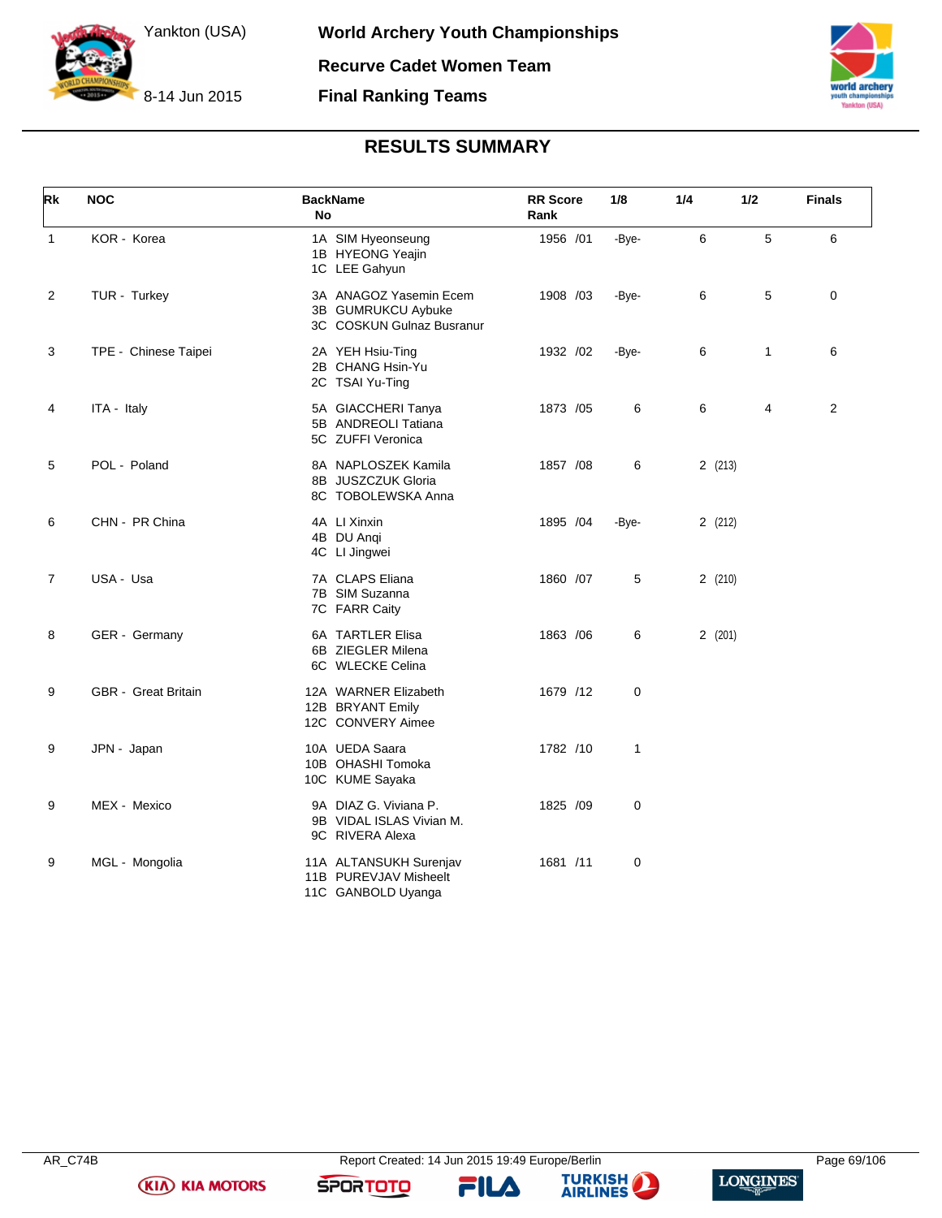# World Archery Youth Championships

## Recurve Cadet Women Team

## Final Ranking Teams

Yankton (USA)

8-14 Jun 2015

### RESULTS SUMMARY

| Rk | NOC | BackName No | RR Score Rank | 1/8 | 1/4 | 1/2 | Finals |
|---|---|---|---|---|---|---|---|
| 1 | KOR - Korea | 1A SIM Hyeonseung<br>1B HYEONG Yeajin<br>1C LEE Gahyun | 1956 /01 | -Bye- | 6 | 5 | 6 |
| 2 | TUR - Turkey | 3A ANAGOZ Yasemin Ecem<br>3B GUMRUKCU Aybuke<br>3C COSKUN Gulnaz Busranur | 1908 /03 | -Bye- | 6 | 5 | 0 |
| 3 | TPE - Chinese Taipei | 2A YEH Hsiu-Ting<br>2B CHANG Hsin-Yu<br>2C TSAI Yu-Ting | 1932 /02 | -Bye- | 6 | 1 | 6 |
| 4 | ITA - Italy | 5A GIACCHERI Tanya<br>5B ANDREOLI Tatiana<br>5C ZUFFI Veronica | 1873 /05 | 6 | 6 | 4 | 2 |
| 5 | POL - Poland | 8A NAPLOSZEK Kamila<br>8B JUSZCZUK Gloria<br>8C TOBOLEWSKA Anna | 1857 /08 | 6 | 2 (213) | | |
| 6 | CHN - PR China | 4A LI Xinxin<br>4B DU Anqi<br>4C LI Jingwei | 1895 /04 | -Bye- | 2 (212) | | |
| 7 | USA - Usa | 7A CLAPS Eliana<br>7B SIM Suzanna<br>7C FARR Caity | 1860 /07 | 5 | 2 (210) | | |
| 8 | GER - Germany | 6A TARTLER Elisa<br>6B ZIEGLER Milena<br>6C WLECKE Celina | 1863 /06 | 6 | 2 (201) | | |
| 9 | GBR - Great Britain | 12A WARNER Elizabeth<br>12B BRYANT Emily<br>12C CONVERY Aimee | 1679 /12 | 0 | | | |
| 9 | JPN - Japan | 10A UEDA Saara<br>10B OHASHI Tomoka<br>10C KUME Sayaka | 1782 /10 | 1 | | | |
| 9 | MEX - Mexico | 9A DIAZ G. Viviana P.<br>9B VIDAL ISLAS Vivian M.<br>9C RIVERA Alexa | 1825 /09 | 0 | | | |
| 9 | MGL - Mongolia | 11A ALTANSUKH Surenjav<br>11B PUREVJAV Misheelt<br>11C GANBOLD Uyanga | 1681 /11 | 0 | | | |

AR_C74B Report Created: 14 Jun 2015 19:49 Europe/Berlin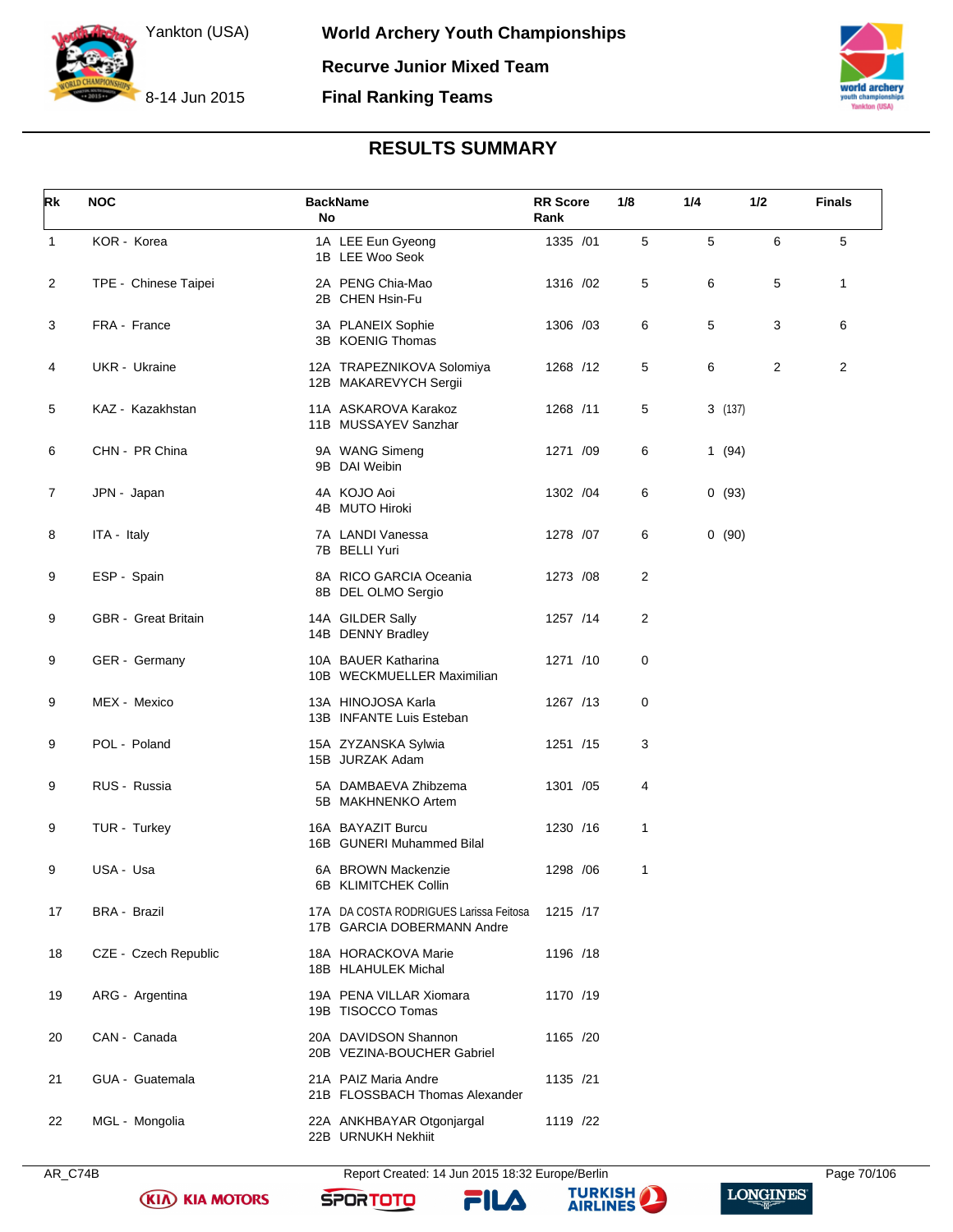# World Archery Youth Championships

Yankton (USA)

8-14 Jun 2015

## Recurve Junior Mixed Team

## Final Ranking Teams

### RESULTS SUMMARY

| Rk | NOC | BackName No | RR Score Rank | 1/8 | 1/4 | 1/2 | Finals |
|---|---|---|---|---|---|---|---|
| 1 | KOR - Korea | 1A LEE Eun Gyeong<br>1B LEE Woo Seok | 1335 /01 | 5 | 5 | 6 | 5 |
| 2 | TPE - Chinese Taipei | 2A PENG Chia-Mao<br>2B CHEN Hsin-Fu | 1316 /02 | 5 | 6 | 5 | 1 |
| 3 | FRA - France | 3A PLANEIX Sophie<br>3B KOENIG Thomas | 1306 /03 | 6 | 5 | 3 | 6 |
| 4 | UKR - Ukraine | 12A TRAPEZNIKOVA Solomiya<br>12B MAKAREVYCH Sergii | 1268 /12 | 5 | 6 | 2 | 2 |
| 5 | KAZ - Kazakhstan | 11A ASKAROVA Karakoz<br>11B MUSSAYEV Sanzhar | 1268 /11 | 5 | 3 (137) | | |
| 6 | CHN - PR China | 9A WANG Simeng<br>9B DAI Weibin | 1271 /09 | 6 | 1 (94) | | |
| 7 | JPN - Japan | 4A KOJO Aoi<br>4B MUTO Hiroki | 1302 /04 | 6 | 0 (93) | | |
| 8 | ITA - Italy | 7A LANDI Vanessa<br>7B BELLI Yuri | 1278 /07 | 6 | 0 (90) | | |
| 9 | ESP - Spain | 8A RICO GARCIA Oceania<br>8B DEL OLMO Sergio | 1273 /08 | 2 | | | |
| 9 | GBR - Great Britain | 14A GILDER Sally<br>14B DENNY Bradley | 1257 /14 | 2 | | | |
| 9 | GER - Germany | 10A BAUER Katharina<br>10B WECKMUELLER Maximilian | 1271 /10 | 0 | | | |
| 9 | MEX - Mexico | 13A HINOJOSA Karla<br>13B INFANTE Luis Esteban | 1267 /13 | 0 | | | |
| 9 | POL - Poland | 15A ZYZANSKA Sylwia<br>15B JURZAK Adam | 1251 /15 | 3 | | | |
| 9 | RUS - Russia | 5A DAMBAEVA Zhibzema<br>5B MAKHNENKO Artem | 1301 /05 | 4 | | | |
| 9 | TUR - Turkey | 16A BAYAZIT Burcu<br>16B GUNERI Muhammed Bilal | 1230 /16 | 1 | | | |
| 9 | USA - Usa | 6A BROWN Mackenzie<br>6B KLIMITCHEK Collin | 1298 /06 | 1 | | | |
| 17 | BRA - Brazil | 17A DA COSTA RODRIGUES Larissa Feitosa<br>17B GARCIA DOBERMANN Andre | 1215 /17 | | | | |
| 18 | CZE - Czech Republic | 18A HORACKOVA Marie<br>18B HLAHULEK Michal | 1196 /18 | | | | |
| 19 | ARG - Argentina | 19A PENA VILLAR Xiomara<br>19B TISOCCO Tomas | 1170 /19 | | | | |
| 20 | CAN - Canada | 20A DAVIDSON Shannon<br>20B VEZINA-BOUCHER Gabriel | 1165 /20 | | | | |
| 21 | GUA - Guatemala | 21A PAIZ Maria Andre<br>21B FLOSSBACH Thomas Alexander | 1135 /21 | | | | |
| 22 | MGL - Mongolia | 22A ANKHBAYAR Otgonjargal<br>22B URNUKH Nekhiit | 1119 /22 | | | | |

AR_C74B Report Created: 14 Jun 2015 18:32 Europe/Berlin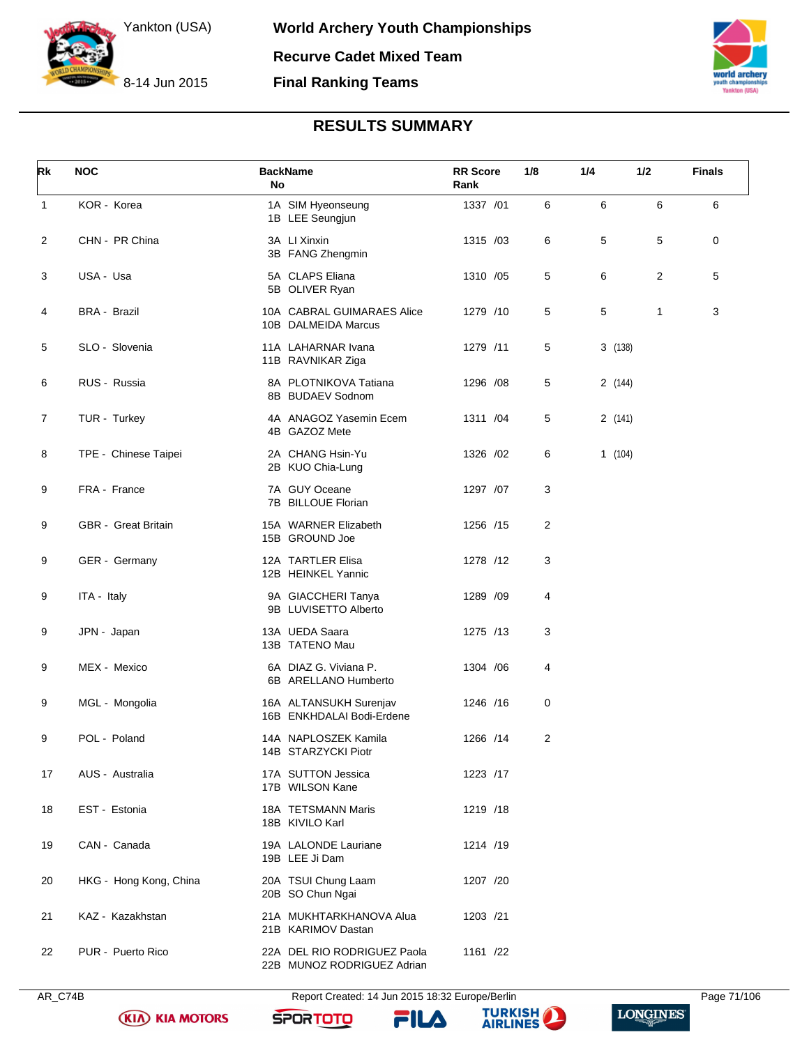# World Archery Youth Championships

## Recurve Cadet Mixed Team

## Final Ranking Teams

Yankton (USA)

8-14 Jun 2015

### RESULTS SUMMARY

| Rk | NOC | BackName No | RR Score Rank | 1/8 | 1/4 | 1/2 | Finals |
|---|---|---|---|---|---|---|---|
| 1 | KOR - Korea | 1A SIM Hyeonseung<br>1B LEE Seungjun | 1337 /01 | 6 | 6 | 6 | 6 |
| 2 | CHN - PR China | 3A LI Xinxin<br>3B FANG Zhengmin | 1315 /03 | 6 | 5 | 5 | 0 |
| 3 | USA - Usa | 5A CLAPS Eliana<br>5B OLIVER Ryan | 1310 /05 | 5 | 6 | 2 | 5 |
| 4 | BRA - Brazil | 10A CABRAL GUIMARAES Alice<br>10B DALMEIDA Marcus | 1279 /10 | 5 | 5 | 1 | 3 |
| 5 | SLO - Slovenia | 11A LAHARNAR Ivana<br>11B RAVNIKAR Ziga | 1279 /11 | 5 | 3 (138) | | |
| 6 | RUS - Russia | 8A PLOTNIKOVA Tatiana<br>8B BUDAEV Sodnom | 1296 /08 | 5 | 2 (144) | | |
| 7 | TUR - Turkey | 4A ANAGOZ Yasemin Ecem<br>4B GAZOZ Mete | 1311 /04 | 5 | 2 (141) | | |
| 8 | TPE - Chinese Taipei | 2A CHANG Hsin-Yu<br>2B KUO Chia-Lung | 1326 /02 | 6 | 1 (104) | | |
| 9 | FRA - France | 7A GUY Oceane<br>7B BILLOUE Florian | 1297 /07 | 3 | | | |
| 9 | GBR - Great Britain | 15A WARNER Elizabeth<br>15B GROUND Joe | 1256 /15 | 2 | | | |
| 9 | GER - Germany | 12A TARTLER Elisa<br>12B HEINKEL Yannic | 1278 /12 | 3 | | | |
| 9 | ITA - Italy | 9A GIACCHERI Tanya<br>9B LUVISETTO Alberto | 1289 /09 | 4 | | | |
| 9 | JPN - Japan | 13A UEDA Saara<br>13B TATENO Mau | 1275 /13 | 3 | | | |
| 9 | MEX - Mexico | 6A DIAZ G. Viviana P.<br>6B ARELLANO Humberto | 1304 /06 | 4 | | | |
| 9 | MGL - Mongolia | 16A ALTANSUKH Surenjav<br>16B ENKHDALAI Bodi-Erdene | 1246 /16 | 0 | | | |
| 9 | POL - Poland | 14A NAPLOSZEK Kamila<br>14B STARZYCKI Piotr | 1266 /14 | 2 | | | |
| 17 | AUS - Australia | 17A SUTTON Jessica<br>17B WILSON Kane | 1223 /17 | | | | |
| 18 | EST - Estonia | 18A TETSMANN Maris<br>18B KIVILO Karl | 1219 /18 | | | | |
| 19 | CAN - Canada | 19A LALONDE Lauriane<br>19B LEE Ji Dam | 1214 /19 | | | | |
| 20 | HKG - Hong Kong, China | 20A TSUI Chung Laam<br>20B SO Chun Ngai | 1207 /20 | | | | |
| 21 | KAZ - Kazakhstan | 21A MUKHTARKHANOVA Alua<br>21B KARIMOV Dastan | 1203 /21 | | | | |
| 22 | PUR - Puerto Rico | 22A DEL RIO RODRIGUEZ Paola<br>22B MUNOZ RODRIGUEZ Adrian | 1161 /22 | | | | |

AR_C74B Report Created: 14 Jun 2015 18:32 Europe/Berlin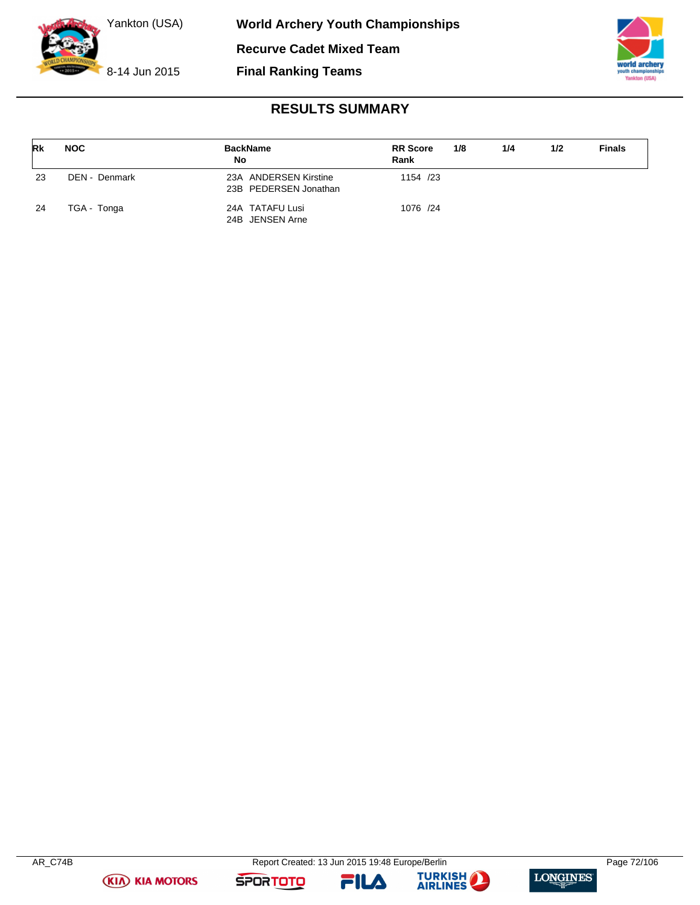## RESULTS SUMMARY

| Rk | NOC | BackName No | RR Score Rank | 1/8 | 1/4 | 1/2 | Finals |
|---|---|---|---|---|---|---|---|
| 23 | DEN - Denmark | 23A ANDERSEN Kirstine<br>23B PEDERSEN Jonathan | 1154 /23 | | | | |
| 24 | TGA - Tonga | 24A TATAFU Lusi<br>24B JENSEN Arne | 1076 /24 | | | | |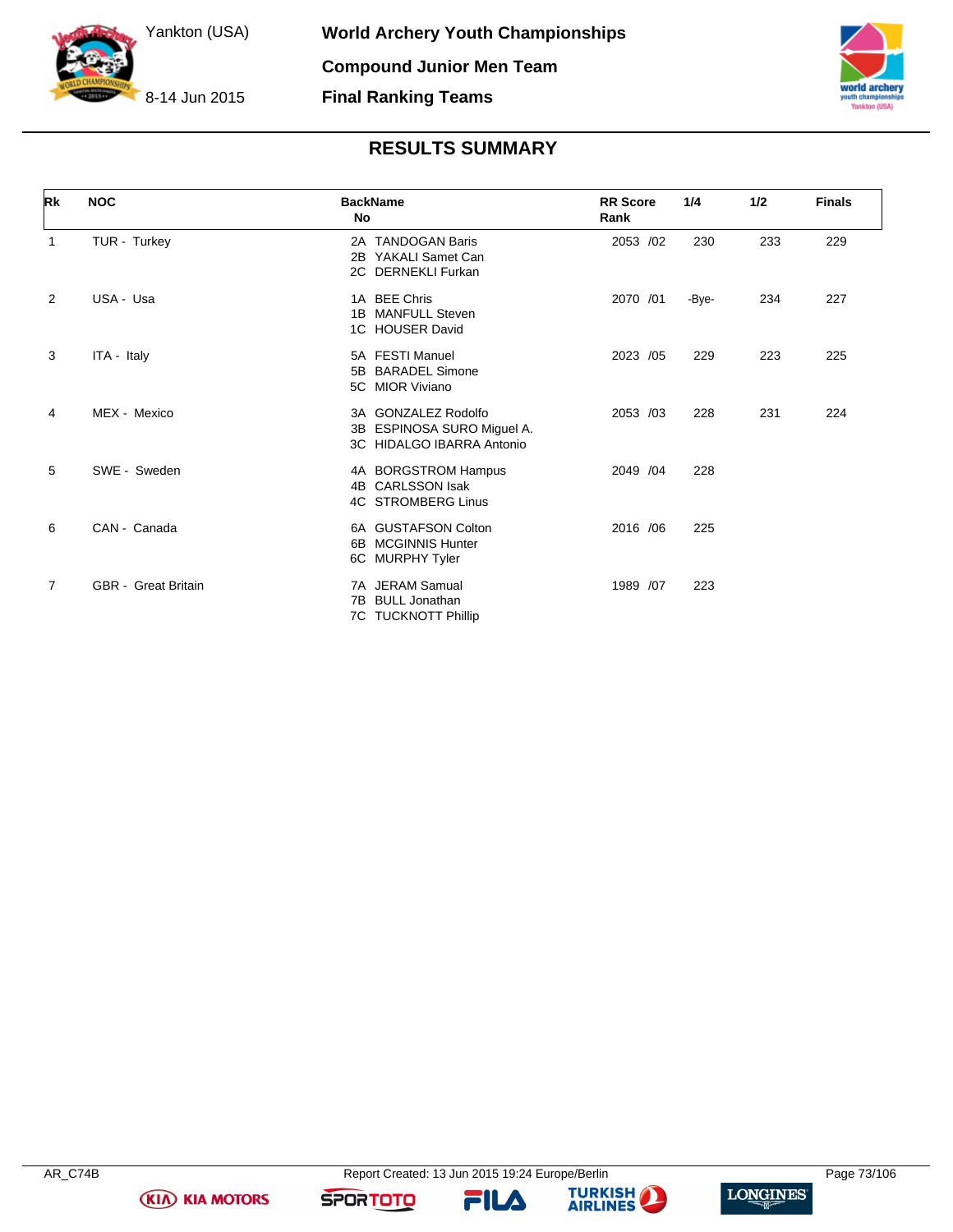# World Archery Youth Championships

Yankton (USA)

8-14 Jun 2015

## Compound Junior Men Team

## Final Ranking Teams

### RESULTS SUMMARY

| Rk | NOC | BackName No | RR Score Rank | 1/4 | 1/2 | Finals |
|---|---|---|---|---|---|---|
| 1 | TUR - Turkey | 2A TANDOGAN Baris<br>2B YAKALI Samet Can<br>2C DERNEKLI Furkan | 2053 /02 | 230 | 233 | 229 |
| 2 | USA - Usa | 1A BEE Chris<br>1B MANFULL Steven<br>1C HOUSER David | 2070 /01 | -Bye- | 234 | 227 |
| 3 | ITA - Italy | 5A FESTI Manuel<br>5B BARADEL Simone<br>5C MIOR Viviano | 2023 /05 | 229 | 223 | 225 |
| 4 | MEX - Mexico | 3A GONZALEZ Rodolfo<br>3B ESPINOSA SURO Miguel A.<br>3C HIDALGO IBARRA Antonio | 2053 /03 | 228 | 231 | 224 |
| 5 | SWE - Sweden | 4A BORGSTROM Hampus<br>4B CARLSSON Isak<br>4C STROMBERG Linus | 2049 /04 | 228 | | |
| 6 | CAN - Canada | 6A GUSTAFSON Colton<br>6B MCGINNIS Hunter<br>6C MURPHY Tyler | 2016 /06 | 225 | | |
| 7 | GBR - Great Britain | 7A JERAM Samual<br>7B BULL Jonathan<br>7C TUCKNOTT Phillip | 1989 /07 | 223 | | |

AR_C74B Report Created: 13 Jun 2015 19:24 Europe/Berlin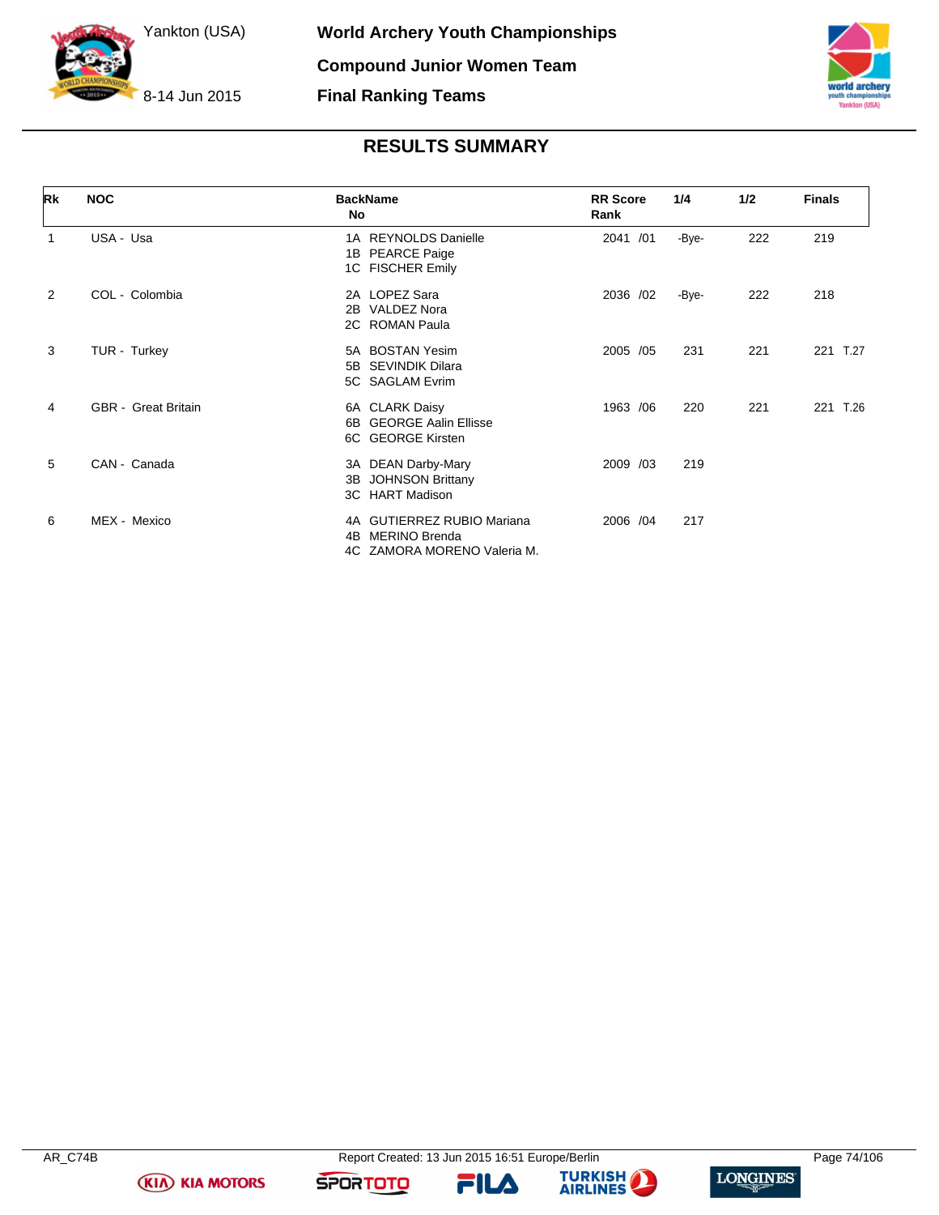# World Archery Youth Championships

## Compound Junior Women Team

## Final Ranking Teams

Yankton (USA)

8-14 Jun 2015

### RESULTS SUMMARY

| Rk | NOC | BackName No | RR Score Rank | 1/4 | 1/2 | Finals |
|---|---|---|---|---|---|---|
| 1 | USA - Usa | 1A REYNOLDS Danielle<br>1B PEARCE Paige<br>1C FISCHER Emily | 2041 /01 | -Bye- | 222 | 219 |
| 2 | COL - Colombia | 2A LOPEZ Sara<br>2B VALDEZ Nora<br>2C ROMAN Paula | 2036 /02 | -Bye- | 222 | 218 |
| 3 | TUR - Turkey | 5A BOSTAN Yesim<br>5B SEVINDIK Dilara<br>5C SAGLAM Evrim | 2005 /05 | 231 | 221 | 221 T.27 |
| 4 | GBR - Great Britain | 6A CLARK Daisy<br>6B GEORGE Aalin Ellisse<br>6C GEORGE Kirsten | 1963 /06 | 220 | 221 | 221 T.26 |
| 5 | CAN - Canada | 3A DEAN Darby-Mary<br>3B JOHNSON Brittany<br>3C HART Madison | 2009 /03 | 219 | | |
| 6 | MEX - Mexico | 4A GUTIERREZ RUBIO Mariana<br>4B MERINO Brenda<br>4C ZAMORA MORENO Valeria M. | 2006 /04 | 217 | | |

AR_C74B

Report Created: 13 Jun 2015 16:51 Europe/Berlin

KIA MOTORS SPORTOTO FILA TURKISH AIRLINES LONGINES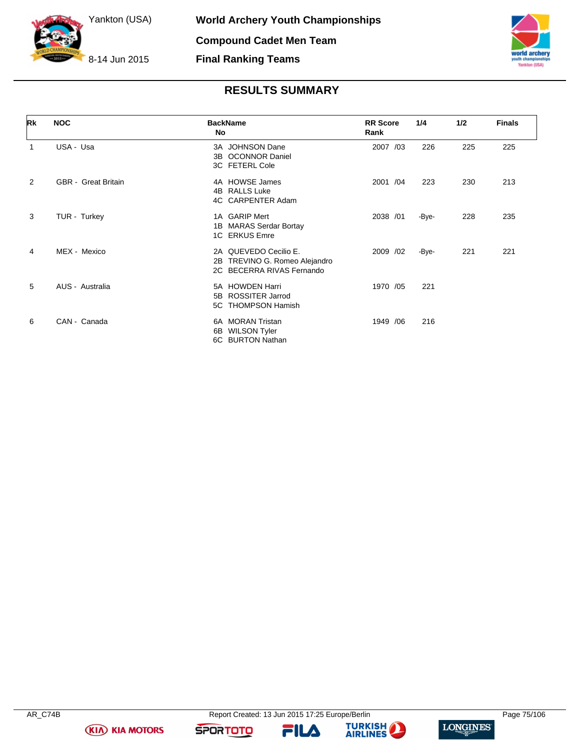# World Archery Youth Championships

Yankton (USA)

8-14 Jun 2015

## Compound Cadet Men Team

## Final Ranking Teams

## RESULTS SUMMARY

| Rk | NOC | BackName No | RR Score Rank | 1/4 | 1/2 | Finals |
|---|---|---|---|---|---|---|
| 1 | USA - Usa | 3A JOHNSON Dane<br>3B OCONNOR Daniel<br>3C FETERL Cole | 2007 /03 | 226 | 225 | 225 |
| 2 | GBR - Great Britain | 4A HOWSE James<br>4B RALLS Luke<br>4C CARPENTER Adam | 2001 /04 | 223 | 230 | 213 |
| 3 | TUR - Turkey | 1A GARIP Mert<br>1B MARAS Serdar Bortay<br>1C ERKUS Emre | 2038 /01 | -Bye- | 228 | 235 |
| 4 | MEX - Mexico | 2A QUEVEDO Cecilio E.<br>2B TREVINO G. Romeo Alejandro<br>2C BECERRA RIVAS Fernando | 2009 /02 | -Bye- | 221 | 221 |
| 5 | AUS - Australia | 5A HOWDEN Harri<br>5B ROSSITER Jarrod<br>5C THOMPSON Hamish | 1970 /05 | 221 | | |
| 6 | CAN - Canada | 6A MORAN Tristan<br>6B WILSON Tyler<br>6C BURTON Nathan | 1949 /06 | 216 | | |

AR_C74B Report Created: 13 Jun 2015 17:25 Europe/Berlin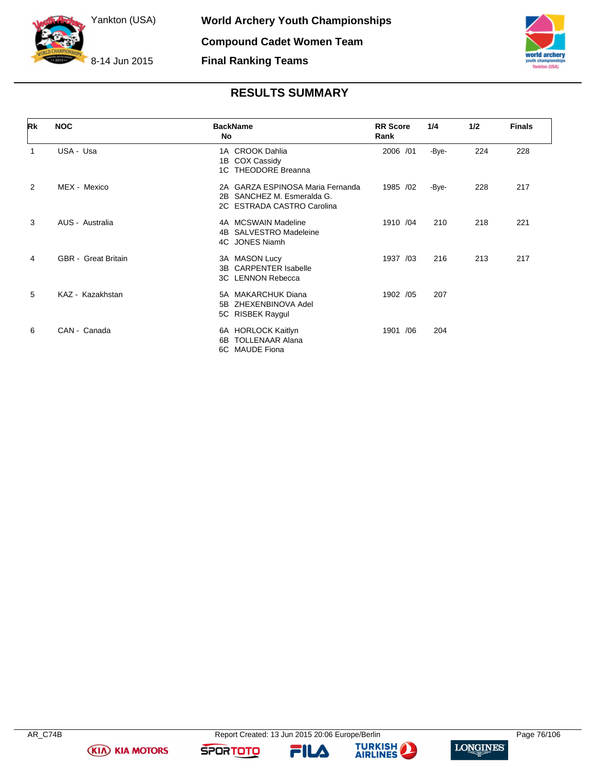# World Archery Youth Championships

## Compound Cadet Women Team

## Final Ranking Teams

Yankton (USA)

8-14 Jun 2015

### RESULTS SUMMARY

| Rk | NOC | BackName No | RR Score Rank | 1/4 | 1/2 | Finals |
|---|---|---|---|---|---|---|
| 1 | USA - Usa | 1A CROOK Dahlia<br>1B COX Cassidy<br>1C THEODORE Breanna | 2006 /01 | -Bye- | 224 | 228 |
| 2 | MEX - Mexico | 2A GARZA ESPINOSA Maria Fernanda<br>2B SANCHEZ M. Esmeralda G.<br>2C ESTRADA CASTRO Carolina | 1985 /02 | -Bye- | 228 | 217 |
| 3 | AUS - Australia | 4A MCSWAIN Madeline<br>4B SALVESTRO Madeleine<br>4C JONES Niamh | 1910 /04 | 210 | 218 | 221 |
| 4 | GBR - Great Britain | 3A MASON Lucy<br>3B CARPENTER Isabelle<br>3C LENNON Rebecca | 1937 /03 | 216 | 213 | 217 |
| 5 | KAZ - Kazakhstan | 5A MAKARCHUK Diana<br>5B ZHEXENBINOVA Adel<br>5C RISBEK Raygul | 1902 /05 | 207 | | |
| 6 | CAN - Canada | 6A HORLOCK Kaitlyn<br>6B TOLLENAAR Alana<br>6C MAUDE Fiona | 1901 /06 | 204 | | |

AR_C74B

Report Created: 13 Jun 2015 20:06 Europe/Berlin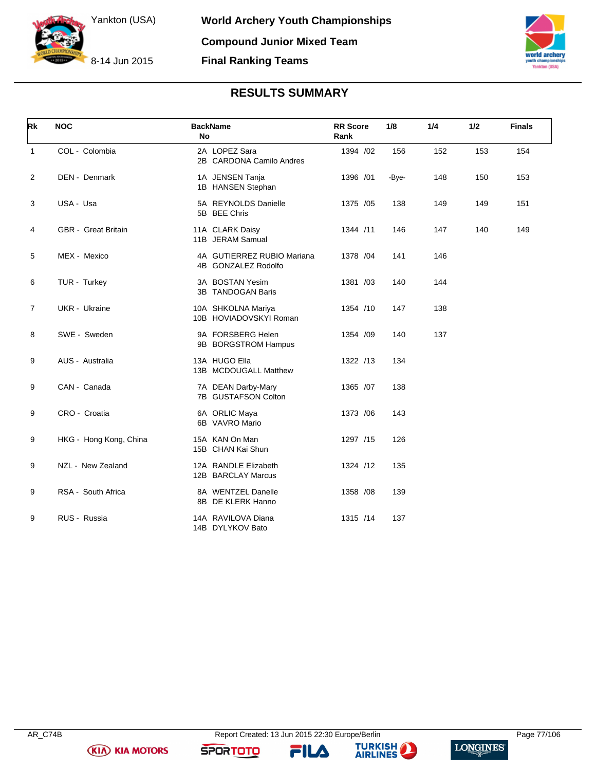# World Archery Youth Championships

## Compound Junior Mixed Team

## Final Ranking Teams

Yankton (USA)

8-14 Jun 2015

### RESULTS SUMMARY

| Rk | NOC | BackName No | RR Score Rank | 1/8 | 1/4 | 1/2 | Finals |
|---|---|---|---|---|---|---|---|
| 1 | COL - Colombia | 2A LOPEZ Sara<br>2B CARDONA Camilo Andres | 1394 /02 | 156 | 152 | 153 | 154 |
| 2 | DEN - Denmark | 1A JENSEN Tanja<br>1B HANSEN Stephan | 1396 /01 | -Bye- | 148 | 150 | 153 |
| 3 | USA - Usa | 5A REYNOLDS Danielle<br>5B BEE Chris | 1375 /05 | 138 | 149 | 149 | 151 |
| 4 | GBR - Great Britain | 11A CLARK Daisy<br>11B JERAM Samual | 1344 /11 | 146 | 147 | 140 | 149 |
| 5 | MEX - Mexico | 4A GUTIERREZ RUBIO Mariana<br>4B GONZALEZ Rodolfo | 1378 /04 | 141 | 146 | | |
| 6 | TUR - Turkey | 3A BOSTAN Yesim<br>3B TANDOGAN Baris | 1381 /03 | 140 | 144 | | |
| 7 | UKR - Ukraine | 10A SHKOLNA Mariya<br>10B HOVIADOVSKYI Roman | 1354 /10 | 147 | 138 | | |
| 8 | SWE - Sweden | 9A FORSBERG Helen<br>9B BORGSTROM Hampus | 1354 /09 | 140 | 137 | | |
| 9 | AUS - Australia | 13A HUGO Ella<br>13B MCDOUGALL Matthew | 1322 /13 | 134 | | | |
| 9 | CAN - Canada | 7A DEAN Darby-Mary<br>7B GUSTAFSON Colton | 1365 /07 | 138 | | | |
| 9 | CRO - Croatia | 6A ORLIC Maya<br>6B VAVRO Mario | 1373 /06 | 143 | | | |
| 9 | HKG - Hong Kong, China | 15A KAN On Man<br>15B CHAN Kai Shun | 1297 /15 | 126 | | | |
| 9 | NZL - New Zealand | 12A RANDLE Elizabeth<br>12B BARCLAY Marcus | 1324 /12 | 135 | | | |
| 9 | RSA - South Africa | 8A WENTZEL Danelle<br>8B DE KLERK Hanno | 1358 /08 | 139 | | | |
| 9 | RUS - Russia | 14A RAVILOVA Diana<br>14B DYLYKOV Bato | 1315 /14 | 137 | | | |

AR_C74B    Report Created: 13 Jun 2015 22:30 Europe/Berlin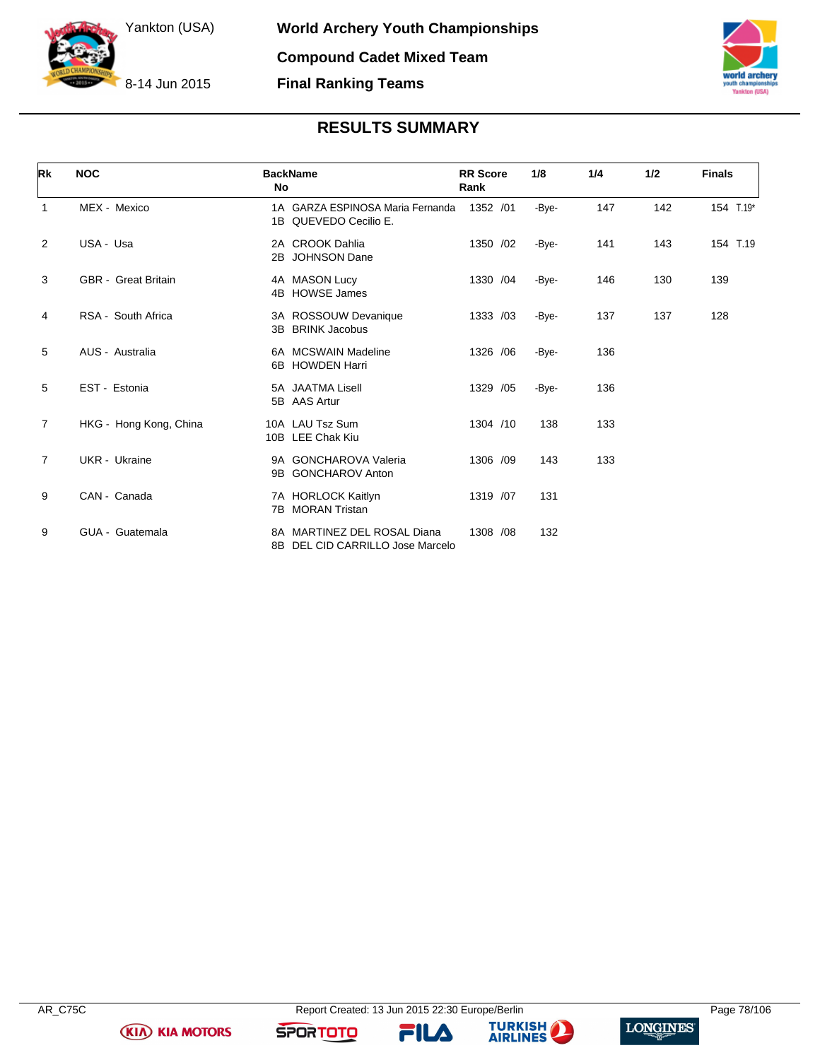# World Archery Youth Championships

Yankton (USA)

8-14 Jun 2015

## Compound Cadet Mixed Team

## Final Ranking Teams

### RESULTS SUMMARY

| Rk | NOC | BackName No | RR Score Rank | 1/8 | 1/4 | 1/2 | Finals |
|---|---|---|---|---|---|---|---|
| 1 | MEX - Mexico | 1A GARZA ESPINOSA Maria Fernanda<br>1B QUEVEDO Cecilio E. | 1352 /01 | -Bye- | 147 | 142 | 154 T.19* |
| 2 | USA - Usa | 2A CROOK Dahlia<br>2B JOHNSON Dane | 1350 /02 | -Bye- | 141 | 143 | 154 T.19 |
| 3 | GBR - Great Britain | 4A MASON Lucy<br>4B HOWSE James | 1330 /04 | -Bye- | 146 | 130 | 139 |
| 4 | RSA - South Africa | 3A ROSSOUW Devanique<br>3B BRINK Jacobus | 1333 /03 | -Bye- | 137 | 137 | 128 |
| 5 | AUS - Australia | 6A MCSWAIN Madeline<br>6B HOWDEN Harri | 1326 /06 | -Bye- | 136 | | |
| 5 | EST - Estonia | 5A JAATMA Lisell<br>5B AAS Artur | 1329 /05 | -Bye- | 136 | | |
| 7 | HKG - Hong Kong, China | 10A LAU Tsz Sum<br>10B LEE Chak Kiu | 1304 /10 | 138 | 133 | | |
| 7 | UKR - Ukraine | 9A GONCHAROVA Valeria<br>9B GONCHAROV Anton | 1306 /09 | 143 | 133 | | |
| 9 | CAN - Canada | 7A HORLOCK Kaitlyn<br>7B MORAN Tristan | 1319 /07 | 131 | | | |
| 9 | GUA - Guatemala | 8A MARTINEZ DEL ROSAL Diana<br>8B DEL CID CARRILLO Jose Marcelo | 1308 /08 | 132 | | | |

AR_C75C — Report Created: 13 Jun 2015 22:30 Europe/Berlin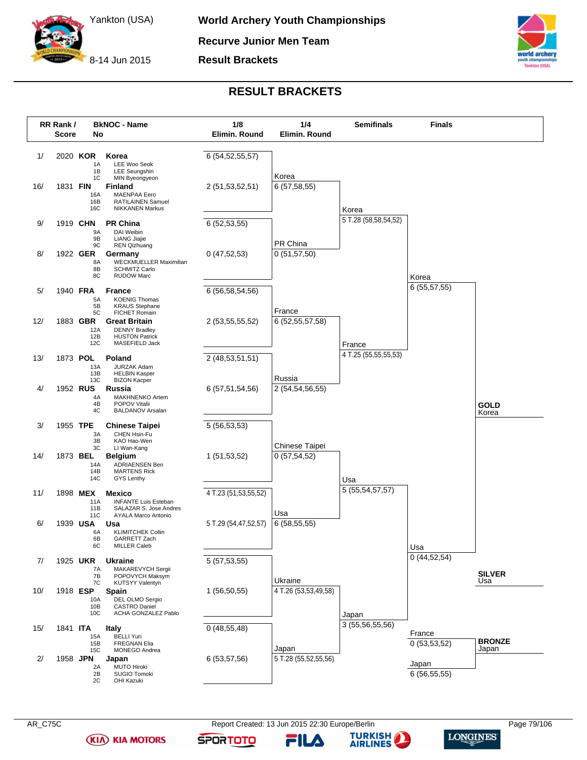# World Archery Youth Championships

Yankton (USA) 8-14 Jun 2015

**Recurve Junior Men Team**

**Result Brackets**

## RESULT BRACKETS

| RR Rank / Score | BkNOC - Name No | | 1/8 Elimin. Round |
|---|---|---|---|
| 1/ 2020 | KOR | Korea: 1A LEE Woo Seok, 1B LEE Seungshin, 1C MIN Byeongyeon | 6 (54,52,55,57) |
| 16/ 1831 | FIN | Finland: 16A MAENPAA Eero, 16B RATILAINEN Samuel, 16C NIKKANEN Markus | 2 (51,53,52,51) |
| 9/ 1919 | CHN | PR China: 9A DAI Weibin, 9B LIANG Jiajie, 9C REN Qizhuang | 6 (52,53,55) |
| 8/ 1922 | GER | Germany: 8A WECKMUELLER Maximilian, 8B SCHMITZ Carlo, 8C RUDOW Marc | 0 (47,52,53) |
| 5/ 1940 | FRA | France: 5A KOENIG Thomas, 5B KRAUS Stephane, 5C FICHET Romain | 6 (56,58,54,56) |
| 12/ 1883 | GBR | Great Britain: 12A DENNY Bradley, 12B HUSTON Patrick, 12C MASEFIELD Jack | 2 (53,55,55,52) |
| 13/ 1873 | POL | Poland: 13A JURZAK Adam, 13B HELBIN Kasper, 13C BIZON Kacper | 2 (48,53,51,51) |
| 4/ 1952 | RUS | Russia: 4A MAKHNENKO Artem, 4B POPOV Vitalii, 4C BALDANOV Arsalan | 6 (57,51,54,56) |
| 3/ 1955 | TPE | Chinese Taipei: 3A CHEN Hsin-Fu, 3B KAO Hao-Wen, 3C LI Wan-Kang | 5 (56,53,53) |
| 14/ 1873 | BEL | Belgium: 14A ADRIAENSEN Ben, 14B MARTENS Rick, 14C GYS Lenthy | 1 (51,53,52) |
| 11/ 1898 | MEX | Mexico: 11A INFANTE Luis Esteban, 11B SALAZAR S. Jose Andres, 11C AYALA Marco Antonio | 4 T.23 (51,53,55,52) |
| 6/ 1939 | USA | Usa: 6A KLIMITCHEK Collin, 6B GARRETT Zach, 6C MILLER Caleb | 5 T.29 (54,47,52,57) |
| 7/ 1925 | UKR | Ukraine: 7A MAKAREVYCH Sergii, 7B POPOVYCH Maksym, 7C KUTSYY Valentyn | 5 (57,53,55) |
| 10/ 1918 | ESP | Spain: 10A DEL OLMO Sergio, 10B CASTRO Daniel, 10C ACHA GONZALEZ Pablo | 1 (56,50,55) |
| 15/ 1841 | ITA | Italy: 15A BELLI Yuri, 15B FREGNAN Elia, 15C MONEGO Andrea | 0 (48,55,48) |
| 2/ 1958 | JPN | Japan: 2A MUTO Hiroki, 2B SUGIO Tomoki, 2C OHI Kazuki | 6 (53,57,56) |

**1/4 Elimin. Round**

| Team | Score |
|---|---|
| Korea | 6 (57,58,55) |
| PR China | 0 (51,57,50) |
| France | 6 (52,55,57,58) |
| Russia | 2 (54,54,56,55) |
| Chinese Taipei | 0 (57,54,52) |
| Usa | 6 (58,55,55) |
| Ukraine | 4 T.26 (53,53,49,58) |
| Japan | 5 T.28 (55,52,55,56) |

**Semifinals**

| Team | Score |
|---|---|
| Korea | 5 T.28 (58,58,54,52) |
| France | 4 T.25 (55,55,55,53) |
| Usa | 5 (55,54,57,57) |
| Japan | 3 (55,56,55,56) |

**Finals**

| Team | Score |
|---|---|
| Korea | 6 (55,57,55) |
| Usa | 0 (44,52,54) |
| France | 0 (53,53,52) |
| Japan | 6 (56,55,55) |

**GOLD** Korea

**SILVER** Usa

**BRONZE** Japan

AR_C75C — Report Created: 13 Jun 2015 22:30 Europe/Berlin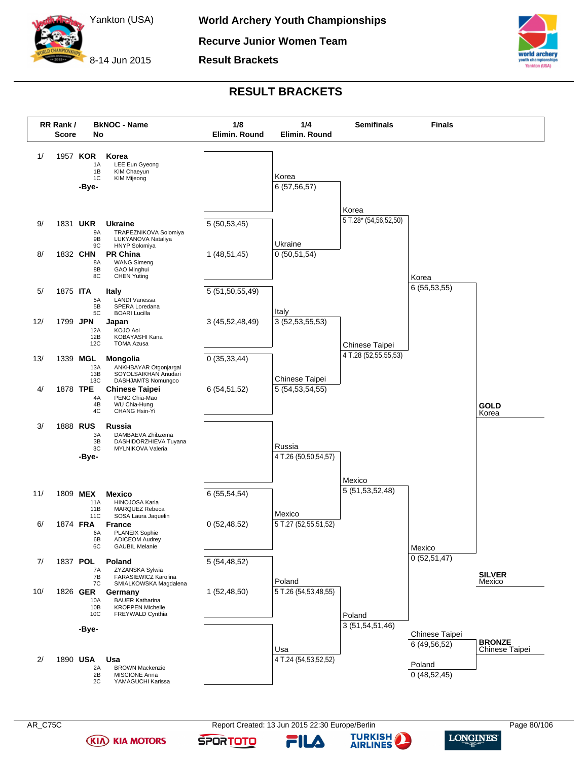# World Archery Youth Championships

Yankton (USA)

8-14 Jun 2015

**Recurve Junior Women Team**

**Result Brackets**

## RESULT BRACKETS

| RR Rank / Score | BkNOC - No | Name | 1/8 Elimin. Round |
|---|---|---|---|
| 1/ 1957 | KOR | **Korea** (1A LEE Eun Gyeong, 1B KIM Chaeyun, 1C KIM Mijeong) | -Bye- |
| 9/ 1831 | UKR | **Ukraine** (9A TRAPEZNIKOVA Solomiya, 9B LUKYANOVA Nataliya, 9C HNYP Solomiya) | 5 (50,53,45) |
| 8/ 1832 | CHN | **PR China** (8A WANG Simeng, 8B GAO Minghui, 8C CHEN Yuting) | 1 (48,51,45) |
| 5/ 1875 | ITA | **Italy** (5A LANDI Vanessa, 5B SPERA Loredana, 5C BOARI Lucilla) | 5 (51,50,55,49) |
| 12/ 1799 | JPN | **Japan** (12A KOJO Aoi, 12B KOBAYASHI Kana, 12C TOMA Azusa) | 3 (45,52,48,49) |
| 13/ 1339 | MGL | **Mongolia** (13A ANKHBAYAR Otgonjargal, 13B SOYOLSAIKHAN Anudari, 13C DASHJAMTS Nomungoo) | 0 (35,33,44) |
| 4/ 1878 | TPE | **Chinese Taipei** (4A PENG Chia-Mao, 4B WU Chia-Hung, 4C CHANG Hsin-Yi) | 6 (54,51,52) |
| 3/ 1888 | RUS | **Russia** (3A DAMBAEVA Zhibzema, 3B DASHIDORZHIEVA Tuyana, 3C MYLNIKOVA Valeria) | -Bye- |
| 11/ 1809 | MEX | **Mexico** (11A HINOJOSA Karla, 11B MARQUEZ Rebeca, 11C SOSA Laura Jaquelin) | 6 (55,54,54) |
| 6/ 1874 | FRA | **France** (6A PLANEIX Sophie, 6B ADICEOM Audrey, 6C GAUBIL Melanie) | 0 (52,48,52) |
| 7/ 1837 | POL | **Poland** (7A ZYZANSKA Sylwia, 7B FARASIEWICZ Karolina, 7C SMIALKOWSKA Magdalena) | 5 (54,48,52) |
| 10/ 1826 | GER | **Germany** (10A BAUER Katharina, 10B KROPPEN Michelle, 10C FREYWALD Cynthia) | 1 (52,48,50) |
| 2/ 1890 | USA | **Usa** (2A BROWN Mackenzie, 2B MISCIONE Anna, 2C YAMAGUCHI Karissa) | -Bye- |

**1/4 Elimin. Round**

- Korea 6 (57,56,57) – Ukraine 0 (50,51,54)
- Italy 3 (52,53,55,53) – Chinese Taipei 5 (54,53,54,55)
- Russia 4 T.26 (50,50,54,57) – Mexico 5 T.27 (52,55,51,52)
- Poland 5 T.26 (54,53,48,55) – Usa 4 T.24 (54,53,52,52)

**Semifinals**

- Korea 5 T.28* (54,56,52,50) – Chinese Taipei 4 T.28 (52,55,55,53)
- Mexico 5 (51,53,52,48) – Poland 3 (51,54,51,46)

**Finals**

- Korea 6 (55,53,55) – Mexico 0 (52,51,47)
- Chinese Taipei 6 (49,56,52) – Poland 0 (48,52,45)

**GOLD** Korea

**SILVER** Mexico

**BRONZE** Chinese Taipei

AR_C75C — Report Created: 13 Jun 2015 22:30 Europe/Berlin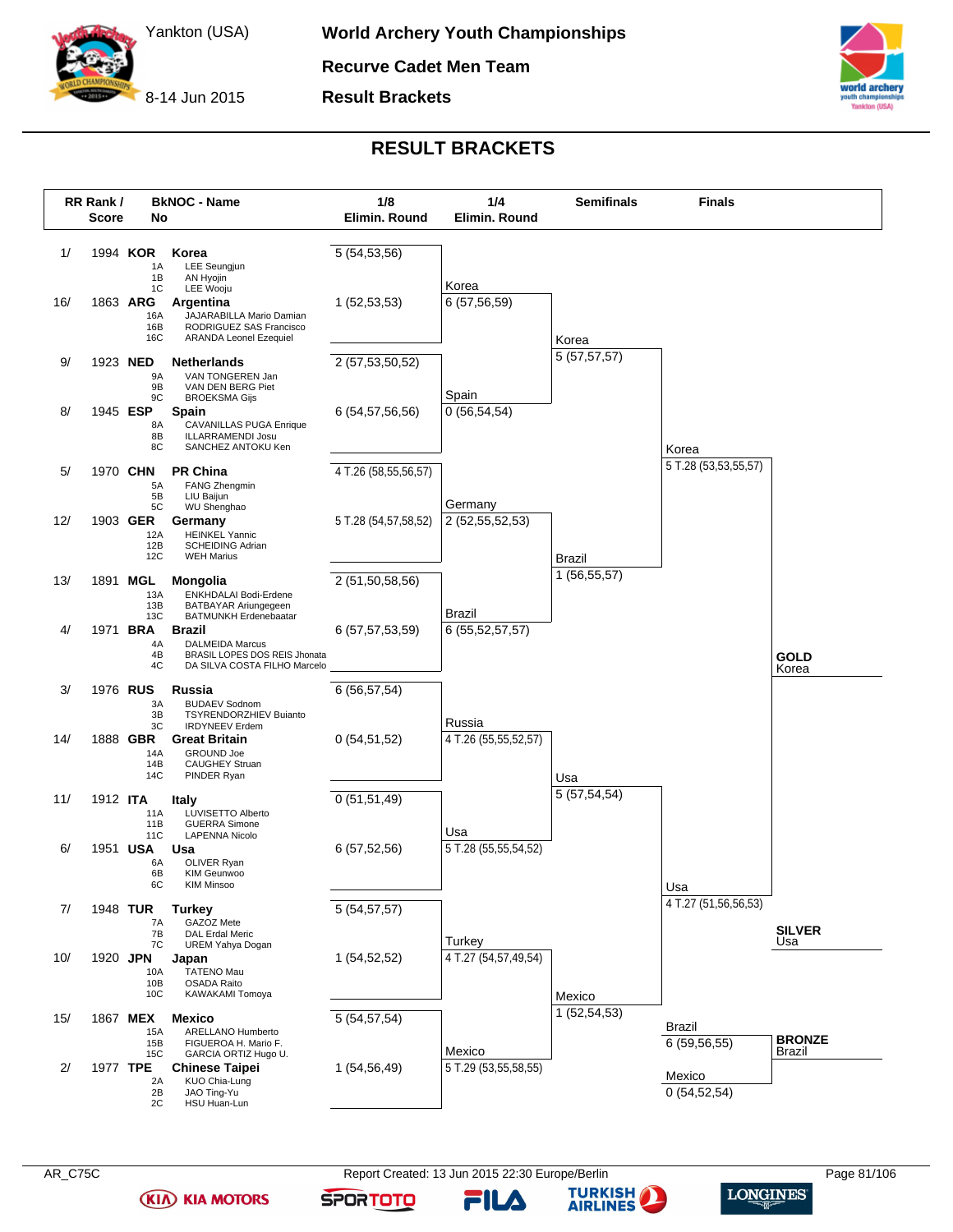World Archery Youth Championships

Recurve Cadet Men Team

Result Brackets

Yankton (USA)

8-14 Jun 2015

# RESULT BRACKETS

| RR Rank / Score | BkNOC - No | Name | 1/8 Elimin. Round |
|---|---|---|---|
| 1/ 1994 | KOR | Korea | 5 (54,53,56) |
| | 1A | LEE Seungjun | |
| | 1B | AN Hyojin | |
| | 1C | LEE Wooju | |
| 16/ 1863 | ARG | Argentina | 1 (52,53,53) |
| | 16A | JAJARABILLA Mario Damian | |
| | 16B | RODRIGUEZ SAS Francisco | |
| | 16C | ARANDA Leonel Ezequiel | |
| 9/ 1923 | NED | Netherlands | 2 (57,53,50,52) |
| | 9A | VAN TONGEREN Jan | |
| | 9B | VAN DEN BERG Piet | |
| | 9C | BROEKSMA Gijs | |
| 8/ 1945 | ESP | Spain | 6 (54,57,56,56) |
| | 8A | CAVANILLAS PUGA Enrique | |
| | 8B | ILLARRAMENDI Josu | |
| | 8C | SANCHEZ ANTOKU Ken | |
| 5/ 1970 | CHN | PR China | 4 T.26 (58,55,56,57) |
| | 5A | FANG Zhengmin | |
| | 5B | LIU Baijun | |
| | 5C | WU Shenghao | |
| 12/ 1903 | GER | Germany | 5 T.28 (54,57,58,52) |
| | 12A | HEINKEL Yannic | |
| | 12B | SCHEIDING Adrian | |
| | 12C | WEH Marius | |
| 13/ 1891 | MGL | Mongolia | 2 (51,50,58,56) |
| | 13A | ENKHDALAI Bodi-Erdene | |
| | 13B | BATBAYAR Ariungegeen | |
| | 13C | BATMUNKH Erdenebaatar | |
| 4/ 1971 | BRA | Brazil | 6 (57,57,53,59) |
| | 4A | DALMEIDA Marcus | |
| | 4B | BRASIL LOPES DOS REIS Jhonata | |
| | 4C | DA SILVA COSTA FILHO Marcelo | |
| 3/ 1976 | RUS | Russia | 6 (56,57,54) |
| | 3A | BUDAEV Sodnom | |
| | 3B | TSYRENDORZHIEV Buianto | |
| | 3C | IRDYNEEV Erdem | |
| 14/ 1888 | GBR | Great Britain | 0 (54,51,52) |
| | 14A | GROUND Joe | |
| | 14B | CAUGHEY Struan | |
| | 14C | PINDER Ryan | |
| 11/ 1912 | ITA | Italy | 0 (51,51,49) |
| | 11A | LUVISETTO Alberto | |
| | 11B | GUERRA Simone | |
| | 11C | LAPENNA Nicolo | |
| 6/ 1951 | USA | Usa | 6 (57,52,56) |
| | 6A | OLIVER Ryan | |
| | 6B | KIM Geunwoo | |
| | 6C | KIM Minsoo | |
| 7/ 1948 | TUR | Turkey | 5 (54,57,57) |
| | 7A | GAZOZ Mete | |
| | 7B | DAL Erdal Meric | |
| | 7C | UREM Yahya Dogan | |
| 10/ 1920 | JPN | Japan | 1 (54,52,52) |
| | 10A | TATENO Mau | |
| | 10B | OSADA Raito | |
| | 10C | KAWAKAMI Tomoya | |
| 15/ 1867 | MEX | Mexico | 5 (54,57,54) |
| | 15A | ARELLANO Humberto | |
| | 15B | FIGUEROA H. Mario F. | |
| | 15C | GARCIA ORTIZ Hugo U. | |
| 2/ 1977 | TPE | Chinese Taipei | 1 (54,56,49) |
| | 2A | KUO Chia-Lung | |
| | 2B | JAO Ting-Yu | |
| | 2C | HSU Huan-Lun | |

**1/4 Elimin. Round**

| Team | Score |
|---|---|
| Korea | 6 (57,56,59) |
| Spain | 0 (56,54,54) |
| Germany | 2 (52,55,52,53) |
| Brazil | 6 (55,52,57,57) |
| Russia | 4 T.26 (55,55,52,57) |
| Usa | 5 T.28 (55,55,54,52) |
| Turkey | 4 T.27 (54,57,49,54) |
| Mexico | 5 T.29 (53,55,58,55) |

**Semifinals**

| Team | Score |
|---|---|
| Korea | 5 (57,57,57) |
| Brazil | 1 (56,55,57) |
| Usa | 5 (57,54,54) |
| Mexico | 1 (52,54,53) |

**Finals**

| Team | Score |
|---|---|
| Korea | 5 T.28 (53,53,55,57) |
| Usa | 4 T.27 (51,56,56,53) |
| Brazil | 6 (59,56,55) |
| Mexico | 0 (54,52,54) |

**GOLD** Korea

**SILVER** Usa

**BRONZE** Brazil

AR_C75C

Report Created: 13 Jun 2015 22:30 Europe/Berlin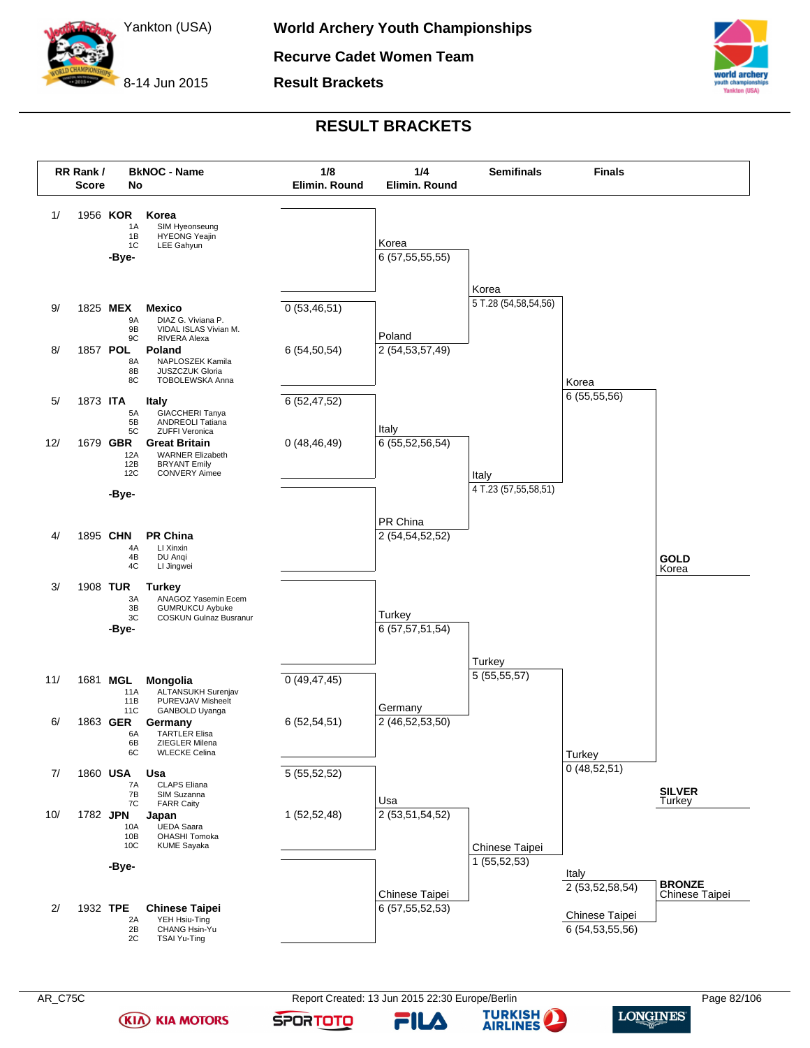# World Archery Youth Championships

## Recurve Cadet Women Team

### Result Brackets

Yankton (USA)

8-14 Jun 2015

## RESULT BRACKETS

| RR Rank / Score | BkNOC - No | Name |
|---|---|---|
| 1/ 1956 | KOR | Korea |
| | 1A | SIM Hyeonseung |
| | 1B | HYEONG Yeajin |
| | 1C | LEE Gahyun |
| | -Bye- | |
| 9/ 1825 | MEX | Mexico |
| | 9A | DIAZ G. Viviana P. |
| | 9B | VIDAL ISLAS Vivian M. |
| | 9C | RIVERA Alexa |
| 8/ 1857 | POL | Poland |
| | 8A | NAPLOSZEK Kamila |
| | 8B | JUSZCZUK Gloria |
| | 8C | TOBOLEWSKA Anna |
| 5/ 1873 | ITA | Italy |
| | 5A | GIACCHERI Tanya |
| | 5B | ANDREOLI Tatiana |
| | 5C | ZUFFI Veronica |
| 12/ 1679 | GBR | Great Britain |
| | 12A | WARNER Elizabeth |
| | 12B | BRYANT Emily |
| | 12C | CONVERY Aimee |
| | -Bye- | |
| 4/ 1895 | CHN | PR China |
| | 4A | LI Xinxin |
| | 4B | DU Anqi |
| | 4C | LI Jingwei |
| 3/ 1908 | TUR | Turkey |
| | 3A | ANAGOZ Yasemin Ecem |
| | 3B | GUMRUKCU Aybuke |
| | 3C | COSKUN Gulnaz Busranur |
| | -Bye- | |
| 11/ 1681 | MGL | Mongolia |
| | 11A | ALTANSUKH Surenjav |
| | 11B | PUREVJAV Misheelt |
| | 11C | GANBOLD Uyanga |
| 6/ 1863 | GER | Germany |
| | 6A | TARTLER Elisa |
| | 6B | ZIEGLER Milena |
| | 6C | WLECKE Celina |
| 7/ 1860 | USA | Usa |
| | 7A | CLAPS Eliana |
| | 7B | SIM Suzanna |
| | 7C | FARR Caity |
| 10/ 1782 | JPN | Japan |
| | 10A | UEDA Saara |
| | 10B | OHASHI Tomoka |
| | 10C | KUME Sayaka |
| | -Bye- | |
| 2/ 1932 | TPE | Chinese Taipei |
| | 2A | YEH Hsiu-Ting |
| | 2B | CHANG Hsin-Yu |
| | 2C | TSAI Yu-Ting |

### 1/8 Elimin. Round

| Match | Score |
|---|---|
| Mexico | 0 (53,46,51) |
| Poland | 6 (54,50,54) |
| Italy | 6 (52,47,52) |
| Great Britain | 0 (48,46,49) |
| Mongolia | 0 (49,47,45) |
| Germany | 6 (52,54,51) |
| Usa | 5 (55,52,52) |
| Japan | 1 (52,52,48) |

### 1/4 Elimin. Round

| Team | Score |
|---|---|
| Korea | 6 (57,55,55,55) |
| Poland | 2 (54,53,57,49) |
| Italy | 6 (55,52,56,54) |
| PR China | 2 (54,54,52,52) |
| Turkey | 6 (57,57,51,54) |
| Germany | 2 (46,52,53,50) |
| Usa | 2 (53,51,54,52) |
| Chinese Taipei | 6 (57,55,52,53) |

### Semifinals

| Team | Score |
|---|---|
| Korea | 5 T.28 (54,58,54,56) |
| Italy | 4 T.23 (57,55,58,51) |
| Turkey | 5 (55,55,57) |
| Chinese Taipei | 1 (55,52,53) |

### Finals

| Team | Score |
|---|---|
| Korea | 6 (55,55,56) |
| Turkey | 0 (48,52,51) |
| Italy | 2 (53,52,58,54) |
| Chinese Taipei | 6 (54,53,55,56) |

**GOLD** Korea

**SILVER** Turkey

**BRONZE** Chinese Taipei

AR_C75C

Report Created: 13 Jun 2015 22:30 Europe/Berlin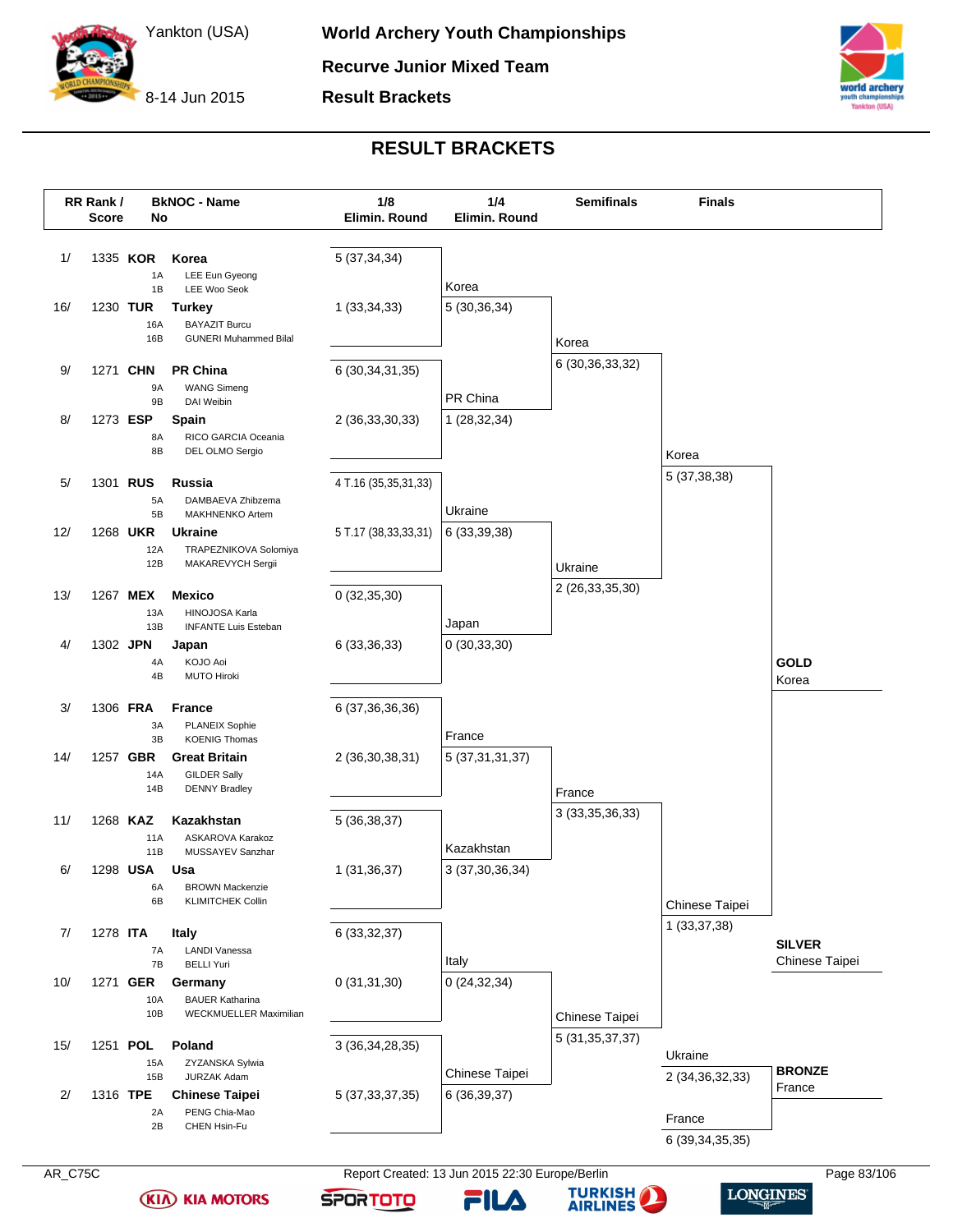# World Archery Youth Championships

## Recurve Junior Mixed Team

## Result Brackets

Yankton (USA)

8-14 Jun 2015

# RESULT BRACKETS

| RR Rank / Score | BkNOC | Name | 1/8 Elimin. Round |
|---|---|---|---|
| 1/ 1335 | KOR | Korea (1A LEE Eun Gyeong, 1B LEE Woo Seok) | 5 (37,34,34) |
| 16/ 1230 | TUR | Turkey (16A BAYAZIT Burcu, 16B GUNERI Muhammed Bilal) | 1 (33,34,33) |
| 9/ 1271 | CHN | PR China (9A WANG Simeng, 9B DAI Weibin) | 6 (30,34,31,35) |
| 8/ 1273 | ESP | Spain (8A RICO GARCIA Oceania, 8B DEL OLMO Sergio) | 2 (36,33,30,33) |
| 5/ 1301 | RUS | Russia (5A DAMBAEVA Zhibzema, 5B MAKHNENKO Artem) | 4 T.16 (35,35,31,33) |
| 12/ 1268 | UKR | Ukraine (12A TRAPEZNIKOVA Solomiya, 12B MAKAREVYCH Sergii) | 5 T.17 (38,33,33,31) |
| 13/ 1267 | MEX | Mexico (13A HINOJOSA Karla, 13B INFANTE Luis Esteban) | 0 (32,35,30) |
| 4/ 1302 | JPN | Japan (4A KOJO Aoi, 4B MUTO Hiroki) | 6 (33,36,33) |
| 3/ 1306 | FRA | France (3A PLANEIX Sophie, 3B KOENIG Thomas) | 6 (37,36,36,36) |
| 14/ 1257 | GBR | Great Britain (14A GILDER Sally, 14B DENNY Bradley) | 2 (36,30,38,31) |
| 11/ 1268 | KAZ | Kazakhstan (11A ASKAROVA Karakoz, 11B MUSSAYEV Sanzhar) | 5 (36,38,37) |
| 6/ 1298 | USA | Usa (6A BROWN Mackenzie, 6B KLIMITCHEK Collin) | 1 (31,36,37) |
| 7/ 1278 | ITA | Italy (7A LANDI Vanessa, 7B BELLI Yuri) | 6 (33,32,37) |
| 10/ 1271 | GER | Germany (10A BAUER Katharina, 10B WECKMUELLER Maximilian) | 0 (31,31,30) |
| 15/ 1251 | POL | Poland (15A ZYZANSKA Sylwia, 15B JURZAK Adam) | 3 (36,34,28,35) |
| 2/ 1316 | TPE | Chinese Taipei (2A PENG Chia-Mao, 2B CHEN Hsin-Fu) | 5 (37,33,37,35) |

**1/4 Elimin. Round**

| Team | Score |
|---|---|
| Korea | 5 (30,36,34) |
| PR China | 1 (28,32,34) |
| Ukraine | 6 (33,39,38) |
| Japan | 0 (30,33,30) |
| France | 5 (37,31,31,37) |
| Kazakhstan | 3 (37,30,36,34) |
| Italy | 0 (24,32,34) |
| Chinese Taipei | 6 (36,39,37) |

**Semifinals**

| Team | Score |
|---|---|
| Korea | 6 (30,36,33,32) |
| Ukraine | 2 (26,33,35,30) |
| France | 3 (33,35,36,33) |
| Chinese Taipei | 5 (31,35,37,37) |

**Finals**

| Team | Score |
|---|---|
| Korea | 5 (37,38,38) |
| Chinese Taipei | 1 (33,37,38) |

**Bronze Match**

| Team | Score |
|---|---|
| Ukraine | 2 (34,36,32,33) |
| France | 6 (39,34,35,35) |

**GOLD** Korea

**SILVER** Chinese Taipei

**BRONZE** France

AR_C75C — Report Created: 13 Jun 2015 22:30 Europe/Berlin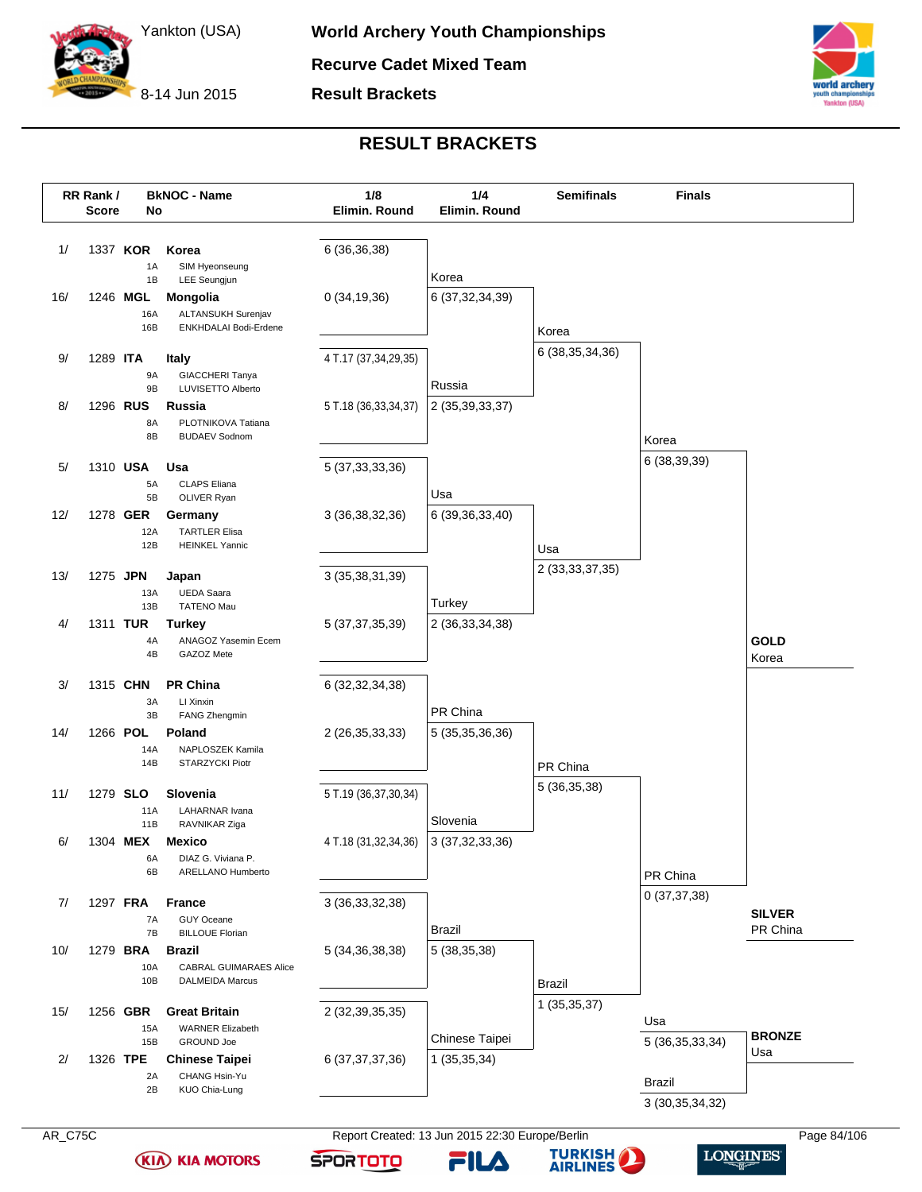# World Archery Youth Championships

Yankton (USA) 8-14 Jun 2015

**Recurve Cadet Mixed Team**

**Result Brackets**

## RESULT BRACKETS

| RR Rank / Score | BkNOC - Name | 1/8 Elimin. Round | 1/4 Elimin. Round | Semifinals | Finals |
|---|---|---|---|---|---|
| 1/ 1337 | **KOR** **Korea** (1A SIM Hyeonseung, 1B LEE Seungjun) | 6 (36,36,38) | Korea 6 (37,32,34,39) | Korea 6 (38,35,34,36) | Korea 6 (38,39,39) |
| 16/ 1246 | **MGL** **Mongolia** (16A ALTANSUKH Surenjav, 16B ENKHDALAI Bodi-Erdene) | 0 (34,19,36) | | | |
| 9/ 1289 | **ITA** **Italy** (9A GIACCHERI Tanya, 9B LUVISETTO Alberto) | 4 T.17 (37,34,29,35) | Russia 2 (35,39,33,37) | | |
| 8/ 1296 | **RUS** **Russia** (8A PLOTNIKOVA Tatiana, 8B BUDAEV Sodnom) | 5 T.18 (36,33,34,37) | | | |
| 5/ 1310 | **USA** **Usa** (5A CLAPS Eliana, 5B OLIVER Ryan) | 5 (37,33,33,36) | Usa 6 (39,36,33,40) | Usa 2 (33,33,37,35) | |
| 12/ 1278 | **GER** **Germany** (12A TARTLER Elisa, 12B HEINKEL Yannic) | 3 (36,38,32,36) | | | |
| 13/ 1275 | **JPN** **Japan** (13A UEDA Saara, 13B TATENO Mau) | 3 (35,38,31,39) | Turkey 2 (36,33,34,38) | | |
| 4/ 1311 | **TUR** **Turkey** (4A ANAGOZ Yasemin Ecem, 4B GAZOZ Mete) | 5 (37,37,35,39) | | | |
| 3/ 1315 | **CHN** **PR China** (3A LI Xinxin, 3B FANG Zhengmin) | 6 (32,32,34,38) | PR China 5 (35,35,36,36) | PR China 5 (36,35,38) | PR China 0 (37,37,38) |
| 14/ 1266 | **POL** **Poland** (14A NAPLOSZEK Kamila, 14B STARZYCKI Piotr) | 2 (26,35,33,33) | | | |
| 11/ 1279 | **SLO** **Slovenia** (11A LAHARNAR Ivana, 11B RAVNIKAR Ziga) | 5 T.19 (36,37,30,34) | Slovenia 3 (37,32,33,36) | | |
| 6/ 1304 | **MEX** **Mexico** (6A DIAZ G. Viviana P., 6B ARELLANO Humberto) | 4 T.18 (31,32,34,36) | | | |
| 7/ 1297 | **FRA** **France** (7A GUY Oceane, 7B BILLOUE Florian) | 3 (36,33,32,38) | Brazil 5 (38,35,38) | Brazil 1 (35,35,37) | |
| 10/ 1279 | **BRA** **Brazil** (10A CABRAL GUIMARAES Alice, 10B DALMEIDA Marcus) | 5 (34,36,38,38) | | | |
| 15/ 1256 | **GBR** **Great Britain** (15A WARNER Elizabeth, 15B GROUND Joe) | 2 (32,39,35,35) | Chinese Taipei 1 (35,35,34) | | |
| 2/ 1326 | **TPE** **Chinese Taipei** (2A CHANG Hsin-Yu, 2B KUO Chia-Lung) | 6 (37,37,37,36) | | | |

**Bronze match:** Usa 5 (36,35,33,34) – Brazil 3 (30,35,34,32)

**GOLD** Korea

**SILVER** PR China

**BRONZE** Usa

AR_C75C — Report Created: 13 Jun 2015 22:30 Europe/Berlin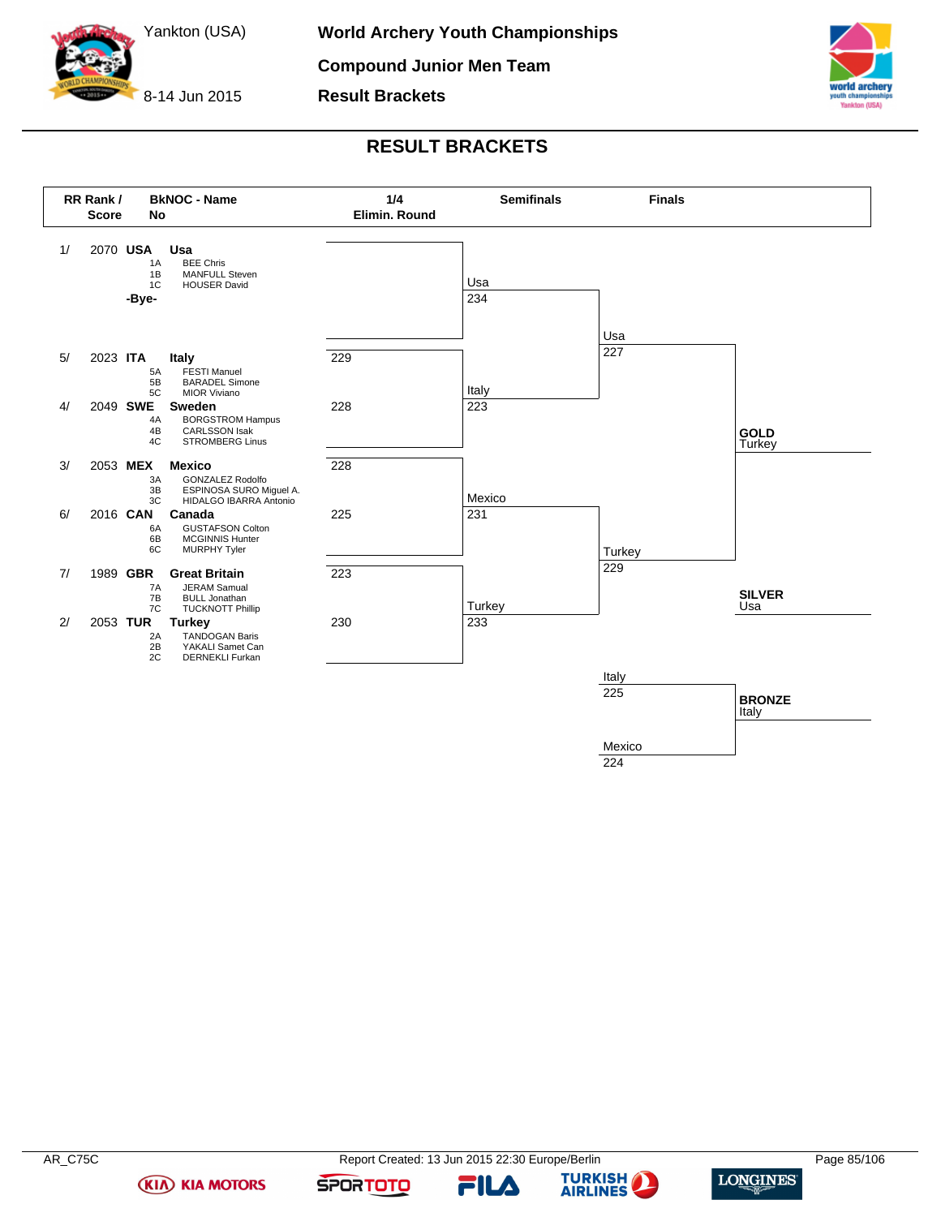# World Archery Youth Championships

Yankton (USA)

8-14 Jun 2015

**Compound Junior Men Team**

**Result Brackets**

## RESULT BRACKETS

| RR Rank / Score | BkNOC - Name | No | Athletes | 1/4 Elimin. Round |
|---|---|---|---|---|
| 1/ 2070 | USA Usa | 1A | BEE Chris | |
| | | 1B | MANFULL Steven | |
| | | 1C | HOUSER David | |
| | -Bye- | | | |
| 5/ 2023 | ITA Italy | 5A | FESTI Manuel | 229 |
| | | 5B | BARADEL Simone | |
| | | 5C | MIOR Viviano | |
| 4/ 2049 | SWE Sweden | 4A | BORGSTROM Hampus | 228 |
| | | 4B | CARLSSON Isak | |
| | | 4C | STROMBERG Linus | |
| 3/ 2053 | MEX Mexico | 3A | GONZALEZ Rodolfo | 228 |
| | | 3B | ESPINOSA SURO Miguel A. | |
| | | 3C | HIDALGO IBARRA Antonio | |
| 6/ 2016 | CAN Canada | 6A | GUSTAFSON Colton | 225 |
| | | 6B | MCGINNIS Hunter | |
| | | 6C | MURPHY Tyler | |
| 7/ 1989 | GBR Great Britain | 7A | JERAM Samual | 223 |
| | | 7B | BULL Jonathan | |
| | | 7C | TUCKNOTT Phillip | |
| 2/ 2053 | TUR Turkey | 2A | TANDOGAN Baris | 230 |
| | | 2B | YAKALI Samet Can | |
| | | 2C | DERNEKLI Furkan | |

**Semifinals**

| Match | Team | Score |
|---|---|---|
| 1 | Usa | 234 |
| | Italy | 223 |
| 2 | Mexico | 231 |
| | Turkey | 233 |

**Finals**

| Match | Team | Score |
|---|---|---|
| Gold | Usa | 227 |
| | Turkey | 229 |
| Bronze | Italy | 225 |
| | Mexico | 224 |

**GOLD** Turkey

**SILVER** Usa

**BRONZE** Italy

AR_C75C

Report Created: 13 Jun 2015 22:30 Europe/Berlin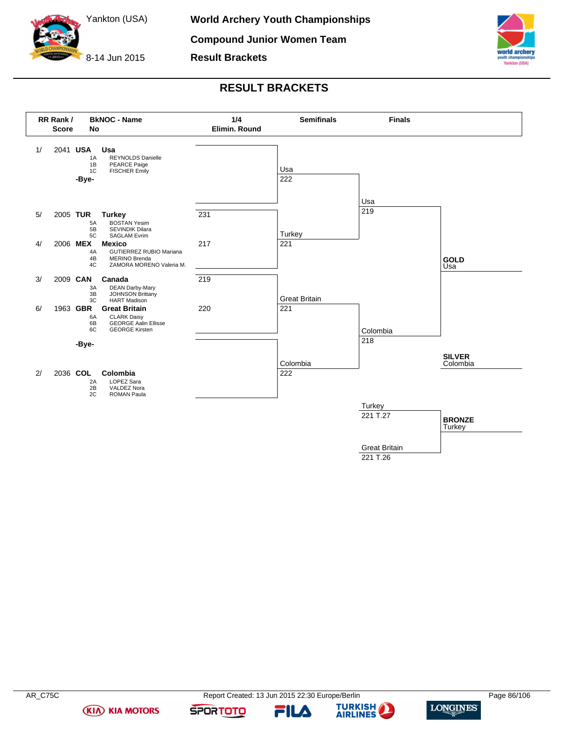# World Archery Youth Championships

Yankton (USA)

8-14 Jun 2015

## Compound Junior Women Team

## Result Brackets

## RESULT BRACKETS

| RR Rank / Score | BkNOC - No | Name | 1/4 Elimin. Round | Semifinals | Finals |
|---|---|---|---|---|---|
| 1/ 2041 | USA | Usa | | Usa 222 | Usa 219 |
| | 1A | REYNOLDS Danielle | | | |
| | 1B | PEARCE Paige | | | |
| | 1C | FISCHER Emily | | | |
| | -Bye- | | | | |
| 5/ 2005 | TUR | Turkey | 231 | Turkey 221 | |
| | 5A | BOSTAN Yesim | | | |
| | 5B | SEVINDIK Dilara | | | |
| | 5C | SAGLAM Evrim | | | |
| 4/ 2006 | MEX | Mexico | 217 | | |
| | 4A | GUTIERREZ RUBIO Mariana | | | |
| | 4B | MERINO Brenda | | | |
| | 4C | ZAMORA MORENO Valeria M. | | | |
| 3/ 2009 | CAN | Canada | 219 | Great Britain 221 | Colombia 218 |
| | 3A | DEAN Darby-Mary | | | |
| | 3B | JOHNSON Brittany | | | |
| | 3C | HART Madison | | | |
| 6/ 1963 | GBR | Great Britain | 220 | | |
| | 6A | CLARK Daisy | | | |
| | 6B | GEORGE Aalin Ellisse | | | |
| | 6C | GEORGE Kirsten | | | |
| | -Bye- | | | Colombia 222 | |
| 2/ 2036 | COL | Colombia | | | |
| | 2A | LOPEZ Sara | | | |
| | 2B | VALDEZ Nora | | | |
| | 2C | ROMAN Paula | | | |

**GOLD** Usa

**SILVER** Colombia

Bronze match: Turkey 221 T.27 – Great Britain 221 T.26

**BRONZE** Turkey

AR_C75C

Report Created: 13 Jun 2015 22:30 Europe/Berlin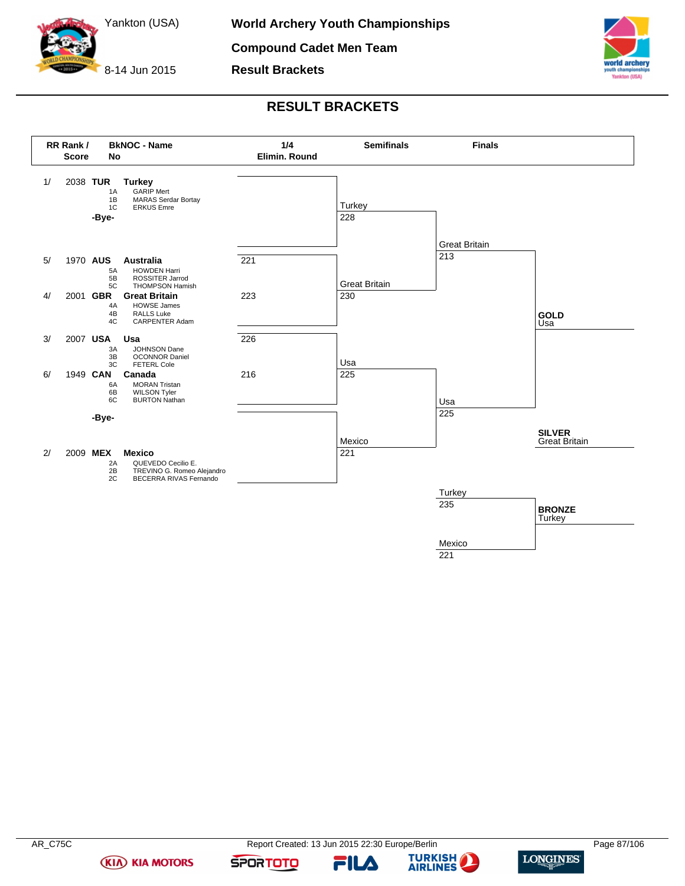# World Archery Youth Championships

Yankton (USA)
8-14 Jun 2015

## Compound Cadet Men Team

## Result Brackets

## RESULT BRACKETS

| RR Rank / Score | BkNOC - Name | 1/4 Elimin. Round | Semifinals | Finals |
|---|---|---|---|---|
| 1/ 2038 | **TUR** **Turkey** 1A GARIP Mert, 1B MARAS Serdar Bortay, 1C ERKUS Emre | | Turkey 228 | Great Britain 213 |
| | -Bye- | | | |
| 5/ 1970 | **AUS** **Australia** 5A HOWDEN Harri, 5B ROSSITER Jarrod, 5C THOMPSON Hamish | 221 | | |
| 4/ 2001 | **GBR** **Great Britain** 4A HOWSE James, 4B RALLS Luke, 4C CARPENTER Adam | 223 | Great Britain 230 | |
| 3/ 2007 | **USA** **Usa** 3A JOHNSON Dane, 3B OCONNOR Daniel, 3C FETERL Cole | 226 | Usa 225 | Usa 225 |
| 6/ 1949 | **CAN** **Canada** 6A MORAN Tristan, 6B WILSON Tyler, 6C BURTON Nathan | 216 | | |
| | -Bye- | | | |
| 2/ 2009 | **MEX** **Mexico** 2A QUEVEDO Cecilio E., 2B TREVINO G. Romeo Alejandro, 2C BECERRA RIVAS Fernando | | Mexico 221 | |

**GOLD** Usa

**SILVER** Great Britain

Bronze match: Turkey 235 – Mexico 221

**BRONZE** Turkey

AR_C75C

Report Created: 13 Jun 2015 22:30 Europe/Berlin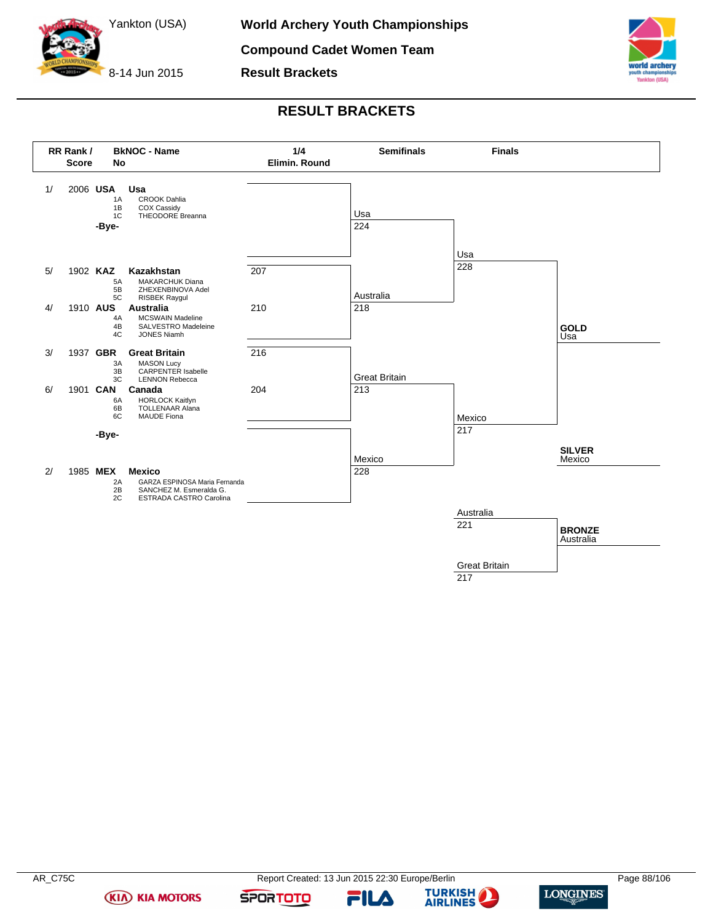# World Archery Youth Championships

## Compound Cadet Women Team

### Result Brackets

Yankton (USA)

8-14 Jun 2015

## RESULT BRACKETS

| RR Rank / Score | BkNOC - No | Name | 1/4 Elimin. Round |
|---|---|---|---|
| 1/ 2006 | USA | Usa | |
| | 1A | CROOK Dahlia | |
| | 1B | COX Cassidy | |
| | 1C | THEODORE Breanna | |
| | -Bye- | | |
| 5/ 1902 | KAZ | Kazakhstan | 207 |
| | 5A | MAKARCHUK Diana | |
| | 5B | ZHEXENBINOVA Adel | |
| | 5C | RISBEK Raygul | |
| 4/ 1910 | AUS | Australia | 210 |
| | 4A | MCSWAIN Madeline | |
| | 4B | SALVESTRO Madeleine | |
| | 4C | JONES Niamh | |
| 3/ 1937 | GBR | Great Britain | 216 |
| | 3A | MASON Lucy | |
| | 3B | CARPENTER Isabelle | |
| | 3C | LENNON Rebecca | |
| 6/ 1901 | CAN | Canada | 204 |
| | 6A | HORLOCK Kaitlyn | |
| | 6B | TOLLENAAR Alana | |
| | 6C | MAUDE Fiona | |
| | -Bye- | | |
| 2/ 1985 | MEX | Mexico | |
| | 2A | GARZA ESPINOSA Maria Fernanda | |
| | 2B | SANCHEZ M. Esmeralda G. | |
| | 2C | ESTRADA CASTRO Carolina | |

**Semifinals**

| Team | Score |
|---|---|
| Usa | 224 |
| Australia | 218 |
| Great Britain | 213 |
| Mexico | 228 |

**Finals**

| Team | Score |
|---|---|
| Usa | 228 |
| Mexico | 217 |

Bronze match:

| Team | Score |
|---|---|
| Australia | 221 |
| Great Britain | 217 |

**GOLD** Usa

**SILVER** Mexico

**BRONZE** Australia

AR_C75C

Report Created: 13 Jun 2015 22:30 Europe/Berlin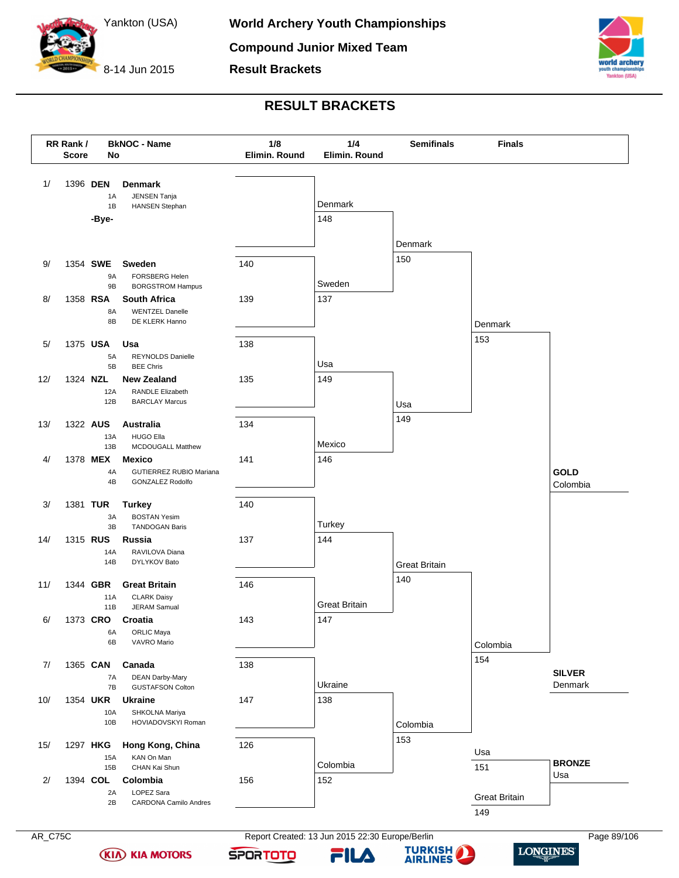# World Archery Youth Championships

## Compound Junior Mixed Team

## Result Brackets

Yankton (USA)

8-14 Jun 2015

## RESULT BRACKETS

### 1/8 Elimination Round

| RR Rank / Score | BkNOC - No | Name | Score |
|---|---|---|---|
| 1/ 1396 | DEN | Denmark (1A JENSEN Tanja, 1B HANSEN Stephan) | |
| | -Bye- | | |
| 9/ 1354 | SWE | Sweden (9A FORSBERG Helen, 9B BORGSTROM Hampus) | 140 |
| 8/ 1358 | RSA | South Africa (8A WENTZEL Danelle, 8B DE KLERK Hanno) | 139 |
| 5/ 1375 | USA | Usa (5A REYNOLDS Danielle, 5B BEE Chris) | 138 |
| 12/ 1324 | NZL | New Zealand (12A RANDLE Elizabeth, 12B BARCLAY Marcus) | 135 |
| 13/ 1322 | AUS | Australia (13A HUGO Ella, 13B MCDOUGALL Matthew) | 134 |
| 4/ 1378 | MEX | Mexico (4A GUTIERREZ RUBIO Mariana, 4B GONZALEZ Rodolfo) | 141 |
| 3/ 1381 | TUR | Turkey (3A BOSTAN Yesim, 3B TANDOGAN Baris) | 140 |
| 14/ 1315 | RUS | Russia (14A RAVILOVA Diana, 14B DYLYKOV Bato) | 137 |
| 11/ 1344 | GBR | Great Britain (11A CLARK Daisy, 11B JERAM Samual) | 146 |
| 6/ 1373 | CRO | Croatia (6A ORLIC Maya, 6B VAVRO Mario) | 143 |
| 7/ 1365 | CAN | Canada (7A DEAN Darby-Mary, 7B GUSTAFSON Colton) | 138 |
| 10/ 1354 | UKR | Ukraine (10A SHKOLNA Mariya, 10B HOVIADOVSKYI Roman) | 147 |
| 15/ 1297 | HKG | Hong Kong, China (15A KAN On Man, 15B CHAN Kai Shun) | 126 |
| 2/ 1394 | COL | Colombia (2A LOPEZ Sara, 2B CARDONA Camilo Andres) | 156 |

### 1/4 Elimination Round

| Team | Score |
|---|---|
| Denmark | 148 |
| Sweden | 137 |
| Usa | 149 |
| Mexico | 146 |
| Turkey | 144 |
| Great Britain | 147 |
| Ukraine | 138 |
| Colombia | 152 |

### Semifinals

| Team | Score |
|---|---|
| Denmark | 150 |
| Usa | 149 |
| Great Britain | 140 |
| Colombia | 153 |

### Finals

| Match | Team | Score |
|---|---|---|
| Gold | Denmark | 153 |
| Gold | Colombia | 154 |
| Bronze | Usa | 151 |
| Bronze | Great Britain | 149 |

### Final Results

- **GOLD**: Colombia
- **SILVER**: Denmark
- **BRONZE**: Usa

AR_C75C

Report Created: 13 Jun 2015 22:30 Europe/Berlin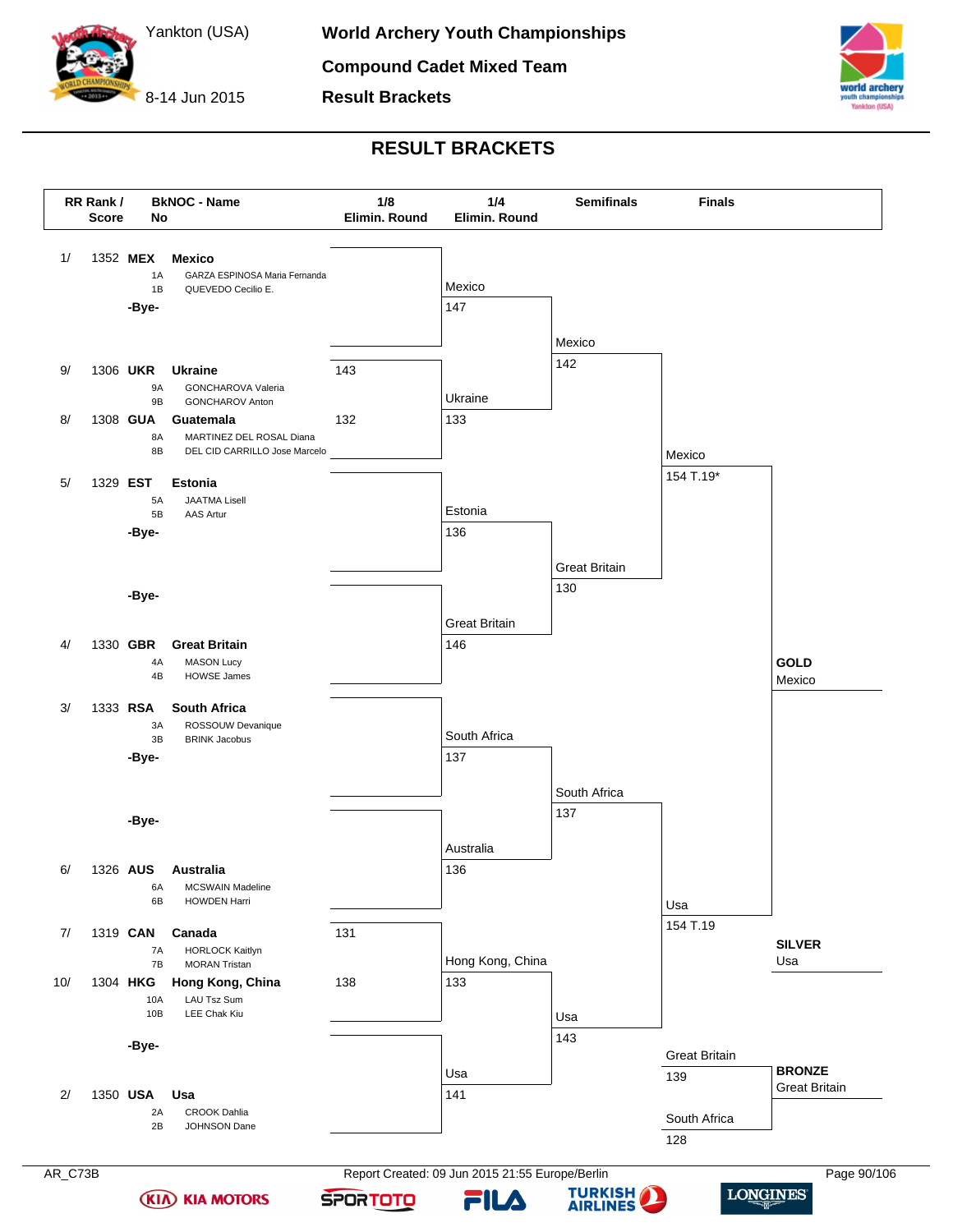Yankton (USA)

8-14 Jun 2015

# World Archery Youth Championships

## Compound Cadet Mixed Team

## Result Brackets

# RESULT BRACKETS

| RR Rank / Score | BkNOC - No | Name | 1/8 Elimin. Round | 1/4 Elimin. Round | Semifinals | Finals |
|---|---|---|---|---|---|---|
| 1/ 1352 | MEX | **Mexico** | | Mexico 147 | Mexico 142 | Mexico 154 T.19* |
| | 1A | GARZA ESPINOSA Maria Fernanda | | | | |
| | 1B | QUEVEDO Cecilio E. | | | | |
| | -Bye- | | | | | |
| 9/ 1306 | UKR | **Ukraine** | 143 | Ukraine 133 | | |
| | 9A | GONCHAROVA Valeria | | | | |
| | 9B | GONCHAROV Anton | | | | |
| 8/ 1308 | GUA | **Guatemala** | 132 | | | |
| | 8A | MARTINEZ DEL ROSAL Diana | | | | |
| | 8B | DEL CID CARRILLO Jose Marcelo | | | | |
| 5/ 1329 | EST | **Estonia** | | Estonia 136 | Great Britain 130 | |
| | 5A | JAATMA Lisell | | | | |
| | 5B | AAS Artur | | | | |
| | -Bye- | | | | | |
| | -Bye- | | | Great Britain 146 | | |
| 4/ 1330 | GBR | **Great Britain** | | | | |
| | 4A | MASON Lucy | | | | |
| | 4B | HOWSE James | | | | |
| 3/ 1333 | RSA | **South Africa** | | South Africa 137 | South Africa 137 | Usa 154 T.19 |
| | 3A | ROSSOUW Devanique | | | | |
| | 3B | BRINK Jacobus | | | | |
| | -Bye- | | | | | |
| | -Bye- | | | Australia 136 | | |
| 6/ 1326 | AUS | **Australia** | | | | |
| | 6A | MCSWAIN Madeline | | | | |
| | 6B | HOWDEN Harri | | | | |
| 7/ 1319 | CAN | **Canada** | 131 | Hong Kong, China 133 | Usa 143 | |
| | 7A | HORLOCK Kaitlyn | | | | |
| | 7B | MORAN Tristan | | | | |
| 10/ 1304 | HKG | **Hong Kong, China** | 138 | | | |
| | 10A | LAU Tsz Sum | | | | |
| | 10B | LEE Chak Kiu | | | | |
| | -Bye- | | | Usa 141 | | |
| 2/ 1350 | USA | **Usa** | | | | |
| | 2A | CROOK Dahlia | | | | |
| | 2B | JOHNSON Dane | | | | |

**Bronze Medal Match:** Great Britain 139 – South Africa 128

**GOLD** Mexico

**SILVER** Usa

**BRONZE** Great Britain

AR_C73B    Report Created: 09 Jun 2015 21:55 Europe/Berlin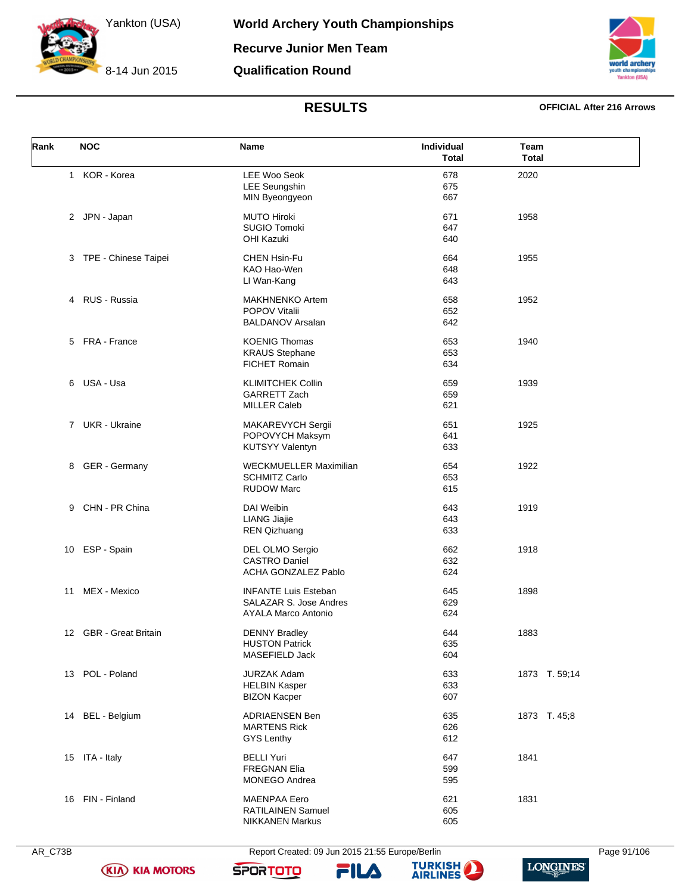# World Archery Youth Championships

## Recurve Junior Men Team

## Qualification Round

Yankton (USA)

8-14 Jun 2015

### RESULTS

**OFFICIAL After 216 Arrows**

| Rank | NOC | Name | Individual Total | Team Total |
|---|---|---|---|---|
| 1 | KOR - Korea | LEE Woo Seok | 678 | 2020 |
| | | LEE Seungshin | 675 | |
| | | MIN Byeongyeon | 667 | |
| 2 | JPN - Japan | MUTO Hiroki | 671 | 1958 |
| | | SUGIO Tomoki | 647 | |
| | | OHI Kazuki | 640 | |
| 3 | TPE - Chinese Taipei | CHEN Hsin-Fu | 664 | 1955 |
| | | KAO Hao-Wen | 648 | |
| | | LI Wan-Kang | 643 | |
| 4 | RUS - Russia | MAKHNENKO Artem | 658 | 1952 |
| | | POPOV Vitalii | 652 | |
| | | BALDANOV Arsalan | 642 | |
| 5 | FRA - France | KOENIG Thomas | 653 | 1940 |
| | | KRAUS Stephane | 653 | |
| | | FICHET Romain | 634 | |
| 6 | USA - Usa | KLIMITCHEK Collin | 659 | 1939 |
| | | GARRETT Zach | 659 | |
| | | MILLER Caleb | 621 | |
| 7 | UKR - Ukraine | MAKAREVYCH Sergii | 651 | 1925 |
| | | POPOVYCH Maksym | 641 | |
| | | KUTSYY Valentyn | 633 | |
| 8 | GER - Germany | WECKMUELLER Maximilian | 654 | 1922 |
| | | SCHMITZ Carlo | 653 | |
| | | RUDOW Marc | 615 | |
| 9 | CHN - PR China | DAI Weibin | 643 | 1919 |
| | | LIANG Jiajie | 643 | |
| | | REN Qizhuang | 633 | |
| 10 | ESP - Spain | DEL OLMO Sergio | 662 | 1918 |
| | | CASTRO Daniel | 632 | |
| | | ACHA GONZALEZ Pablo | 624 | |
| 11 | MEX - Mexico | INFANTE Luis Esteban | 645 | 1898 |
| | | SALAZAR S. Jose Andres | 629 | |
| | | AYALA Marco Antonio | 624 | |
| 12 | GBR - Great Britain | DENNY Bradley | 644 | 1883 |
| | | HUSTON Patrick | 635 | |
| | | MASEFIELD Jack | 604 | |
| 13 | POL - Poland | JURZAK Adam | 633 | 1873 T. 59;14 |
| | | HELBIN Kasper | 633 | |
| | | BIZON Kacper | 607 | |
| 14 | BEL - Belgium | ADRIAENSEN Ben | 635 | 1873 T. 45;8 |
| | | MARTENS Rick | 626 | |
| | | GYS Lenthy | 612 | |
| 15 | ITA - Italy | BELLI Yuri | 647 | 1841 |
| | | FREGNAN Elia | 599 | |
| | | MONEGO Andrea | 595 | |
| 16 | FIN - Finland | MAENPAA Eero | 621 | 1831 |
| | | RATILAINEN Samuel | 605 | |
| | | NIKKANEN Markus | 605 | |

AR_C73B Report Created: 09 Jun 2015 21:55 Europe/Berlin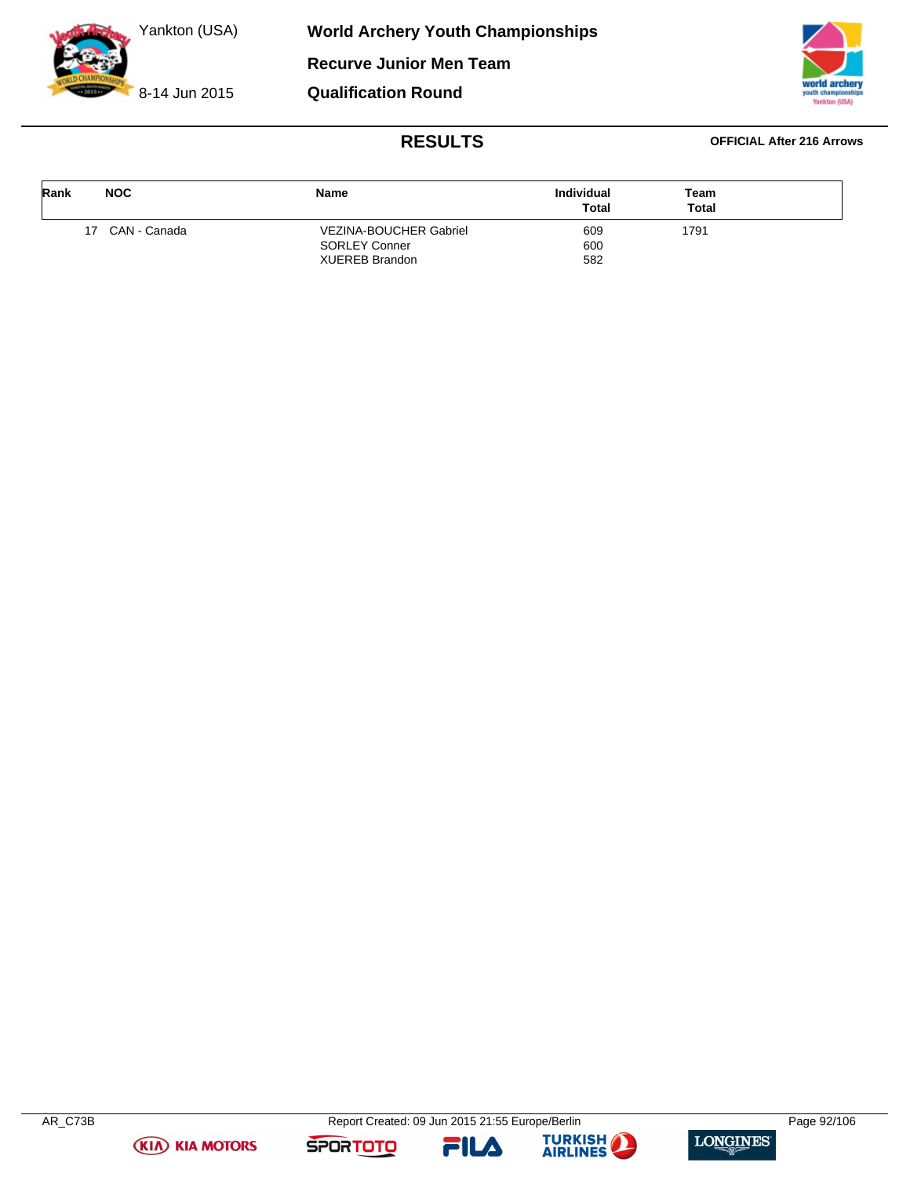# World Archery Youth Championships

## Recurve Junior Men Team

## Qualification Round

Yankton (USA)

8-14 Jun 2015

### RESULTS

**OFFICIAL After 216 Arrows**

| Rank | NOC | Name | Individual Total | Team Total |
|---|---|---|---|---|
| 17 | CAN - Canada | VEZINA-BOUCHER Gabriel | 609 | 1791 |
| | | SORLEY Conner | 600 | |
| | | XUEREB Brandon | 582 | |

AR_C73B Report Created: 09 Jun 2015 21:55 Europe/Berlin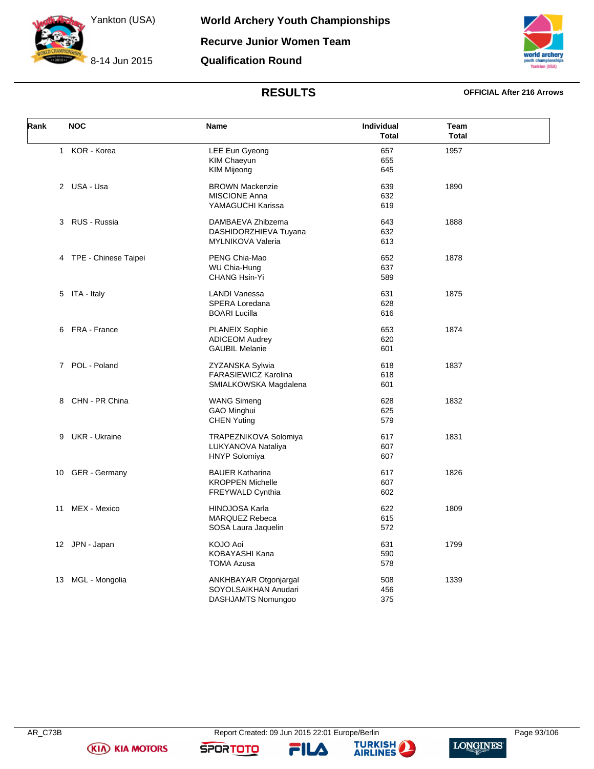# World Archery Youth Championships

## Recurve Junior Women Team

## Qualification Round

Yankton (USA)

8-14 Jun 2015

## RESULTS

**OFFICIAL After 216 Arrows**

| Rank | NOC | Name | Individual Total | Team Total |
|---|---|---|---|---|
| 1 | KOR - Korea | LEE Eun Gyeong | 657 | 1957 |
| | | KIM Chaeyun | 655 | |
| | | KIM Mijeong | 645 | |
| 2 | USA - Usa | BROWN Mackenzie | 639 | 1890 |
| | | MISCIONE Anna | 632 | |
| | | YAMAGUCHI Karissa | 619 | |
| 3 | RUS - Russia | DAMBAEVA Zhibzema | 643 | 1888 |
| | | DASHIDORZHIEVA Tuyana | 632 | |
| | | MYLNIKOVA Valeria | 613 | |
| 4 | TPE - Chinese Taipei | PENG Chia-Mao | 652 | 1878 |
| | | WU Chia-Hung | 637 | |
| | | CHANG Hsin-Yi | 589 | |
| 5 | ITA - Italy | LANDI Vanessa | 631 | 1875 |
| | | SPERA Loredana | 628 | |
| | | BOARI Lucilla | 616 | |
| 6 | FRA - France | PLANEIX Sophie | 653 | 1874 |
| | | ADICEOM Audrey | 620 | |
| | | GAUBIL Melanie | 601 | |
| 7 | POL - Poland | ZYZANSKA Sylwia | 618 | 1837 |
| | | FARASIEWICZ Karolina | 618 | |
| | | SMIALKOWSKA Magdalena | 601 | |
| 8 | CHN - PR China | WANG Simeng | 628 | 1832 |
| | | GAO Minghui | 625 | |
| | | CHEN Yuting | 579 | |
| 9 | UKR - Ukraine | TRAPEZNIKOVA Solomiya | 617 | 1831 |
| | | LUKYANOVA Nataliya | 607 | |
| | | HNYP Solomiya | 607 | |
| 10 | GER - Germany | BAUER Katharina | 617 | 1826 |
| | | KROPPEN Michelle | 607 | |
| | | FREYWALD Cynthia | 602 | |
| 11 | MEX - Mexico | HINOJOSA Karla | 622 | 1809 |
| | | MARQUEZ Rebeca | 615 | |
| | | SOSA Laura Jaquelin | 572 | |
| 12 | JPN - Japan | KOJO Aoi | 631 | 1799 |
| | | KOBAYASHI Kana | 590 | |
| | | TOMA Azusa | 578 | |
| 13 | MGL - Mongolia | ANKHBAYAR Otgonjargal | 508 | 1339 |
| | | SOYOLSAIKHAN Anudari | 456 | |
| | | DASHJAMTS Nomungoo | 375 | |

AR_C73B Report Created: 09 Jun 2015 22:01 Europe/Berlin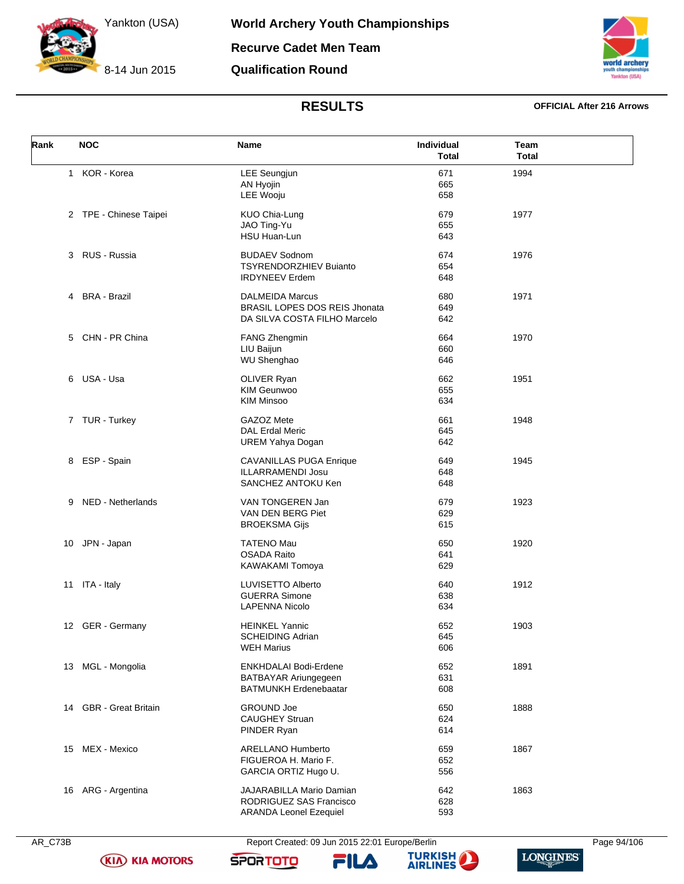# World Archery Youth Championships

**Yankton (USA)** 8-14 Jun 2015

## Recurve Cadet Men Team

## Qualification Round

### RESULTS

**OFFICIAL After 216 Arrows**

| Rank | NOC | Name | Individual Total | Team Total |
|---|---|---|---|---|
| 1 | KOR - Korea | LEE Seungjun | 671 | 1994 |
| | | AN Hyojin | 665 | |
| | | LEE Wooju | 658 | |
| 2 | TPE - Chinese Taipei | KUO Chia-Lung | 679 | 1977 |
| | | JAO Ting-Yu | 655 | |
| | | HSU Huan-Lun | 643 | |
| 3 | RUS - Russia | BUDAEV Sodnom | 674 | 1976 |
| | | TSYRENDORZHIEV Buianto | 654 | |
| | | IRDYNEEV Erdem | 648 | |
| 4 | BRA - Brazil | DALMEIDA Marcus | 680 | 1971 |
| | | BRASIL LOPES DOS REIS Jhonata | 649 | |
| | | DA SILVA COSTA FILHO Marcelo | 642 | |
| 5 | CHN - PR China | FANG Zhengmin | 664 | 1970 |
| | | LIU Baijun | 660 | |
| | | WU Shenghao | 646 | |
| 6 | USA - Usa | OLIVER Ryan | 662 | 1951 |
| | | KIM Geunwoo | 655 | |
| | | KIM Minsoo | 634 | |
| 7 | TUR - Turkey | GAZOZ Mete | 661 | 1948 |
| | | DAL Erdal Meric | 645 | |
| | | UREM Yahya Dogan | 642 | |
| 8 | ESP - Spain | CAVANILLAS PUGA Enrique | 649 | 1945 |
| | | ILLARRAMENDI Josu | 648 | |
| | | SANCHEZ ANTOKU Ken | 648 | |
| 9 | NED - Netherlands | VAN TONGEREN Jan | 679 | 1923 |
| | | VAN DEN BERG Piet | 629 | |
| | | BROEKSMA Gijs | 615 | |
| 10 | JPN - Japan | TATENO Mau | 650 | 1920 |
| | | OSADA Raito | 641 | |
| | | KAWAKAMI Tomoya | 629 | |
| 11 | ITA - Italy | LUVISETTO Alberto | 640 | 1912 |
| | | GUERRA Simone | 638 | |
| | | LAPENNA Nicolo | 634 | |
| 12 | GER - Germany | HEINKEL Yannic | 652 | 1903 |
| | | SCHEIDING Adrian | 645 | |
| | | WEH Marius | 606 | |
| 13 | MGL - Mongolia | ENKHDALAI Bodi-Erdene | 652 | 1891 |
| | | BATBAYAR Ariungegeen | 631 | |
| | | BATMUNKH Erdenebaatar | 608 | |
| 14 | GBR - Great Britain | GROUND Joe | 650 | 1888 |
| | | CAUGHEY Struan | 624 | |
| | | PINDER Ryan | 614 | |
| 15 | MEX - Mexico | ARELLANO Humberto | 659 | 1867 |
| | | FIGUEROA H. Mario F. | 652 | |
| | | GARCIA ORTIZ Hugo U. | 556 | |
| 16 | ARG - Argentina | JAJARABILLA Mario Damian | 642 | 1863 |
| | | RODRIGUEZ SAS Francisco | 628 | |
| | | ARANDA Leonel Ezequiel | 593 | |

AR_C73B Report Created: 09 Jun 2015 22:01 Europe/Berlin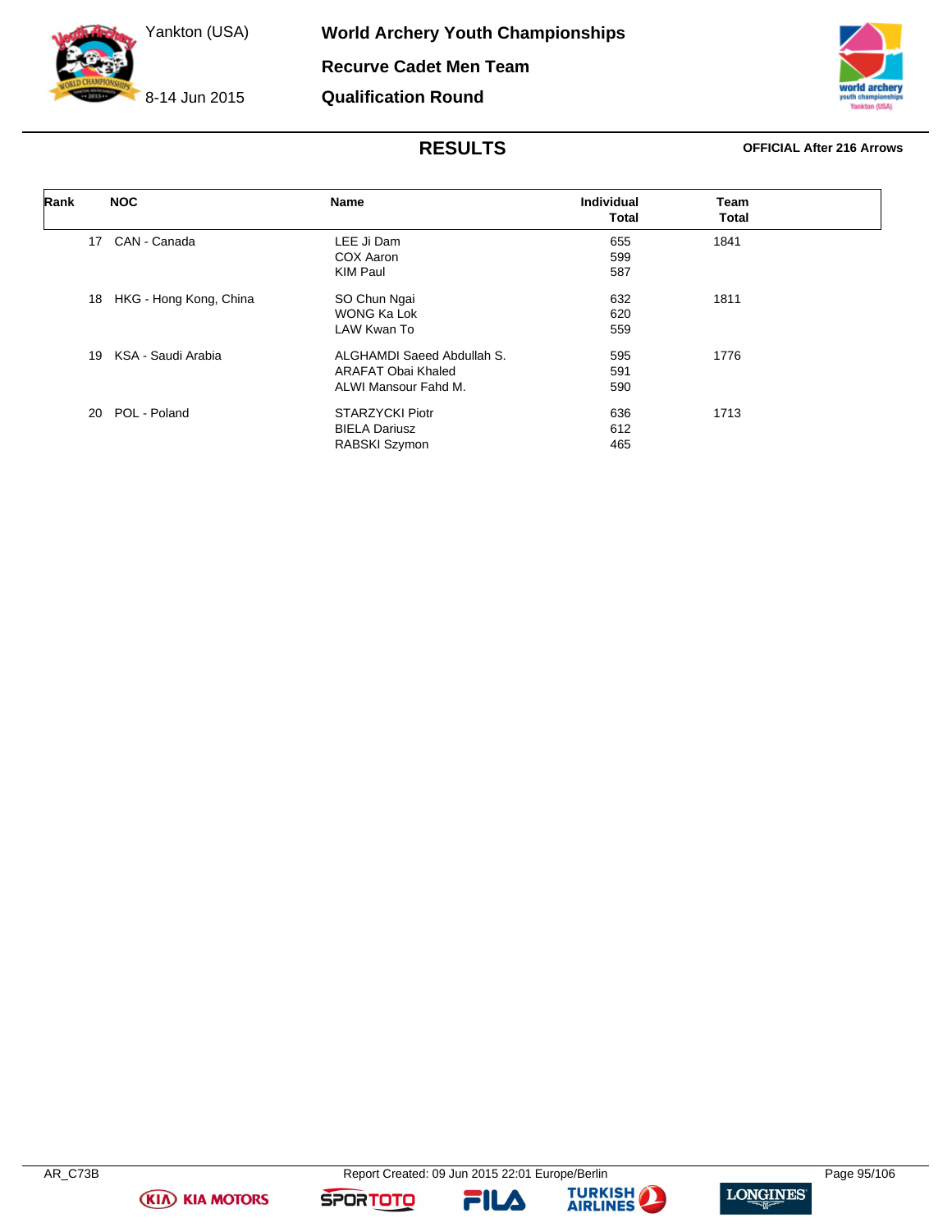# World Archery Youth Championships

## Recurve Cadet Men Team

## Qualification Round

Yankton (USA)

8-14 Jun 2015

### RESULTS

**OFFICIAL After 216 Arrows**

| Rank | NOC | Name | Individual Total | Team Total |
|---|---|---|---|---|
| 17 | CAN - Canada | LEE Ji Dam | 655 | 1841 |
| | | COX Aaron | 599 | |
| | | KIM Paul | 587 | |
| 18 | HKG - Hong Kong, China | SO Chun Ngai | 632 | 1811 |
| | | WONG Ka Lok | 620 | |
| | | LAW Kwan To | 559 | |
| 19 | KSA - Saudi Arabia | ALGHAMDI Saeed Abdullah S. | 595 | 1776 |
| | | ARAFAT Obai Khaled | 591 | |
| | | ALWI Mansour Fahd M. | 590 | |
| 20 | POL - Poland | STARZYCKI Piotr | 636 | 1713 |
| | | BIELA Dariusz | 612 | |
| | | RABSKI Szymon | 465 | |

AR_C73B

Report Created: 09 Jun 2015 22:01 Europe/Berlin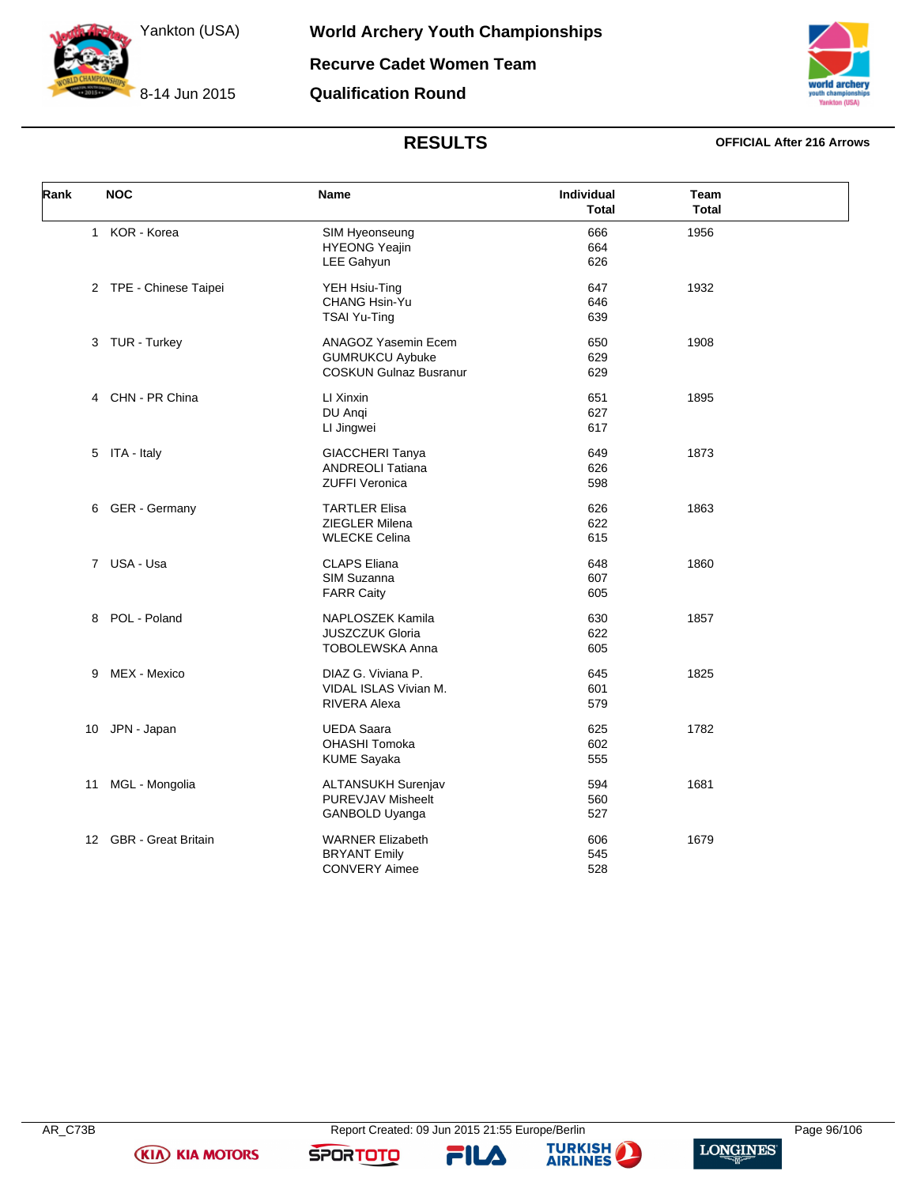# World Archery Youth Championships

## Recurve Cadet Women Team

## Qualification Round

Yankton (USA)

8-14 Jun 2015

### RESULTS

**OFFICIAL After 216 Arrows**

| Rank | NOC | Name | Individual Total | Team Total |
|---|---|---|---|---|
| 1 | KOR - Korea | SIM Hyeonseung | 666 | 1956 |
| | | HYEONG Yeajin | 664 | |
| | | LEE Gahyun | 626 | |
| 2 | TPE - Chinese Taipei | YEH Hsiu-Ting | 647 | 1932 |
| | | CHANG Hsin-Yu | 646 | |
| | | TSAI Yu-Ting | 639 | |
| 3 | TUR - Turkey | ANAGOZ Yasemin Ecem | 650 | 1908 |
| | | GUMRUKCU Aybuke | 629 | |
| | | COSKUN Gulnaz Busranur | 629 | |
| 4 | CHN - PR China | LI Xinxin | 651 | 1895 |
| | | DU Anqi | 627 | |
| | | LI Jingwei | 617 | |
| 5 | ITA - Italy | GIACCHERI Tanya | 649 | 1873 |
| | | ANDREOLI Tatiana | 626 | |
| | | ZUFFI Veronica | 598 | |
| 6 | GER - Germany | TARTLER Elisa | 626 | 1863 |
| | | ZIEGLER Milena | 622 | |
| | | WLECKE Celina | 615 | |
| 7 | USA - Usa | CLAPS Eliana | 648 | 1860 |
| | | SIM Suzanna | 607 | |
| | | FARR Caity | 605 | |
| 8 | POL - Poland | NAPLOSZEK Kamila | 630 | 1857 |
| | | JUSZCZUK Gloria | 622 | |
| | | TOBOLEWSKA Anna | 605 | |
| 9 | MEX - Mexico | DIAZ G. Viviana P. | 645 | 1825 |
| | | VIDAL ISLAS Vivian M. | 601 | |
| | | RIVERA Alexa | 579 | |
| 10 | JPN - Japan | UEDA Saara | 625 | 1782 |
| | | OHASHI Tomoka | 602 | |
| | | KUME Sayaka | 555 | |
| 11 | MGL - Mongolia | ALTANSUKH Surenjav | 594 | 1681 |
| | | PUREVJAV Misheelt | 560 | |
| | | GANBOLD Uyanga | 527 | |
| 12 | GBR - Great Britain | WARNER Elizabeth | 606 | 1679 |
| | | BRYANT Emily | 545 | |
| | | CONVERY Aimee | 528 | |

AR_C73B Report Created: 09 Jun 2015 21:55 Europe/Berlin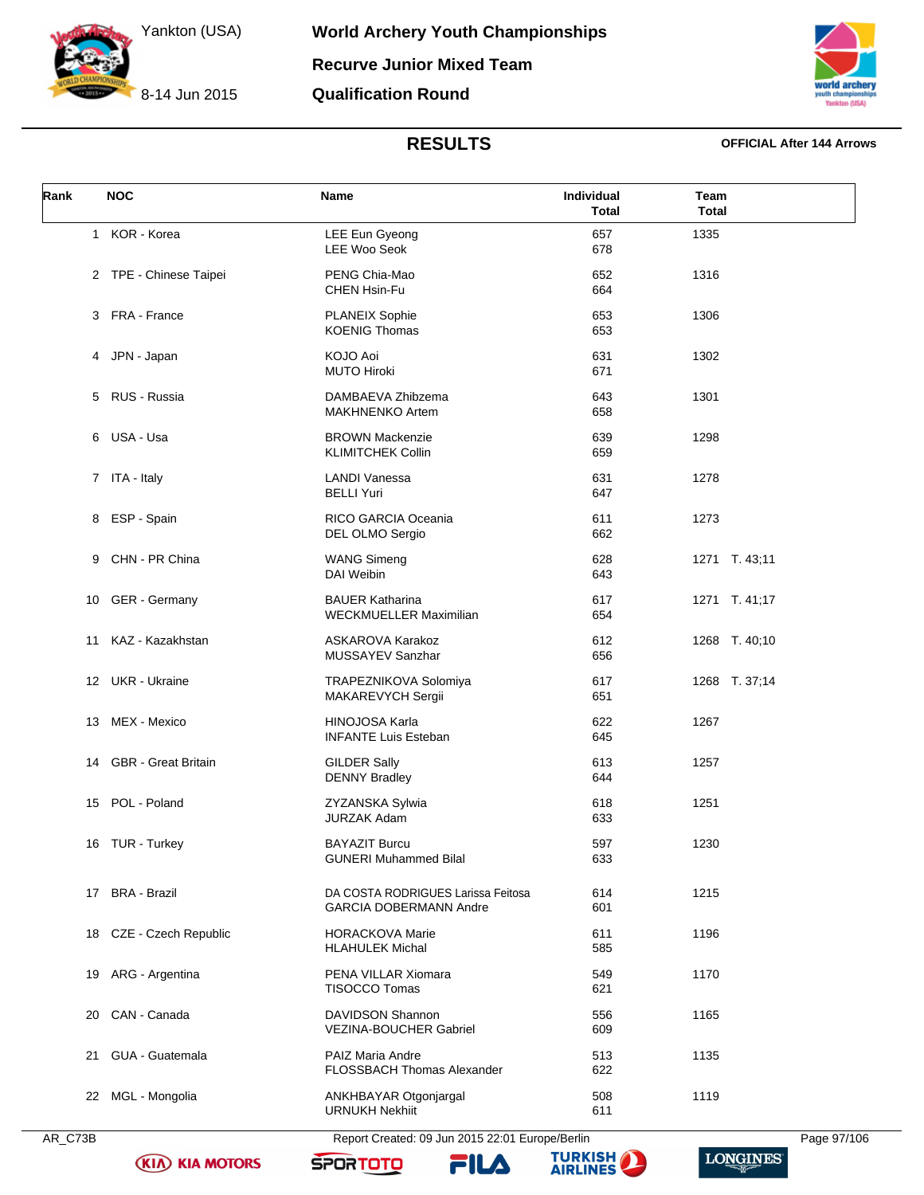# World Archery Youth Championships

**Yankton (USA)**
**8-14 Jun 2015**

## Recurve Junior Mixed Team

## Qualification Round

## RESULTS

**OFFICIAL After 144 Arrows**

| Rank | NOC | Name | Individual Total | Team Total |
|---|---|---|---|---|
| 1 | KOR - Korea | LEE Eun Gyeong<br>LEE Woo Seok | 657<br>678 | 1335 |
| 2 | TPE - Chinese Taipei | PENG Chia-Mao<br>CHEN Hsin-Fu | 652<br>664 | 1316 |
| 3 | FRA - France | PLANEIX Sophie<br>KOENIG Thomas | 653<br>653 | 1306 |
| 4 | JPN - Japan | KOJO Aoi<br>MUTO Hiroki | 631<br>671 | 1302 |
| 5 | RUS - Russia | DAMBAEVA Zhibzema<br>MAKHNENKO Artem | 643<br>658 | 1301 |
| 6 | USA - Usa | BROWN Mackenzie<br>KLIMITCHEK Collin | 639<br>659 | 1298 |
| 7 | ITA - Italy | LANDI Vanessa<br>BELLI Yuri | 631<br>647 | 1278 |
| 8 | ESP - Spain | RICO GARCIA Oceania<br>DEL OLMO Sergio | 611<br>662 | 1273 |
| 9 | CHN - PR China | WANG Simeng<br>DAI Weibin | 628<br>643 | 1271 T. 43;11 |
| 10 | GER - Germany | BAUER Katharina<br>WECKMUELLER Maximilian | 617<br>654 | 1271 T. 41;17 |
| 11 | KAZ - Kazakhstan | ASKAROVA Karakoz<br>MUSSAYEV Sanzhar | 612<br>656 | 1268 T. 40;10 |
| 12 | UKR - Ukraine | TRAPEZNIKOVA Solomiya<br>MAKAREVYCH Sergii | 617<br>651 | 1268 T. 37;14 |
| 13 | MEX - Mexico | HINOJOSA Karla<br>INFANTE Luis Esteban | 622<br>645 | 1267 |
| 14 | GBR - Great Britain | GILDER Sally<br>DENNY Bradley | 613<br>644 | 1257 |
| 15 | POL - Poland | ZYZANSKA Sylwia<br>JURZAK Adam | 618<br>633 | 1251 |
| 16 | TUR - Turkey | BAYAZIT Burcu<br>GUNERI Muhammed Bilal | 597<br>633 | 1230 |
| 17 | BRA - Brazil | DA COSTA RODRIGUES Larissa Feitosa<br>GARCIA DOBERMANN Andre | 614<br>601 | 1215 |
| 18 | CZE - Czech Republic | HORACKOVA Marie<br>HLAHULEK Michal | 611<br>585 | 1196 |
| 19 | ARG - Argentina | PENA VILLAR Xiomara<br>TISOCCO Tomas | 549<br>621 | 1170 |
| 20 | CAN - Canada | DAVIDSON Shannon<br>VEZINA-BOUCHER Gabriel | 556<br>609 | 1165 |
| 21 | GUA - Guatemala | PAIZ Maria Andre<br>FLOSSBACH Thomas Alexander | 513<br>622 | 1135 |
| 22 | MGL - Mongolia | ANKHBAYAR Otgonjargal<br>URNUKH Nekhiit | 508<br>611 | 1119 |

AR_C73B   Report Created: 09 Jun 2015 22:01 Europe/Berlin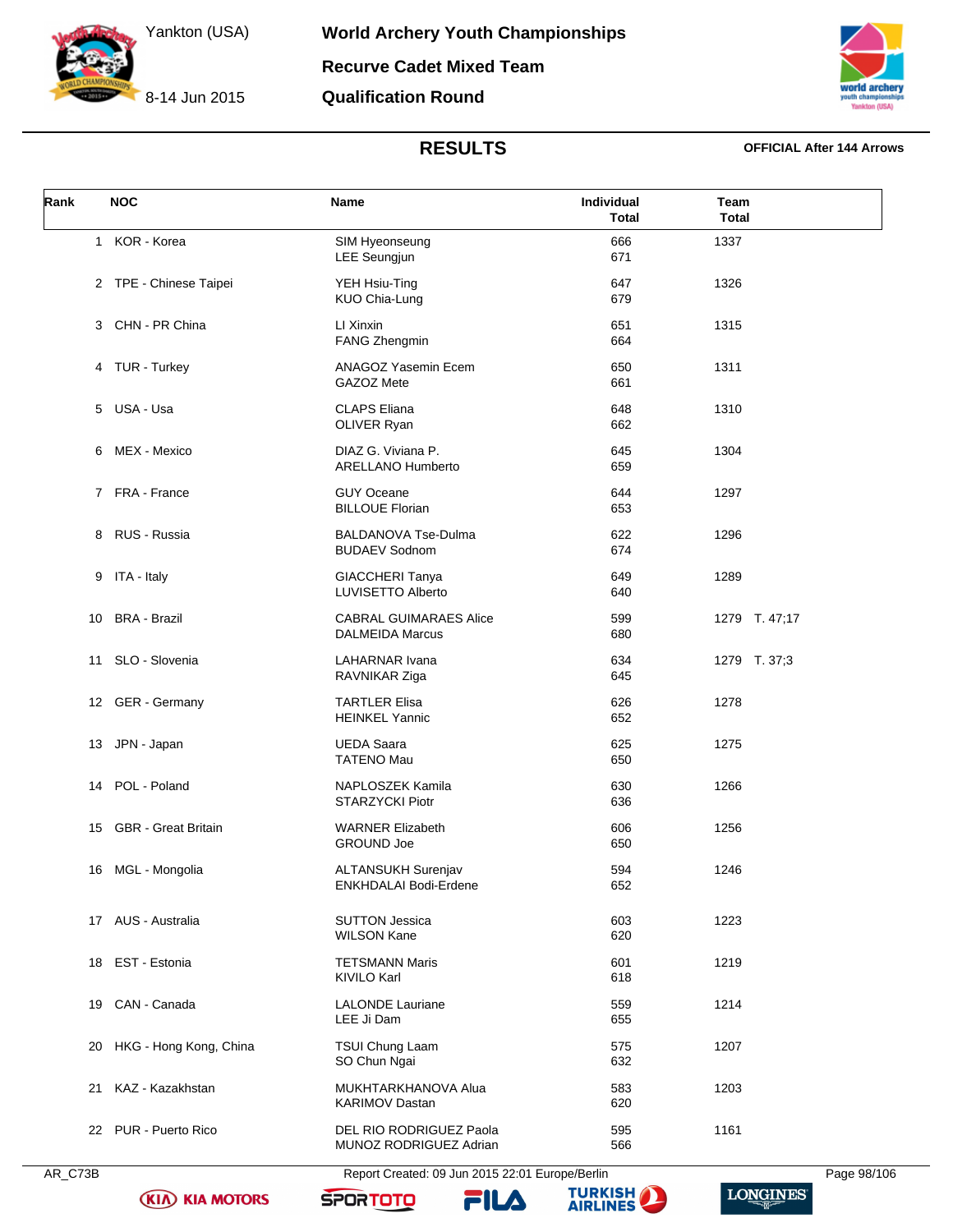# World Archery Youth Championships

## Recurve Cadet Mixed Team

## Qualification Round

Yankton (USA)

8-14 Jun 2015

### RESULTS

**OFFICIAL After 144 Arrows**

| Rank | NOC | Name | Individual Total | Team Total |
|---|---|---|---|---|
| 1 | KOR - Korea | SIM Hyeonseung<br>LEE Seungjun | 666<br>671 | 1337 |
| 2 | TPE - Chinese Taipei | YEH Hsiu-Ting<br>KUO Chia-Lung | 647<br>679 | 1326 |
| 3 | CHN - PR China | LI Xinxin<br>FANG Zhengmin | 651<br>664 | 1315 |
| 4 | TUR - Turkey | ANAGOZ Yasemin Ecem<br>GAZOZ Mete | 650<br>661 | 1311 |
| 5 | USA - Usa | CLAPS Eliana<br>OLIVER Ryan | 648<br>662 | 1310 |
| 6 | MEX - Mexico | DIAZ G. Viviana P.<br>ARELLANO Humberto | 645<br>659 | 1304 |
| 7 | FRA - France | GUY Oceane<br>BILLOUE Florian | 644<br>653 | 1297 |
| 8 | RUS - Russia | BALDANOVA Tse-Dulma<br>BUDAEV Sodnom | 622<br>674 | 1296 |
| 9 | ITA - Italy | GIACCHERI Tanya<br>LUVISETTO Alberto | 649<br>640 | 1289 |
| 10 | BRA - Brazil | CABRAL GUIMARAES Alice<br>DALMEIDA Marcus | 599<br>680 | 1279 T. 47;17 |
| 11 | SLO - Slovenia | LAHARNAR Ivana<br>RAVNIKAR Ziga | 634<br>645 | 1279 T. 37;3 |
| 12 | GER - Germany | TARTLER Elisa<br>HEINKEL Yannic | 626<br>652 | 1278 |
| 13 | JPN - Japan | UEDA Saara<br>TATENO Mau | 625<br>650 | 1275 |
| 14 | POL - Poland | NAPLOSZEK Kamila<br>STARZYCKI Piotr | 630<br>636 | 1266 |
| 15 | GBR - Great Britain | WARNER Elizabeth<br>GROUND Joe | 606<br>650 | 1256 |
| 16 | MGL - Mongolia | ALTANSUKH Surenjav<br>ENKHDALAI Bodi-Erdene | 594<br>652 | 1246 |
| 17 | AUS - Australia | SUTTON Jessica<br>WILSON Kane | 603<br>620 | 1223 |
| 18 | EST - Estonia | TETSMANN Maris<br>KIVILO Karl | 601<br>618 | 1219 |
| 19 | CAN - Canada | LALONDE Lauriane<br>LEE Ji Dam | 559<br>655 | 1214 |
| 20 | HKG - Hong Kong, China | TSUI Chung Laam<br>SO Chun Ngai | 575<br>632 | 1207 |
| 21 | KAZ - Kazakhstan | MUKHTARKHANOVA Alua<br>KARIMOV Dastan | 583<br>620 | 1203 |
| 22 | PUR - Puerto Rico | DEL RIO RODRIGUEZ Paola<br>MUNOZ RODRIGUEZ Adrian | 595<br>566 | 1161 |

AR_C73B Report Created: 09 Jun 2015 22:01 Europe/Berlin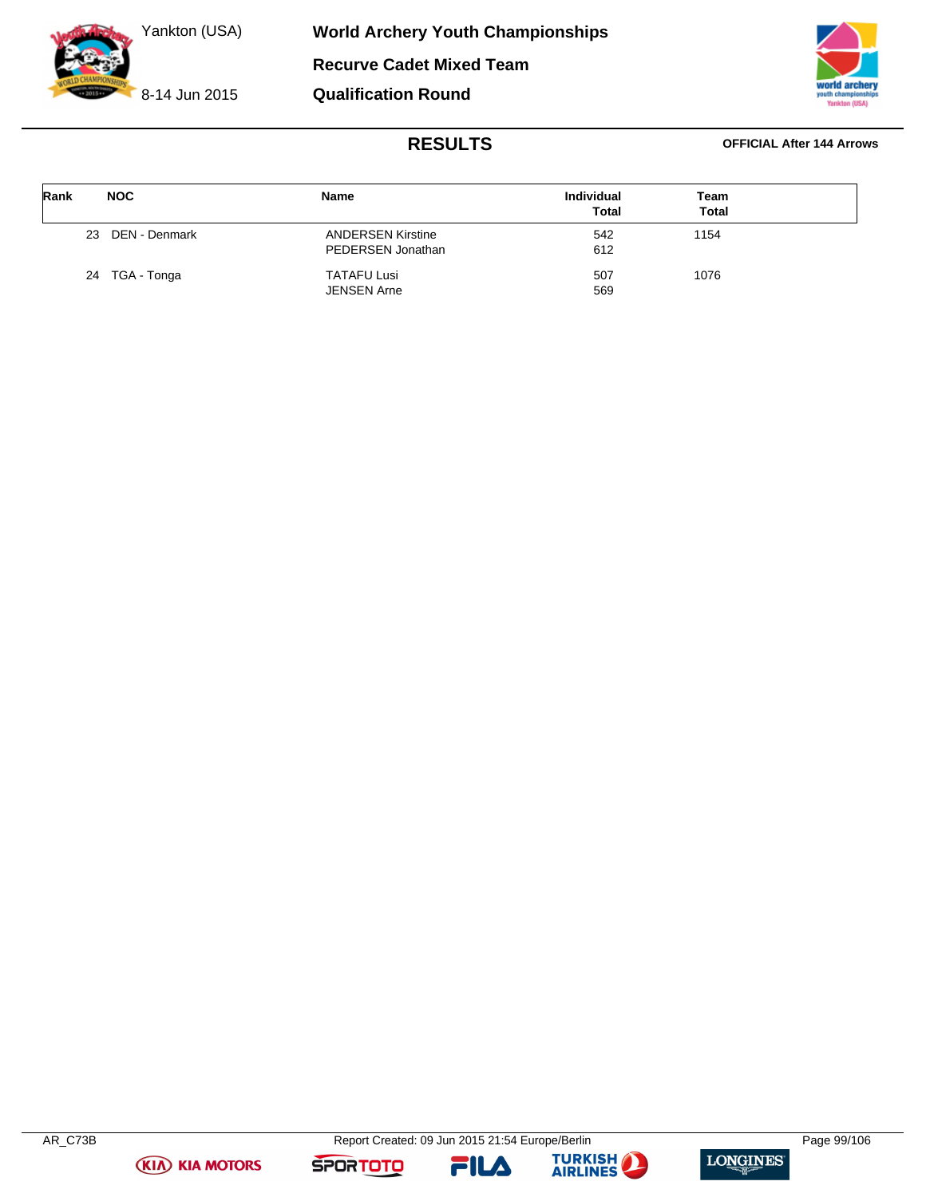# World Archery Youth Championships

## Recurve Cadet Mixed Team

## Qualification Round

Yankton (USA)

8-14 Jun 2015

### RESULTS

**OFFICIAL After 144 Arrows**

| Rank | NOC | Name | Individual Total | Team Total |
|---|---|---|---|---|
| 23 | DEN - Denmark | ANDERSEN Kirstine | 542 | 1154 |
| | | PEDERSEN Jonathan | 612 | |
| 24 | TGA - Tonga | TATAFU Lusi | 507 | 1076 |
| | | JENSEN Arne | 569 | |

AR_C73B Report Created: 09 Jun 2015 21:54 Europe/Berlin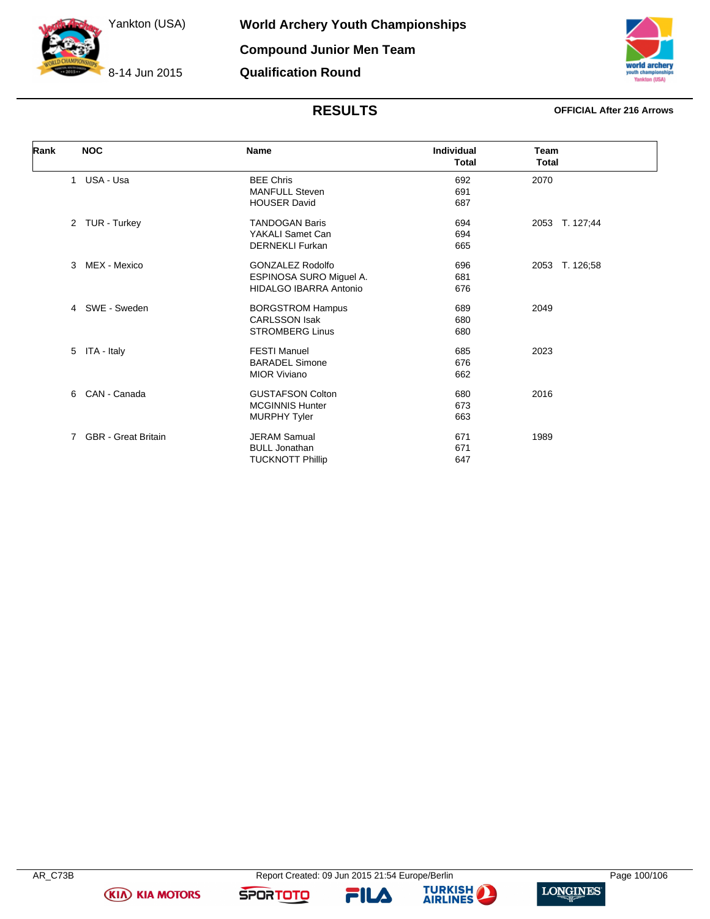Yankton (USA)

8-14 Jun 2015

# World Archery Youth Championships

## Compound Junior Men Team

## Qualification Round

### RESULTS

**OFFICIAL After 216 Arrows**

| Rank | NOC | Name | Individual Total | Team Total |
|---|---|---|---|---|
| 1 | USA - Usa | BEE Chris | 692 | 2070 |
| | | MANFULL Steven | 691 | |
| | | HOUSER David | 687 | |
| 2 | TUR - Turkey | TANDOGAN Baris | 694 | 2053 T. 127;44 |
| | | YAKALI Samet Can | 694 | |
| | | DERNEKLI Furkan | 665 | |
| 3 | MEX - Mexico | GONZALEZ Rodolfo | 696 | 2053 T. 126;58 |
| | | ESPINOSA SURO Miguel A. | 681 | |
| | | HIDALGO IBARRA Antonio | 676 | |
| 4 | SWE - Sweden | BORGSTROM Hampus | 689 | 2049 |
| | | CARLSSON Isak | 680 | |
| | | STROMBERG Linus | 680 | |
| 5 | ITA - Italy | FESTI Manuel | 685 | 2023 |
| | | BARADEL Simone | 676 | |
| | | MIOR Viviano | 662 | |
| 6 | CAN - Canada | GUSTAFSON Colton | 680 | 2016 |
| | | MCGINNIS Hunter | 673 | |
| | | MURPHY Tyler | 663 | |
| 7 | GBR - Great Britain | JERAM Samual | 671 | 1989 |
| | | BULL Jonathan | 671 | |
| | | TUCKNOTT Phillip | 647 | |

AR_C73B Report Created: 09 Jun 2015 21:54 Europe/Berlin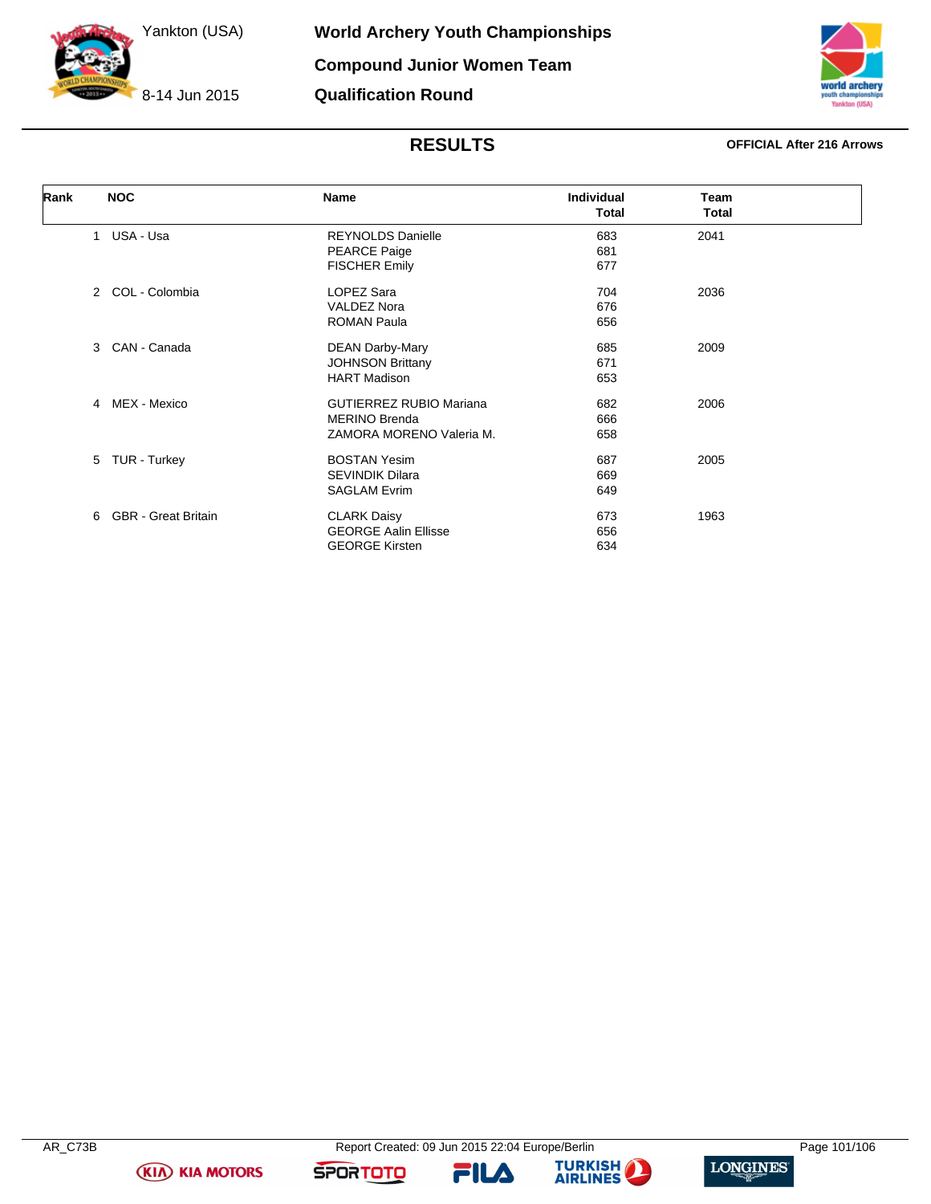# World Archery Youth Championships

Yankton (USA)

8-14 Jun 2015

## Compound Junior Women Team

## Qualification Round

### RESULTS

**OFFICIAL After 216 Arrows**

| Rank | NOC | Name | Individual Total | Team Total |
|---|---|---|---|---|
| 1 | USA - Usa | REYNOLDS Danielle | 683 | 2041 |
| | | PEARCE Paige | 681 | |
| | | FISCHER Emily | 677 | |
| 2 | COL - Colombia | LOPEZ Sara | 704 | 2036 |
| | | VALDEZ Nora | 676 | |
| | | ROMAN Paula | 656 | |
| 3 | CAN - Canada | DEAN Darby-Mary | 685 | 2009 |
| | | JOHNSON Brittany | 671 | |
| | | HART Madison | 653 | |
| 4 | MEX - Mexico | GUTIERREZ RUBIO Mariana | 682 | 2006 |
| | | MERINO Brenda | 666 | |
| | | ZAMORA MORENO Valeria M. | 658 | |
| 5 | TUR - Turkey | BOSTAN Yesim | 687 | 2005 |
| | | SEVINDIK Dilara | 669 | |
| | | SAGLAM Evrim | 649 | |
| 6 | GBR - Great Britain | CLARK Daisy | 673 | 1963 |
| | | GEORGE Aalin Ellisse | 656 | |
| | | GEORGE Kirsten | 634 | |

AR_C73B

Report Created: 09 Jun 2015 22:04 Europe/Berlin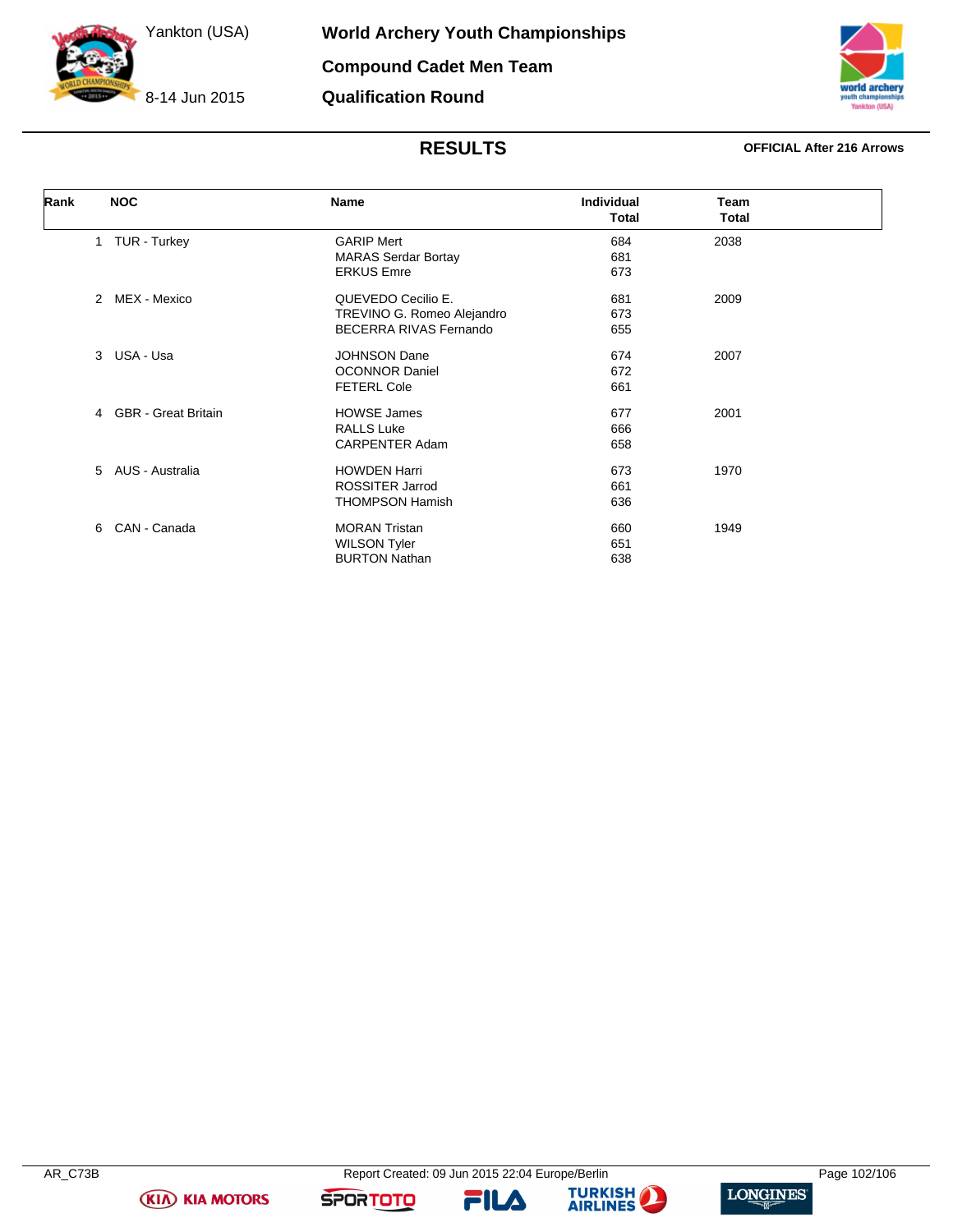# World Archery Youth Championships

## Compound Cadet Men Team

## Qualification Round

Yankton (USA)

8-14 Jun 2015

## RESULTS

**OFFICIAL After 216 Arrows**

| Rank | NOC | Name | Individual Total | Team Total |
|---|---|---|---|---|
| 1 | TUR - Turkey | GARIP Mert | 684 | 2038 |
| | | MARAS Serdar Bortay | 681 | |
| | | ERKUS Emre | 673 | |
| 2 | MEX - Mexico | QUEVEDO Cecilio E. | 681 | 2009 |
| | | TREVINO G. Romeo Alejandro | 673 | |
| | | BECERRA RIVAS Fernando | 655 | |
| 3 | USA - Usa | JOHNSON Dane | 674 | 2007 |
| | | OCONNOR Daniel | 672 | |
| | | FETERL Cole | 661 | |
| 4 | GBR - Great Britain | HOWSE James | 677 | 2001 |
| | | RALLS Luke | 666 | |
| | | CARPENTER Adam | 658 | |
| 5 | AUS - Australia | HOWDEN Harri | 673 | 1970 |
| | | ROSSITER Jarrod | 661 | |
| | | THOMPSON Hamish | 636 | |
| 6 | CAN - Canada | MORAN Tristan | 660 | 1949 |
| | | WILSON Tyler | 651 | |
| | | BURTON Nathan | 638 | |

AR_C73B

Report Created: 09 Jun 2015 22:04 Europe/Berlin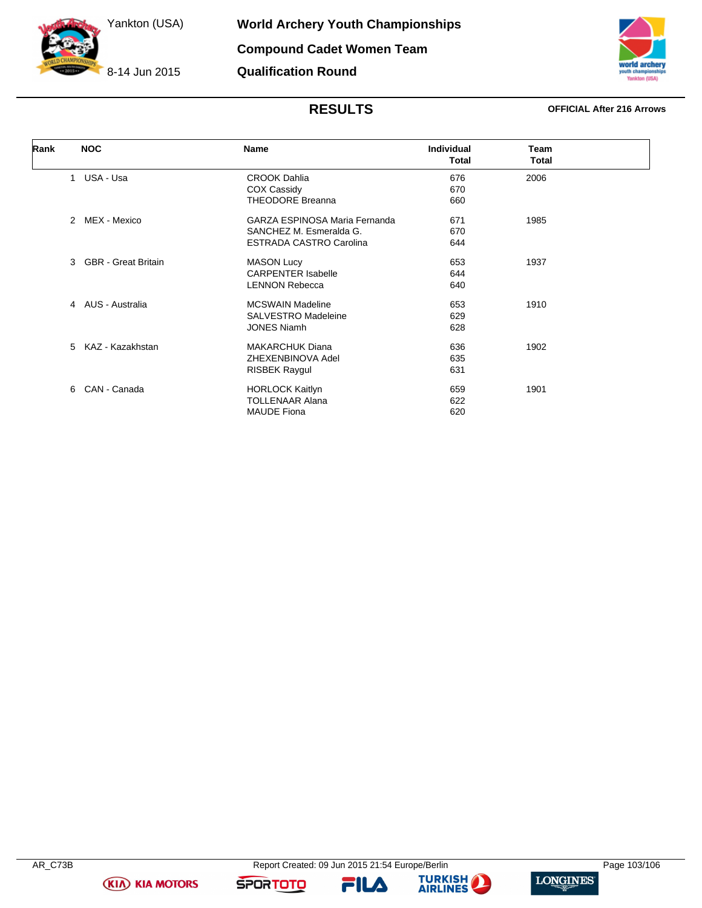# World Archery Youth Championships

## Compound Cadet Women Team

## Qualification Round

Yankton (USA)

8-14 Jun 2015

## RESULTS

**OFFICIAL After 216 Arrows**

| Rank | NOC | Name | Individual Total | Team Total |
|---|---|---|---|---|
| 1 | USA - Usa | CROOK Dahlia | 676 | 2006 |
| | | COX Cassidy | 670 | |
| | | THEODORE Breanna | 660 | |
| 2 | MEX - Mexico | GARZA ESPINOSA Maria Fernanda | 671 | 1985 |
| | | SANCHEZ M. Esmeralda G. | 670 | |
| | | ESTRADA CASTRO Carolina | 644 | |
| 3 | GBR - Great Britain | MASON Lucy | 653 | 1937 |
| | | CARPENTER Isabelle | 644 | |
| | | LENNON Rebecca | 640 | |
| 4 | AUS - Australia | MCSWAIN Madeline | 653 | 1910 |
| | | SALVESTRO Madeleine | 629 | |
| | | JONES Niamh | 628 | |
| 5 | KAZ - Kazakhstan | MAKARCHUK Diana | 636 | 1902 |
| | | ZHEXENBINOVA Adel | 635 | |
| | | RISBEK Raygul | 631 | |
| 6 | CAN - Canada | HORLOCK Kaitlyn | 659 | 1901 |
| | | TOLLENAAR Alana | 622 | |
| | | MAUDE Fiona | 620 | |

AR_C73B Report Created: 09 Jun 2015 21:54 Europe/Berlin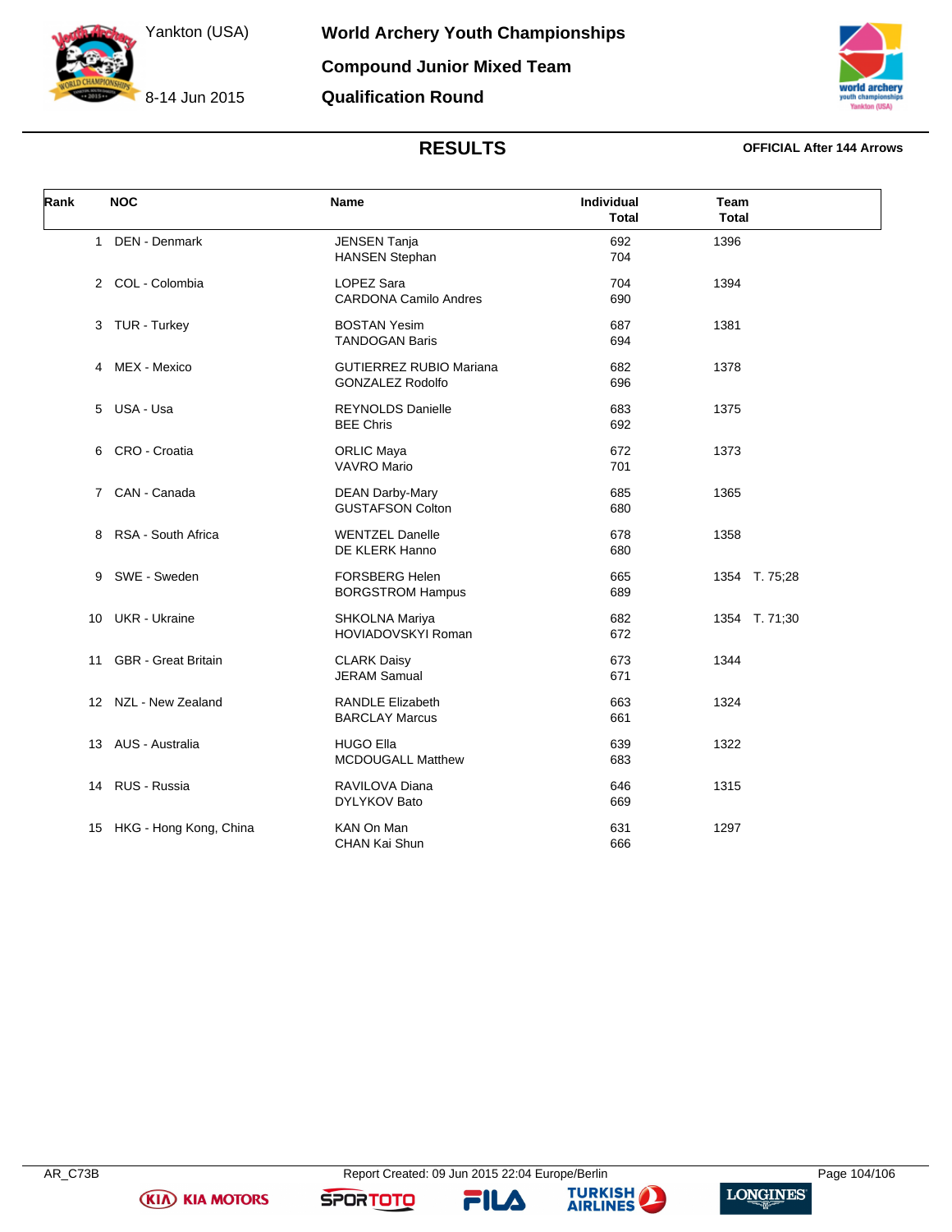# World Archery Youth Championships

## Compound Junior Mixed Team

## Qualification Round

Yankton (USA)

8-14 Jun 2015

### RESULTS

**OFFICIAL After 144 Arrows**

| Rank | NOC | Name | Individual Total | Team Total |
|---|---|---|---|---|
| 1 | DEN - Denmark | JENSEN Tanja<br>HANSEN Stephan | 692<br>704 | 1396 |
| 2 | COL - Colombia | LOPEZ Sara<br>CARDONA Camilo Andres | 704<br>690 | 1394 |
| 3 | TUR - Turkey | BOSTAN Yesim<br>TANDOGAN Baris | 687<br>694 | 1381 |
| 4 | MEX - Mexico | GUTIERREZ RUBIO Mariana<br>GONZALEZ Rodolfo | 682<br>696 | 1378 |
| 5 | USA - Usa | REYNOLDS Danielle<br>BEE Chris | 683<br>692 | 1375 |
| 6 | CRO - Croatia | ORLIC Maya<br>VAVRO Mario | 672<br>701 | 1373 |
| 7 | CAN - Canada | DEAN Darby-Mary<br>GUSTAFSON Colton | 685<br>680 | 1365 |
| 8 | RSA - South Africa | WENTZEL Danelle<br>DE KLERK Hanno | 678<br>680 | 1358 |
| 9 | SWE - Sweden | FORSBERG Helen<br>BORGSTROM Hampus | 665<br>689 | 1354 T. 75;28 |
| 10 | UKR - Ukraine | SHKOLNA Mariya<br>HOVIADOVSKYI Roman | 682<br>672 | 1354 T. 71;30 |
| 11 | GBR - Great Britain | CLARK Daisy<br>JERAM Samual | 673<br>671 | 1344 |
| 12 | NZL - New Zealand | RANDLE Elizabeth<br>BARCLAY Marcus | 663<br>661 | 1324 |
| 13 | AUS - Australia | HUGO Ella<br>MCDOUGALL Matthew | 639<br>683 | 1322 |
| 14 | RUS - Russia | RAVILOVA Diana<br>DYLYKOV Bato | 646<br>669 | 1315 |
| 15 | HKG - Hong Kong, China | KAN On Man<br>CHAN Kai Shun | 631<br>666 | 1297 |

AR_C73B — Report Created: 09 Jun 2015 22:04 Europe/Berlin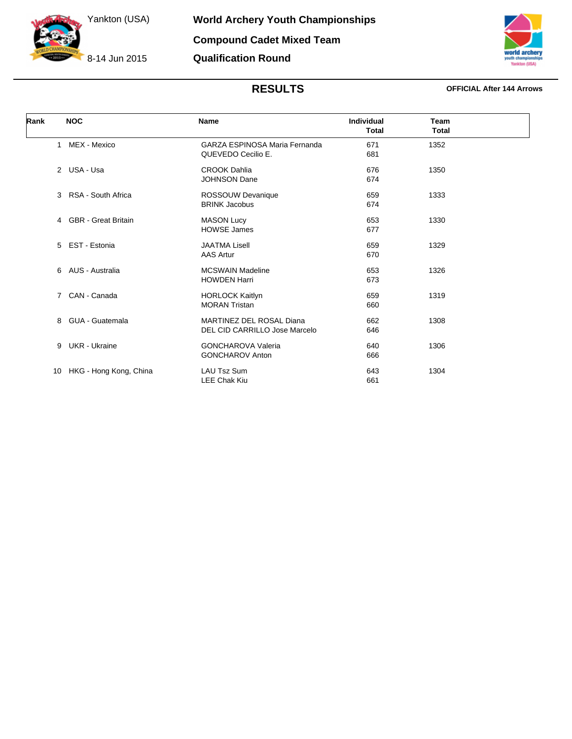Yankton (USA)

8-14 Jun 2015

# World Archery Youth Championships

## Compound Cadet Mixed Team

## Qualification Round

### RESULTS

**OFFICIAL After 144 Arrows**

| Rank | NOC | Name | Individual Total | Team Total |
|---|---|---|---|---|
| 1 | MEX - Mexico | GARZA ESPINOSA Maria Fernanda | 671 | 1352 |
| | | QUEVEDO Cecilio E. | 681 | |
| 2 | USA - Usa | CROOK Dahlia | 676 | 1350 |
| | | JOHNSON Dane | 674 | |
| 3 | RSA - South Africa | ROSSOUW Devanique | 659 | 1333 |
| | | BRINK Jacobus | 674 | |
| 4 | GBR - Great Britain | MASON Lucy | 653 | 1330 |
| | | HOWSE James | 677 | |
| 5 | EST - Estonia | JAATMA Lisell | 659 | 1329 |
| | | AAS Artur | 670 | |
| 6 | AUS - Australia | MCSWAIN Madeline | 653 | 1326 |
| | | HOWDEN Harri | 673 | |
| 7 | CAN - Canada | HORLOCK Kaitlyn | 659 | 1319 |
| | | MORAN Tristan | 660 | |
| 8 | GUA - Guatemala | MARTINEZ DEL ROSAL Diana | 662 | 1308 |
| | | DEL CID CARRILLO Jose Marcelo | 646 | |
| 9 | UKR - Ukraine | GONCHAROVA Valeria | 640 | 1306 |
| | | GONCHAROV Anton | 666 | |
| 10 | HKG - Hong Kong, China | LAU Tsz Sum | 643 | 1304 |
| | | LEE Chak Kiu | 661 | |